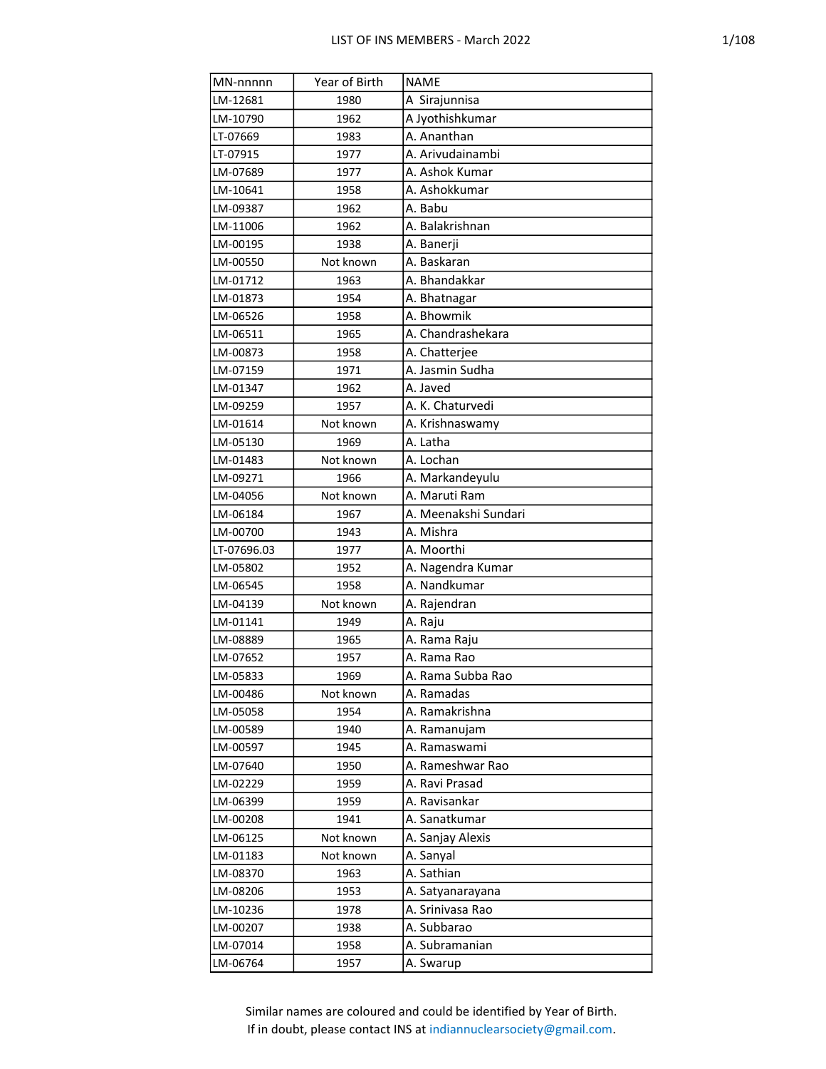| MN-nnnnn | Year of Birth | NAME |
|---|---|---|
| LM-12681 | 1980 | A  Sirajunnisa |
| LM-10790 | 1962 | A Jyothishkumar |
| LT-07669 | 1983 | A. Ananthan |
| LT-07915 | 1977 | A. Arivudainambi |
| LM-07689 | 1977 | A. Ashok Kumar |
| LM-10641 | 1958 | A. Ashokkumar |
| LM-09387 | 1962 | A. Babu |
| LM-11006 | 1962 | A. Balakrishnan |
| LM-00195 | 1938 | A. Banerji |
| LM-00550 | Not known | A. Baskaran |
| LM-01712 | 1963 | A. Bhandakkar |
| LM-01873 | 1954 | A. Bhatnagar |
| LM-06526 | 1958 | A. Bhowmik |
| LM-06511 | 1965 | A. Chandrashekara |
| LM-00873 | 1958 | A. Chatterjee |
| LM-07159 | 1971 | A. Jasmin Sudha |
| LM-01347 | 1962 | A. Javed |
| LM-09259 | 1957 | A. K. Chaturvedi |
| LM-01614 | Not known | A. Krishnaswamy |
| LM-05130 | 1969 | A. Latha |
| LM-01483 | Not known | A. Lochan |
| LM-09271 | 1966 | A. Markandeyulu |
| LM-04056 | Not known | A. Maruti Ram |
| LM-06184 | 1967 | A. Meenakshi Sundari |
| LM-00700 | 1943 | A. Mishra |
| LT-07696.03 | 1977 | A. Moorthi |
| LM-05802 | 1952 | A. Nagendra Kumar |
| LM-06545 | 1958 | A. Nandkumar |
| LM-04139 | Not known | A. Rajendran |
| LM-01141 | 1949 | A. Raju |
| LM-08889 | 1965 | A. Rama Raju |
| LM-07652 | 1957 | A. Rama Rao |
| LM-05833 | 1969 | A. Rama Subba Rao |
| LM-00486 | Not known | A. Ramadas |
| LM-05058 | 1954 | A. Ramakrishna |
| LM-00589 | 1940 | A. Ramanujam |
| LM-00597 | 1945 | A. Ramaswami |
| LM-07640 | 1950 | A. Rameshwar Rao |
| LM-02229 | 1959 | A. Ravi Prasad |
| LM-06399 | 1959 | A. Ravisankar |
| LM-00208 | 1941 | A. Sanatkumar |
| LM-06125 | Not known | A. Sanjay Alexis |
| LM-01183 | Not known | A. Sanyal |
| LM-08370 | 1963 | A. Sathian |
| LM-08206 | 1953 | A. Satyanarayana |
| LM-10236 | 1978 | A. Srinivasa Rao |
| LM-00207 | 1938 | A. Subbarao |
| LM-07014 | 1958 | A. Subramanian |
| LM-06764 | 1957 | A. Swarup |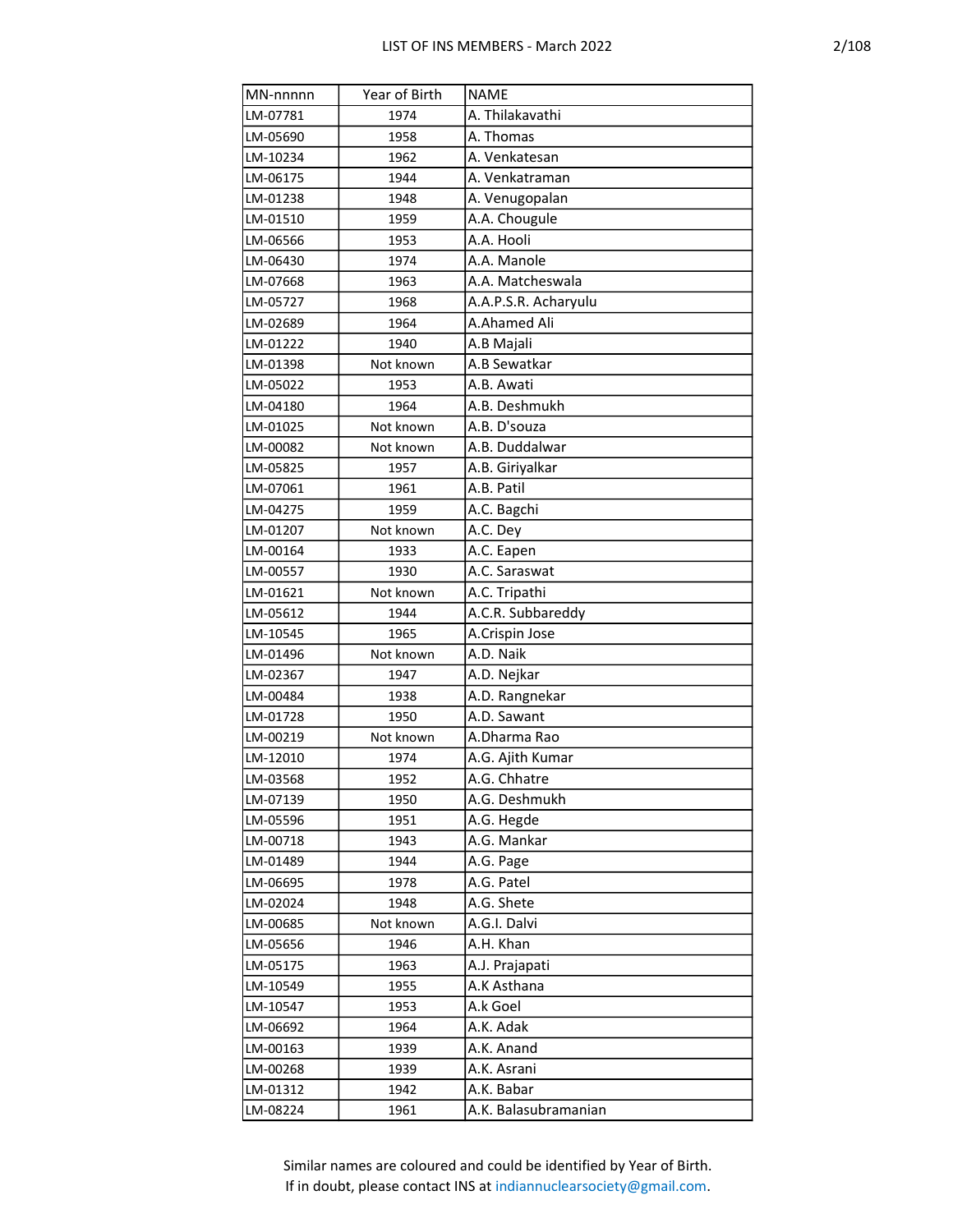| MN-nnnnn | Year of Birth | NAME |
|---|---|---|
| LM-07781 | 1974 | A. Thilakavathi |
| LM-05690 | 1958 | A. Thomas |
| LM-10234 | 1962 | A. Venkatesan |
| LM-06175 | 1944 | A. Venkatraman |
| LM-01238 | 1948 | A. Venugopalan |
| LM-01510 | 1959 | A.A. Chougule |
| LM-06566 | 1953 | A.A. Hooli |
| LM-06430 | 1974 | A.A. Manole |
| LM-07668 | 1963 | A.A. Matcheswala |
| LM-05727 | 1968 | A.A.P.S.R. Acharyulu |
| LM-02689 | 1964 | A.Ahamed Ali |
| LM-01222 | 1940 | A.B Majali |
| LM-01398 | Not known | A.B Sewatkar |
| LM-05022 | 1953 | A.B. Awati |
| LM-04180 | 1964 | A.B. Deshmukh |
| LM-01025 | Not known | A.B. D'souza |
| LM-00082 | Not known | A.B. Duddalwar |
| LM-05825 | 1957 | A.B. Giriyalkar |
| LM-07061 | 1961 | A.B. Patil |
| LM-04275 | 1959 | A.C. Bagchi |
| LM-01207 | Not known | A.C. Dey |
| LM-00164 | 1933 | A.C. Eapen |
| LM-00557 | 1930 | A.C. Saraswat |
| LM-01621 | Not known | A.C. Tripathi |
| LM-05612 | 1944 | A.C.R. Subbareddy |
| LM-10545 | 1965 | A.Crispin Jose |
| LM-01496 | Not known | A.D. Naik |
| LM-02367 | 1947 | A.D. Nejkar |
| LM-00484 | 1938 | A.D. Rangnekar |
| LM-01728 | 1950 | A.D. Sawant |
| LM-00219 | Not known | A.Dharma Rao |
| LM-12010 | 1974 | A.G. Ajith Kumar |
| LM-03568 | 1952 | A.G. Chhatre |
| LM-07139 | 1950 | A.G. Deshmukh |
| LM-05596 | 1951 | A.G. Hegde |
| LM-00718 | 1943 | A.G. Mankar |
| LM-01489 | 1944 | A.G. Page |
| LM-06695 | 1978 | A.G. Patel |
| LM-02024 | 1948 | A.G. Shete |
| LM-00685 | Not known | A.G.I. Dalvi |
| LM-05656 | 1946 | A.H. Khan |
| LM-05175 | 1963 | A.J. Prajapati |
| LM-10549 | 1955 | A.K Asthana |
| LM-10547 | 1953 | A.k Goel |
| LM-06692 | 1964 | A.K. Adak |
| LM-00163 | 1939 | A.K. Anand |
| LM-00268 | 1939 | A.K. Asrani |
| LM-01312 | 1942 | A.K. Babar |
| LM-08224 | 1961 | A.K. Balasubramanian |

Similar names are coloured and could be identified by Year of Birth.
If in doubt, please contact INS at indiannuclearsociety@gmail.com.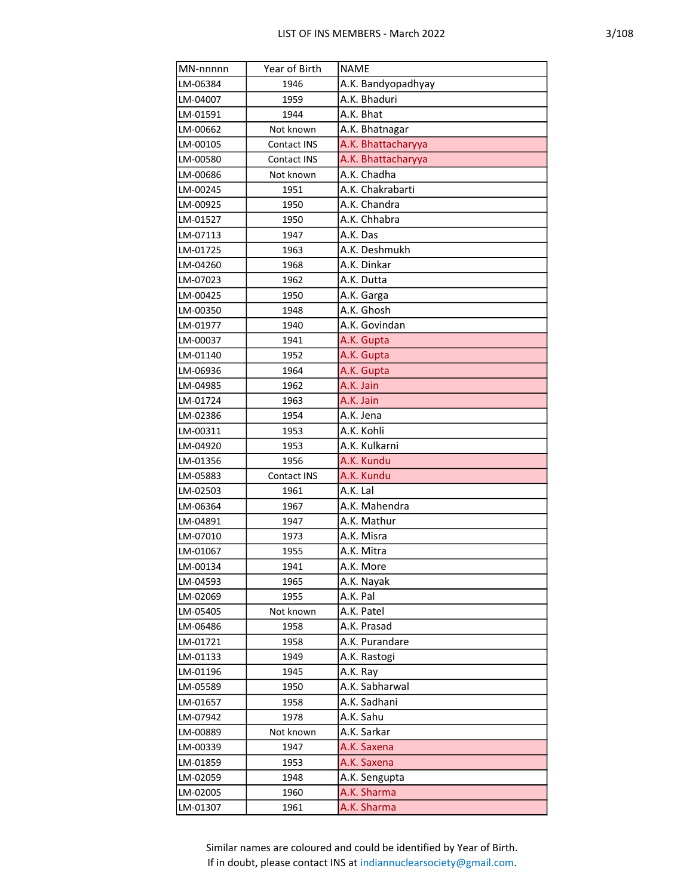| MN-nnnnn | Year of Birth | NAME |
|---|---|---|
| LM-06384 | 1946 | A.K. Bandyopadhyay |
| LM-04007 | 1959 | A.K. Bhaduri |
| LM-01591 | 1944 | A.K. Bhat |
| LM-00662 | Not known | A.K. Bhatnagar |
| LM-00105 | Contact INS | A.K. Bhattacharyya |
| LM-00580 | Contact INS | A.K. Bhattacharyya |
| LM-00686 | Not known | A.K. Chadha |
| LM-00245 | 1951 | A.K. Chakrabarti |
| LM-00925 | 1950 | A.K. Chandra |
| LM-01527 | 1950 | A.K. Chhabra |
| LM-07113 | 1947 | A.K. Das |
| LM-01725 | 1963 | A.K. Deshmukh |
| LM-04260 | 1968 | A.K. Dinkar |
| LM-07023 | 1962 | A.K. Dutta |
| LM-00425 | 1950 | A.K. Garga |
| LM-00350 | 1948 | A.K. Ghosh |
| LM-01977 | 1940 | A.K. Govindan |
| LM-00037 | 1941 | A.K. Gupta |
| LM-01140 | 1952 | A.K. Gupta |
| LM-06936 | 1964 | A.K. Gupta |
| LM-04985 | 1962 | A.K. Jain |
| LM-01724 | 1963 | A.K. Jain |
| LM-02386 | 1954 | A.K. Jena |
| LM-00311 | 1953 | A.K. Kohli |
| LM-04920 | 1953 | A.K. Kulkarni |
| LM-01356 | 1956 | A.K. Kundu |
| LM-05883 | Contact INS | A.K. Kundu |
| LM-02503 | 1961 | A.K. Lal |
| LM-06364 | 1967 | A.K. Mahendra |
| LM-04891 | 1947 | A.K. Mathur |
| LM-07010 | 1973 | A.K. Misra |
| LM-01067 | 1955 | A.K. Mitra |
| LM-00134 | 1941 | A.K. More |
| LM-04593 | 1965 | A.K. Nayak |
| LM-02069 | 1955 | A.K. Pal |
| LM-05405 | Not known | A.K. Patel |
| LM-06486 | 1958 | A.K. Prasad |
| LM-01721 | 1958 | A.K. Purandare |
| LM-01133 | 1949 | A.K. Rastogi |
| LM-01196 | 1945 | A.K. Ray |
| LM-05589 | 1950 | A.K. Sabharwal |
| LM-01657 | 1958 | A.K. Sadhani |
| LM-07942 | 1978 | A.K. Sahu |
| LM-00889 | Not known | A.K. Sarkar |
| LM-00339 | 1947 | A.K. Saxena |
| LM-01859 | 1953 | A.K. Saxena |
| LM-02059 | 1948 | A.K. Sengupta |
| LM-02005 | 1960 | A.K. Sharma |
| LM-01307 | 1961 | A.K. Sharma |

Similar names are coloured and could be identified by Year of Birth.
If in doubt, please contact INS at indiannuclearsociety@gmail.com.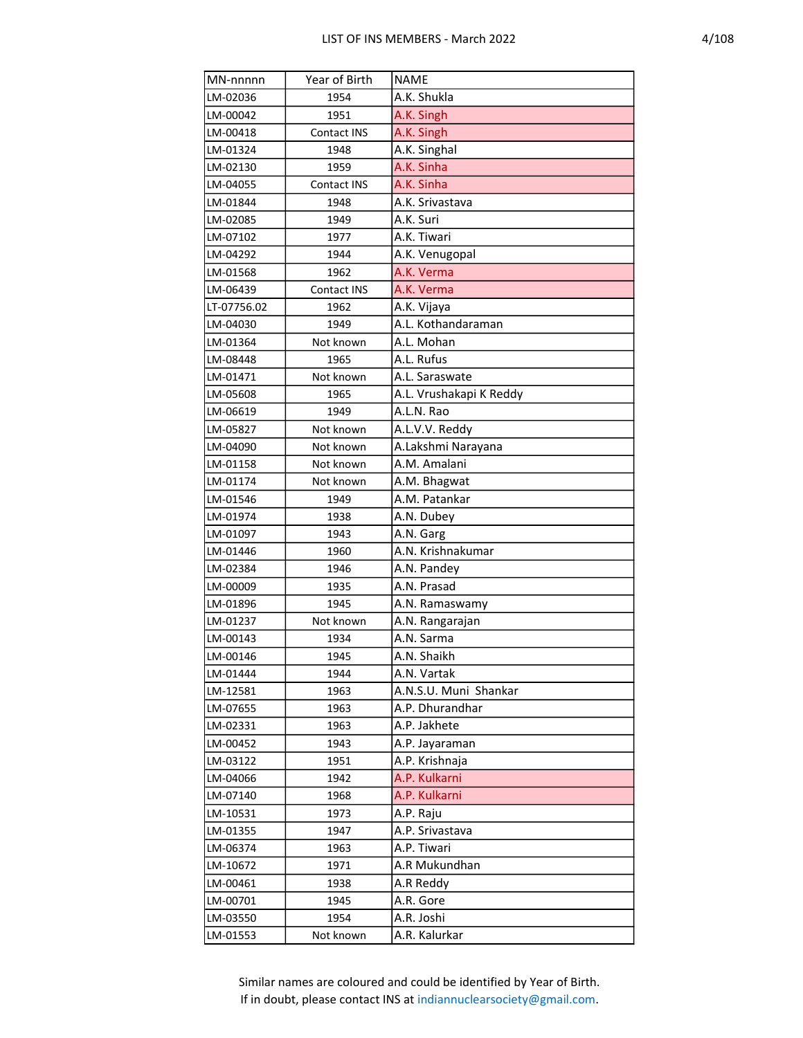| MN-nnnnn | Year of Birth | NAME |
|---|---|---|
| LM-02036 | 1954 | A.K. Shukla |
| LM-00042 | 1951 | A.K. Singh |
| LM-00418 | Contact INS | A.K. Singh |
| LM-01324 | 1948 | A.K. Singhal |
| LM-02130 | 1959 | A.K. Sinha |
| LM-04055 | Contact INS | A.K. Sinha |
| LM-01844 | 1948 | A.K. Srivastava |
| LM-02085 | 1949 | A.K. Suri |
| LM-07102 | 1977 | A.K. Tiwari |
| LM-04292 | 1944 | A.K. Venugopal |
| LM-01568 | 1962 | A.K. Verma |
| LM-06439 | Contact INS | A.K. Verma |
| LT-07756.02 | 1962 | A.K. Vijaya |
| LM-04030 | 1949 | A.L. Kothandaraman |
| LM-01364 | Not known | A.L. Mohan |
| LM-08448 | 1965 | A.L. Rufus |
| LM-01471 | Not known | A.L. Saraswate |
| LM-05608 | 1965 | A.L. Vrushakapi K Reddy |
| LM-06619 | 1949 | A.L.N. Rao |
| LM-05827 | Not known | A.L.V.V. Reddy |
| LM-04090 | Not known | A.Lakshmi Narayana |
| LM-01158 | Not known | A.M. Amalani |
| LM-01174 | Not known | A.M. Bhagwat |
| LM-01546 | 1949 | A.M. Patankar |
| LM-01974 | 1938 | A.N. Dubey |
| LM-01097 | 1943 | A.N. Garg |
| LM-01446 | 1960 | A.N. Krishnakumar |
| LM-02384 | 1946 | A.N. Pandey |
| LM-00009 | 1935 | A.N. Prasad |
| LM-01896 | 1945 | A.N. Ramaswamy |
| LM-01237 | Not known | A.N. Rangarajan |
| LM-00143 | 1934 | A.N. Sarma |
| LM-00146 | 1945 | A.N. Shaikh |
| LM-01444 | 1944 | A.N. Vartak |
| LM-12581 | 1963 | A.N.S.U. Muni Shankar |
| LM-07655 | 1963 | A.P. Dhurandhar |
| LM-02331 | 1963 | A.P. Jakhete |
| LM-00452 | 1943 | A.P. Jayaraman |
| LM-03122 | 1951 | A.P. Krishnaja |
| LM-04066 | 1942 | A.P. Kulkarni |
| LM-07140 | 1968 | A.P. Kulkarni |
| LM-10531 | 1973 | A.P. Raju |
| LM-01355 | 1947 | A.P. Srivastava |
| LM-06374 | 1963 | A.P. Tiwari |
| LM-10672 | 1971 | A.R Mukundhan |
| LM-00461 | 1938 | A.R Reddy |
| LM-00701 | 1945 | A.R. Gore |
| LM-03550 | 1954 | A.R. Joshi |
| LM-01553 | Not known | A.R. Kalurkar |

Similar names are coloured and could be identified by Year of Birth.
If in doubt, please contact INS at indiannuclearsociety@gmail.com.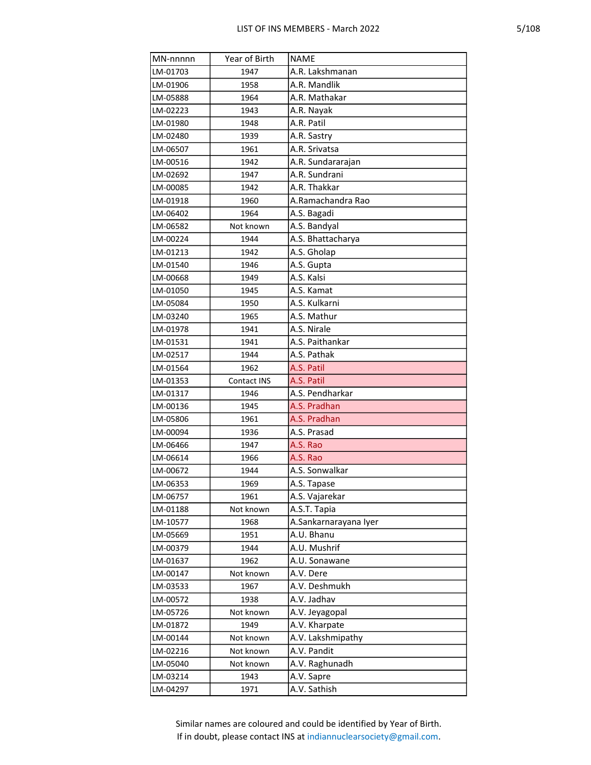| MN-nnnnn | Year of Birth | NAME |
|---|---|---|
| LM-01703 | 1947 | A.R. Lakshmanan |
| LM-01906 | 1958 | A.R. Mandlik |
| LM-05888 | 1964 | A.R. Mathakar |
| LM-02223 | 1943 | A.R. Nayak |
| LM-01980 | 1948 | A.R. Patil |
| LM-02480 | 1939 | A.R. Sastry |
| LM-06507 | 1961 | A.R. Srivatsa |
| LM-00516 | 1942 | A.R. Sundararajan |
| LM-02692 | 1947 | A.R. Sundrani |
| LM-00085 | 1942 | A.R. Thakkar |
| LM-01918 | 1960 | A.Ramachandra Rao |
| LM-06402 | 1964 | A.S. Bagadi |
| LM-06582 | Not known | A.S. Bandyal |
| LM-00224 | 1944 | A.S. Bhattacharya |
| LM-01213 | 1942 | A.S. Gholap |
| LM-01540 | 1946 | A.S. Gupta |
| LM-00668 | 1949 | A.S. Kalsi |
| LM-01050 | 1945 | A.S. Kamat |
| LM-05084 | 1950 | A.S. Kulkarni |
| LM-03240 | 1965 | A.S. Mathur |
| LM-01978 | 1941 | A.S. Nirale |
| LM-01531 | 1941 | A.S. Paithankar |
| LM-02517 | 1944 | A.S. Pathak |
| LM-01564 | 1962 | A.S. Patil |
| LM-01353 | Contact INS | A.S. Patil |
| LM-01317 | 1946 | A.S. Pendharkar |
| LM-00136 | 1945 | A.S. Pradhan |
| LM-05806 | 1961 | A.S. Pradhan |
| LM-00094 | 1936 | A.S. Prasad |
| LM-06466 | 1947 | A.S. Rao |
| LM-06614 | 1966 | A.S. Rao |
| LM-00672 | 1944 | A.S. Sonwalkar |
| LM-06353 | 1969 | A.S. Tapase |
| LM-06757 | 1961 | A.S. Vajarekar |
| LM-01188 | Not known | A.S.T. Tapia |
| LM-10577 | 1968 | A.Sankarnarayana Iyer |
| LM-05669 | 1951 | A.U. Bhanu |
| LM-00379 | 1944 | A.U. Mushrif |
| LM-01637 | 1962 | A.U. Sonawane |
| LM-00147 | Not known | A.V. Dere |
| LM-03533 | 1967 | A.V. Deshmukh |
| LM-00572 | 1938 | A.V. Jadhav |
| LM-05726 | Not known | A.V. Jeyagopal |
| LM-01872 | 1949 | A.V. Kharpate |
| LM-00144 | Not known | A.V. Lakshmipathy |
| LM-02216 | Not known | A.V. Pandit |
| LM-05040 | Not known | A.V. Raghunadh |
| LM-03214 | 1943 | A.V. Sapre |
| LM-04297 | 1971 | A.V. Sathish |

Similar names are coloured and could be identified by Year of Birth.
If in doubt, please contact INS at indiannuclearsociety@gmail.com.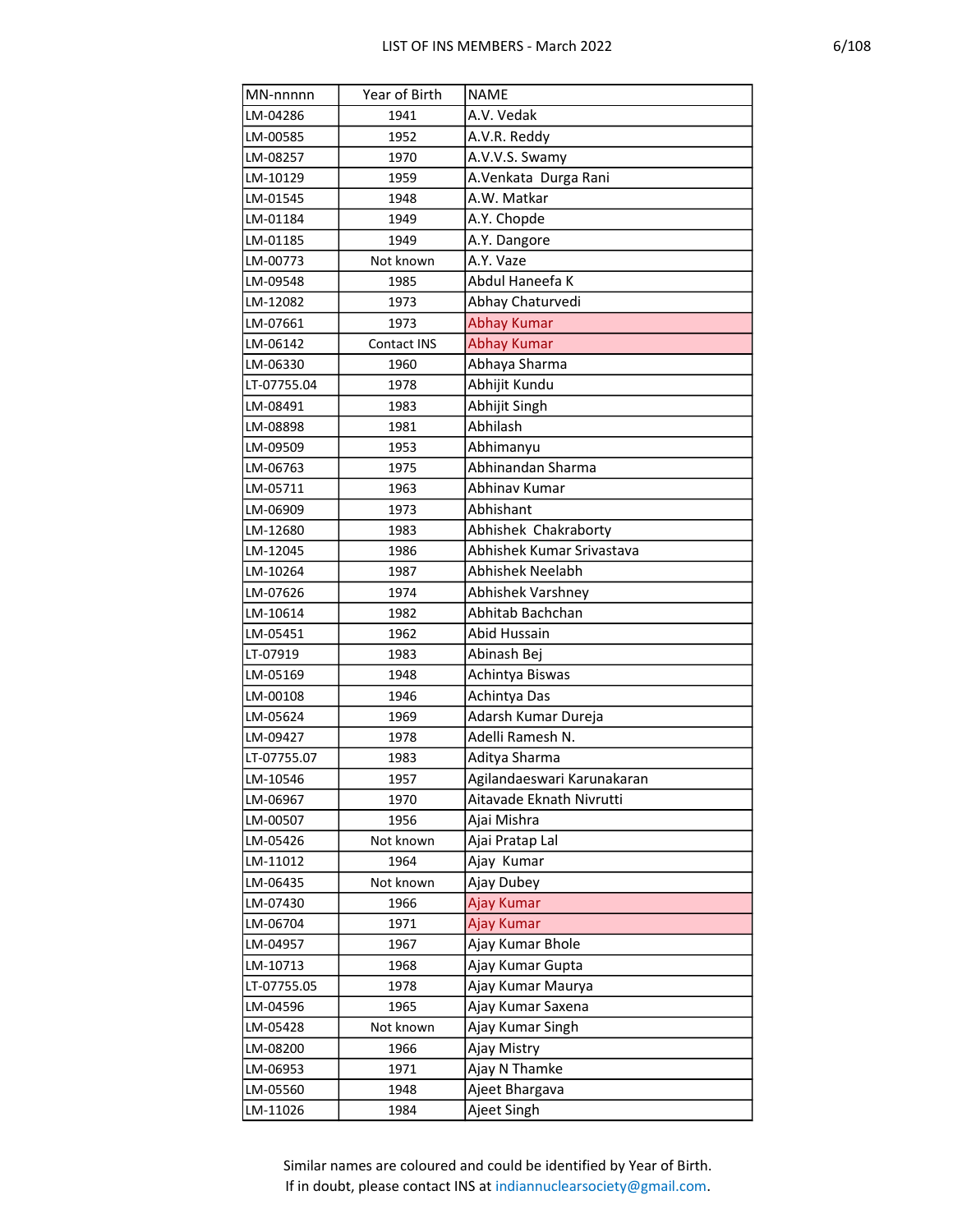| MN-nnnnn | Year of Birth | NAME |
|---|---|---|
| LM-04286 | 1941 | A.V. Vedak |
| LM-00585 | 1952 | A.V.R. Reddy |
| LM-08257 | 1970 | A.V.V.S. Swamy |
| LM-10129 | 1959 | A.Venkata Durga Rani |
| LM-01545 | 1948 | A.W. Matkar |
| LM-01184 | 1949 | A.Y. Chopde |
| LM-01185 | 1949 | A.Y. Dangore |
| LM-00773 | Not known | A.Y. Vaze |
| LM-09548 | 1985 | Abdul Haneefa K |
| LM-12082 | 1973 | Abhay Chaturvedi |
| LM-07661 | 1973 | Abhay Kumar |
| LM-06142 | Contact INS | Abhay Kumar |
| LM-06330 | 1960 | Abhaya Sharma |
| LT-07755.04 | 1978 | Abhijit Kundu |
| LM-08491 | 1983 | Abhijit Singh |
| LM-08898 | 1981 | Abhilash |
| LM-09509 | 1953 | Abhimanyu |
| LM-06763 | 1975 | Abhinandan Sharma |
| LM-05711 | 1963 | Abhinav Kumar |
| LM-06909 | 1973 | Abhishant |
| LM-12680 | 1983 | Abhishek Chakraborty |
| LM-12045 | 1986 | Abhishek Kumar Srivastava |
| LM-10264 | 1987 | Abhishek Neelabh |
| LM-07626 | 1974 | Abhishek Varshney |
| LM-10614 | 1982 | Abhitab Bachchan |
| LM-05451 | 1962 | Abid Hussain |
| LT-07919 | 1983 | Abinash Bej |
| LM-05169 | 1948 | Achintya Biswas |
| LM-00108 | 1946 | Achintya Das |
| LM-05624 | 1969 | Adarsh Kumar Dureja |
| LM-09427 | 1978 | Adelli Ramesh N. |
| LT-07755.07 | 1983 | Aditya Sharma |
| LM-10546 | 1957 | Agilandaeswari Karunakaran |
| LM-06967 | 1970 | Aitavade Eknath Nivrutti |
| LM-00507 | 1956 | Ajai Mishra |
| LM-05426 | Not known | Ajai Pratap Lal |
| LM-11012 | 1964 | Ajay Kumar |
| LM-06435 | Not known | Ajay Dubey |
| LM-07430 | 1966 | Ajay Kumar |
| LM-06704 | 1971 | Ajay Kumar |
| LM-04957 | 1967 | Ajay Kumar Bhole |
| LM-10713 | 1968 | Ajay Kumar Gupta |
| LT-07755.05 | 1978 | Ajay Kumar Maurya |
| LM-04596 | 1965 | Ajay Kumar Saxena |
| LM-05428 | Not known | Ajay Kumar Singh |
| LM-08200 | 1966 | Ajay Mistry |
| LM-06953 | 1971 | Ajay N Thamke |
| LM-05560 | 1948 | Ajeet Bhargava |
| LM-11026 | 1984 | Ajeet Singh |

Similar names are coloured and could be identified by Year of Birth.
If in doubt, please contact INS at indiannuclearsociety@gmail.com.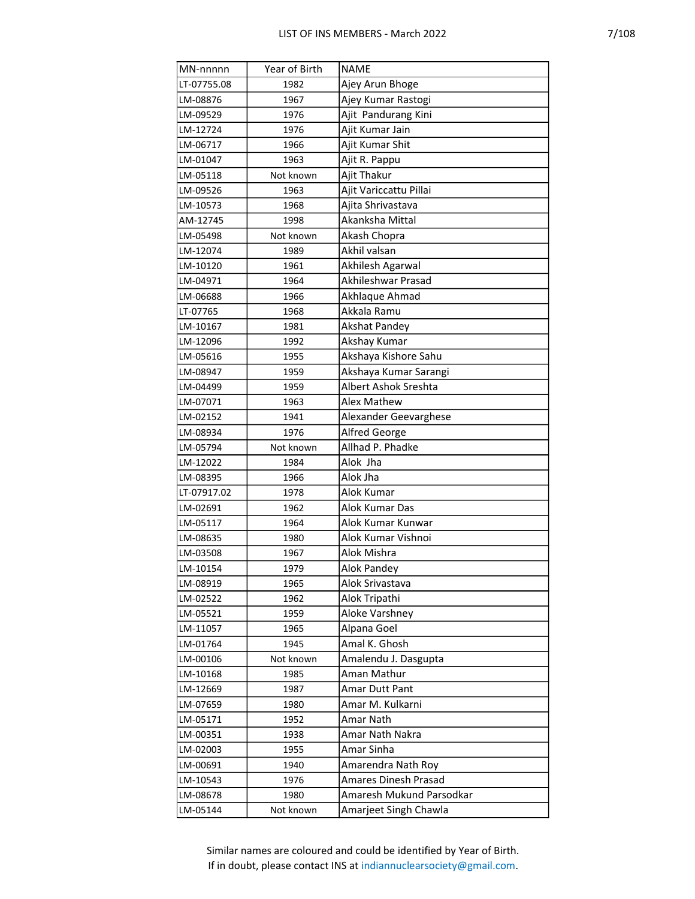| MN-nnnnn | Year of Birth | NAME |
|---|---|---|
| LT-07755.08 | 1982 | Ajey Arun Bhoge |
| LM-08876 | 1967 | Ajey Kumar Rastogi |
| LM-09529 | 1976 | Ajit  Pandurang Kini |
| LM-12724 | 1976 | Ajit Kumar Jain |
| LM-06717 | 1966 | Ajit Kumar Shit |
| LM-01047 | 1963 | Ajit R. Pappu |
| LM-05118 | Not known | Ajit Thakur |
| LM-09526 | 1963 | Ajit Variccattu Pillai |
| LM-10573 | 1968 | Ajita Shrivastava |
| AM-12745 | 1998 | Akanksha Mittal |
| LM-05498 | Not known | Akash Chopra |
| LM-12074 | 1989 | Akhil valsan |
| LM-10120 | 1961 | Akhilesh Agarwal |
| LM-04971 | 1964 | Akhileshwar Prasad |
| LM-06688 | 1966 | Akhlaque Ahmad |
| LT-07765 | 1968 | Akkala Ramu |
| LM-10167 | 1981 | Akshat Pandey |
| LM-12096 | 1992 | Akshay Kumar |
| LM-05616 | 1955 | Akshaya Kishore Sahu |
| LM-08947 | 1959 | Akshaya Kumar Sarangi |
| LM-04499 | 1959 | Albert Ashok Sreshta |
| LM-07071 | 1963 | Alex Mathew |
| LM-02152 | 1941 | Alexander Geevarghese |
| LM-08934 | 1976 | Alfred George |
| LM-05794 | Not known | Allhad P. Phadke |
| LM-12022 | 1984 | Alok  Jha |
| LM-08395 | 1966 | Alok Jha |
| LT-07917.02 | 1978 | Alok Kumar |
| LM-02691 | 1962 | Alok Kumar Das |
| LM-05117 | 1964 | Alok Kumar Kunwar |
| LM-08635 | 1980 | Alok Kumar Vishnoi |
| LM-03508 | 1967 | Alok Mishra |
| LM-10154 | 1979 | Alok Pandey |
| LM-08919 | 1965 | Alok Srivastava |
| LM-02522 | 1962 | Alok Tripathi |
| LM-05521 | 1959 | Aloke Varshney |
| LM-11057 | 1965 | Alpana Goel |
| LM-01764 | 1945 | Amal K. Ghosh |
| LM-00106 | Not known | Amalendu J. Dasgupta |
| LM-10168 | 1985 | Aman Mathur |
| LM-12669 | 1987 | Amar Dutt Pant |
| LM-07659 | 1980 | Amar M. Kulkarni |
| LM-05171 | 1952 | Amar Nath |
| LM-00351 | 1938 | Amar Nath Nakra |
| LM-02003 | 1955 | Amar Sinha |
| LM-00691 | 1940 | Amarendra Nath Roy |
| LM-10543 | 1976 | Amares Dinesh Prasad |
| LM-08678 | 1980 | Amaresh Mukund Parsodkar |
| LM-05144 | Not known | Amarjeet Singh Chawla |

Similar names are coloured and could be identified by Year of Birth.
If in doubt, please contact INS at indiannuclearsociety@gmail.com.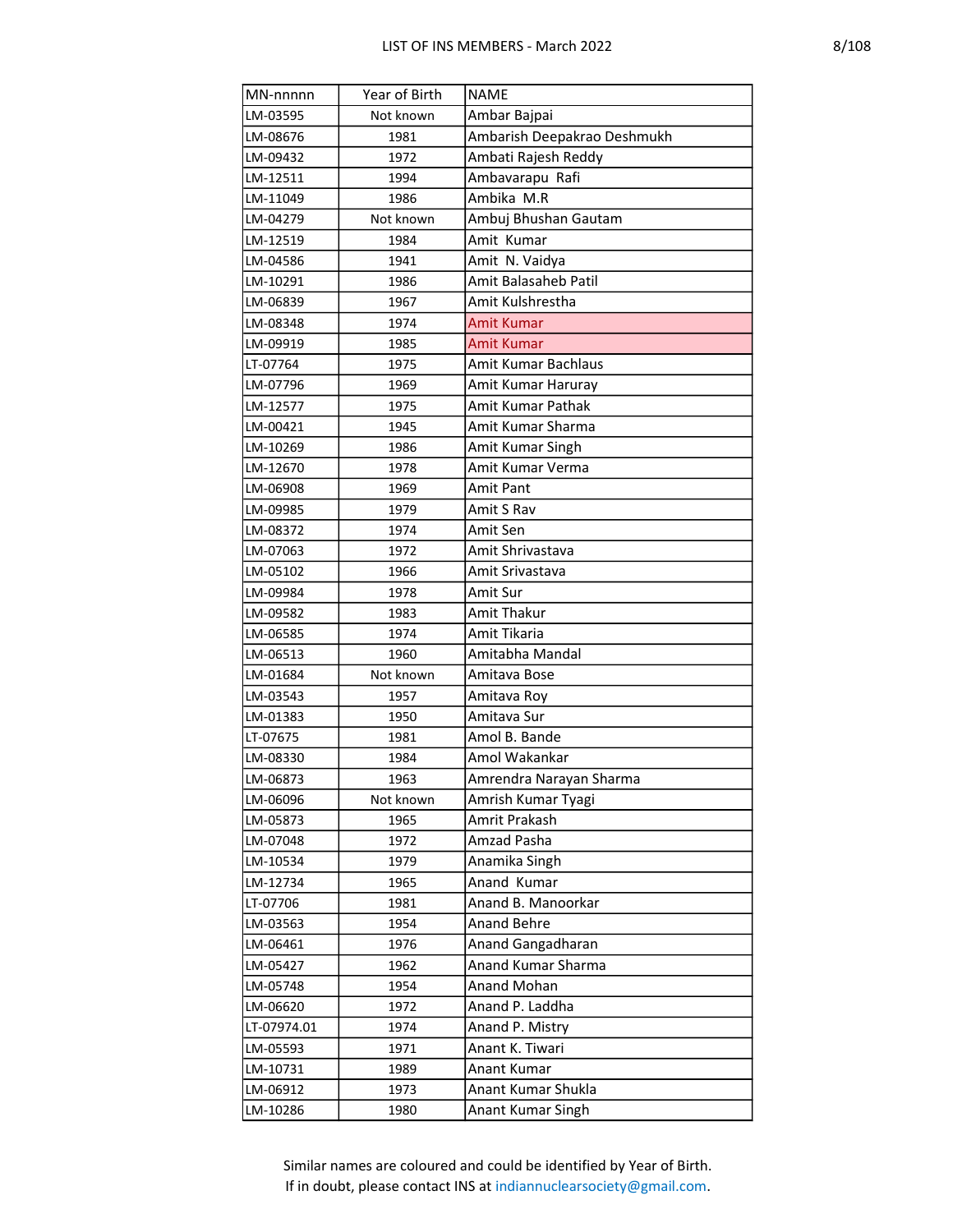| MN-nnnnn | Year of Birth | NAME |
|---|---|---|
| LM-03595 | Not known | Ambar Bajpai |
| LM-08676 | 1981 | Ambarish Deepakrao Deshmukh |
| LM-09432 | 1972 | Ambati Rajesh Reddy |
| LM-12511 | 1994 | Ambavarapu Rafi |
| LM-11049 | 1986 | Ambika M.R |
| LM-04279 | Not known | Ambuj Bhushan Gautam |
| LM-12519 | 1984 | Amit Kumar |
| LM-04586 | 1941 | Amit N. Vaidya |
| LM-10291 | 1986 | Amit Balasaheb Patil |
| LM-06839 | 1967 | Amit Kulshrestha |
| LM-08348 | 1974 | Amit Kumar |
| LM-09919 | 1985 | Amit Kumar |
| LT-07764 | 1975 | Amit Kumar Bachlaus |
| LM-07796 | 1969 | Amit Kumar Haruray |
| LM-12577 | 1975 | Amit Kumar Pathak |
| LM-00421 | 1945 | Amit Kumar Sharma |
| LM-10269 | 1986 | Amit Kumar Singh |
| LM-12670 | 1978 | Amit Kumar Verma |
| LM-06908 | 1969 | Amit Pant |
| LM-09985 | 1979 | Amit S Rav |
| LM-08372 | 1974 | Amit Sen |
| LM-07063 | 1972 | Amit Shrivastava |
| LM-05102 | 1966 | Amit Srivastava |
| LM-09984 | 1978 | Amit Sur |
| LM-09582 | 1983 | Amit Thakur |
| LM-06585 | 1974 | Amit Tikaria |
| LM-06513 | 1960 | Amitabha Mandal |
| LM-01684 | Not known | Amitava Bose |
| LM-03543 | 1957 | Amitava Roy |
| LM-01383 | 1950 | Amitava Sur |
| LT-07675 | 1981 | Amol B. Bande |
| LM-08330 | 1984 | Amol Wakankar |
| LM-06873 | 1963 | Amrendra Narayan Sharma |
| LM-06096 | Not known | Amrish Kumar Tyagi |
| LM-05873 | 1965 | Amrit Prakash |
| LM-07048 | 1972 | Amzad Pasha |
| LM-10534 | 1979 | Anamika Singh |
| LM-12734 | 1965 | Anand Kumar |
| LT-07706 | 1981 | Anand B. Manoorkar |
| LM-03563 | 1954 | Anand Behre |
| LM-06461 | 1976 | Anand Gangadharan |
| LM-05427 | 1962 | Anand Kumar Sharma |
| LM-05748 | 1954 | Anand Mohan |
| LM-06620 | 1972 | Anand P. Laddha |
| LT-07974.01 | 1974 | Anand P. Mistry |
| LM-05593 | 1971 | Anant K. Tiwari |
| LM-10731 | 1989 | Anant Kumar |
| LM-06912 | 1973 | Anant Kumar Shukla |
| LM-10286 | 1980 | Anant Kumar Singh |

Similar names are coloured and could be identified by Year of Birth.
If in doubt, please contact INS at indiannuclearsociety@gmail.com.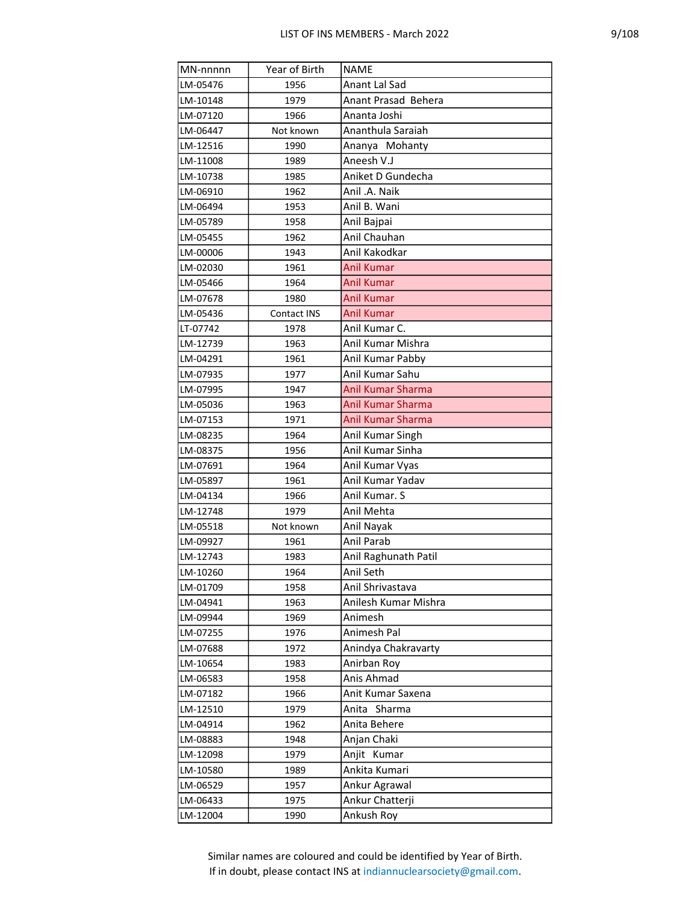| MN-nnnnn | Year of Birth | NAME |
|---|---|---|
| LM-05476 | 1956 | Anant Lal Sad |
| LM-10148 | 1979 | Anant Prasad Behera |
| LM-07120 | 1966 | Ananta Joshi |
| LM-06447 | Not known | Ananthula Saraiah |
| LM-12516 | 1990 | Ananya Mohanty |
| LM-11008 | 1989 | Aneesh V.J |
| LM-10738 | 1985 | Aniket D Gundecha |
| LM-06910 | 1962 | Anil .A. Naik |
| LM-06494 | 1953 | Anil B. Wani |
| LM-05789 | 1958 | Anil Bajpai |
| LM-05455 | 1962 | Anil Chauhan |
| LM-00006 | 1943 | Anil Kakodkar |
| LM-02030 | 1961 | Anil Kumar |
| LM-05466 | 1964 | Anil Kumar |
| LM-07678 | 1980 | Anil Kumar |
| LM-05436 | Contact INS | Anil Kumar |
| LT-07742 | 1978 | Anil Kumar C. |
| LM-12739 | 1963 | Anil Kumar Mishra |
| LM-04291 | 1961 | Anil Kumar Pabby |
| LM-07935 | 1977 | Anil Kumar Sahu |
| LM-07995 | 1947 | Anil Kumar Sharma |
| LM-05036 | 1963 | Anil Kumar Sharma |
| LM-07153 | 1971 | Anil Kumar Sharma |
| LM-08235 | 1964 | Anil Kumar Singh |
| LM-08375 | 1956 | Anil Kumar Sinha |
| LM-07691 | 1964 | Anil Kumar Vyas |
| LM-05897 | 1961 | Anil Kumar Yadav |
| LM-04134 | 1966 | Anil Kumar. S |
| LM-12748 | 1979 | Anil Mehta |
| LM-05518 | Not known | Anil Nayak |
| LM-09927 | 1961 | Anil Parab |
| LM-12743 | 1983 | Anil Raghunath Patil |
| LM-10260 | 1964 | Anil Seth |
| LM-01709 | 1958 | Anil Shrivastava |
| LM-04941 | 1963 | Anilesh Kumar Mishra |
| LM-09944 | 1969 | Animesh |
| LM-07255 | 1976 | Animesh Pal |
| LM-07688 | 1972 | Anindya Chakravarty |
| LM-10654 | 1983 | Anirban Roy |
| LM-06583 | 1958 | Anis Ahmad |
| LM-07182 | 1966 | Anit Kumar Saxena |
| LM-12510 | 1979 | Anita Sharma |
| LM-04914 | 1962 | Anita Behere |
| LM-08883 | 1948 | Anjan Chaki |
| LM-12098 | 1979 | Anjit Kumar |
| LM-10580 | 1989 | Ankita Kumari |
| LM-06529 | 1957 | Ankur Agrawal |
| LM-06433 | 1975 | Ankur Chatterji |
| LM-12004 | 1990 | Ankush Roy |

Similar names are coloured and could be identified by Year of Birth.
If in doubt, please contact INS at indiannuclearsociety@gmail.com.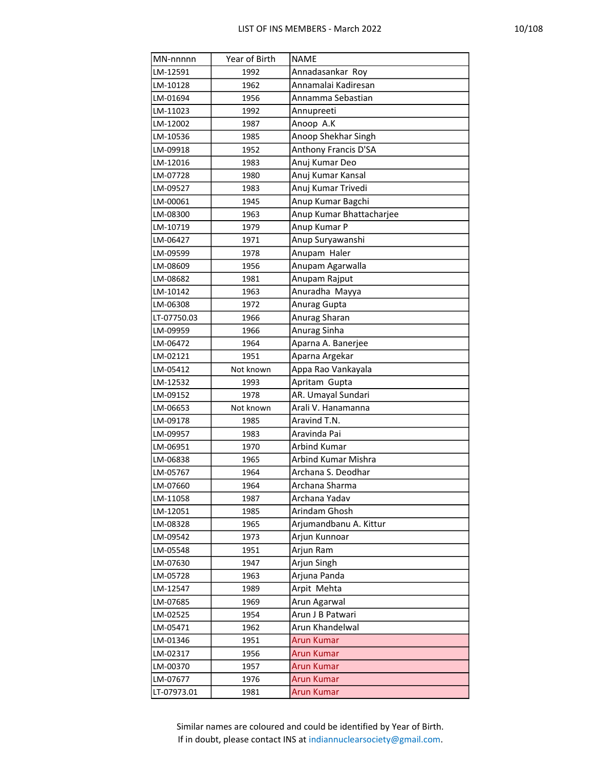| MN-nnnnn | Year of Birth | NAME |
|---|---|---|
| LM-12591 | 1992 | Annadasankar Roy |
| LM-10128 | 1962 | Annamalai Kadiresan |
| LM-01694 | 1956 | Annamma Sebastian |
| LM-11023 | 1992 | Annupreeti |
| LM-12002 | 1987 | Anoop A.K |
| LM-10536 | 1985 | Anoop Shekhar Singh |
| LM-09918 | 1952 | Anthony Francis D'SA |
| LM-12016 | 1983 | Anuj Kumar Deo |
| LM-07728 | 1980 | Anuj Kumar Kansal |
| LM-09527 | 1983 | Anuj Kumar Trivedi |
| LM-00061 | 1945 | Anup Kumar Bagchi |
| LM-08300 | 1963 | Anup Kumar Bhattacharjee |
| LM-10719 | 1979 | Anup Kumar P |
| LM-06427 | 1971 | Anup Suryawanshi |
| LM-09599 | 1978 | Anupam Haler |
| LM-08609 | 1956 | Anupam Agarwalla |
| LM-08682 | 1981 | Anupam Rajput |
| LM-10142 | 1963 | Anuradha Mayya |
| LM-06308 | 1972 | Anurag Gupta |
| LT-07750.03 | 1966 | Anurag Sharan |
| LM-09959 | 1966 | Anurag Sinha |
| LM-06472 | 1964 | Aparna A. Banerjee |
| LM-02121 | 1951 | Aparna Argekar |
| LM-05412 | Not known | Appa Rao Vankayala |
| LM-12532 | 1993 | Apritam Gupta |
| LM-09152 | 1978 | AR. Umayal Sundari |
| LM-06653 | Not known | Arali V. Hanamanna |
| LM-09178 | 1985 | Aravind T.N. |
| LM-09957 | 1983 | Aravinda Pai |
| LM-06951 | 1970 | Arbind Kumar |
| LM-06838 | 1965 | Arbind Kumar Mishra |
| LM-05767 | 1964 | Archana S. Deodhar |
| LM-07660 | 1964 | Archana Sharma |
| LM-11058 | 1987 | Archana Yadav |
| LM-12051 | 1985 | Arindam Ghosh |
| LM-08328 | 1965 | Arjumandbanu A. Kittur |
| LM-09542 | 1973 | Arjun Kunnoar |
| LM-05548 | 1951 | Arjun Ram |
| LM-07630 | 1947 | Arjun Singh |
| LM-05728 | 1963 | Arjuna Panda |
| LM-12547 | 1989 | Arpit Mehta |
| LM-07685 | 1969 | Arun Agarwal |
| LM-02525 | 1954 | Arun J B Patwari |
| LM-05471 | 1962 | Arun Khandelwal |
| LM-01346 | 1951 | Arun Kumar |
| LM-02317 | 1956 | Arun Kumar |
| LM-00370 | 1957 | Arun Kumar |
| LM-07677 | 1976 | Arun Kumar |
| LT-07973.01 | 1981 | Arun Kumar |

Similar names are coloured and could be identified by Year of Birth.
If in doubt, please contact INS at indiannuclearsociety@gmail.com.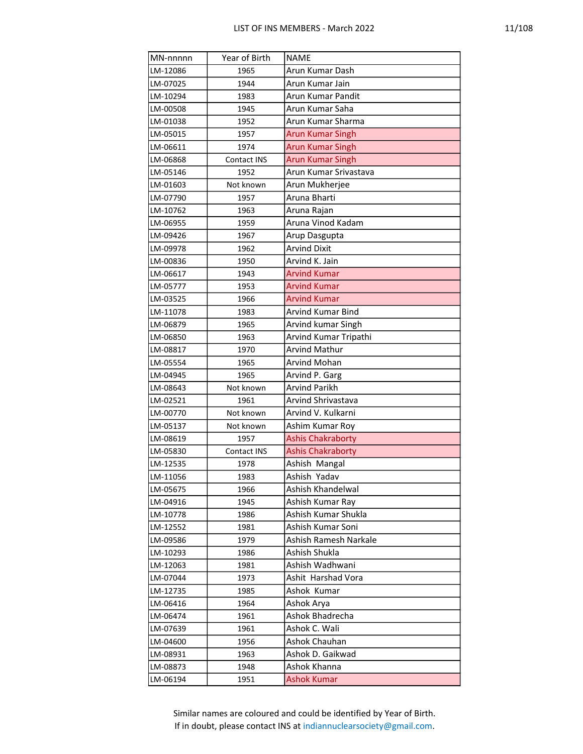| MN-nnnnn | Year of Birth | NAME |
|---|---|---|
| LM-12086 | 1965 | Arun Kumar Dash |
| LM-07025 | 1944 | Arun Kumar Jain |
| LM-10294 | 1983 | Arun Kumar Pandit |
| LM-00508 | 1945 | Arun Kumar Saha |
| LM-01038 | 1952 | Arun Kumar Sharma |
| LM-05015 | 1957 | Arun Kumar Singh |
| LM-06611 | 1974 | Arun Kumar Singh |
| LM-06868 | Contact INS | Arun Kumar Singh |
| LM-05146 | 1952 | Arun Kumar Srivastava |
| LM-01603 | Not known | Arun Mukherjee |
| LM-07790 | 1957 | Aruna Bharti |
| LM-10762 | 1963 | Aruna Rajan |
| LM-06955 | 1959 | Aruna Vinod Kadam |
| LM-09426 | 1967 | Arup Dasgupta |
| LM-09978 | 1962 | Arvind Dixit |
| LM-00836 | 1950 | Arvind K. Jain |
| LM-06617 | 1943 | Arvind Kumar |
| LM-05777 | 1953 | Arvind Kumar |
| LM-03525 | 1966 | Arvind Kumar |
| LM-11078 | 1983 | Arvind Kumar Bind |
| LM-06879 | 1965 | Arvind kumar Singh |
| LM-06850 | 1963 | Arvind Kumar Tripathi |
| LM-08817 | 1970 | Arvind Mathur |
| LM-05554 | 1965 | Arvind Mohan |
| LM-04945 | 1965 | Arvind P. Garg |
| LM-08643 | Not known | Arvind Parikh |
| LM-02521 | 1961 | Arvind Shrivastava |
| LM-00770 | Not known | Arvind V. Kulkarni |
| LM-05137 | Not known | Ashim Kumar Roy |
| LM-08619 | 1957 | Ashis Chakraborty |
| LM-05830 | Contact INS | Ashis Chakraborty |
| LM-12535 | 1978 | Ashish  Mangal |
| LM-11056 | 1983 | Ashish  Yadav |
| LM-05675 | 1966 | Ashish Khandelwal |
| LM-04916 | 1945 | Ashish Kumar Ray |
| LM-10778 | 1986 | Ashish Kumar Shukla |
| LM-12552 | 1981 | Ashish Kumar Soni |
| LM-09586 | 1979 | Ashish Ramesh Narkale |
| LM-10293 | 1986 | Ashish Shukla |
| LM-12063 | 1981 | Ashish Wadhwani |
| LM-07044 | 1973 | Ashit  Harshad Vora |
| LM-12735 | 1985 | Ashok  Kumar |
| LM-06416 | 1964 | Ashok Arya |
| LM-06474 | 1961 | Ashok Bhadrecha |
| LM-07639 | 1961 | Ashok C. Wali |
| LM-04600 | 1956 | Ashok Chauhan |
| LM-08931 | 1963 | Ashok D. Gaikwad |
| LM-08873 | 1948 | Ashok Khanna |
| LM-06194 | 1951 | Ashok Kumar |

Similar names are coloured and could be identified by Year of Birth.
If in doubt, please contact INS at indiannuclearsociety@gmail.com.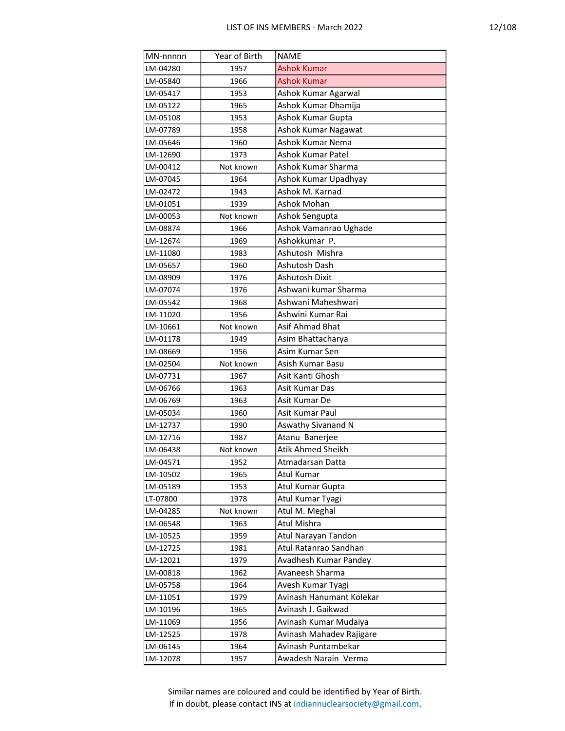| MN-nnnnn | Year of Birth | NAME |
|---|---|---|
| LM-04280 | 1957 | Ashok Kumar |
| LM-05840 | 1966 | Ashok Kumar |
| LM-05417 | 1953 | Ashok Kumar Agarwal |
| LM-05122 | 1965 | Ashok Kumar Dhamija |
| LM-05108 | 1953 | Ashok Kumar Gupta |
| LM-07789 | 1958 | Ashok Kumar Nagawat |
| LM-05646 | 1960 | Ashok Kumar Nema |
| LM-12690 | 1973 | Ashok Kumar Patel |
| LM-00412 | Not known | Ashok Kumar Sharma |
| LM-07045 | 1964 | Ashok Kumar Upadhyay |
| LM-02472 | 1943 | Ashok M. Karnad |
| LM-01051 | 1939 | Ashok Mohan |
| LM-00053 | Not known | Ashok Sengupta |
| LM-08874 | 1966 | Ashok Vamanrao Ughade |
| LM-12674 | 1969 | Ashokkumar P. |
| LM-11080 | 1983 | Ashutosh Mishra |
| LM-05657 | 1960 | Ashutosh Dash |
| LM-08909 | 1976 | Ashutosh Dixit |
| LM-07074 | 1976 | Ashwani kumar Sharma |
| LM-05542 | 1968 | Ashwani Maheshwari |
| LM-11020 | 1956 | Ashwini Kumar Rai |
| LM-10661 | Not known | Asif Ahmad Bhat |
| LM-01178 | 1949 | Asim Bhattacharya |
| LM-08669 | 1956 | Asim Kumar Sen |
| LM-02504 | Not known | Asish Kumar Basu |
| LM-07731 | 1967 | Asit Kanti Ghosh |
| LM-06766 | 1963 | Asit Kumar Das |
| LM-06769 | 1963 | Asit Kumar De |
| LM-05034 | 1960 | Asit Kumar Paul |
| LM-12737 | 1990 | Aswathy Sivanand N |
| LM-12716 | 1987 | Atanu Banerjee |
| LM-06438 | Not known | Atik Ahmed Sheikh |
| LM-04571 | 1952 | Atmadarsan Datta |
| LM-10502 | 1965 | Atul Kumar |
| LM-05189 | 1953 | Atul Kumar Gupta |
| LT-07800 | 1978 | Atul Kumar Tyagi |
| LM-04285 | Not known | Atul M. Meghal |
| LM-06548 | 1963 | Atul Mishra |
| LM-10525 | 1959 | Atul Narayan Tandon |
| LM-12725 | 1981 | Atul Ratanrao Sandhan |
| LM-12021 | 1979 | Avadhesh Kumar Pandey |
| LM-00818 | 1962 | Avaneesh Sharma |
| LM-05758 | 1964 | Avesh Kumar Tyagi |
| LM-11051 | 1979 | Avinash Hanumant Kolekar |
| LM-10196 | 1965 | Avinash J. Gaikwad |
| LM-11069 | 1956 | Avinash Kumar Mudaiya |
| LM-12525 | 1978 | Avinash Mahadev Rajigare |
| LM-06145 | 1964 | Avinash Puntambekar |
| LM-12078 | 1957 | Awadesh Narain Verma |

Similar names are coloured and could be identified by Year of Birth.
If in doubt, please contact INS at indiannuclearsociety@gmail.com.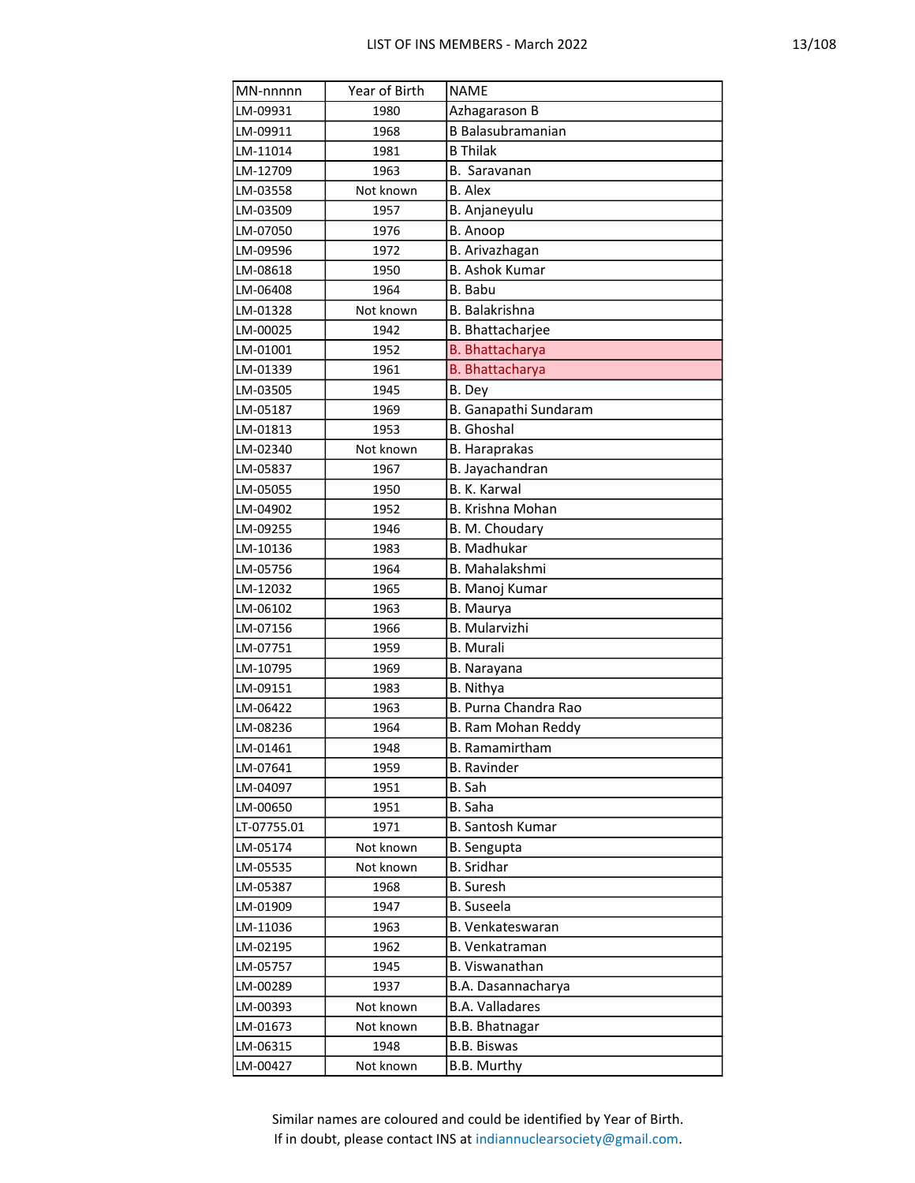| MN-nnnnn | Year of Birth | NAME |
|---|---|---|
| LM-09931 | 1980 | Azhagarason B |
| LM-09911 | 1968 | B Balasubramanian |
| LM-11014 | 1981 | B Thilak |
| LM-12709 | 1963 | B.  Saravanan |
| LM-03558 | Not known | B. Alex |
| LM-03509 | 1957 | B. Anjaneyulu |
| LM-07050 | 1976 | B. Anoop |
| LM-09596 | 1972 | B. Arivazhagan |
| LM-08618 | 1950 | B. Ashok Kumar |
| LM-06408 | 1964 | B. Babu |
| LM-01328 | Not known | B. Balakrishna |
| LM-00025 | 1942 | B. Bhattacharjee |
| LM-01001 | 1952 | B. Bhattacharya |
| LM-01339 | 1961 | B. Bhattacharya |
| LM-03505 | 1945 | B. Dey |
| LM-05187 | 1969 | B. Ganapathi Sundaram |
| LM-01813 | 1953 | B. Ghoshal |
| LM-02340 | Not known | B. Haraprakas |
| LM-05837 | 1967 | B. Jayachandran |
| LM-05055 | 1950 | B. K. Karwal |
| LM-04902 | 1952 | B. Krishna Mohan |
| LM-09255 | 1946 | B. M. Choudary |
| LM-10136 | 1983 | B. Madhukar |
| LM-05756 | 1964 | B. Mahalakshmi |
| LM-12032 | 1965 | B. Manoj Kumar |
| LM-06102 | 1963 | B. Maurya |
| LM-07156 | 1966 | B. Mularvizhi |
| LM-07751 | 1959 | B. Murali |
| LM-10795 | 1969 | B. Narayana |
| LM-09151 | 1983 | B. Nithya |
| LM-06422 | 1963 | B. Purna Chandra Rao |
| LM-08236 | 1964 | B. Ram Mohan Reddy |
| LM-01461 | 1948 | B. Ramamirtham |
| LM-07641 | 1959 | B. Ravinder |
| LM-04097 | 1951 | B. Sah |
| LM-00650 | 1951 | B. Saha |
| LT-07755.01 | 1971 | B. Santosh Kumar |
| LM-05174 | Not known | B. Sengupta |
| LM-05535 | Not known | B. Sridhar |
| LM-05387 | 1968 | B. Suresh |
| LM-01909 | 1947 | B. Suseela |
| LM-11036 | 1963 | B. Venkateswaran |
| LM-02195 | 1962 | B. Venkatraman |
| LM-05757 | 1945 | B. Viswanathan |
| LM-00289 | 1937 | B.A. Dasannacharya |
| LM-00393 | Not known | B.A. Valladares |
| LM-01673 | Not known | B.B. Bhatnagar |
| LM-06315 | 1948 | B.B. Biswas |
| LM-00427 | Not known | B.B. Murthy |

Similar names are coloured and could be identified by Year of Birth.
If in doubt, please contact INS at indiannuclearsociety@gmail.com.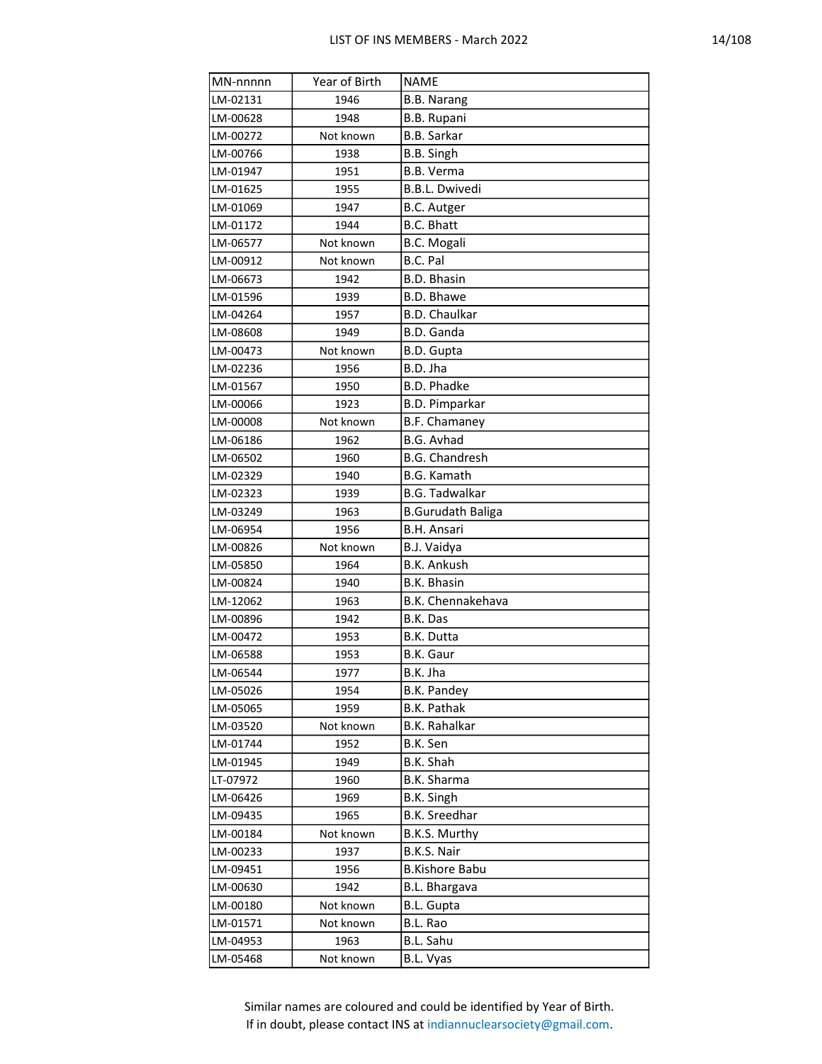| MN-nnnnn | Year of Birth | NAME |
|---|---|---|
| LM-02131 | 1946 | B.B. Narang |
| LM-00628 | 1948 | B.B. Rupani |
| LM-00272 | Not known | B.B. Sarkar |
| LM-00766 | 1938 | B.B. Singh |
| LM-01947 | 1951 | B.B. Verma |
| LM-01625 | 1955 | B.B.L. Dwivedi |
| LM-01069 | 1947 | B.C. Autger |
| LM-01172 | 1944 | B.C. Bhatt |
| LM-06577 | Not known | B.C. Mogali |
| LM-00912 | Not known | B.C. Pal |
| LM-06673 | 1942 | B.D. Bhasin |
| LM-01596 | 1939 | B.D. Bhawe |
| LM-04264 | 1957 | B.D. Chaulkar |
| LM-08608 | 1949 | B.D. Ganda |
| LM-00473 | Not known | B.D. Gupta |
| LM-02236 | 1956 | B.D. Jha |
| LM-01567 | 1950 | B.D. Phadke |
| LM-00066 | 1923 | B.D. Pimparkar |
| LM-00008 | Not known | B.F. Chamaney |
| LM-06186 | 1962 | B.G. Avhad |
| LM-06502 | 1960 | B.G. Chandresh |
| LM-02329 | 1940 | B.G. Kamath |
| LM-02323 | 1939 | B.G. Tadwalkar |
| LM-03249 | 1963 | B.Gurudath Baliga |
| LM-06954 | 1956 | B.H. Ansari |
| LM-00826 | Not known | B.J. Vaidya |
| LM-05850 | 1964 | B.K. Ankush |
| LM-00824 | 1940 | B.K. Bhasin |
| LM-12062 | 1963 | B.K. Chennakehava |
| LM-00896 | 1942 | B.K. Das |
| LM-00472 | 1953 | B.K. Dutta |
| LM-06588 | 1953 | B.K. Gaur |
| LM-06544 | 1977 | B.K. Jha |
| LM-05026 | 1954 | B.K. Pandey |
| LM-05065 | 1959 | B.K. Pathak |
| LM-03520 | Not known | B.K. Rahalkar |
| LM-01744 | 1952 | B.K. Sen |
| LM-01945 | 1949 | B.K. Shah |
| LT-07972 | 1960 | B.K. Sharma |
| LM-06426 | 1969 | B.K. Singh |
| LM-09435 | 1965 | B.K. Sreedhar |
| LM-00184 | Not known | B.K.S. Murthy |
| LM-00233 | 1937 | B.K.S. Nair |
| LM-09451 | 1956 | B.Kishore Babu |
| LM-00630 | 1942 | B.L. Bhargava |
| LM-00180 | Not known | B.L. Gupta |
| LM-01571 | Not known | B.L. Rao |
| LM-04953 | 1963 | B.L. Sahu |
| LM-05468 | Not known | B.L. Vyas |

Similar names are coloured and could be identified by Year of Birth.
If in doubt, please contact INS at indiannuclearsociety@gmail.com.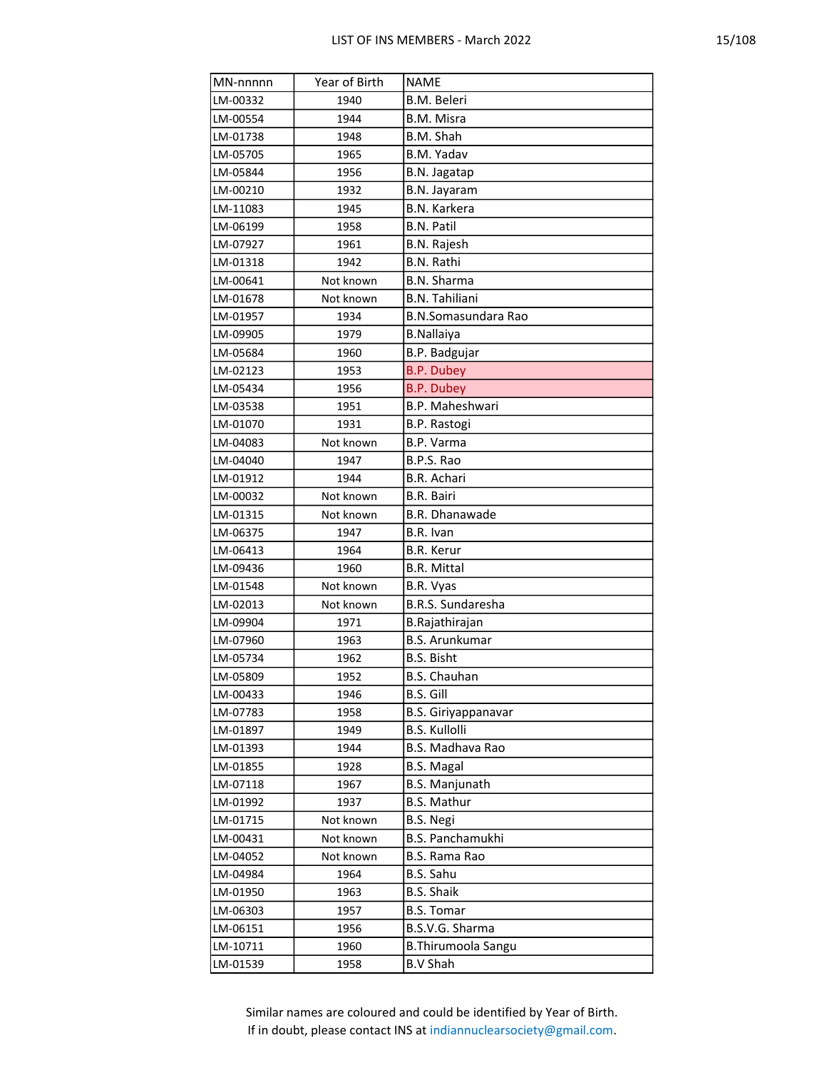| MN-nnnnn | Year of Birth | NAME |
|---|---|---|
| LM-00332 | 1940 | B.M. Beleri |
| LM-00554 | 1944 | B.M. Misra |
| LM-01738 | 1948 | B.M. Shah |
| LM-05705 | 1965 | B.M. Yadav |
| LM-05844 | 1956 | B.N. Jagatap |
| LM-00210 | 1932 | B.N. Jayaram |
| LM-11083 | 1945 | B.N. Karkera |
| LM-06199 | 1958 | B.N. Patil |
| LM-07927 | 1961 | B.N. Rajesh |
| LM-01318 | 1942 | B.N. Rathi |
| LM-00641 | Not known | B.N. Sharma |
| LM-01678 | Not known | B.N. Tahiliani |
| LM-01957 | 1934 | B.N.Somasundara Rao |
| LM-09905 | 1979 | B.Nallaiya |
| LM-05684 | 1960 | B.P. Badgujar |
| LM-02123 | 1953 | B.P. Dubey |
| LM-05434 | 1956 | B.P. Dubey |
| LM-03538 | 1951 | B.P. Maheshwari |
| LM-01070 | 1931 | B.P. Rastogi |
| LM-04083 | Not known | B.P. Varma |
| LM-04040 | 1947 | B.P.S. Rao |
| LM-01912 | 1944 | B.R. Achari |
| LM-00032 | Not known | B.R. Bairi |
| LM-01315 | Not known | B.R. Dhanawade |
| LM-06375 | 1947 | B.R. Ivan |
| LM-06413 | 1964 | B.R. Kerur |
| LM-09436 | 1960 | B.R. Mittal |
| LM-01548 | Not known | B.R. Vyas |
| LM-02013 | Not known | B.R.S. Sundaresha |
| LM-09904 | 1971 | B.Rajathirajan |
| LM-07960 | 1963 | B.S. Arunkumar |
| LM-05734 | 1962 | B.S. Bisht |
| LM-05809 | 1952 | B.S. Chauhan |
| LM-00433 | 1946 | B.S. Gill |
| LM-07783 | 1958 | B.S. Giriyappanavar |
| LM-01897 | 1949 | B.S. Kullolli |
| LM-01393 | 1944 | B.S. Madhava Rao |
| LM-01855 | 1928 | B.S. Magal |
| LM-07118 | 1967 | B.S. Manjunath |
| LM-01992 | 1937 | B.S. Mathur |
| LM-01715 | Not known | B.S. Negi |
| LM-00431 | Not known | B.S. Panchamukhi |
| LM-04052 | Not known | B.S. Rama Rao |
| LM-04984 | 1964 | B.S. Sahu |
| LM-01950 | 1963 | B.S. Shaik |
| LM-06303 | 1957 | B.S. Tomar |
| LM-06151 | 1956 | B.S.V.G. Sharma |
| LM-10711 | 1960 | B.Thirumoola Sangu |
| LM-01539 | 1958 | B.V Shah |

Similar names are coloured and could be identified by Year of Birth.
If in doubt, please contact INS at indiannuclearsociety@gmail.com.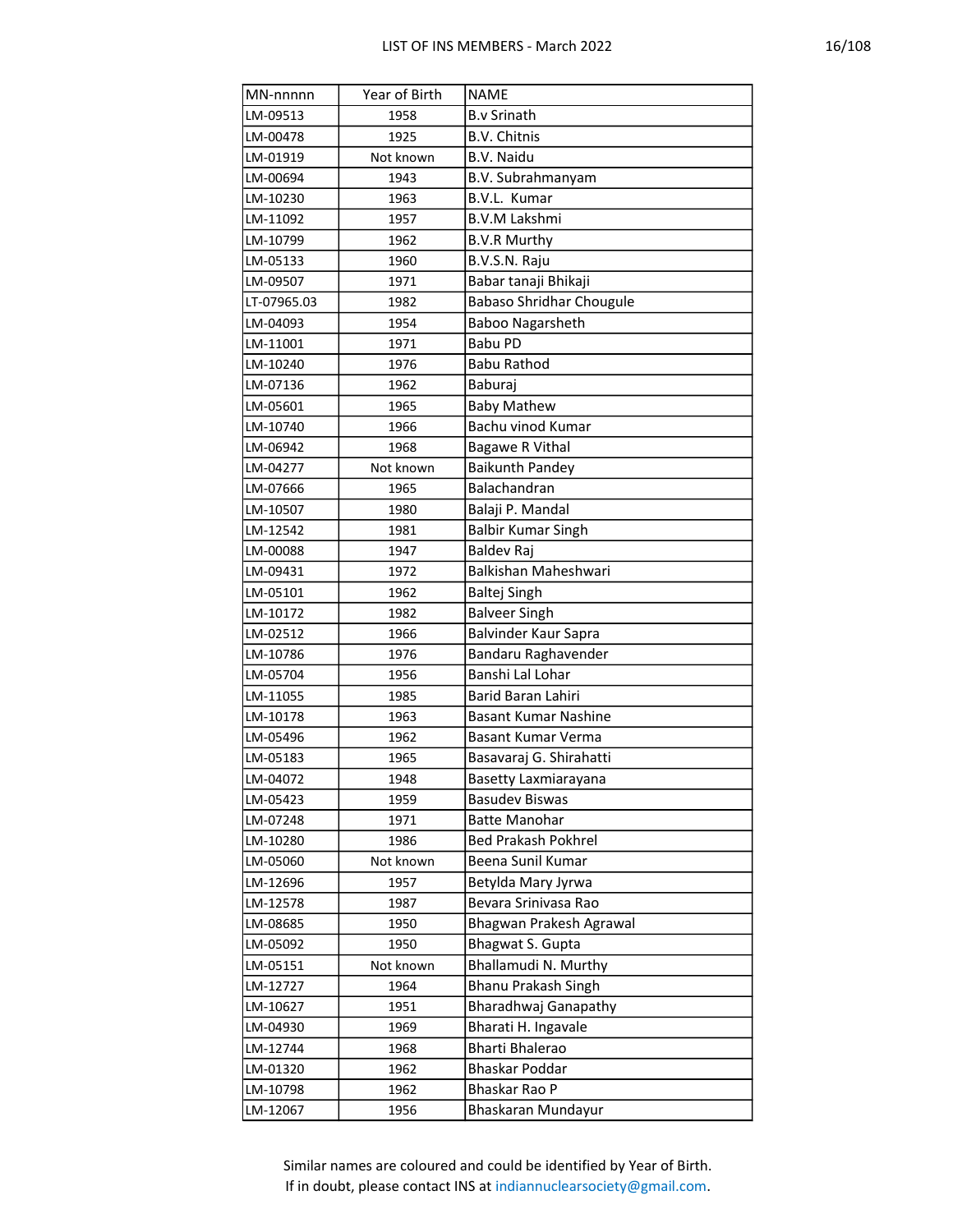| MN-nnnnn | Year of Birth | NAME |
| --- | --- | --- |
| LM-09513 | 1958 | B.v Srinath |
| LM-00478 | 1925 | B.V. Chitnis |
| LM-01919 | Not known | B.V. Naidu |
| LM-00694 | 1943 | B.V. Subrahmanyam |
| LM-10230 | 1963 | B.V.L.  Kumar |
| LM-11092 | 1957 | B.V.M Lakshmi |
| LM-10799 | 1962 | B.V.R Murthy |
| LM-05133 | 1960 | B.V.S.N. Raju |
| LM-09507 | 1971 | Babar tanaji Bhikaji |
| LT-07965.03 | 1982 | Babaso Shridhar Chougule |
| LM-04093 | 1954 | Baboo Nagarsheth |
| LM-11001 | 1971 | Babu PD |
| LM-10240 | 1976 | Babu Rathod |
| LM-07136 | 1962 | Baburaj |
| LM-05601 | 1965 | Baby Mathew |
| LM-10740 | 1966 | Bachu vinod Kumar |
| LM-06942 | 1968 | Bagawe R Vithal |
| LM-04277 | Not known | Baikunth Pandey |
| LM-07666 | 1965 | Balachandran |
| LM-10507 | 1980 | Balaji P. Mandal |
| LM-12542 | 1981 | Balbir Kumar Singh |
| LM-00088 | 1947 | Baldev Raj |
| LM-09431 | 1972 | Balkishan Maheshwari |
| LM-05101 | 1962 | Baltej Singh |
| LM-10172 | 1982 | Balveer Singh |
| LM-02512 | 1966 | Balvinder Kaur Sapra |
| LM-10786 | 1976 | Bandaru Raghavender |
| LM-05704 | 1956 | Banshi Lal Lohar |
| LM-11055 | 1985 | Barid Baran Lahiri |
| LM-10178 | 1963 | Basant Kumar Nashine |
| LM-05496 | 1962 | Basant Kumar Verma |
| LM-05183 | 1965 | Basavaraj G. Shirahatti |
| LM-04072 | 1948 | Basetty Laxmiarayana |
| LM-05423 | 1959 | Basudev Biswas |
| LM-07248 | 1971 | Batte Manohar |
| LM-10280 | 1986 | Bed Prakash Pokhrel |
| LM-05060 | Not known | Beena Sunil Kumar |
| LM-12696 | 1957 | Betylda Mary Jyrwa |
| LM-12578 | 1987 | Bevara Srinivasa Rao |
| LM-08685 | 1950 | Bhagwan Prakesh Agrawal |
| LM-05092 | 1950 | Bhagwat S. Gupta |
| LM-05151 | Not known | Bhallamudi N. Murthy |
| LM-12727 | 1964 | Bhanu Prakash Singh |
| LM-10627 | 1951 | Bharadhwaj Ganapathy |
| LM-04930 | 1969 | Bharati H. Ingavale |
| LM-12744 | 1968 | Bharti Bhalerao |
| LM-01320 | 1962 | Bhaskar Poddar |
| LM-10798 | 1962 | Bhaskar Rao P |
| LM-12067 | 1956 | Bhaskaran Mundayur |

Similar names are coloured and could be identified by Year of Birth.
If in doubt, please contact INS at indiannuclearsociety@gmail.com.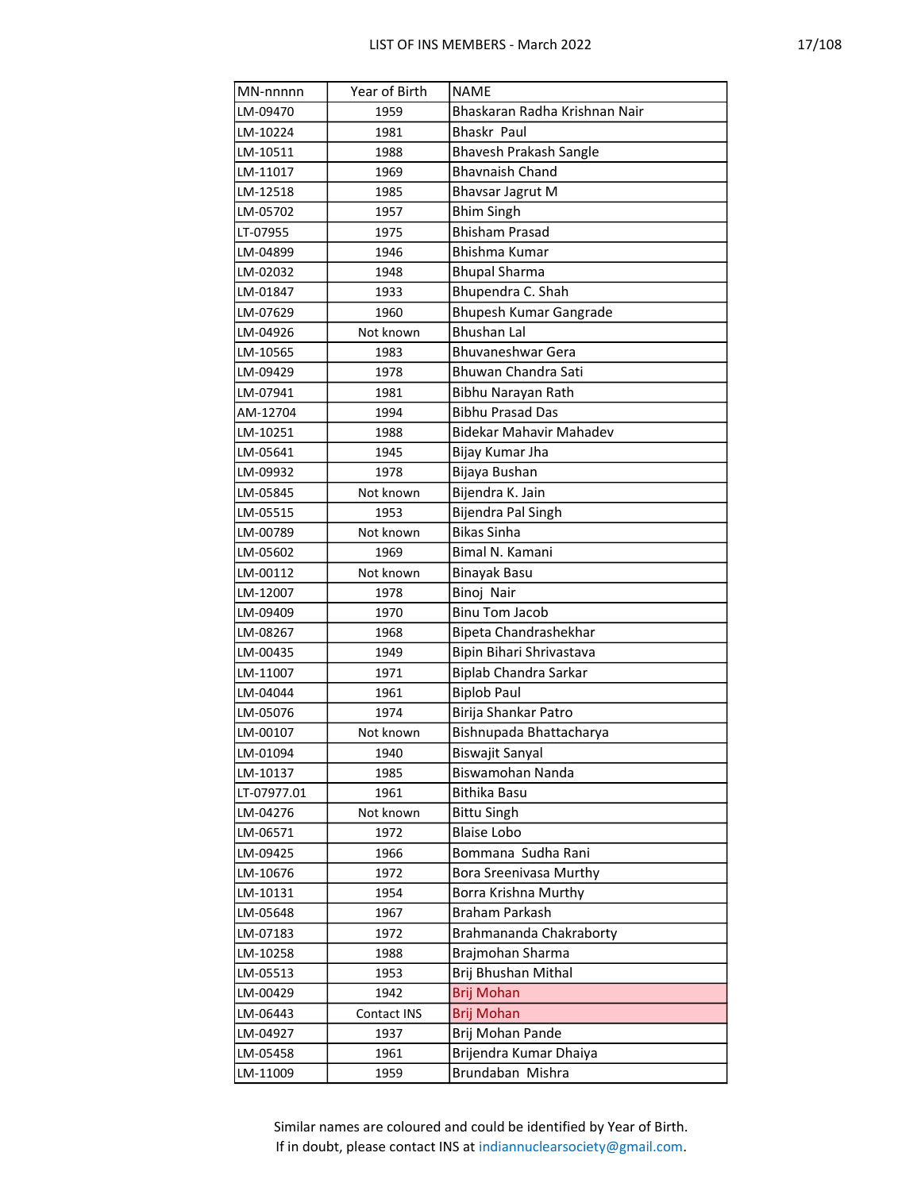| MN-nnnnn | Year of Birth | NAME |
|---|---|---|
| LM-09470 | 1959 | Bhaskaran Radha Krishnan Nair |
| LM-10224 | 1981 | Bhaskr  Paul |
| LM-10511 | 1988 | Bhavesh Prakash Sangle |
| LM-11017 | 1969 | Bhavnaish Chand |
| LM-12518 | 1985 | Bhavsar Jagrut M |
| LM-05702 | 1957 | Bhim Singh |
| LT-07955 | 1975 | Bhisham Prasad |
| LM-04899 | 1946 | Bhishma Kumar |
| LM-02032 | 1948 | Bhupal Sharma |
| LM-01847 | 1933 | Bhupendra C. Shah |
| LM-07629 | 1960 | Bhupesh Kumar Gangrade |
| LM-04926 | Not known | Bhushan Lal |
| LM-10565 | 1983 | Bhuvaneshwar Gera |
| LM-09429 | 1978 | Bhuwan Chandra Sati |
| LM-07941 | 1981 | Bibhu Narayan Rath |
| AM-12704 | 1994 | Bibhu Prasad Das |
| LM-10251 | 1988 | Bidekar Mahavir Mahadev |
| LM-05641 | 1945 | Bijay Kumar Jha |
| LM-09932 | 1978 | Bijaya Bushan |
| LM-05845 | Not known | Bijendra K. Jain |
| LM-05515 | 1953 | Bijendra Pal Singh |
| LM-00789 | Not known | Bikas Sinha |
| LM-05602 | 1969 | Bimal N. Kamani |
| LM-00112 | Not known | Binayak Basu |
| LM-12007 | 1978 | Binoj  Nair |
| LM-09409 | 1970 | Binu Tom Jacob |
| LM-08267 | 1968 | Bipeta Chandrashekhar |
| LM-00435 | 1949 | Bipin Bihari Shrivastava |
| LM-11007 | 1971 | Biplab Chandra Sarkar |
| LM-04044 | 1961 | Biplob Paul |
| LM-05076 | 1974 | Birija Shankar Patro |
| LM-00107 | Not known | Bishnupada Bhattacharya |
| LM-01094 | 1940 | Biswajit Sanyal |
| LM-10137 | 1985 | Biswamohan Nanda |
| LT-07977.01 | 1961 | Bithika Basu |
| LM-04276 | Not known | Bittu Singh |
| LM-06571 | 1972 | Blaise Lobo |
| LM-09425 | 1966 | Bommana  Sudha Rani |
| LM-10676 | 1972 | Bora Sreenivasa Murthy |
| LM-10131 | 1954 | Borra Krishna Murthy |
| LM-05648 | 1967 | Braham Parkash |
| LM-07183 | 1972 | Brahmananda Chakraborty |
| LM-10258 | 1988 | Brajmohan Sharma |
| LM-05513 | 1953 | Brij Bhushan Mithal |
| LM-00429 | 1942 | Brij Mohan |
| LM-06443 | Contact INS | Brij Mohan |
| LM-04927 | 1937 | Brij Mohan Pande |
| LM-05458 | 1961 | Brijendra Kumar Dhaiya |
| LM-11009 | 1959 | Brundaban  Mishra |

Similar names are coloured and could be identified by Year of Birth.
If in doubt, please contact INS at indiannuclearsociety@gmail.com.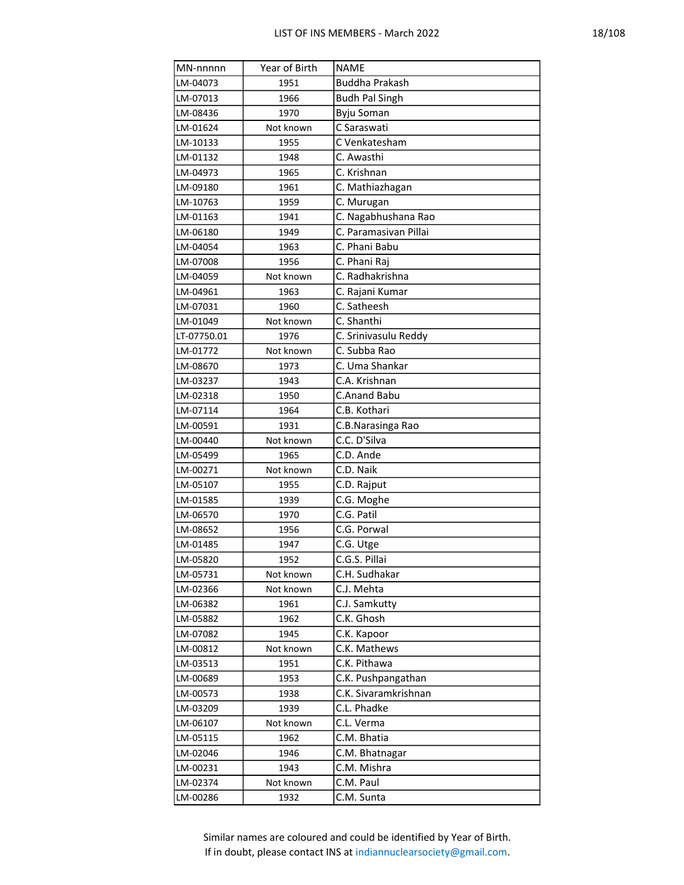| MN-nnnnn | Year of Birth | NAME |
|---|---|---|
| LM-04073 | 1951 | Buddha Prakash |
| LM-07013 | 1966 | Budh Pal Singh |
| LM-08436 | 1970 | Byju Soman |
| LM-01624 | Not known | C Saraswati |
| LM-10133 | 1955 | C Venkatesham |
| LM-01132 | 1948 | C. Awasthi |
| LM-04973 | 1965 | C. Krishnan |
| LM-09180 | 1961 | C. Mathiazhagan |
| LM-10763 | 1959 | C. Murugan |
| LM-01163 | 1941 | C. Nagabhushana Rao |
| LM-06180 | 1949 | C. Paramasivan Pillai |
| LM-04054 | 1963 | C. Phani Babu |
| LM-07008 | 1956 | C. Phani Raj |
| LM-04059 | Not known | C. Radhakrishna |
| LM-04961 | 1963 | C. Rajani Kumar |
| LM-07031 | 1960 | C. Satheesh |
| LM-01049 | Not known | C. Shanthi |
| LT-07750.01 | 1976 | C. Srinivasulu Reddy |
| LM-01772 | Not known | C. Subba Rao |
| LM-08670 | 1973 | C. Uma Shankar |
| LM-03237 | 1943 | C.A. Krishnan |
| LM-02318 | 1950 | C.Anand Babu |
| LM-07114 | 1964 | C.B. Kothari |
| LM-00591 | 1931 | C.B.Narasinga Rao |
| LM-00440 | Not known | C.C. D'Silva |
| LM-05499 | 1965 | C.D. Ande |
| LM-00271 | Not known | C.D. Naik |
| LM-05107 | 1955 | C.D. Rajput |
| LM-01585 | 1939 | C.G. Moghe |
| LM-06570 | 1970 | C.G. Patil |
| LM-08652 | 1956 | C.G. Porwal |
| LM-01485 | 1947 | C.G. Utge |
| LM-05820 | 1952 | C.G.S. Pillai |
| LM-05731 | Not known | C.H. Sudhakar |
| LM-02366 | Not known | C.J. Mehta |
| LM-06382 | 1961 | C.J. Samkutty |
| LM-05882 | 1962 | C.K. Ghosh |
| LM-07082 | 1945 | C.K. Kapoor |
| LM-00812 | Not known | C.K. Mathews |
| LM-03513 | 1951 | C.K. Pithawa |
| LM-00689 | 1953 | C.K. Pushpangathan |
| LM-00573 | 1938 | C.K. Sivaramkrishnan |
| LM-03209 | 1939 | C.L. Phadke |
| LM-06107 | Not known | C.L. Verma |
| LM-05115 | 1962 | C.M. Bhatia |
| LM-02046 | 1946 | C.M. Bhatnagar |
| LM-00231 | 1943 | C.M. Mishra |
| LM-02374 | Not known | C.M. Paul |
| LM-00286 | 1932 | C.M. Sunta |

Similar names are coloured and could be identified by Year of Birth.
If in doubt, please contact INS at indiannuclearsociety@gmail.com.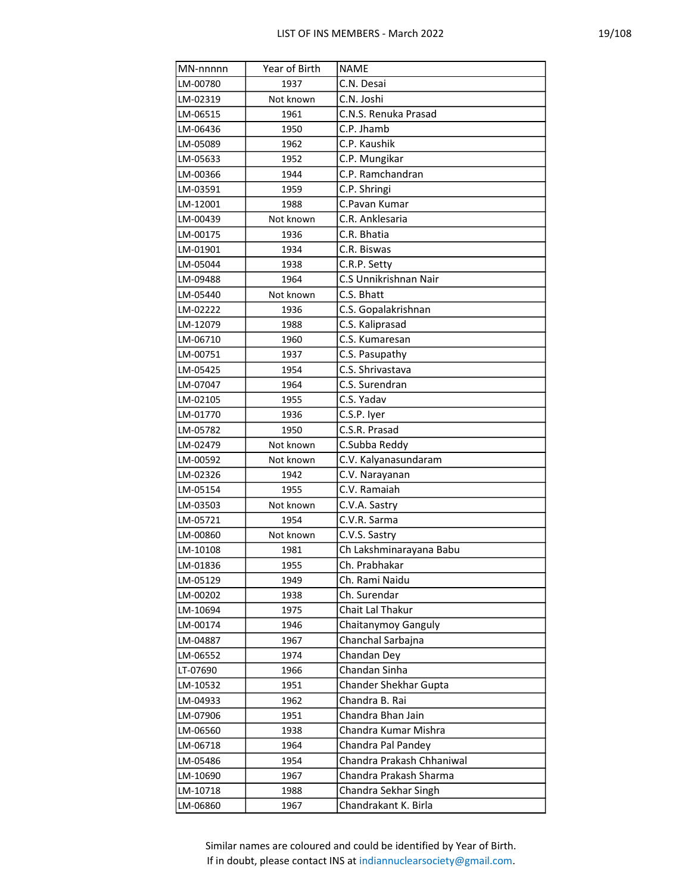| MN-nnnnn | Year of Birth | NAME |
|---|---|---|
| LM-00780 | 1937 | C.N. Desai |
| LM-02319 | Not known | C.N. Joshi |
| LM-06515 | 1961 | C.N.S. Renuka Prasad |
| LM-06436 | 1950 | C.P. Jhamb |
| LM-05089 | 1962 | C.P. Kaushik |
| LM-05633 | 1952 | C.P. Mungikar |
| LM-00366 | 1944 | C.P. Ramchandran |
| LM-03591 | 1959 | C.P. Shringi |
| LM-12001 | 1988 | C.Pavan Kumar |
| LM-00439 | Not known | C.R. Anklesaria |
| LM-00175 | 1936 | C.R. Bhatia |
| LM-01901 | 1934 | C.R. Biswas |
| LM-05044 | 1938 | C.R.P. Setty |
| LM-09488 | 1964 | C.S Unnikrishnan Nair |
| LM-05440 | Not known | C.S. Bhatt |
| LM-02222 | 1936 | C.S. Gopalakrishnan |
| LM-12079 | 1988 | C.S. Kaliprasad |
| LM-06710 | 1960 | C.S. Kumaresan |
| LM-00751 | 1937 | C.S. Pasupathy |
| LM-05425 | 1954 | C.S. Shrivastava |
| LM-07047 | 1964 | C.S. Surendran |
| LM-02105 | 1955 | C.S. Yadav |
| LM-01770 | 1936 | C.S.P. Iyer |
| LM-05782 | 1950 | C.S.R. Prasad |
| LM-02479 | Not known | C.Subba Reddy |
| LM-00592 | Not known | C.V. Kalyanasundaram |
| LM-02326 | 1942 | C.V. Narayanan |
| LM-05154 | 1955 | C.V. Ramaiah |
| LM-03503 | Not known | C.V.A. Sastry |
| LM-05721 | 1954 | C.V.R. Sarma |
| LM-00860 | Not known | C.V.S. Sastry |
| LM-10108 | 1981 | Ch Lakshminarayana Babu |
| LM-01836 | 1955 | Ch. Prabhakar |
| LM-05129 | 1949 | Ch. Rami Naidu |
| LM-00202 | 1938 | Ch. Surendar |
| LM-10694 | 1975 | Chait Lal Thakur |
| LM-00174 | 1946 | Chaitanymoy Ganguly |
| LM-04887 | 1967 | Chanchal Sarbajna |
| LM-06552 | 1974 | Chandan Dey |
| LT-07690 | 1966 | Chandan Sinha |
| LM-10532 | 1951 | Chander Shekhar Gupta |
| LM-04933 | 1962 | Chandra B. Rai |
| LM-07906 | 1951 | Chandra Bhan Jain |
| LM-06560 | 1938 | Chandra Kumar Mishra |
| LM-06718 | 1964 | Chandra Pal Pandey |
| LM-05486 | 1954 | Chandra Prakash Chhaniwal |
| LM-10690 | 1967 | Chandra Prakash Sharma |
| LM-10718 | 1988 | Chandra Sekhar Singh |
| LM-06860 | 1967 | Chandrakant K. Birla |

Similar names are coloured and could be identified by Year of Birth.
If in doubt, please contact INS at indiannuclearsociety@gmail.com.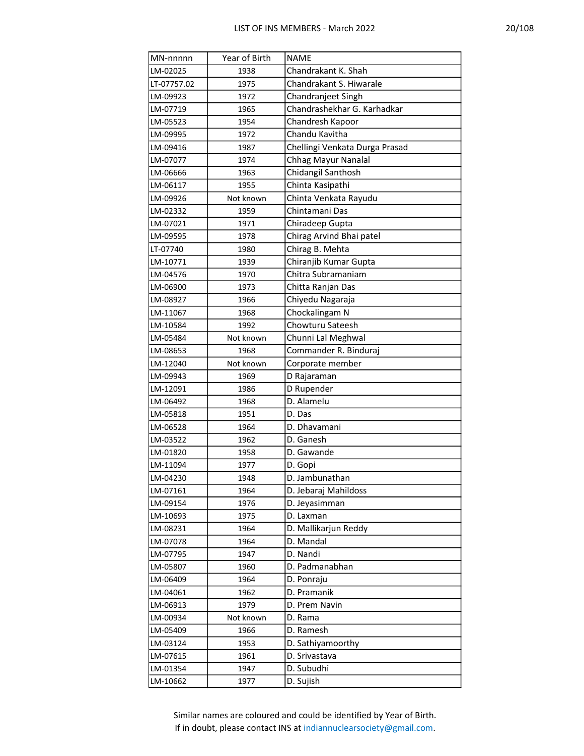| MN-nnnnn | Year of Birth | NAME |
|---|---|---|
| LM-02025 | 1938 | Chandrakant K. Shah |
| LT-07757.02 | 1975 | Chandrakant S. Hiwarale |
| LM-09923 | 1972 | Chandranjeet Singh |
| LM-07719 | 1965 | Chandrashekhar G. Karhadkar |
| LM-05523 | 1954 | Chandresh Kapoor |
| LM-09995 | 1972 | Chandu Kavitha |
| LM-09416 | 1987 | Chellingi Venkata Durga Prasad |
| LM-07077 | 1974 | Chhag Mayur Nanalal |
| LM-06666 | 1963 | Chidangil Santhosh |
| LM-06117 | 1955 | Chinta Kasipathi |
| LM-09926 | Not known | Chinta Venkata Rayudu |
| LM-02332 | 1959 | Chintamani Das |
| LM-07021 | 1971 | Chiradeep Gupta |
| LM-09595 | 1978 | Chirag Arvind Bhai patel |
| LT-07740 | 1980 | Chirag B. Mehta |
| LM-10771 | 1939 | Chiranjib Kumar Gupta |
| LM-04576 | 1970 | Chitra Subramaniam |
| LM-06900 | 1973 | Chitta Ranjan Das |
| LM-08927 | 1966 | Chiyedu Nagaraja |
| LM-11067 | 1968 | Chockalingam N |
| LM-10584 | 1992 | Chowturu Sateesh |
| LM-05484 | Not known | Chunni Lal Meghwal |
| LM-08653 | 1968 | Commander R. Binduraj |
| LM-12040 | Not known | Corporate member |
| LM-09943 | 1969 | D Rajaraman |
| LM-12091 | 1986 | D Rupender |
| LM-06492 | 1968 | D. Alamelu |
| LM-05818 | 1951 | D. Das |
| LM-06528 | 1964 | D. Dhavamani |
| LM-03522 | 1962 | D. Ganesh |
| LM-01820 | 1958 | D. Gawande |
| LM-11094 | 1977 | D. Gopi |
| LM-04230 | 1948 | D. Jambunathan |
| LM-07161 | 1964 | D. Jebaraj Mahildoss |
| LM-09154 | 1976 | D. Jeyasimman |
| LM-10693 | 1975 | D. Laxman |
| LM-08231 | 1964 | D. Mallikarjun Reddy |
| LM-07078 | 1964 | D. Mandal |
| LM-07795 | 1947 | D. Nandi |
| LM-05807 | 1960 | D. Padmanabhan |
| LM-06409 | 1964 | D. Ponraju |
| LM-04061 | 1962 | D. Pramanik |
| LM-06913 | 1979 | D. Prem Navin |
| LM-00934 | Not known | D. Rama |
| LM-05409 | 1966 | D. Ramesh |
| LM-03124 | 1953 | D. Sathiyamoorthy |
| LM-07615 | 1961 | D. Srivastava |
| LM-01354 | 1947 | D. Subudhi |
| LM-10662 | 1977 | D. Sujish |

Similar names are coloured and could be identified by Year of Birth.
If in doubt, please contact INS at indiannuclearsociety@gmail.com.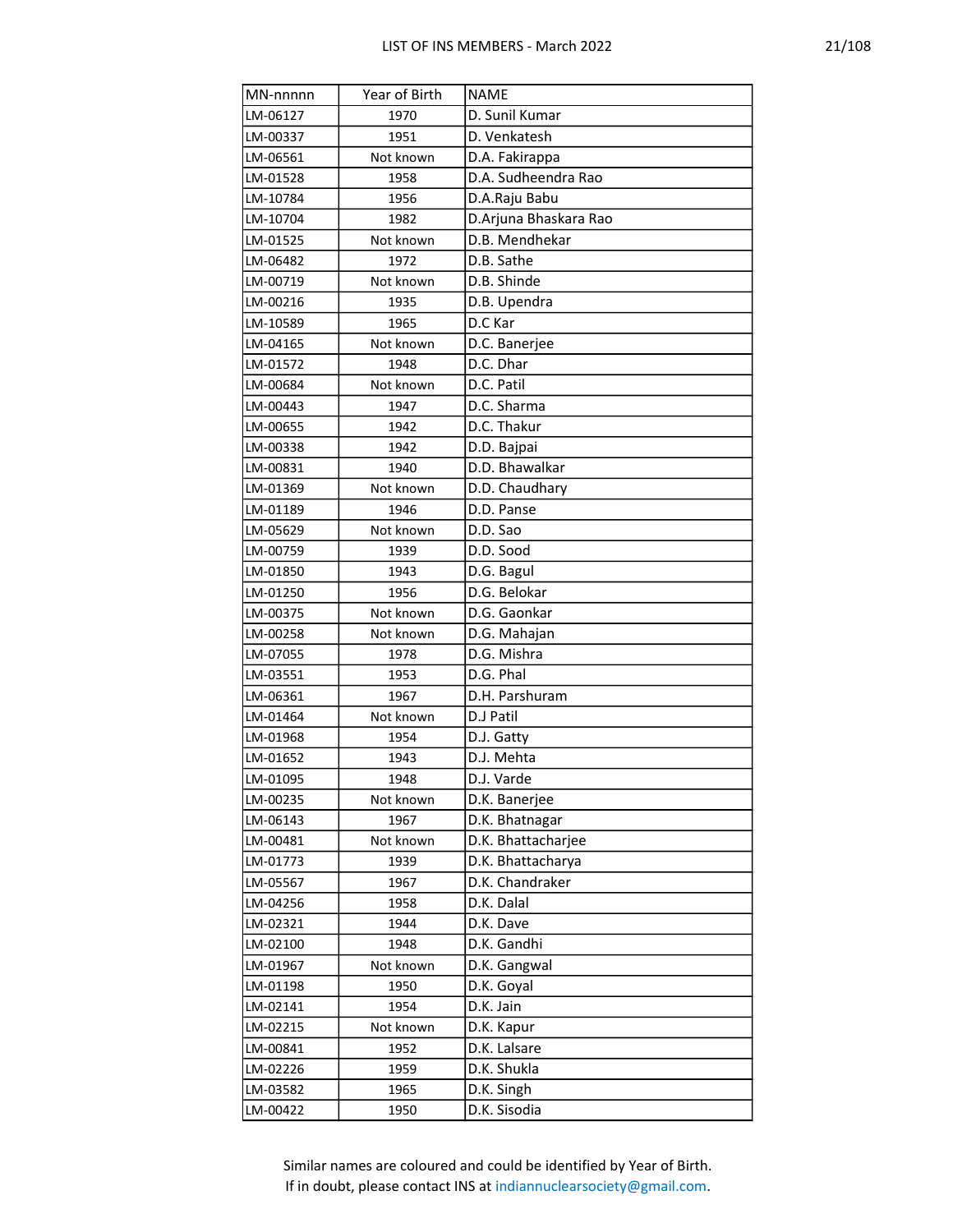| MN-nnnnn | Year of Birth | NAME |
|---|---|---|
| LM-06127 | 1970 | D. Sunil Kumar |
| LM-00337 | 1951 | D. Venkatesh |
| LM-06561 | Not known | D.A. Fakirappa |
| LM-01528 | 1958 | D.A. Sudheendra Rao |
| LM-10784 | 1956 | D.A.Raju Babu |
| LM-10704 | 1982 | D.Arjuna Bhaskara Rao |
| LM-01525 | Not known | D.B. Mendhekar |
| LM-06482 | 1972 | D.B. Sathe |
| LM-00719 | Not known | D.B. Shinde |
| LM-00216 | 1935 | D.B. Upendra |
| LM-10589 | 1965 | D.C Kar |
| LM-04165 | Not known | D.C. Banerjee |
| LM-01572 | 1948 | D.C. Dhar |
| LM-00684 | Not known | D.C. Patil |
| LM-00443 | 1947 | D.C. Sharma |
| LM-00655 | 1942 | D.C. Thakur |
| LM-00338 | 1942 | D.D. Bajpai |
| LM-00831 | 1940 | D.D. Bhawalkar |
| LM-01369 | Not known | D.D. Chaudhary |
| LM-01189 | 1946 | D.D. Panse |
| LM-05629 | Not known | D.D. Sao |
| LM-00759 | 1939 | D.D. Sood |
| LM-01850 | 1943 | D.G. Bagul |
| LM-01250 | 1956 | D.G. Belokar |
| LM-00375 | Not known | D.G. Gaonkar |
| LM-00258 | Not known | D.G. Mahajan |
| LM-07055 | 1978 | D.G. Mishra |
| LM-03551 | 1953 | D.G. Phal |
| LM-06361 | 1967 | D.H. Parshuram |
| LM-01464 | Not known | D.J Patil |
| LM-01968 | 1954 | D.J. Gatty |
| LM-01652 | 1943 | D.J. Mehta |
| LM-01095 | 1948 | D.J. Varde |
| LM-00235 | Not known | D.K. Banerjee |
| LM-06143 | 1967 | D.K. Bhatnagar |
| LM-00481 | Not known | D.K. Bhattacharjee |
| LM-01773 | 1939 | D.K. Bhattacharya |
| LM-05567 | 1967 | D.K. Chandraker |
| LM-04256 | 1958 | D.K. Dalal |
| LM-02321 | 1944 | D.K. Dave |
| LM-02100 | 1948 | D.K. Gandhi |
| LM-01967 | Not known | D.K. Gangwal |
| LM-01198 | 1950 | D.K. Goyal |
| LM-02141 | 1954 | D.K. Jain |
| LM-02215 | Not known | D.K. Kapur |
| LM-00841 | 1952 | D.K. Lalsare |
| LM-02226 | 1959 | D.K. Shukla |
| LM-03582 | 1965 | D.K. Singh |
| LM-00422 | 1950 | D.K. Sisodia |

Similar names are coloured and could be identified by Year of Birth.
If in doubt, please contact INS at indiannuclearsociety@gmail.com.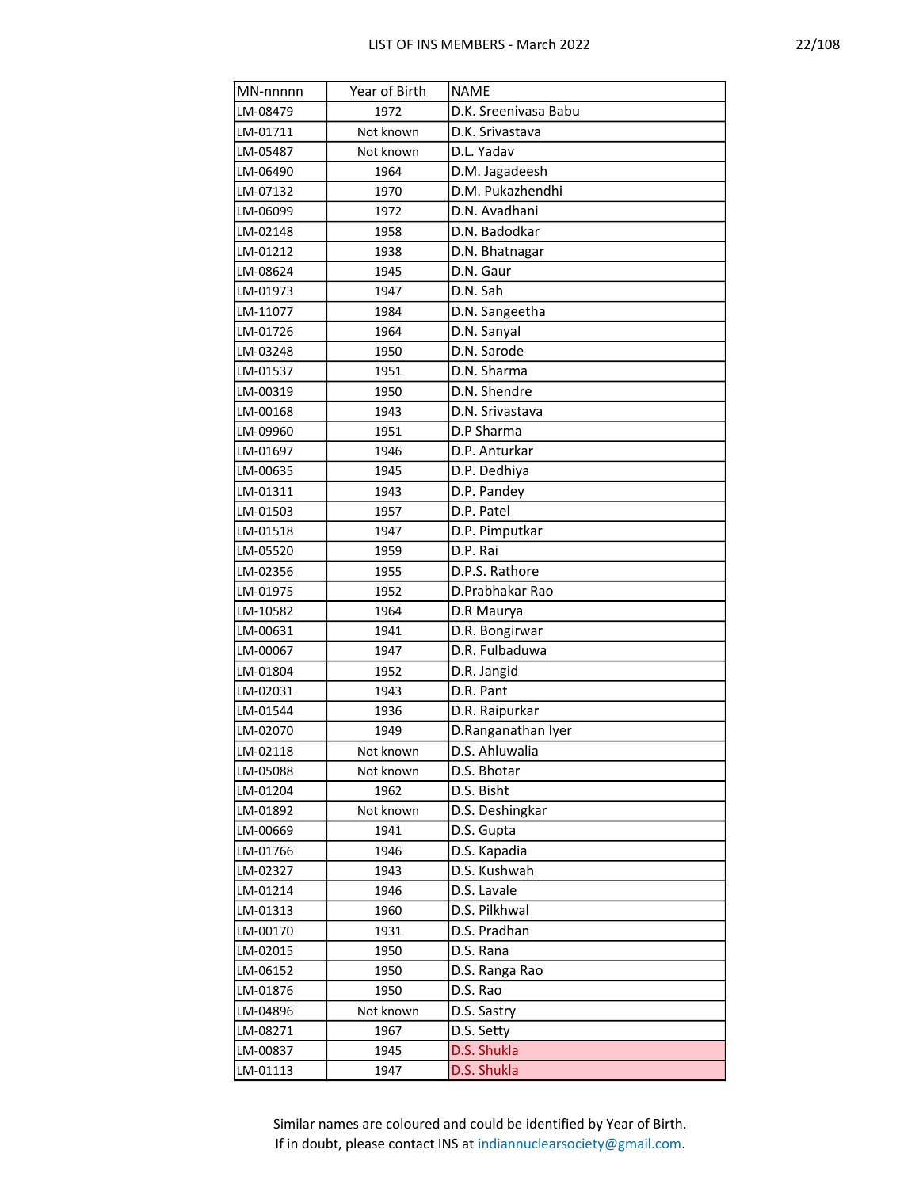| MN-nnnnn | Year of Birth | NAME |
|---|---|---|
| LM-08479 | 1972 | D.K. Sreenivasa Babu |
| LM-01711 | Not known | D.K. Srivastava |
| LM-05487 | Not known | D.L. Yadav |
| LM-06490 | 1964 | D.M. Jagadeesh |
| LM-07132 | 1970 | D.M. Pukazhendhi |
| LM-06099 | 1972 | D.N. Avadhani |
| LM-02148 | 1958 | D.N. Badodkar |
| LM-01212 | 1938 | D.N. Bhatnagar |
| LM-08624 | 1945 | D.N. Gaur |
| LM-01973 | 1947 | D.N. Sah |
| LM-11077 | 1984 | D.N. Sangeetha |
| LM-01726 | 1964 | D.N. Sanyal |
| LM-03248 | 1950 | D.N. Sarode |
| LM-01537 | 1951 | D.N. Sharma |
| LM-00319 | 1950 | D.N. Shendre |
| LM-00168 | 1943 | D.N. Srivastava |
| LM-09960 | 1951 | D.P Sharma |
| LM-01697 | 1946 | D.P. Anturkar |
| LM-00635 | 1945 | D.P. Dedhiya |
| LM-01311 | 1943 | D.P. Pandey |
| LM-01503 | 1957 | D.P. Patel |
| LM-01518 | 1947 | D.P. Pimputkar |
| LM-05520 | 1959 | D.P. Rai |
| LM-02356 | 1955 | D.P.S. Rathore |
| LM-01975 | 1952 | D.Prabhakar Rao |
| LM-10582 | 1964 | D.R Maurya |
| LM-00631 | 1941 | D.R. Bongirwar |
| LM-00067 | 1947 | D.R. Fulbaduwa |
| LM-01804 | 1952 | D.R. Jangid |
| LM-02031 | 1943 | D.R. Pant |
| LM-01544 | 1936 | D.R. Raipurkar |
| LM-02070 | 1949 | D.Ranganathan Iyer |
| LM-02118 | Not known | D.S. Ahluwalia |
| LM-05088 | Not known | D.S. Bhotar |
| LM-01204 | 1962 | D.S. Bisht |
| LM-01892 | Not known | D.S. Deshingkar |
| LM-00669 | 1941 | D.S. Gupta |
| LM-01766 | 1946 | D.S. Kapadia |
| LM-02327 | 1943 | D.S. Kushwah |
| LM-01214 | 1946 | D.S. Lavale |
| LM-01313 | 1960 | D.S. Pilkhwal |
| LM-00170 | 1931 | D.S. Pradhan |
| LM-02015 | 1950 | D.S. Rana |
| LM-06152 | 1950 | D.S. Ranga Rao |
| LM-01876 | 1950 | D.S. Rao |
| LM-04896 | Not known | D.S. Sastry |
| LM-08271 | 1967 | D.S. Setty |
| LM-00837 | 1945 | D.S. Shukla |
| LM-01113 | 1947 | D.S. Shukla |

Similar names are coloured and could be identified by Year of Birth.
If in doubt, please contact INS at indiannuclearsociety@gmail.com.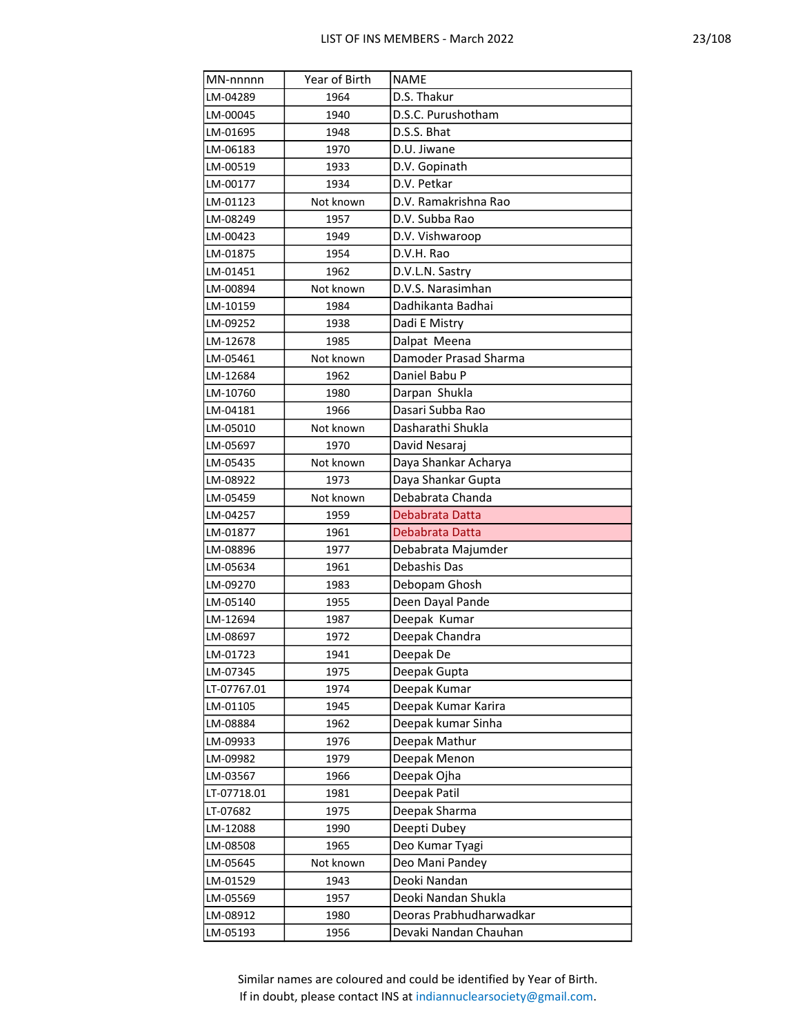| MN-nnnnn | Year of Birth | NAME |
|---|---|---|
| LM-04289 | 1964 | D.S. Thakur |
| LM-00045 | 1940 | D.S.C. Purushotham |
| LM-01695 | 1948 | D.S.S. Bhat |
| LM-06183 | 1970 | D.U. Jiwane |
| LM-00519 | 1933 | D.V. Gopinath |
| LM-00177 | 1934 | D.V. Petkar |
| LM-01123 | Not known | D.V. Ramakrishna Rao |
| LM-08249 | 1957 | D.V. Subba Rao |
| LM-00423 | 1949 | D.V. Vishwaroop |
| LM-01875 | 1954 | D.V.H. Rao |
| LM-01451 | 1962 | D.V.L.N. Sastry |
| LM-00894 | Not known | D.V.S. Narasimhan |
| LM-10159 | 1984 | Dadhikanta Badhai |
| LM-09252 | 1938 | Dadi E Mistry |
| LM-12678 | 1985 | Dalpat  Meena |
| LM-05461 | Not known | Damoder Prasad Sharma |
| LM-12684 | 1962 | Daniel Babu P |
| LM-10760 | 1980 | Darpan  Shukla |
| LM-04181 | 1966 | Dasari Subba Rao |
| LM-05010 | Not known | Dasharathi Shukla |
| LM-05697 | 1970 | David Nesaraj |
| LM-05435 | Not known | Daya Shankar Acharya |
| LM-08922 | 1973 | Daya Shankar Gupta |
| LM-05459 | Not known | Debabrata Chanda |
| LM-04257 | 1959 | Debabrata Datta |
| LM-01877 | 1961 | Debabrata Datta |
| LM-08896 | 1977 | Debabrata Majumder |
| LM-05634 | 1961 | Debashis Das |
| LM-09270 | 1983 | Debopam Ghosh |
| LM-05140 | 1955 | Deen Dayal Pande |
| LM-12694 | 1987 | Deepak  Kumar |
| LM-08697 | 1972 | Deepak Chandra |
| LM-01723 | 1941 | Deepak De |
| LM-07345 | 1975 | Deepak Gupta |
| LT-07767.01 | 1974 | Deepak Kumar |
| LM-01105 | 1945 | Deepak Kumar Karira |
| LM-08884 | 1962 | Deepak kumar Sinha |
| LM-09933 | 1976 | Deepak Mathur |
| LM-09982 | 1979 | Deepak Menon |
| LM-03567 | 1966 | Deepak Ojha |
| LT-07718.01 | 1981 | Deepak Patil |
| LT-07682 | 1975 | Deepak Sharma |
| LM-12088 | 1990 | Deepti Dubey |
| LM-08508 | 1965 | Deo Kumar Tyagi |
| LM-05645 | Not known | Deo Mani Pandey |
| LM-01529 | 1943 | Deoki Nandan |
| LM-05569 | 1957 | Deoki Nandan Shukla |
| LM-08912 | 1980 | Deoras Prabhudharwadkar |
| LM-05193 | 1956 | Devaki Nandan Chauhan |

Similar names are coloured and could be identified by Year of Birth.
If in doubt, please contact INS at indiannuclearsociety@gmail.com.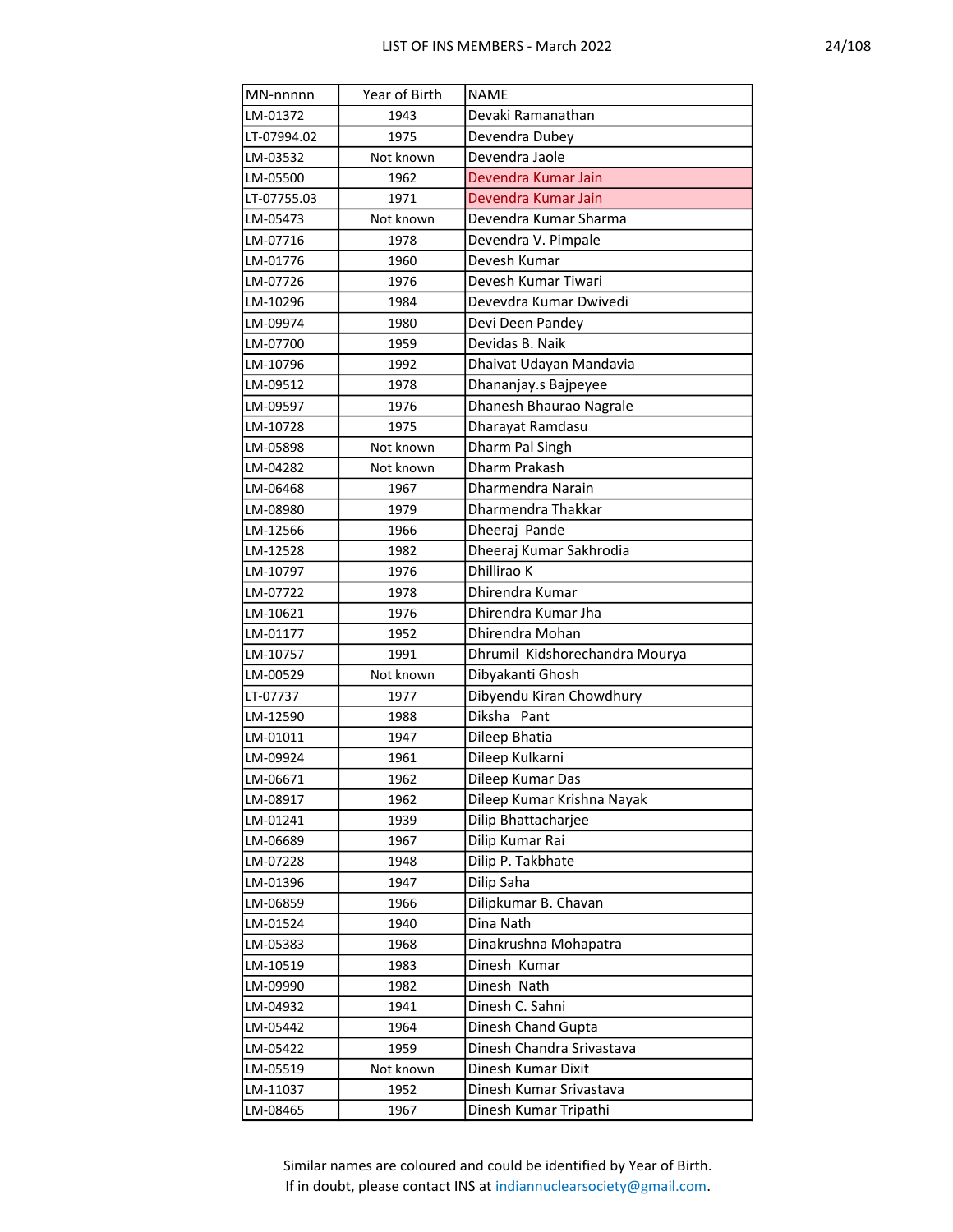| MN-nnnnn | Year of Birth | NAME |
|---|---|---|
| LM-01372 | 1943 | Devaki Ramanathan |
| LT-07994.02 | 1975 | Devendra Dubey |
| LM-03532 | Not known | Devendra Jaole |
| LM-05500 | 1962 | Devendra Kumar Jain |
| LT-07755.03 | 1971 | Devendra Kumar Jain |
| LM-05473 | Not known | Devendra Kumar Sharma |
| LM-07716 | 1978 | Devendra V. Pimpale |
| LM-01776 | 1960 | Devesh Kumar |
| LM-07726 | 1976 | Devesh Kumar Tiwari |
| LM-10296 | 1984 | Devevdra Kumar Dwivedi |
| LM-09974 | 1980 | Devi Deen Pandey |
| LM-07700 | 1959 | Devidas B. Naik |
| LM-10796 | 1992 | Dhaivat Udayan Mandavia |
| LM-09512 | 1978 | Dhananjay.s Bajpeyee |
| LM-09597 | 1976 | Dhanesh Bhaurao Nagrale |
| LM-10728 | 1975 | Dharayat Ramdasu |
| LM-05898 | Not known | Dharm Pal Singh |
| LM-04282 | Not known | Dharm Prakash |
| LM-06468 | 1967 | Dharmendra Narain |
| LM-08980 | 1979 | Dharmendra Thakkar |
| LM-12566 | 1966 | Dheeraj  Pande |
| LM-12528 | 1982 | Dheeraj Kumar Sakhrodia |
| LM-10797 | 1976 | Dhillirao K |
| LM-07722 | 1978 | Dhirendra Kumar |
| LM-10621 | 1976 | Dhirendra Kumar Jha |
| LM-01177 | 1952 | Dhirendra Mohan |
| LM-10757 | 1991 | Dhrumil  Kidshorechandra Mourya |
| LM-00529 | Not known | Dibyakanti Ghosh |
| LT-07737 | 1977 | Dibyendu Kiran Chowdhury |
| LM-12590 | 1988 | Diksha   Pant |
| LM-01011 | 1947 | Dileep Bhatia |
| LM-09924 | 1961 | Dileep Kulkarni |
| LM-06671 | 1962 | Dileep Kumar Das |
| LM-08917 | 1962 | Dileep Kumar Krishna Nayak |
| LM-01241 | 1939 | Dilip Bhattacharjee |
| LM-06689 | 1967 | Dilip Kumar Rai |
| LM-07228 | 1948 | Dilip P. Takbhate |
| LM-01396 | 1947 | Dilip Saha |
| LM-06859 | 1966 | Dilipkumar B. Chavan |
| LM-01524 | 1940 | Dina Nath |
| LM-05383 | 1968 | Dinakrushna Mohapatra |
| LM-10519 | 1983 | Dinesh  Kumar |
| LM-09990 | 1982 | Dinesh  Nath |
| LM-04932 | 1941 | Dinesh C. Sahni |
| LM-05442 | 1964 | Dinesh Chand Gupta |
| LM-05422 | 1959 | Dinesh Chandra Srivastava |
| LM-05519 | Not known | Dinesh Kumar Dixit |
| LM-11037 | 1952 | Dinesh Kumar Srivastava |
| LM-08465 | 1967 | Dinesh Kumar Tripathi |

Similar names are coloured and could be identified by Year of Birth.
If in doubt, please contact INS at indiannuclearsociety@gmail.com.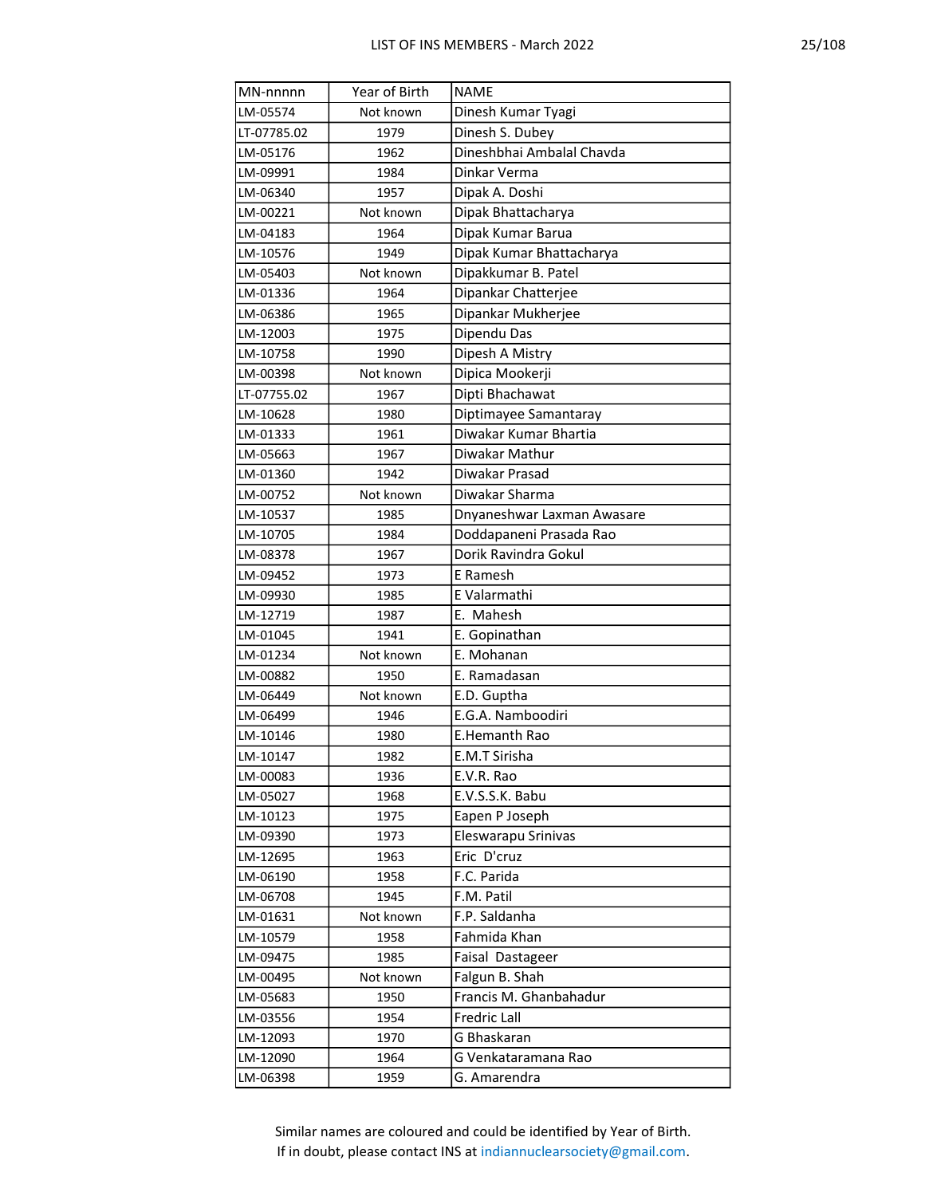| MN-nnnnn | Year of Birth | NAME |
|---|---|---|
| LM-05574 | Not known | Dinesh Kumar Tyagi |
| LT-07785.02 | 1979 | Dinesh S. Dubey |
| LM-05176 | 1962 | Dineshbhai Ambalal Chavda |
| LM-09991 | 1984 | Dinkar Verma |
| LM-06340 | 1957 | Dipak A. Doshi |
| LM-00221 | Not known | Dipak Bhattacharya |
| LM-04183 | 1964 | Dipak Kumar Barua |
| LM-10576 | 1949 | Dipak Kumar Bhattacharya |
| LM-05403 | Not known | Dipakkumar B. Patel |
| LM-01336 | 1964 | Dipankar Chatterjee |
| LM-06386 | 1965 | Dipankar Mukherjee |
| LM-12003 | 1975 | Dipendu Das |
| LM-10758 | 1990 | Dipesh A Mistry |
| LM-00398 | Not known | Dipica Mookerji |
| LT-07755.02 | 1967 | Dipti Bhachawat |
| LM-10628 | 1980 | Diptimayee Samantaray |
| LM-01333 | 1961 | Diwakar Kumar Bhartia |
| LM-05663 | 1967 | Diwakar Mathur |
| LM-01360 | 1942 | Diwakar Prasad |
| LM-00752 | Not known | Diwakar Sharma |
| LM-10537 | 1985 | Dnyaneshwar Laxman Awasare |
| LM-10705 | 1984 | Doddapaneni Prasada Rao |
| LM-08378 | 1967 | Dorik Ravindra Gokul |
| LM-09452 | 1973 | E Ramesh |
| LM-09930 | 1985 | E Valarmathi |
| LM-12719 | 1987 | E.  Mahesh |
| LM-01045 | 1941 | E. Gopinathan |
| LM-01234 | Not known | E. Mohanan |
| LM-00882 | 1950 | E. Ramadasan |
| LM-06449 | Not known | E.D. Guptha |
| LM-06499 | 1946 | E.G.A. Namboodiri |
| LM-10146 | 1980 | E.Hemanth Rao |
| LM-10147 | 1982 | E.M.T Sirisha |
| LM-00083 | 1936 | E.V.R. Rao |
| LM-05027 | 1968 | E.V.S.S.K. Babu |
| LM-10123 | 1975 | Eapen P Joseph |
| LM-09390 | 1973 | Eleswarapu Srinivas |
| LM-12695 | 1963 | Eric  D'cruz |
| LM-06190 | 1958 | F.C. Parida |
| LM-06708 | 1945 | F.M. Patil |
| LM-01631 | Not known | F.P. Saldanha |
| LM-10579 | 1958 | Fahmida Khan |
| LM-09475 | 1985 | Faisal  Dastageer |
| LM-00495 | Not known | Falgun B. Shah |
| LM-05683 | 1950 | Francis M. Ghanbahadur |
| LM-03556 | 1954 | Fredric Lall |
| LM-12093 | 1970 | G Bhaskaran |
| LM-12090 | 1964 | G Venkataramana Rao |
| LM-06398 | 1959 | G. Amarendra |

Similar names are coloured and could be identified by Year of Birth.
If in doubt, please contact INS at indiannuclearsociety@gmail.com.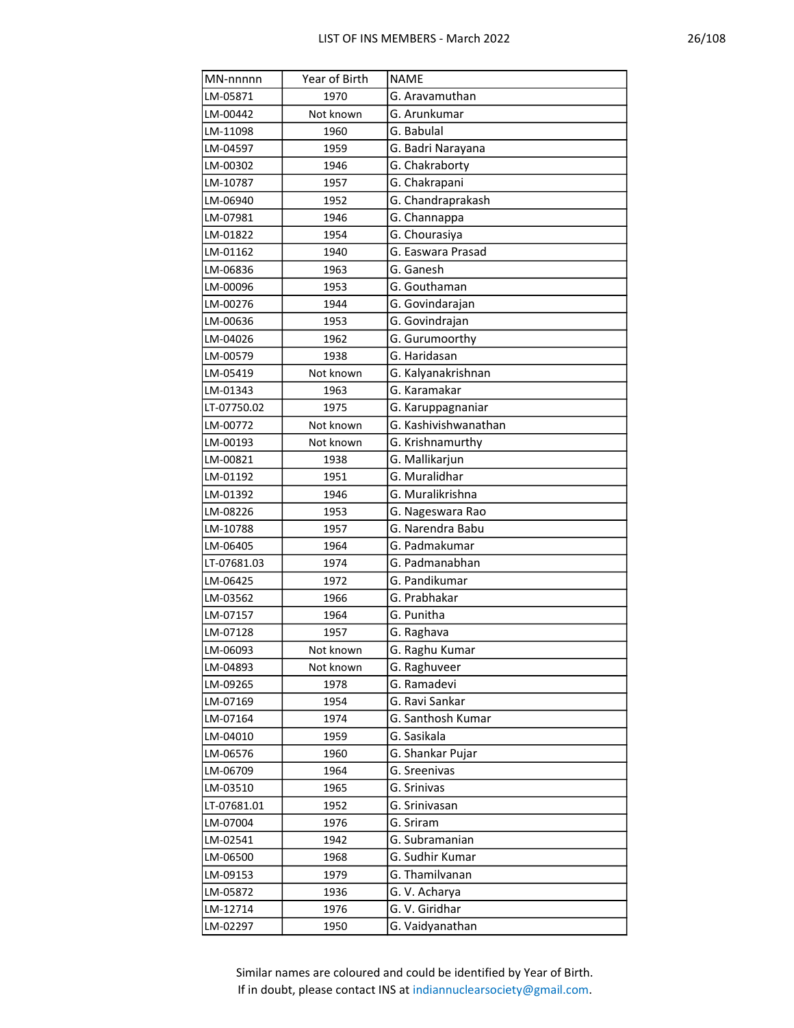| MN-nnnnn | Year of Birth | NAME |
|---|---|---|
| LM-05871 | 1970 | G. Aravamuthan |
| LM-00442 | Not known | G. Arunkumar |
| LM-11098 | 1960 | G. Babulal |
| LM-04597 | 1959 | G. Badri Narayana |
| LM-00302 | 1946 | G. Chakraborty |
| LM-10787 | 1957 | G. Chakrapani |
| LM-06940 | 1952 | G. Chandraprakash |
| LM-07981 | 1946 | G. Channappa |
| LM-01822 | 1954 | G. Chourasiya |
| LM-01162 | 1940 | G. Easwara Prasad |
| LM-06836 | 1963 | G. Ganesh |
| LM-00096 | 1953 | G. Gouthaman |
| LM-00276 | 1944 | G. Govindarajan |
| LM-00636 | 1953 | G. Govindrajan |
| LM-04026 | 1962 | G. Gurumoorthy |
| LM-00579 | 1938 | G. Haridasan |
| LM-05419 | Not known | G. Kalyanakrishnan |
| LM-01343 | 1963 | G. Karamakar |
| LT-07750.02 | 1975 | G. Karuppagnaniar |
| LM-00772 | Not known | G. Kashivishwanathan |
| LM-00193 | Not known | G. Krishnamurthy |
| LM-00821 | 1938 | G. Mallikarjun |
| LM-01192 | 1951 | G. Muralidhar |
| LM-01392 | 1946 | G. Muralikrishna |
| LM-08226 | 1953 | G. Nageswara Rao |
| LM-10788 | 1957 | G. Narendra Babu |
| LM-06405 | 1964 | G. Padmakumar |
| LT-07681.03 | 1974 | G. Padmanabhan |
| LM-06425 | 1972 | G. Pandikumar |
| LM-03562 | 1966 | G. Prabhakar |
| LM-07157 | 1964 | G. Punitha |
| LM-07128 | 1957 | G. Raghava |
| LM-06093 | Not known | G. Raghu Kumar |
| LM-04893 | Not known | G. Raghuveer |
| LM-09265 | 1978 | G. Ramadevi |
| LM-07169 | 1954 | G. Ravi Sankar |
| LM-07164 | 1974 | G. Santhosh Kumar |
| LM-04010 | 1959 | G. Sasikala |
| LM-06576 | 1960 | G. Shankar Pujar |
| LM-06709 | 1964 | G. Sreenivas |
| LM-03510 | 1965 | G. Srinivas |
| LT-07681.01 | 1952 | G. Srinivasan |
| LM-07004 | 1976 | G. Sriram |
| LM-02541 | 1942 | G. Subramanian |
| LM-06500 | 1968 | G. Sudhir Kumar |
| LM-09153 | 1979 | G. Thamilvanan |
| LM-05872 | 1936 | G. V. Acharya |
| LM-12714 | 1976 | G. V. Giridhar |
| LM-02297 | 1950 | G. Vaidyanathan |

Similar names are coloured and could be identified by Year of Birth.
If in doubt, please contact INS at indiannuclearsociety@gmail.com.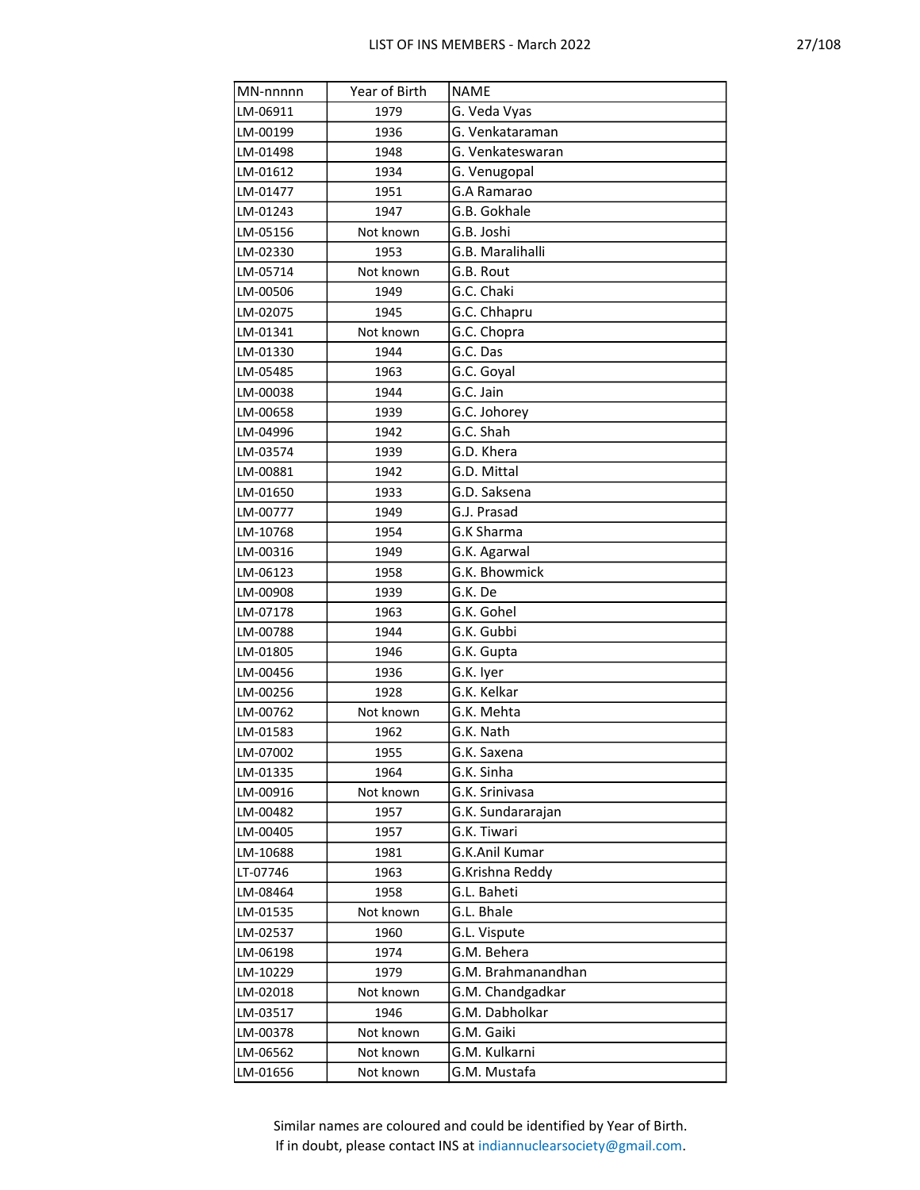| MN-nnnnn | Year of Birth | NAME |
|---|---|---|
| LM-06911 | 1979 | G. Veda Vyas |
| LM-00199 | 1936 | G. Venkataraman |
| LM-01498 | 1948 | G. Venkateswaran |
| LM-01612 | 1934 | G. Venugopal |
| LM-01477 | 1951 | G.A Ramarao |
| LM-01243 | 1947 | G.B. Gokhale |
| LM-05156 | Not known | G.B. Joshi |
| LM-02330 | 1953 | G.B. Maralihalli |
| LM-05714 | Not known | G.B. Rout |
| LM-00506 | 1949 | G.C. Chaki |
| LM-02075 | 1945 | G.C. Chhapru |
| LM-01341 | Not known | G.C. Chopra |
| LM-01330 | 1944 | G.C. Das |
| LM-05485 | 1963 | G.C. Goyal |
| LM-00038 | 1944 | G.C. Jain |
| LM-00658 | 1939 | G.C. Johorey |
| LM-04996 | 1942 | G.C. Shah |
| LM-03574 | 1939 | G.D. Khera |
| LM-00881 | 1942 | G.D. Mittal |
| LM-01650 | 1933 | G.D. Saksena |
| LM-00777 | 1949 | G.J. Prasad |
| LM-10768 | 1954 | G.K Sharma |
| LM-00316 | 1949 | G.K. Agarwal |
| LM-06123 | 1958 | G.K. Bhowmick |
| LM-00908 | 1939 | G.K. De |
| LM-07178 | 1963 | G.K. Gohel |
| LM-00788 | 1944 | G.K. Gubbi |
| LM-01805 | 1946 | G.K. Gupta |
| LM-00456 | 1936 | G.K. Iyer |
| LM-00256 | 1928 | G.K. Kelkar |
| LM-00762 | Not known | G.K. Mehta |
| LM-01583 | 1962 | G.K. Nath |
| LM-07002 | 1955 | G.K. Saxena |
| LM-01335 | 1964 | G.K. Sinha |
| LM-00916 | Not known | G.K. Srinivasa |
| LM-00482 | 1957 | G.K. Sundararajan |
| LM-00405 | 1957 | G.K. Tiwari |
| LM-10688 | 1981 | G.K.Anil Kumar |
| LT-07746 | 1963 | G.Krishna Reddy |
| LM-08464 | 1958 | G.L. Baheti |
| LM-01535 | Not known | G.L. Bhale |
| LM-02537 | 1960 | G.L. Vispute |
| LM-06198 | 1974 | G.M. Behera |
| LM-10229 | 1979 | G.M. Brahmanandhan |
| LM-02018 | Not known | G.M. Chandgadkar |
| LM-03517 | 1946 | G.M. Dabholkar |
| LM-00378 | Not known | G.M. Gaiki |
| LM-06562 | Not known | G.M. Kulkarni |
| LM-01656 | Not known | G.M. Mustafa |

Similar names are coloured and could be identified by Year of Birth.
If in doubt, please contact INS at indiannuclearsociety@gmail.com.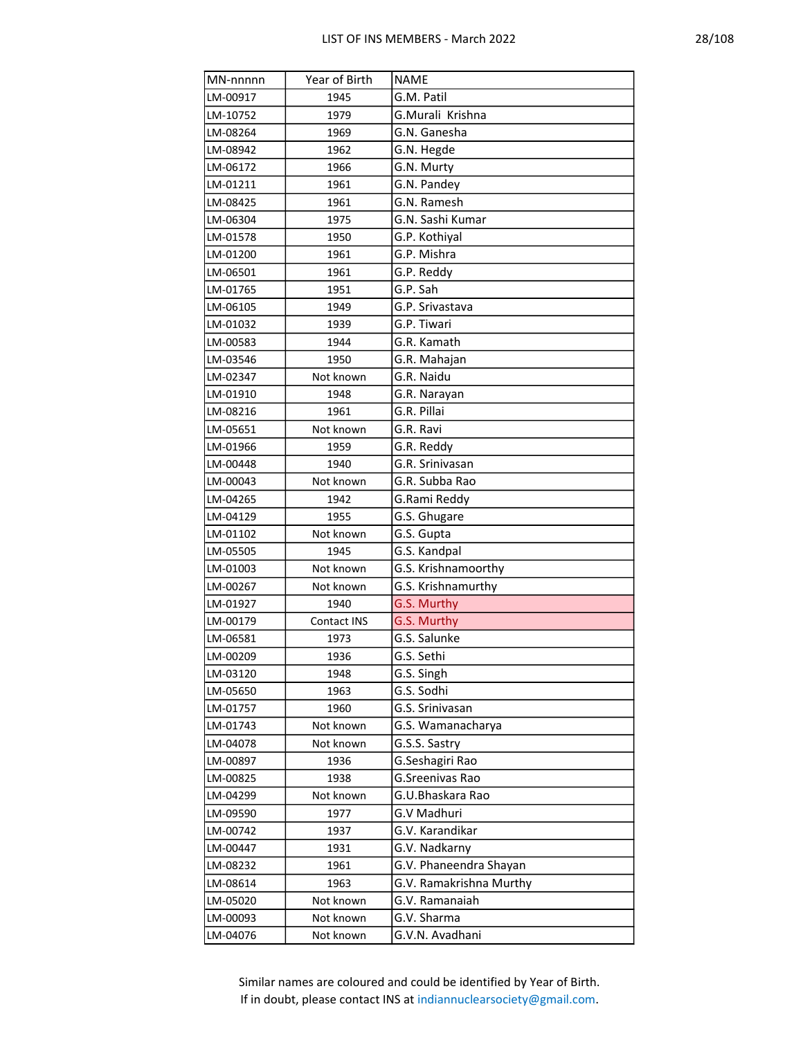| MN-nnnnn | Year of Birth | NAME |
|---|---|---|
| LM-00917 | 1945 | G.M. Patil |
| LM-10752 | 1979 | G.Murali  Krishna |
| LM-08264 | 1969 | G.N. Ganesha |
| LM-08942 | 1962 | G.N. Hegde |
| LM-06172 | 1966 | G.N. Murty |
| LM-01211 | 1961 | G.N. Pandey |
| LM-08425 | 1961 | G.N. Ramesh |
| LM-06304 | 1975 | G.N. Sashi Kumar |
| LM-01578 | 1950 | G.P. Kothiyal |
| LM-01200 | 1961 | G.P. Mishra |
| LM-06501 | 1961 | G.P. Reddy |
| LM-01765 | 1951 | G.P. Sah |
| LM-06105 | 1949 | G.P. Srivastava |
| LM-01032 | 1939 | G.P. Tiwari |
| LM-00583 | 1944 | G.R. Kamath |
| LM-03546 | 1950 | G.R. Mahajan |
| LM-02347 | Not known | G.R. Naidu |
| LM-01910 | 1948 | G.R. Narayan |
| LM-08216 | 1961 | G.R. Pillai |
| LM-05651 | Not known | G.R. Ravi |
| LM-01966 | 1959 | G.R. Reddy |
| LM-00448 | 1940 | G.R. Srinivasan |
| LM-00043 | Not known | G.R. Subba Rao |
| LM-04265 | 1942 | G.Rami Reddy |
| LM-04129 | 1955 | G.S. Ghugare |
| LM-01102 | Not known | G.S. Gupta |
| LM-05505 | 1945 | G.S. Kandpal |
| LM-01003 | Not known | G.S. Krishnamoorthy |
| LM-00267 | Not known | G.S. Krishnamurthy |
| LM-01927 | 1940 | G.S. Murthy |
| LM-00179 | Contact INS | G.S. Murthy |
| LM-06581 | 1973 | G.S. Salunke |
| LM-00209 | 1936 | G.S. Sethi |
| LM-03120 | 1948 | G.S. Singh |
| LM-05650 | 1963 | G.S. Sodhi |
| LM-01757 | 1960 | G.S. Srinivasan |
| LM-01743 | Not known | G.S. Wamanacharya |
| LM-04078 | Not known | G.S.S. Sastry |
| LM-00897 | 1936 | G.Seshagiri Rao |
| LM-00825 | 1938 | G.Sreenivas Rao |
| LM-04299 | Not known | G.U.Bhaskara Rao |
| LM-09590 | 1977 | G.V Madhuri |
| LM-00742 | 1937 | G.V. Karandikar |
| LM-00447 | 1931 | G.V. Nadkarny |
| LM-08232 | 1961 | G.V. Phaneendra Shayan |
| LM-08614 | 1963 | G.V. Ramakrishna Murthy |
| LM-05020 | Not known | G.V. Ramanaiah |
| LM-00093 | Not known | G.V. Sharma |
| LM-04076 | Not known | G.V.N. Avadhani |

Similar names are coloured and could be identified by Year of Birth.
If in doubt, please contact INS at indiannuclearsociety@gmail.com.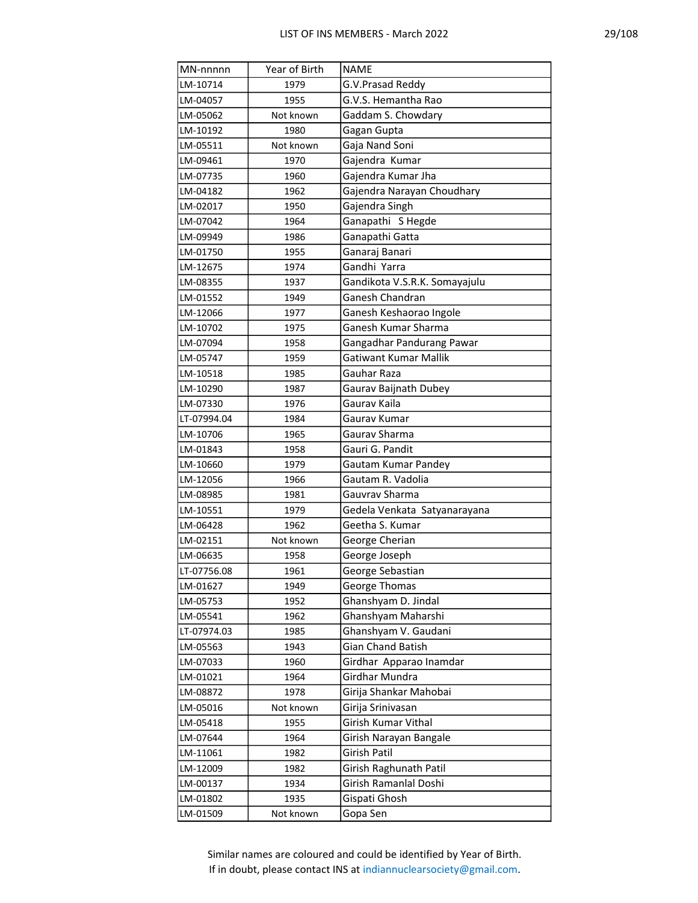| MN-nnnnn | Year of Birth | NAME |
|---|---|---|
| LM-10714 | 1979 | G.V.Prasad Reddy |
| LM-04057 | 1955 | G.V.S. Hemantha Rao |
| LM-05062 | Not known | Gaddam S. Chowdary |
| LM-10192 | 1980 | Gagan Gupta |
| LM-05511 | Not known | Gaja Nand Soni |
| LM-09461 | 1970 | Gajendra  Kumar |
| LM-07735 | 1960 | Gajendra Kumar Jha |
| LM-04182 | 1962 | Gajendra Narayan Choudhary |
| LM-02017 | 1950 | Gajendra Singh |
| LM-07042 | 1964 | Ganapathi   S Hegde |
| LM-09949 | 1986 | Ganapathi Gatta |
| LM-01750 | 1955 | Ganaraj Banari |
| LM-12675 | 1974 | Gandhi  Yarra |
| LM-08355 | 1937 | Gandikota V.S.R.K. Somayajulu |
| LM-01552 | 1949 | Ganesh Chandran |
| LM-12066 | 1977 | Ganesh Keshaorao Ingole |
| LM-10702 | 1975 | Ganesh Kumar Sharma |
| LM-07094 | 1958 | Gangadhar Pandurang Pawar |
| LM-05747 | 1959 | Gatiwant Kumar Mallik |
| LM-10518 | 1985 | Gauhar Raza |
| LM-10290 | 1987 | Gaurav Baijnath Dubey |
| LM-07330 | 1976 | Gaurav Kaila |
| LT-07994.04 | 1984 | Gaurav Kumar |
| LM-10706 | 1965 | Gaurav Sharma |
| LM-01843 | 1958 | Gauri G. Pandit |
| LM-10660 | 1979 | Gautam Kumar Pandey |
| LM-12056 | 1966 | Gautam R. Vadolia |
| LM-08985 | 1981 | Gauvrav Sharma |
| LM-10551 | 1979 | Gedela Venkata  Satyanarayana |
| LM-06428 | 1962 | Geetha S. Kumar |
| LM-02151 | Not known | George Cherian |
| LM-06635 | 1958 | George Joseph |
| LT-07756.08 | 1961 | George Sebastian |
| LM-01627 | 1949 | George Thomas |
| LM-05753 | 1952 | Ghanshyam D. Jindal |
| LM-05541 | 1962 | Ghanshyam Maharshi |
| LT-07974.03 | 1985 | Ghanshyam V. Gaudani |
| LM-05563 | 1943 | Gian Chand Batish |
| LM-07033 | 1960 | Girdhar  Apparao Inamdar |
| LM-01021 | 1964 | Girdhar Mundra |
| LM-08872 | 1978 | Girija Shankar Mahobai |
| LM-05016 | Not known | Girija Srinivasan |
| LM-05418 | 1955 | Girish Kumar Vithal |
| LM-07644 | 1964 | Girish Narayan Bangale |
| LM-11061 | 1982 | Girish Patil |
| LM-12009 | 1982 | Girish Raghunath Patil |
| LM-00137 | 1934 | Girish Ramanlal Doshi |
| LM-01802 | 1935 | Gispati Ghosh |
| LM-01509 | Not known | Gopa Sen |

Similar names are coloured and could be identified by Year of Birth.
If in doubt, please contact INS at indiannuclearsociety@gmail.com.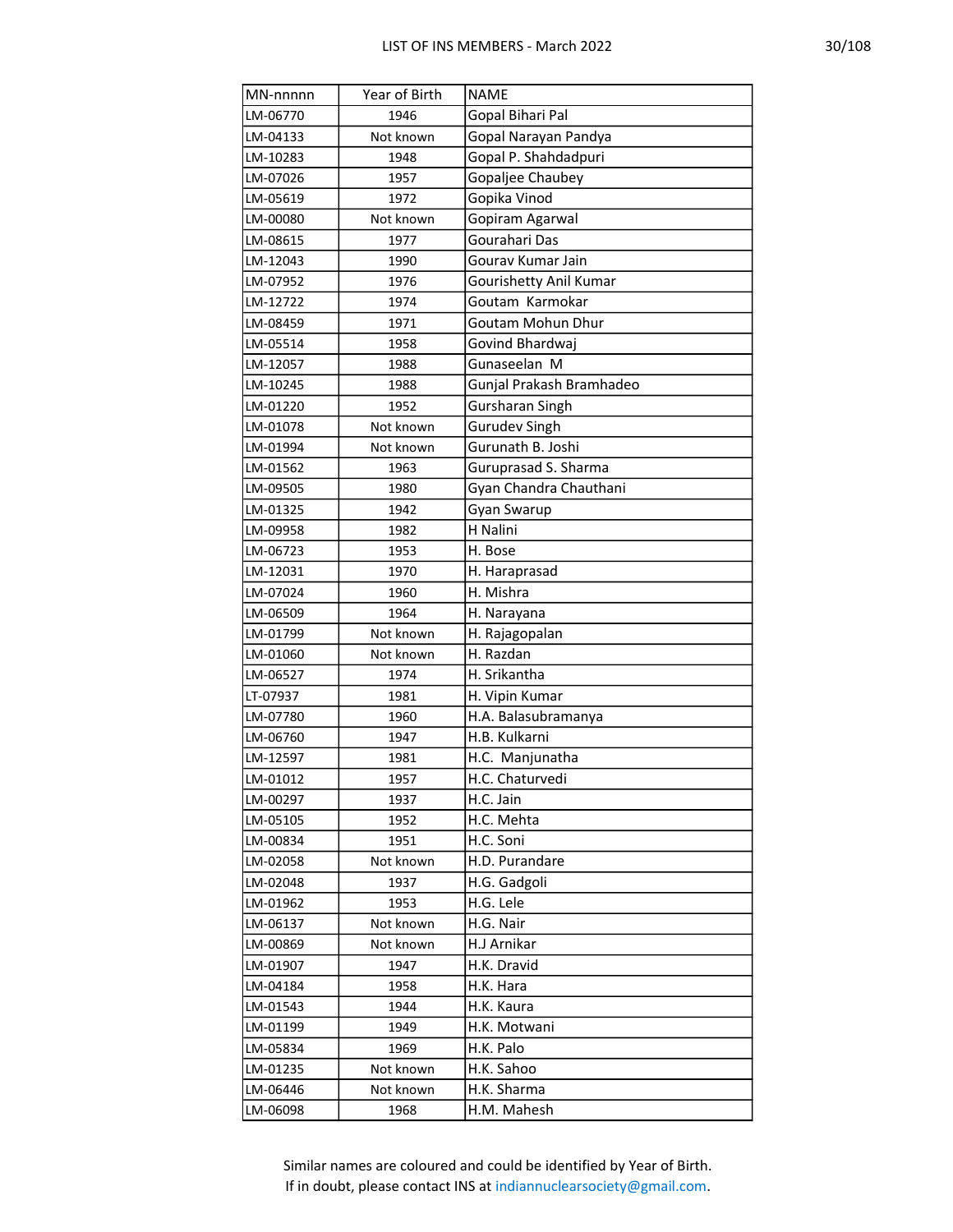| MN-nnnnn | Year of Birth | NAME |
|---|---|---|
| LM-06770 | 1946 | Gopal Bihari Pal |
| LM-04133 | Not known | Gopal Narayan Pandya |
| LM-10283 | 1948 | Gopal P. Shahdadpuri |
| LM-07026 | 1957 | Gopaljee Chaubey |
| LM-05619 | 1972 | Gopika Vinod |
| LM-00080 | Not known | Gopiram Agarwal |
| LM-08615 | 1977 | Gourahari Das |
| LM-12043 | 1990 | Gourav Kumar Jain |
| LM-07952 | 1976 | Gourishetty Anil Kumar |
| LM-12722 | 1974 | Goutam  Karmokar |
| LM-08459 | 1971 | Goutam Mohun Dhur |
| LM-05514 | 1958 | Govind Bhardwaj |
| LM-12057 | 1988 | Gunaseelan  M |
| LM-10245 | 1988 | Gunjal Prakash Bramhadeo |
| LM-01220 | 1952 | Gursharan Singh |
| LM-01078 | Not known | Gurudev Singh |
| LM-01994 | Not known | Gurunath B. Joshi |
| LM-01562 | 1963 | Guruprasad S. Sharma |
| LM-09505 | 1980 | Gyan Chandra Chauthani |
| LM-01325 | 1942 | Gyan Swarup |
| LM-09958 | 1982 | H Nalini |
| LM-06723 | 1953 | H. Bose |
| LM-12031 | 1970 | H. Haraprasad |
| LM-07024 | 1960 | H. Mishra |
| LM-06509 | 1964 | H. Narayana |
| LM-01799 | Not known | H. Rajagopalan |
| LM-01060 | Not known | H. Razdan |
| LM-06527 | 1974 | H. Srikantha |
| LT-07937 | 1981 | H. Vipin Kumar |
| LM-07780 | 1960 | H.A. Balasubramanya |
| LM-06760 | 1947 | H.B. Kulkarni |
| LM-12597 | 1981 | H.C.  Manjunatha |
| LM-01012 | 1957 | H.C. Chaturvedi |
| LM-00297 | 1937 | H.C. Jain |
| LM-05105 | 1952 | H.C. Mehta |
| LM-00834 | 1951 | H.C. Soni |
| LM-02058 | Not known | H.D. Purandare |
| LM-02048 | 1937 | H.G. Gadgoli |
| LM-01962 | 1953 | H.G. Lele |
| LM-06137 | Not known | H.G. Nair |
| LM-00869 | Not known | H.J Arnikar |
| LM-01907 | 1947 | H.K. Dravid |
| LM-04184 | 1958 | H.K. Hara |
| LM-01543 | 1944 | H.K. Kaura |
| LM-01199 | 1949 | H.K. Motwani |
| LM-05834 | 1969 | H.K. Palo |
| LM-01235 | Not known | H.K. Sahoo |
| LM-06446 | Not known | H.K. Sharma |
| LM-06098 | 1968 | H.M. Mahesh |

Similar names are coloured and could be identified by Year of Birth.
If in doubt, please contact INS at indiannuclearsociety@gmail.com.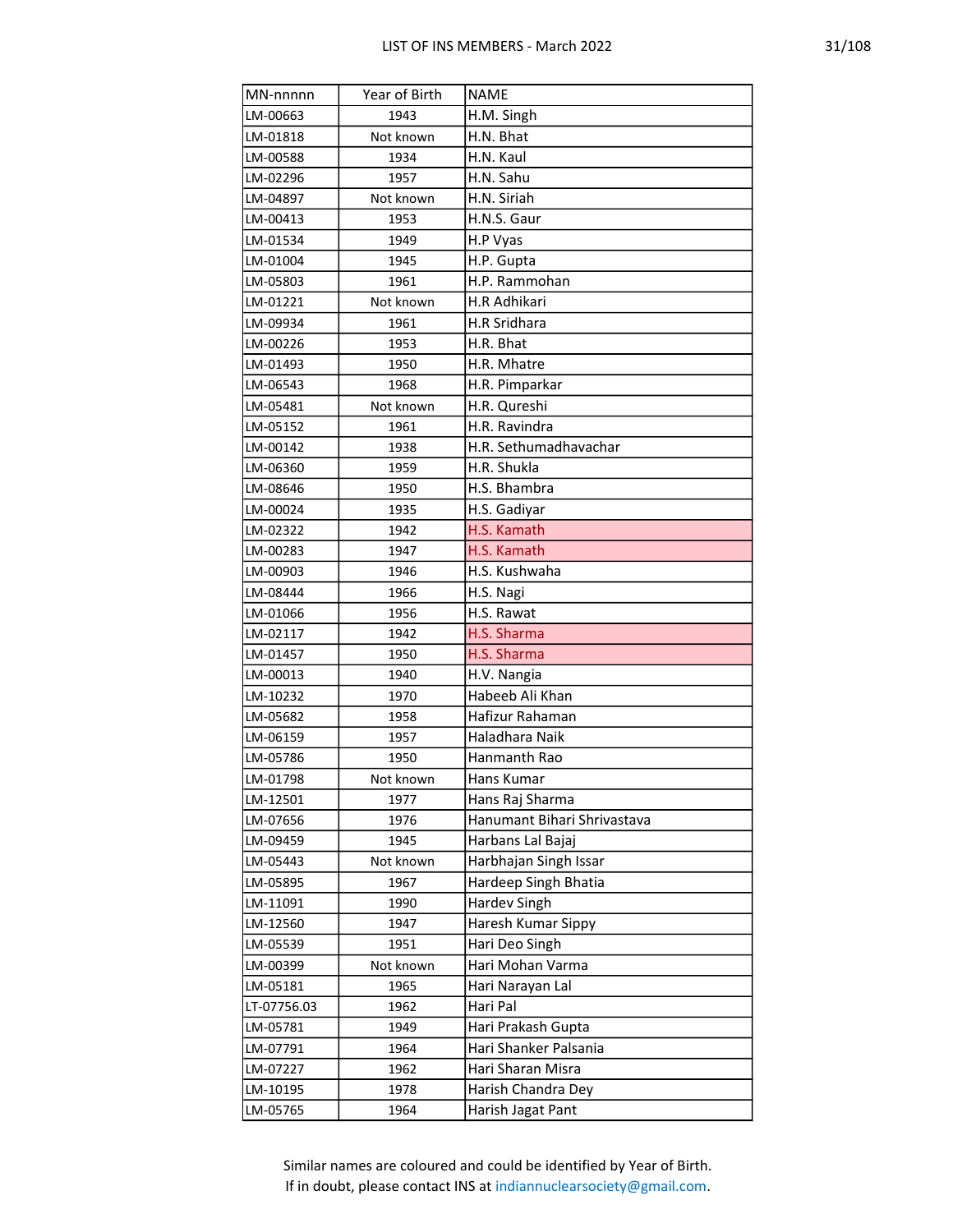| MN-nnnnn | Year of Birth | NAME |
|---|---|---|
| LM-00663 | 1943 | H.M. Singh |
| LM-01818 | Not known | H.N. Bhat |
| LM-00588 | 1934 | H.N. Kaul |
| LM-02296 | 1957 | H.N. Sahu |
| LM-04897 | Not known | H.N. Siriah |
| LM-00413 | 1953 | H.N.S. Gaur |
| LM-01534 | 1949 | H.P Vyas |
| LM-01004 | 1945 | H.P. Gupta |
| LM-05803 | 1961 | H.P. Rammohan |
| LM-01221 | Not known | H.R Adhikari |
| LM-09934 | 1961 | H.R Sridhara |
| LM-00226 | 1953 | H.R. Bhat |
| LM-01493 | 1950 | H.R. Mhatre |
| LM-06543 | 1968 | H.R. Pimparkar |
| LM-05481 | Not known | H.R. Qureshi |
| LM-05152 | 1961 | H.R. Ravindra |
| LM-00142 | 1938 | H.R. Sethumadhavachar |
| LM-06360 | 1959 | H.R. Shukla |
| LM-08646 | 1950 | H.S. Bhambra |
| LM-00024 | 1935 | H.S. Gadiyar |
| LM-02322 | 1942 | H.S. Kamath |
| LM-00283 | 1947 | H.S. Kamath |
| LM-00903 | 1946 | H.S. Kushwaha |
| LM-08444 | 1966 | H.S. Nagi |
| LM-01066 | 1956 | H.S. Rawat |
| LM-02117 | 1942 | H.S. Sharma |
| LM-01457 | 1950 | H.S. Sharma |
| LM-00013 | 1940 | H.V. Nangia |
| LM-10232 | 1970 | Habeeb Ali Khan |
| LM-05682 | 1958 | Hafizur Rahaman |
| LM-06159 | 1957 | Haladhara Naik |
| LM-05786 | 1950 | Hanmanth Rao |
| LM-01798 | Not known | Hans Kumar |
| LM-12501 | 1977 | Hans Raj Sharma |
| LM-07656 | 1976 | Hanumant Bihari Shrivastava |
| LM-09459 | 1945 | Harbans Lal Bajaj |
| LM-05443 | Not known | Harbhajan Singh Issar |
| LM-05895 | 1967 | Hardeep Singh Bhatia |
| LM-11091 | 1990 | Hardev Singh |
| LM-12560 | 1947 | Haresh Kumar Sippy |
| LM-05539 | 1951 | Hari Deo Singh |
| LM-00399 | Not known | Hari Mohan Varma |
| LM-05181 | 1965 | Hari Narayan Lal |
| LT-07756.03 | 1962 | Hari Pal |
| LM-05781 | 1949 | Hari Prakash Gupta |
| LM-07791 | 1964 | Hari Shanker Palsania |
| LM-07227 | 1962 | Hari Sharan Misra |
| LM-10195 | 1978 | Harish Chandra Dey |
| LM-05765 | 1964 | Harish Jagat Pant |

Similar names are coloured and could be identified by Year of Birth.
If in doubt, please contact INS at indiannuclearsociety@gmail.com.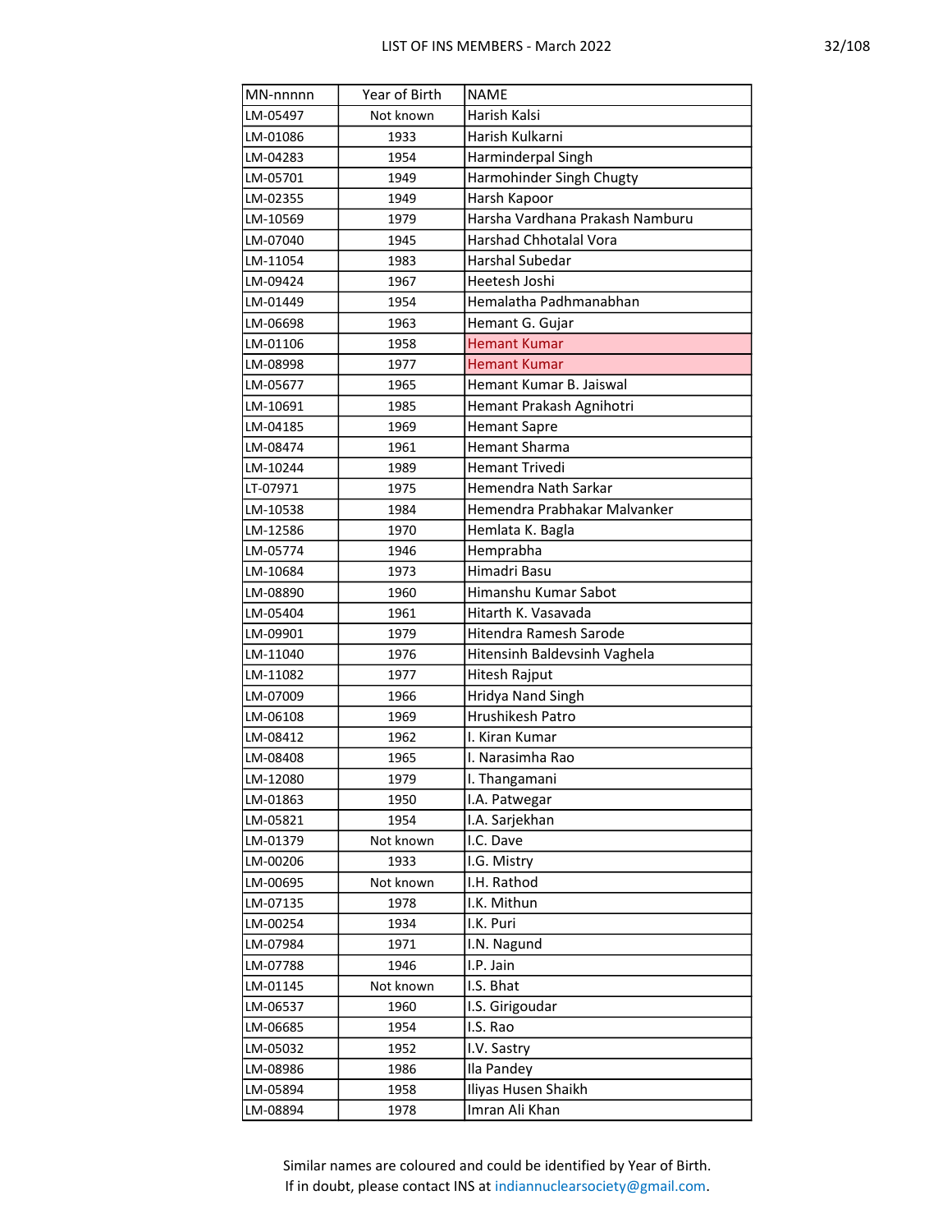| MN-nnnnn | Year of Birth | NAME |
|---|---|---|
| LM-05497 | Not known | Harish Kalsi |
| LM-01086 | 1933 | Harish Kulkarni |
| LM-04283 | 1954 | Harminderpal Singh |
| LM-05701 | 1949 | Harmohinder Singh Chugty |
| LM-02355 | 1949 | Harsh Kapoor |
| LM-10569 | 1979 | Harsha Vardhana Prakash Namburu |
| LM-07040 | 1945 | Harshad Chhotalal Vora |
| LM-11054 | 1983 | Harshal Subedar |
| LM-09424 | 1967 | Heetesh Joshi |
| LM-01449 | 1954 | Hemalatha Padhmanabhan |
| LM-06698 | 1963 | Hemant G. Gujar |
| LM-01106 | 1958 | Hemant Kumar |
| LM-08998 | 1977 | Hemant Kumar |
| LM-05677 | 1965 | Hemant Kumar B. Jaiswal |
| LM-10691 | 1985 | Hemant Prakash Agnihotri |
| LM-04185 | 1969 | Hemant Sapre |
| LM-08474 | 1961 | Hemant Sharma |
| LM-10244 | 1989 | Hemant Trivedi |
| LT-07971 | 1975 | Hemendra Nath Sarkar |
| LM-10538 | 1984 | Hemendra Prabhakar Malvanker |
| LM-12586 | 1970 | Hemlata K. Bagla |
| LM-05774 | 1946 | Hemprabha |
| LM-10684 | 1973 | Himadri Basu |
| LM-08890 | 1960 | Himanshu Kumar Sabot |
| LM-05404 | 1961 | Hitarth K. Vasavada |
| LM-09901 | 1979 | Hitendra Ramesh Sarode |
| LM-11040 | 1976 | Hitensinh Baldevsinh Vaghela |
| LM-11082 | 1977 | Hitesh Rajput |
| LM-07009 | 1966 | Hridya Nand Singh |
| LM-06108 | 1969 | Hrushikesh Patro |
| LM-08412 | 1962 | I. Kiran Kumar |
| LM-08408 | 1965 | I. Narasimha Rao |
| LM-12080 | 1979 | I. Thangamani |
| LM-01863 | 1950 | I.A. Patwegar |
| LM-05821 | 1954 | I.A. Sarjekhan |
| LM-01379 | Not known | I.C. Dave |
| LM-00206 | 1933 | I.G. Mistry |
| LM-00695 | Not known | I.H. Rathod |
| LM-07135 | 1978 | I.K. Mithun |
| LM-00254 | 1934 | I.K. Puri |
| LM-07984 | 1971 | I.N. Nagund |
| LM-07788 | 1946 | I.P. Jain |
| LM-01145 | Not known | I.S. Bhat |
| LM-06537 | 1960 | I.S. Girigoudar |
| LM-06685 | 1954 | I.S. Rao |
| LM-05032 | 1952 | I.V. Sastry |
| LM-08986 | 1986 | Ila Pandey |
| LM-05894 | 1958 | Iliyas Husen Shaikh |
| LM-08894 | 1978 | Imran Ali Khan |

Similar names are coloured and could be identified by Year of Birth.
If in doubt, please contact INS at indiannuclearsociety@gmail.com.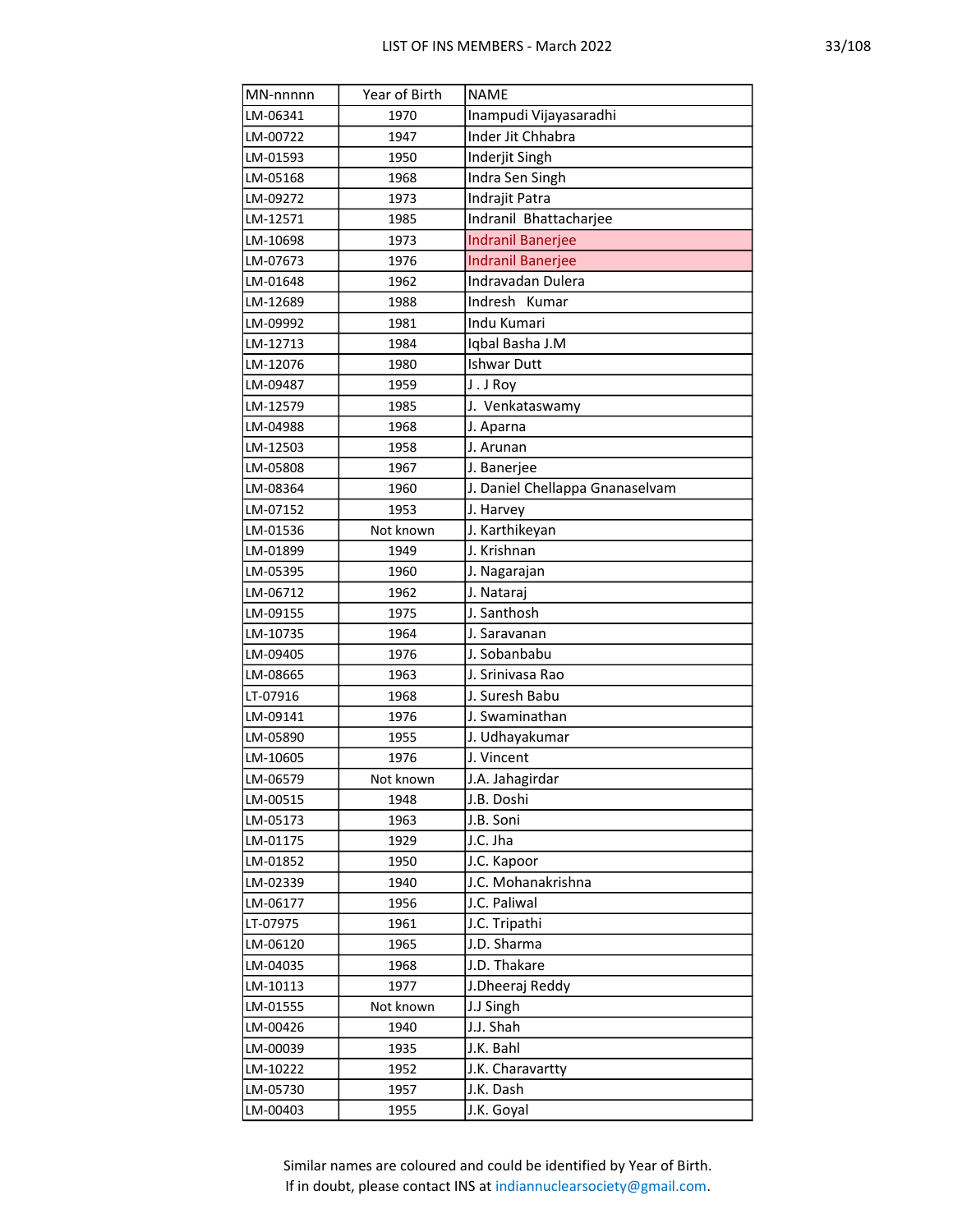| MN-nnnnn | Year of Birth | NAME |
|---|---|---|
| LM-06341 | 1970 | Inampudi Vijayasaradhi |
| LM-00722 | 1947 | Inder Jit Chhabra |
| LM-01593 | 1950 | Inderjit Singh |
| LM-05168 | 1968 | Indra Sen Singh |
| LM-09272 | 1973 | Indrajit Patra |
| LM-12571 | 1985 | Indranil  Bhattacharjee |
| LM-10698 | 1973 | Indranil Banerjee |
| LM-07673 | 1976 | Indranil Banerjee |
| LM-01648 | 1962 | Indravadan Dulera |
| LM-12689 | 1988 | Indresh   Kumar |
| LM-09992 | 1981 | Indu Kumari |
| LM-12713 | 1984 | Iqbal Basha J.M |
| LM-12076 | 1980 | Ishwar Dutt |
| LM-09487 | 1959 | J . J Roy |
| LM-12579 | 1985 | J.  Venkataswamy |
| LM-04988 | 1968 | J. Aparna |
| LM-12503 | 1958 | J. Arunan |
| LM-05808 | 1967 | J. Banerjee |
| LM-08364 | 1960 | J. Daniel Chellappa Gnanaselvam |
| LM-07152 | 1953 | J. Harvey |
| LM-01536 | Not known | J. Karthikeyan |
| LM-01899 | 1949 | J. Krishnan |
| LM-05395 | 1960 | J. Nagarajan |
| LM-06712 | 1962 | J. Nataraj |
| LM-09155 | 1975 | J. Santhosh |
| LM-10735 | 1964 | J. Saravanan |
| LM-09405 | 1976 | J. Sobanbabu |
| LM-08665 | 1963 | J. Srinivasa Rao |
| LT-07916 | 1968 | J. Suresh Babu |
| LM-09141 | 1976 | J. Swaminathan |
| LM-05890 | 1955 | J. Udhayakumar |
| LM-10605 | 1976 | J. Vincent |
| LM-06579 | Not known | J.A. Jahagirdar |
| LM-00515 | 1948 | J.B. Doshi |
| LM-05173 | 1963 | J.B. Soni |
| LM-01175 | 1929 | J.C. Jha |
| LM-01852 | 1950 | J.C. Kapoor |
| LM-02339 | 1940 | J.C. Mohanakrishna |
| LM-06177 | 1956 | J.C. Paliwal |
| LT-07975 | 1961 | J.C. Tripathi |
| LM-06120 | 1965 | J.D. Sharma |
| LM-04035 | 1968 | J.D. Thakare |
| LM-10113 | 1977 | J.Dheeraj Reddy |
| LM-01555 | Not known | J.J Singh |
| LM-00426 | 1940 | J.J. Shah |
| LM-00039 | 1935 | J.K. Bahl |
| LM-10222 | 1952 | J.K. Charavartty |
| LM-05730 | 1957 | J.K. Dash |
| LM-00403 | 1955 | J.K. Goyal |

Similar names are coloured and could be identified by Year of Birth.
If in doubt, please contact INS at indiannuclearsociety@gmail.com.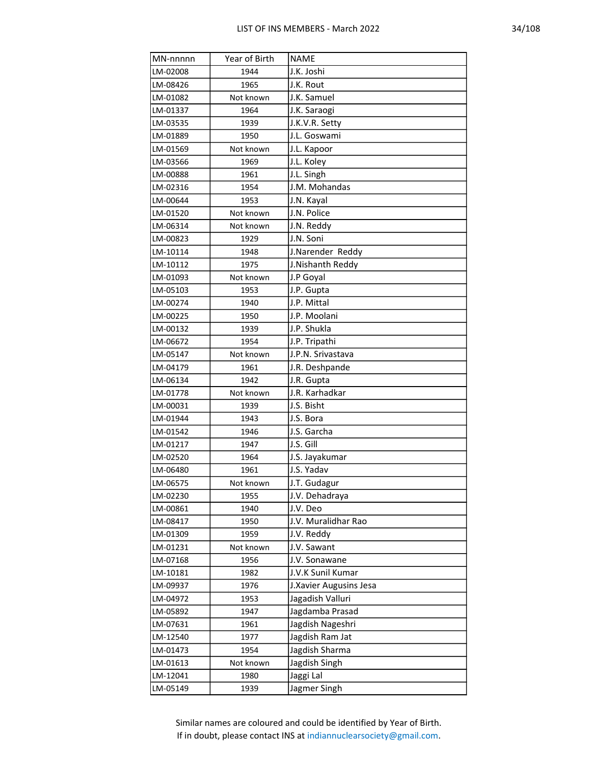| MN-nnnnn | Year of Birth | NAME |
|---|---|---|
| LM-02008 | 1944 | J.K. Joshi |
| LM-08426 | 1965 | J.K. Rout |
| LM-01082 | Not known | J.K. Samuel |
| LM-01337 | 1964 | J.K. Saraogi |
| LM-03535 | 1939 | J.K.V.R. Setty |
| LM-01889 | 1950 | J.L. Goswami |
| LM-01569 | Not known | J.L. Kapoor |
| LM-03566 | 1969 | J.L. Koley |
| LM-00888 | 1961 | J.L. Singh |
| LM-02316 | 1954 | J.M. Mohandas |
| LM-00644 | 1953 | J.N. Kayal |
| LM-01520 | Not known | J.N. Police |
| LM-06314 | Not known | J.N. Reddy |
| LM-00823 | 1929 | J.N. Soni |
| LM-10114 | 1948 | J.Narender Reddy |
| LM-10112 | 1975 | J.Nishanth Reddy |
| LM-01093 | Not known | J.P Goyal |
| LM-05103 | 1953 | J.P. Gupta |
| LM-00274 | 1940 | J.P. Mittal |
| LM-00225 | 1950 | J.P. Moolani |
| LM-00132 | 1939 | J.P. Shukla |
| LM-06672 | 1954 | J.P. Tripathi |
| LM-05147 | Not known | J.P.N. Srivastava |
| LM-04179 | 1961 | J.R. Deshpande |
| LM-06134 | 1942 | J.R. Gupta |
| LM-01778 | Not known | J.R. Karhadkar |
| LM-00031 | 1939 | J.S. Bisht |
| LM-01944 | 1943 | J.S. Bora |
| LM-01542 | 1946 | J.S. Garcha |
| LM-01217 | 1947 | J.S. Gill |
| LM-02520 | 1964 | J.S. Jayakumar |
| LM-06480 | 1961 | J.S. Yadav |
| LM-06575 | Not known | J.T. Gudagur |
| LM-02230 | 1955 | J.V. Dehadraya |
| LM-00861 | 1940 | J.V. Deo |
| LM-08417 | 1950 | J.V. Muralidhar Rao |
| LM-01309 | 1959 | J.V. Reddy |
| LM-01231 | Not known | J.V. Sawant |
| LM-07168 | 1956 | J.V. Sonawane |
| LM-10181 | 1982 | J.V.K Sunil Kumar |
| LM-09937 | 1976 | J.Xavier Augusins Jesa |
| LM-04972 | 1953 | Jagadish Valluri |
| LM-05892 | 1947 | Jagdamba Prasad |
| LM-07631 | 1961 | Jagdish Nageshri |
| LM-12540 | 1977 | Jagdish Ram Jat |
| LM-01473 | 1954 | Jagdish Sharma |
| LM-01613 | Not known | Jagdish Singh |
| LM-12041 | 1980 | Jaggi Lal |
| LM-05149 | 1939 | Jagmer Singh |

Similar names are coloured and could be identified by Year of Birth.
If in doubt, please contact INS at indiannuclearsociety@gmail.com.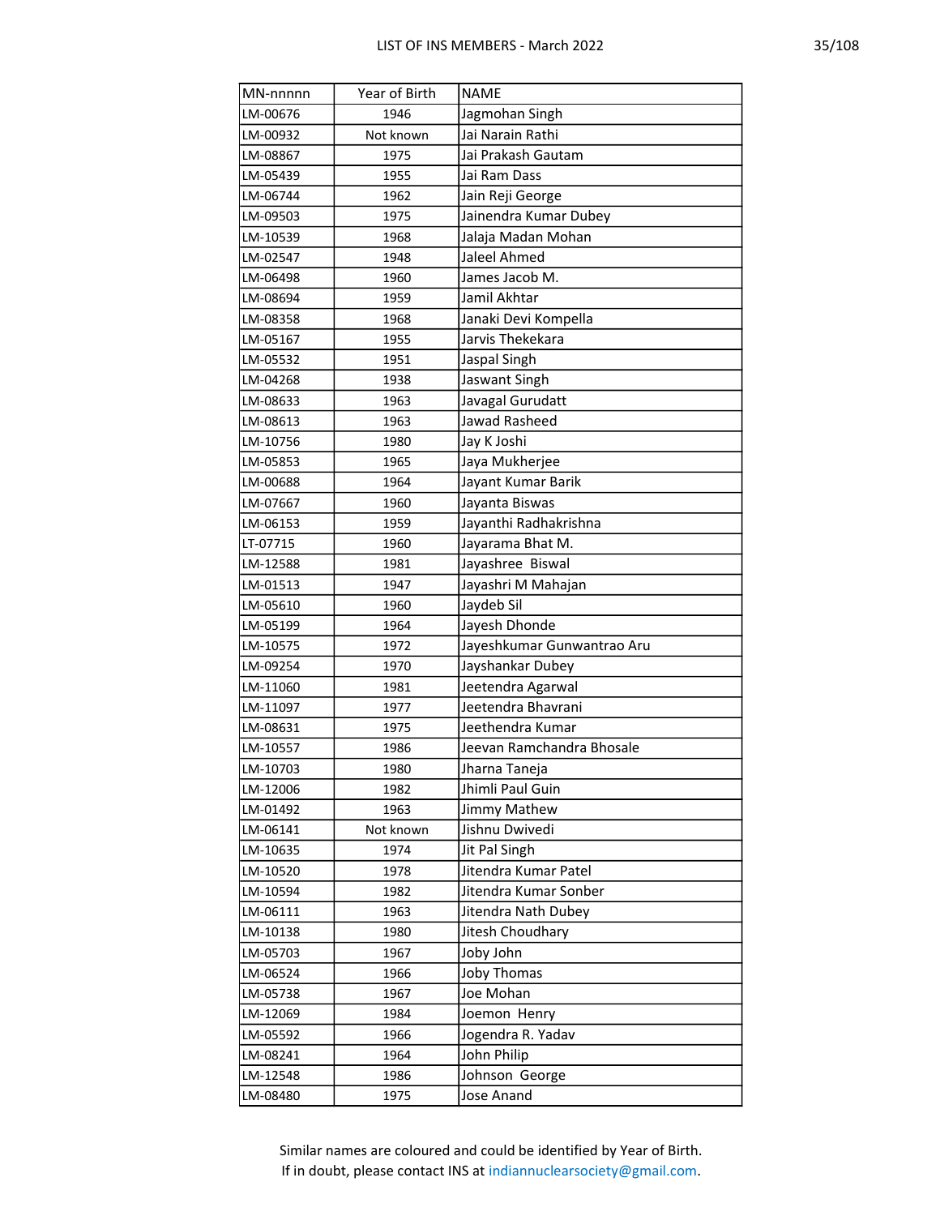| MN-nnnnn | Year of Birth | NAME |
|---|---|---|
| LM-00676 | 1946 | Jagmohan Singh |
| LM-00932 | Not known | Jai Narain Rathi |
| LM-08867 | 1975 | Jai Prakash Gautam |
| LM-05439 | 1955 | Jai Ram Dass |
| LM-06744 | 1962 | Jain Reji George |
| LM-09503 | 1975 | Jainendra Kumar Dubey |
| LM-10539 | 1968 | Jalaja Madan Mohan |
| LM-02547 | 1948 | Jaleel Ahmed |
| LM-06498 | 1960 | James Jacob M. |
| LM-08694 | 1959 | Jamil Akhtar |
| LM-08358 | 1968 | Janaki Devi Kompella |
| LM-05167 | 1955 | Jarvis Thekekara |
| LM-05532 | 1951 | Jaspal Singh |
| LM-04268 | 1938 | Jaswant Singh |
| LM-08633 | 1963 | Javagal Gurudatt |
| LM-08613 | 1963 | Jawad Rasheed |
| LM-10756 | 1980 | Jay K Joshi |
| LM-05853 | 1965 | Jaya Mukherjee |
| LM-00688 | 1964 | Jayant Kumar Barik |
| LM-07667 | 1960 | Jayanta Biswas |
| LM-06153 | 1959 | Jayanthi Radhakrishna |
| LT-07715 | 1960 | Jayarama Bhat M. |
| LM-12588 | 1981 | Jayashree  Biswal |
| LM-01513 | 1947 | Jayashri M Mahajan |
| LM-05610 | 1960 | Jaydeb Sil |
| LM-05199 | 1964 | Jayesh Dhonde |
| LM-10575 | 1972 | Jayeshkumar Gunwantrao Aru |
| LM-09254 | 1970 | Jayshankar Dubey |
| LM-11060 | 1981 | Jeetendra Agarwal |
| LM-11097 | 1977 | Jeetendra Bhavrani |
| LM-08631 | 1975 | Jeethendra Kumar |
| LM-10557 | 1986 | Jeevan Ramchandra Bhosale |
| LM-10703 | 1980 | Jharna Taneja |
| LM-12006 | 1982 | Jhimli Paul Guin |
| LM-01492 | 1963 | Jimmy Mathew |
| LM-06141 | Not known | Jishnu Dwivedi |
| LM-10635 | 1974 | Jit Pal Singh |
| LM-10520 | 1978 | Jitendra Kumar Patel |
| LM-10594 | 1982 | Jitendra Kumar Sonber |
| LM-06111 | 1963 | Jitendra Nath Dubey |
| LM-10138 | 1980 | Jitesh Choudhary |
| LM-05703 | 1967 | Joby John |
| LM-06524 | 1966 | Joby Thomas |
| LM-05738 | 1967 | Joe Mohan |
| LM-12069 | 1984 | Joemon  Henry |
| LM-05592 | 1966 | Jogendra R. Yadav |
| LM-08241 | 1964 | John Philip |
| LM-12548 | 1986 | Johnson  George |
| LM-08480 | 1975 | Jose Anand |

Similar names are coloured and could be identified by Year of Birth.
If in doubt, please contact INS at indiannuclearsociety@gmail.com.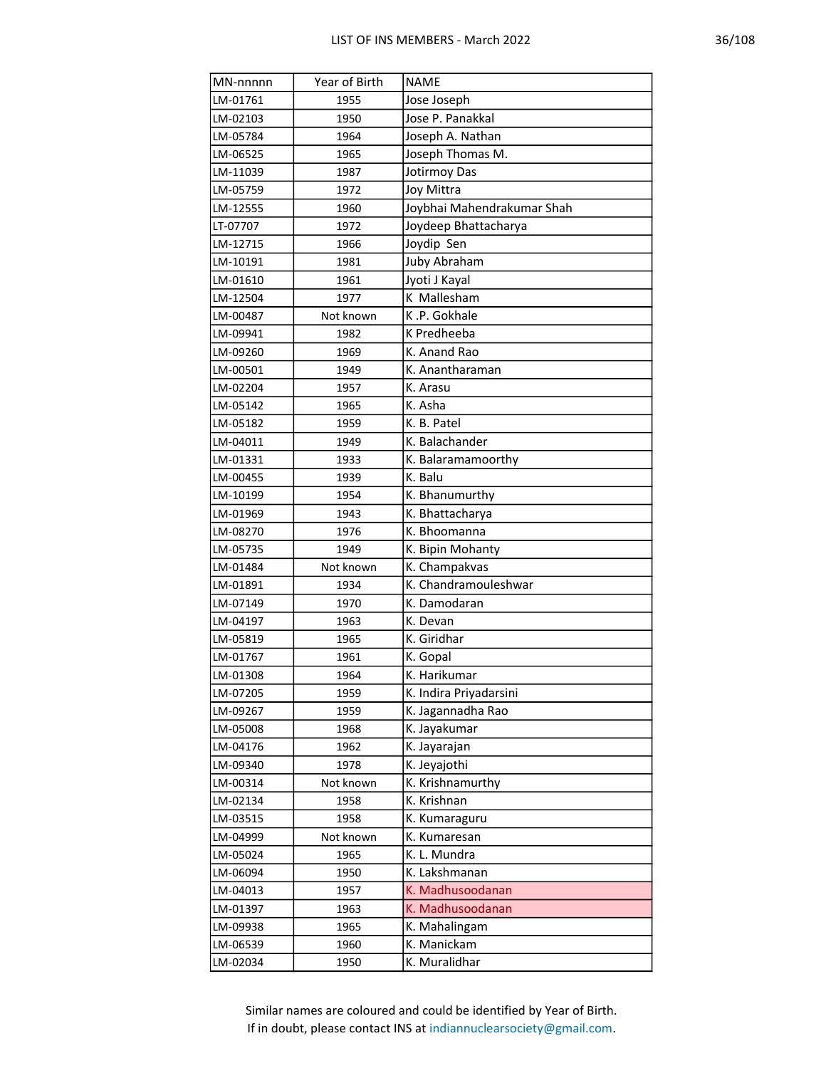| MN-nnnnn | Year of Birth | NAME |
|---|---|---|
| LM-01761 | 1955 | Jose Joseph |
| LM-02103 | 1950 | Jose P. Panakkal |
| LM-05784 | 1964 | Joseph A. Nathan |
| LM-06525 | 1965 | Joseph Thomas M. |
| LM-11039 | 1987 | Jotirmoy Das |
| LM-05759 | 1972 | Joy Mittra |
| LM-12555 | 1960 | Joybhai Mahendrakumar Shah |
| LT-07707 | 1972 | Joydeep Bhattacharya |
| LM-12715 | 1966 | Joydip  Sen |
| LM-10191 | 1981 | Juby Abraham |
| LM-01610 | 1961 | Jyoti J Kayal |
| LM-12504 | 1977 | K  Mallesham |
| LM-00487 | Not known | K .P. Gokhale |
| LM-09941 | 1982 | K Predheeba |
| LM-09260 | 1969 | K. Anand Rao |
| LM-00501 | 1949 | K. Anantharaman |
| LM-02204 | 1957 | K. Arasu |
| LM-05142 | 1965 | K. Asha |
| LM-05182 | 1959 | K. B. Patel |
| LM-04011 | 1949 | K. Balachander |
| LM-01331 | 1933 | K. Balaramamoorthy |
| LM-00455 | 1939 | K. Balu |
| LM-10199 | 1954 | K. Bhanumurthy |
| LM-01969 | 1943 | K. Bhattacharya |
| LM-08270 | 1976 | K. Bhoomanna |
| LM-05735 | 1949 | K. Bipin Mohanty |
| LM-01484 | Not known | K. Champakvas |
| LM-01891 | 1934 | K. Chandramouleshwar |
| LM-07149 | 1970 | K. Damodaran |
| LM-04197 | 1963 | K. Devan |
| LM-05819 | 1965 | K. Giridhar |
| LM-01767 | 1961 | K. Gopal |
| LM-01308 | 1964 | K. Harikumar |
| LM-07205 | 1959 | K. Indira Priyadarsini |
| LM-09267 | 1959 | K. Jagannadha Rao |
| LM-05008 | 1968 | K. Jayakumar |
| LM-04176 | 1962 | K. Jayarajan |
| LM-09340 | 1978 | K. Jeyajothi |
| LM-00314 | Not known | K. Krishnamurthy |
| LM-02134 | 1958 | K. Krishnan |
| LM-03515 | 1958 | K. Kumaraguru |
| LM-04999 | Not known | K. Kumaresan |
| LM-05024 | 1965 | K. L. Mundra |
| LM-06094 | 1950 | K. Lakshmanan |
| LM-04013 | 1957 | K. Madhusoodanan |
| LM-01397 | 1963 | K. Madhusoodanan |
| LM-09938 | 1965 | K. Mahalingam |
| LM-06539 | 1960 | K. Manickam |
| LM-02034 | 1950 | K. Muralidhar |

Similar names are coloured and could be identified by Year of Birth.
If in doubt, please contact INS at indiannuclearsociety@gmail.com.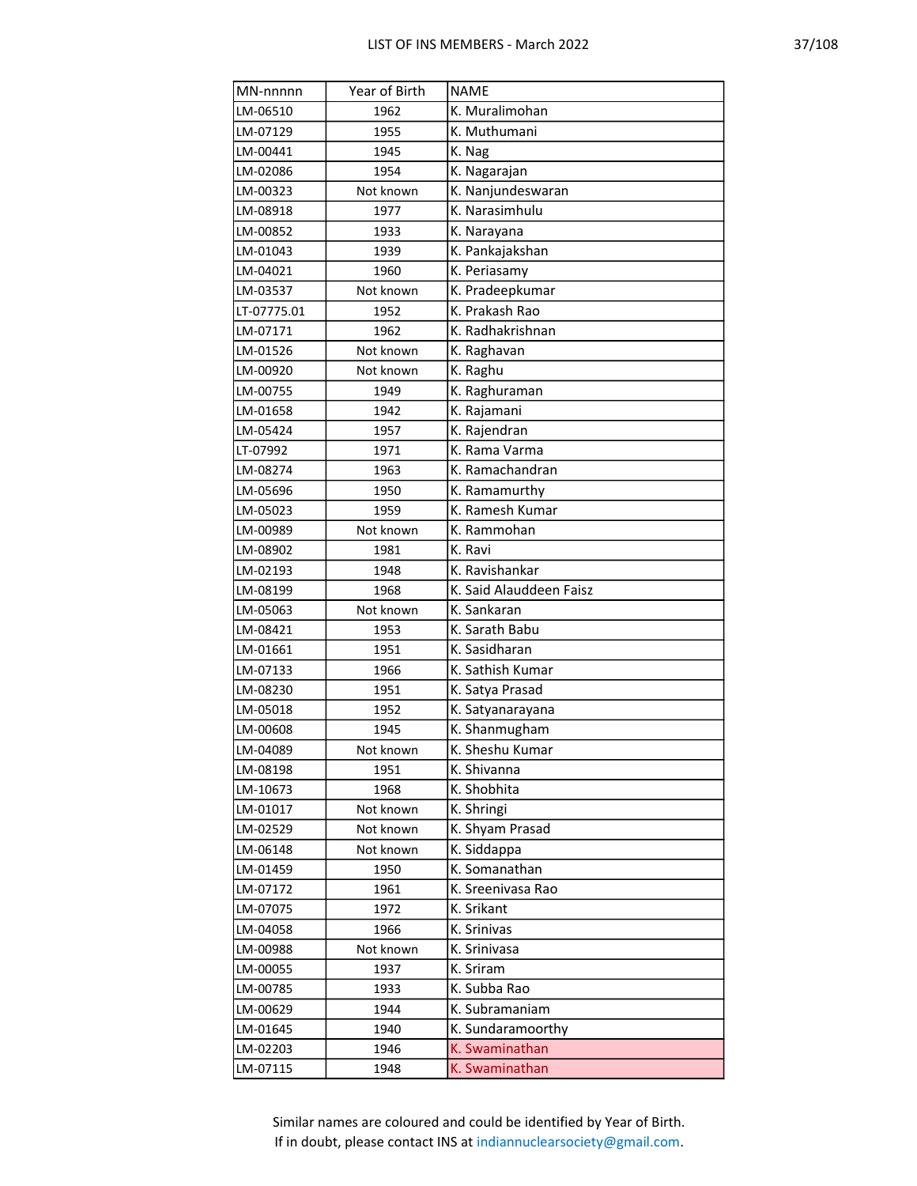| MN-nnnnn | Year of Birth | NAME |
|---|---|---|
| LM-06510 | 1962 | K. Muralimohan |
| LM-07129 | 1955 | K. Muthumani |
| LM-00441 | 1945 | K. Nag |
| LM-02086 | 1954 | K. Nagarajan |
| LM-00323 | Not known | K. Nanjundeswaran |
| LM-08918 | 1977 | K. Narasimhulu |
| LM-00852 | 1933 | K. Narayana |
| LM-01043 | 1939 | K. Pankajakshan |
| LM-04021 | 1960 | K. Periasamy |
| LM-03537 | Not known | K. Pradeepkumar |
| LT-07775.01 | 1952 | K. Prakash Rao |
| LM-07171 | 1962 | K. Radhakrishnan |
| LM-01526 | Not known | K. Raghavan |
| LM-00920 | Not known | K. Raghu |
| LM-00755 | 1949 | K. Raghuraman |
| LM-01658 | 1942 | K. Rajamani |
| LM-05424 | 1957 | K. Rajendran |
| LT-07992 | 1971 | K. Rama Varma |
| LM-08274 | 1963 | K. Ramachandran |
| LM-05696 | 1950 | K. Ramamurthy |
| LM-05023 | 1959 | K. Ramesh Kumar |
| LM-00989 | Not known | K. Rammohan |
| LM-08902 | 1981 | K. Ravi |
| LM-02193 | 1948 | K. Ravishankar |
| LM-08199 | 1968 | K. Said Alauddeen Faisz |
| LM-05063 | Not known | K. Sankaran |
| LM-08421 | 1953 | K. Sarath Babu |
| LM-01661 | 1951 | K. Sasidharan |
| LM-07133 | 1966 | K. Sathish Kumar |
| LM-08230 | 1951 | K. Satya Prasad |
| LM-05018 | 1952 | K. Satyanarayana |
| LM-00608 | 1945 | K. Shanmugham |
| LM-04089 | Not known | K. Sheshu Kumar |
| LM-08198 | 1951 | K. Shivanna |
| LM-10673 | 1968 | K. Shobhita |
| LM-01017 | Not known | K. Shringi |
| LM-02529 | Not known | K. Shyam Prasad |
| LM-06148 | Not known | K. Siddappa |
| LM-01459 | 1950 | K. Somanathan |
| LM-07172 | 1961 | K. Sreenivasa Rao |
| LM-07075 | 1972 | K. Srikant |
| LM-04058 | 1966 | K. Srinivas |
| LM-00988 | Not known | K. Srinivasa |
| LM-00055 | 1937 | K. Sriram |
| LM-00785 | 1933 | K. Subba Rao |
| LM-00629 | 1944 | K. Subramaniam |
| LM-01645 | 1940 | K. Sundaramoorthy |
| LM-02203 | 1946 | K. Swaminathan |
| LM-07115 | 1948 | K. Swaminathan |

Similar names are coloured and could be identified by Year of Birth.
If in doubt, please contact INS at indiannuclearsociety@gmail.com.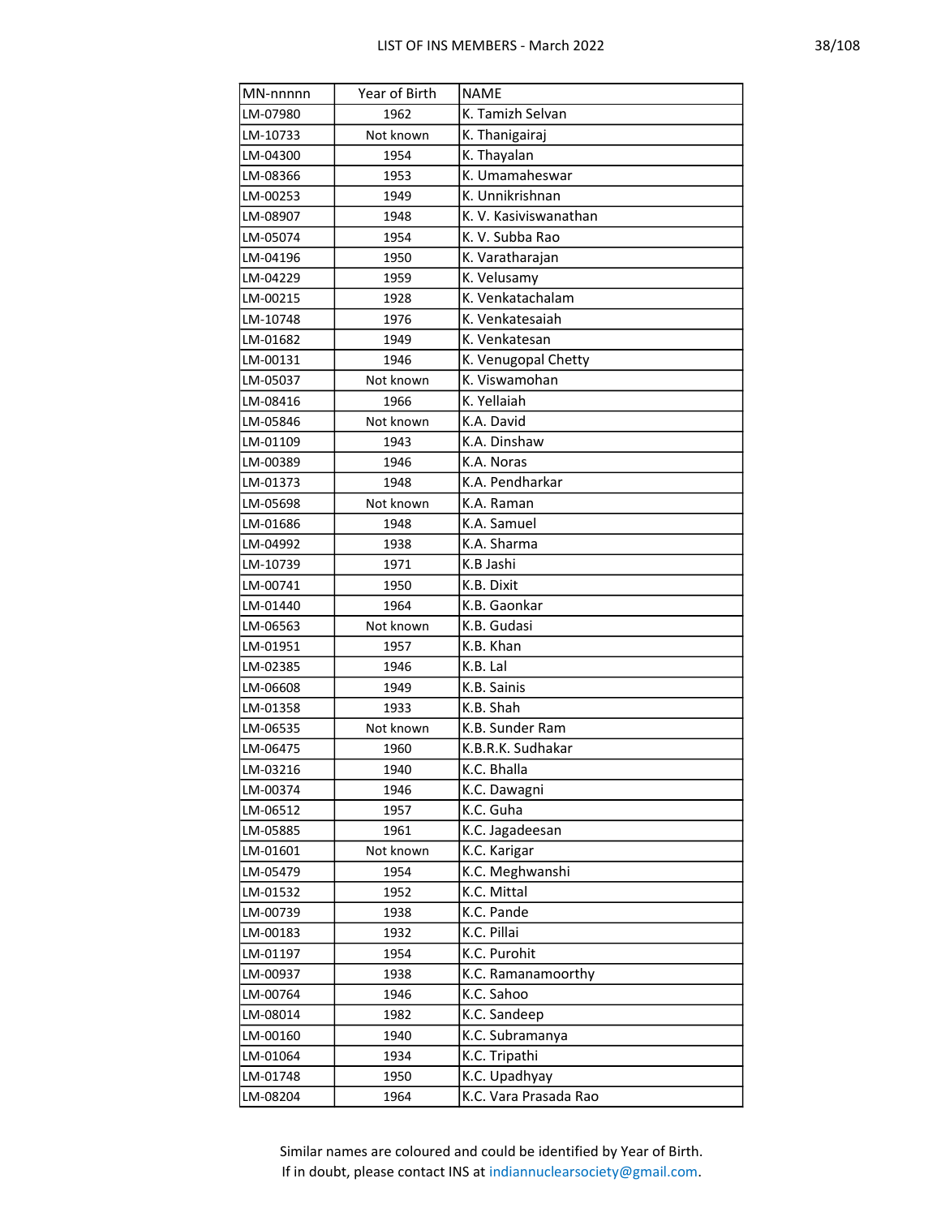| MN-nnnnn | Year of Birth | NAME |
|---|---|---|
| LM-07980 | 1962 | K. Tamizh Selvan |
| LM-10733 | Not known | K. Thanigairaj |
| LM-04300 | 1954 | K. Thayalan |
| LM-08366 | 1953 | K. Umamaheswar |
| LM-00253 | 1949 | K. Unnikrishnan |
| LM-08907 | 1948 | K. V. Kasiviswanathan |
| LM-05074 | 1954 | K. V. Subba Rao |
| LM-04196 | 1950 | K. Varatharajan |
| LM-04229 | 1959 | K. Velusamy |
| LM-00215 | 1928 | K. Venkatachalam |
| LM-10748 | 1976 | K. Venkatesaiah |
| LM-01682 | 1949 | K. Venkatesan |
| LM-00131 | 1946 | K. Venugopal Chetty |
| LM-05037 | Not known | K. Viswamohan |
| LM-08416 | 1966 | K. Yellaiah |
| LM-05846 | Not known | K.A. David |
| LM-01109 | 1943 | K.A. Dinshaw |
| LM-00389 | 1946 | K.A. Noras |
| LM-01373 | 1948 | K.A. Pendharkar |
| LM-05698 | Not known | K.A. Raman |
| LM-01686 | 1948 | K.A. Samuel |
| LM-04992 | 1938 | K.A. Sharma |
| LM-10739 | 1971 | K.B Jashi |
| LM-00741 | 1950 | K.B. Dixit |
| LM-01440 | 1964 | K.B. Gaonkar |
| LM-06563 | Not known | K.B. Gudasi |
| LM-01951 | 1957 | K.B. Khan |
| LM-02385 | 1946 | K.B. Lal |
| LM-06608 | 1949 | K.B. Sainis |
| LM-01358 | 1933 | K.B. Shah |
| LM-06535 | Not known | K.B. Sunder Ram |
| LM-06475 | 1960 | K.B.R.K. Sudhakar |
| LM-03216 | 1940 | K.C. Bhalla |
| LM-00374 | 1946 | K.C. Dawagni |
| LM-06512 | 1957 | K.C. Guha |
| LM-05885 | 1961 | K.C. Jagadeesan |
| LM-01601 | Not known | K.C. Karigar |
| LM-05479 | 1954 | K.C. Meghwanshi |
| LM-01532 | 1952 | K.C. Mittal |
| LM-00739 | 1938 | K.C. Pande |
| LM-00183 | 1932 | K.C. Pillai |
| LM-01197 | 1954 | K.C. Purohit |
| LM-00937 | 1938 | K.C. Ramanamoorthy |
| LM-00764 | 1946 | K.C. Sahoo |
| LM-08014 | 1982 | K.C. Sandeep |
| LM-00160 | 1940 | K.C. Subramanya |
| LM-01064 | 1934 | K.C. Tripathi |
| LM-01748 | 1950 | K.C. Upadhyay |
| LM-08204 | 1964 | K.C. Vara Prasada Rao |

Similar names are coloured and could be identified by Year of Birth.
If in doubt, please contact INS at indiannuclearsociety@gmail.com.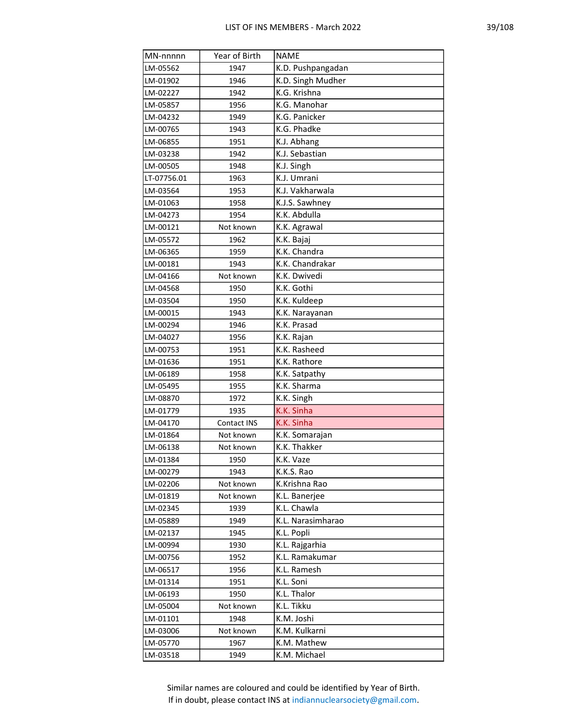| MN-nnnnn | Year of Birth | NAME |
|---|---|---|
| LM-05562 | 1947 | K.D. Pushpangadan |
| LM-01902 | 1946 | K.D. Singh Mudher |
| LM-02227 | 1942 | K.G. Krishna |
| LM-05857 | 1956 | K.G. Manohar |
| LM-04232 | 1949 | K.G. Panicker |
| LM-00765 | 1943 | K.G. Phadke |
| LM-06855 | 1951 | K.J. Abhang |
| LM-03238 | 1942 | K.J. Sebastian |
| LM-00505 | 1948 | K.J. Singh |
| LT-07756.01 | 1963 | K.J. Umrani |
| LM-03564 | 1953 | K.J. Vakharwala |
| LM-01063 | 1958 | K.J.S. Sawhney |
| LM-04273 | 1954 | K.K. Abdulla |
| LM-00121 | Not known | K.K. Agrawal |
| LM-05572 | 1962 | K.K. Bajaj |
| LM-06365 | 1959 | K.K. Chandra |
| LM-00181 | 1943 | K.K. Chandrakar |
| LM-04166 | Not known | K.K. Dwivedi |
| LM-04568 | 1950 | K.K. Gothi |
| LM-03504 | 1950 | K.K. Kuldeep |
| LM-00015 | 1943 | K.K. Narayanan |
| LM-00294 | 1946 | K.K. Prasad |
| LM-04027 | 1956 | K.K. Rajan |
| LM-00753 | 1951 | K.K. Rasheed |
| LM-01636 | 1951 | K.K. Rathore |
| LM-06189 | 1958 | K.K. Satpathy |
| LM-05495 | 1955 | K.K. Sharma |
| LM-08870 | 1972 | K.K. Singh |
| LM-01779 | 1935 | K.K. Sinha |
| LM-04170 | Contact INS | K.K. Sinha |
| LM-01864 | Not known | K.K. Somarajan |
| LM-06138 | Not known | K.K. Thakker |
| LM-01384 | 1950 | K.K. Vaze |
| LM-00279 | 1943 | K.K.S. Rao |
| LM-02206 | Not known | K.Krishna Rao |
| LM-01819 | Not known | K.L. Banerjee |
| LM-02345 | 1939 | K.L. Chawla |
| LM-05889 | 1949 | K.L. Narasimharao |
| LM-02137 | 1945 | K.L. Popli |
| LM-00994 | 1930 | K.L. Rajgarhia |
| LM-00756 | 1952 | K.L. Ramakumar |
| LM-06517 | 1956 | K.L. Ramesh |
| LM-01314 | 1951 | K.L. Soni |
| LM-06193 | 1950 | K.L. Thalor |
| LM-05004 | Not known | K.L. Tikku |
| LM-01101 | 1948 | K.M. Joshi |
| LM-03006 | Not known | K.M. Kulkarni |
| LM-05770 | 1967 | K.M. Mathew |
| LM-03518 | 1949 | K.M. Michael |

Similar names are coloured and could be identified by Year of Birth.
If in doubt, please contact INS at indiannuclearsociety@gmail.com.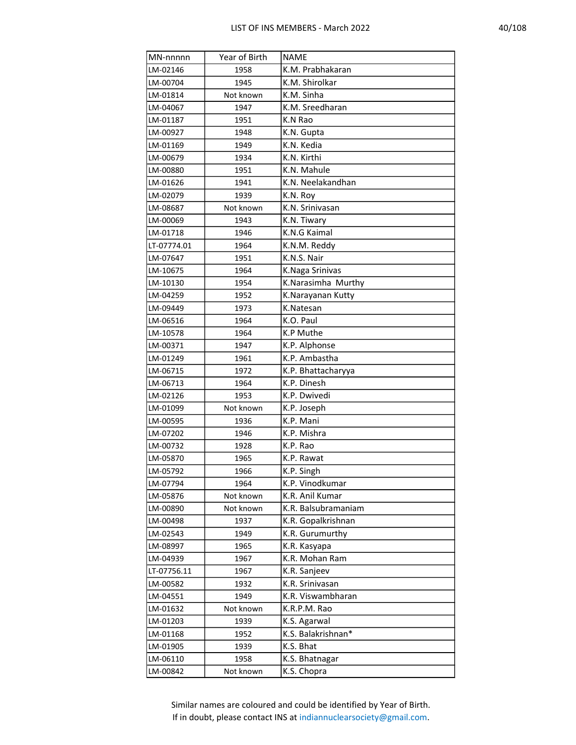| MN-nnnnn | Year of Birth | NAME |
|---|---|---|
| LM-02146 | 1958 | K.M. Prabhakaran |
| LM-00704 | 1945 | K.M. Shirolkar |
| LM-01814 | Not known | K.M. Sinha |
| LM-04067 | 1947 | K.M. Sreedharan |
| LM-01187 | 1951 | K.N Rao |
| LM-00927 | 1948 | K.N. Gupta |
| LM-01169 | 1949 | K.N. Kedia |
| LM-00679 | 1934 | K.N. Kirthi |
| LM-00880 | 1951 | K.N. Mahule |
| LM-01626 | 1941 | K.N. Neelakandhan |
| LM-02079 | 1939 | K.N. Roy |
| LM-08687 | Not known | K.N. Srinivasan |
| LM-00069 | 1943 | K.N. Tiwary |
| LM-01718 | 1946 | K.N.G Kaimal |
| LT-07774.01 | 1964 | K.N.M. Reddy |
| LM-07647 | 1951 | K.N.S. Nair |
| LM-10675 | 1964 | K.Naga Srinivas |
| LM-10130 | 1954 | K.Narasimha Murthy |
| LM-04259 | 1952 | K.Narayanan Kutty |
| LM-09449 | 1973 | K.Natesan |
| LM-06516 | 1964 | K.O. Paul |
| LM-10578 | 1964 | K.P Muthe |
| LM-00371 | 1947 | K.P. Alphonse |
| LM-01249 | 1961 | K.P. Ambastha |
| LM-06715 | 1972 | K.P. Bhattacharyya |
| LM-06713 | 1964 | K.P. Dinesh |
| LM-02126 | 1953 | K.P. Dwivedi |
| LM-01099 | Not known | K.P. Joseph |
| LM-00595 | 1936 | K.P. Mani |
| LM-07202 | 1946 | K.P. Mishra |
| LM-00732 | 1928 | K.P. Rao |
| LM-05870 | 1965 | K.P. Rawat |
| LM-05792 | 1966 | K.P. Singh |
| LM-07794 | 1964 | K.P. Vinodkumar |
| LM-05876 | Not known | K.R. Anil Kumar |
| LM-00890 | Not known | K.R. Balsubramaniam |
| LM-00498 | 1937 | K.R. Gopalkrishnan |
| LM-02543 | 1949 | K.R. Gurumurthy |
| LM-08997 | 1965 | K.R. Kasyapa |
| LM-04939 | 1967 | K.R. Mohan Ram |
| LT-07756.11 | 1967 | K.R. Sanjeev |
| LM-00582 | 1932 | K.R. Srinivasan |
| LM-04551 | 1949 | K.R. Viswambharan |
| LM-01632 | Not known | K.R.P.M. Rao |
| LM-01203 | 1939 | K.S. Agarwal |
| LM-01168 | 1952 | K.S. Balakrishnan* |
| LM-01905 | 1939 | K.S. Bhat |
| LM-06110 | 1958 | K.S. Bhatnagar |
| LM-00842 | Not known | K.S. Chopra |

Similar names are coloured and could be identified by Year of Birth.
If in doubt, please contact INS at indiannuclearsociety@gmail.com.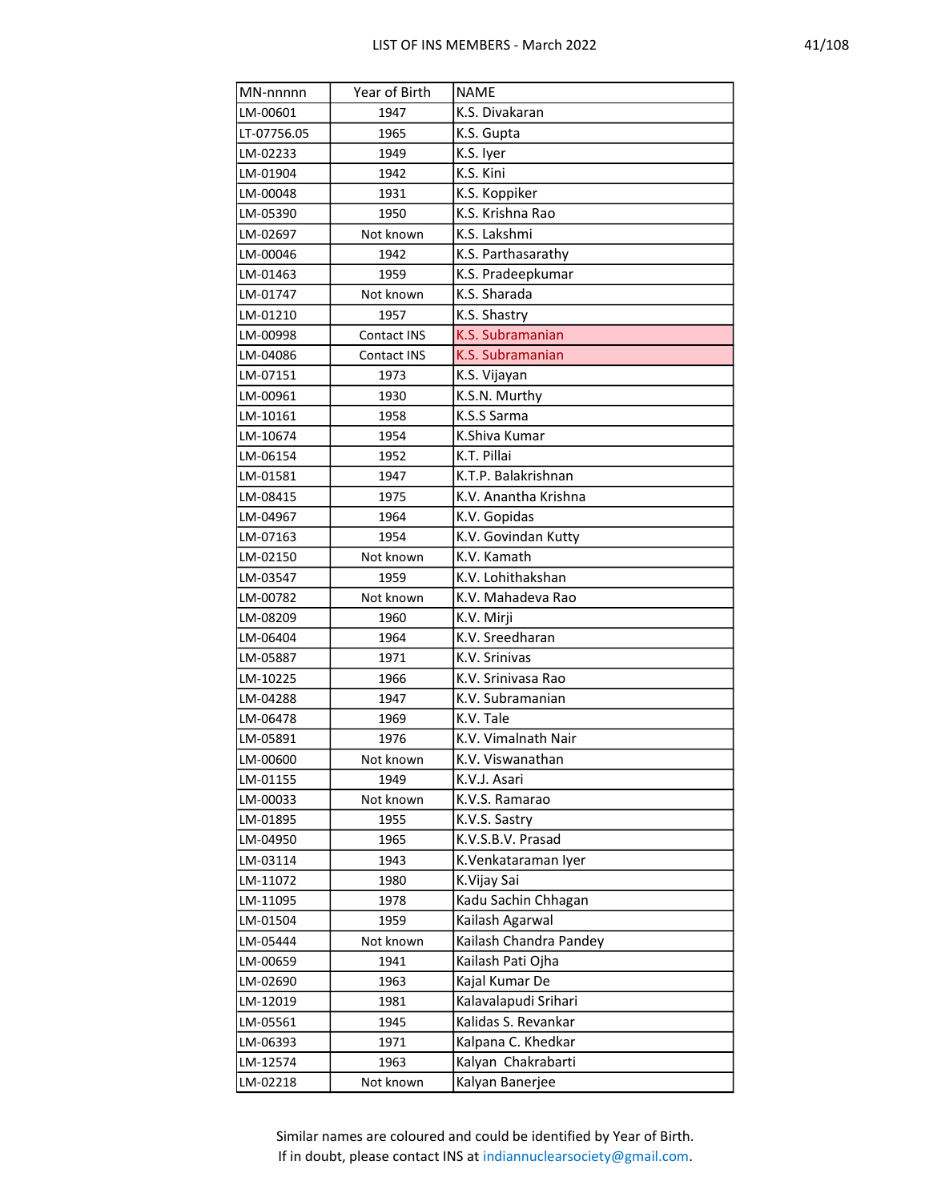| MN-nnnnn | Year of Birth | NAME |
|---|---|---|
| LM-00601 | 1947 | K.S. Divakaran |
| LT-07756.05 | 1965 | K.S. Gupta |
| LM-02233 | 1949 | K.S. Iyer |
| LM-01904 | 1942 | K.S. Kini |
| LM-00048 | 1931 | K.S. Koppiker |
| LM-05390 | 1950 | K.S. Krishna Rao |
| LM-02697 | Not known | K.S. Lakshmi |
| LM-00046 | 1942 | K.S. Parthasarathy |
| LM-01463 | 1959 | K.S. Pradeepkumar |
| LM-01747 | Not known | K.S. Sharada |
| LM-01210 | 1957 | K.S. Shastry |
| LM-00998 | Contact INS | K.S. Subramanian |
| LM-04086 | Contact INS | K.S. Subramanian |
| LM-07151 | 1973 | K.S. Vijayan |
| LM-00961 | 1930 | K.S.N. Murthy |
| LM-10161 | 1958 | K.S.S Sarma |
| LM-10674 | 1954 | K.Shiva Kumar |
| LM-06154 | 1952 | K.T. Pillai |
| LM-01581 | 1947 | K.T.P. Balakrishnan |
| LM-08415 | 1975 | K.V. Anantha Krishna |
| LM-04967 | 1964 | K.V. Gopidas |
| LM-07163 | 1954 | K.V. Govindan Kutty |
| LM-02150 | Not known | K.V. Kamath |
| LM-03547 | 1959 | K.V. Lohithakshan |
| LM-00782 | Not known | K.V. Mahadeva Rao |
| LM-08209 | 1960 | K.V. Mirji |
| LM-06404 | 1964 | K.V. Sreedharan |
| LM-05887 | 1971 | K.V. Srinivas |
| LM-10225 | 1966 | K.V. Srinivasa Rao |
| LM-04288 | 1947 | K.V. Subramanian |
| LM-06478 | 1969 | K.V. Tale |
| LM-05891 | 1976 | K.V. Vimalnath Nair |
| LM-00600 | Not known | K.V. Viswanathan |
| LM-01155 | 1949 | K.V.J. Asari |
| LM-00033 | Not known | K.V.S. Ramarao |
| LM-01895 | 1955 | K.V.S. Sastry |
| LM-04950 | 1965 | K.V.S.B.V. Prasad |
| LM-03114 | 1943 | K.Venkataraman Iyer |
| LM-11072 | 1980 | K.Vijay Sai |
| LM-11095 | 1978 | Kadu Sachin Chhagan |
| LM-01504 | 1959 | Kailash Agarwal |
| LM-05444 | Not known | Kailash Chandra Pandey |
| LM-00659 | 1941 | Kailash Pati Ojha |
| LM-02690 | 1963 | Kajal Kumar De |
| LM-12019 | 1981 | Kalavalapudi Srihari |
| LM-05561 | 1945 | Kalidas S. Revankar |
| LM-06393 | 1971 | Kalpana C. Khedkar |
| LM-12574 | 1963 | Kalyan Chakrabarti |
| LM-02218 | Not known | Kalyan Banerjee |

Similar names are coloured and could be identified by Year of Birth.
If in doubt, please contact INS at indiannuclearsociety@gmail.com.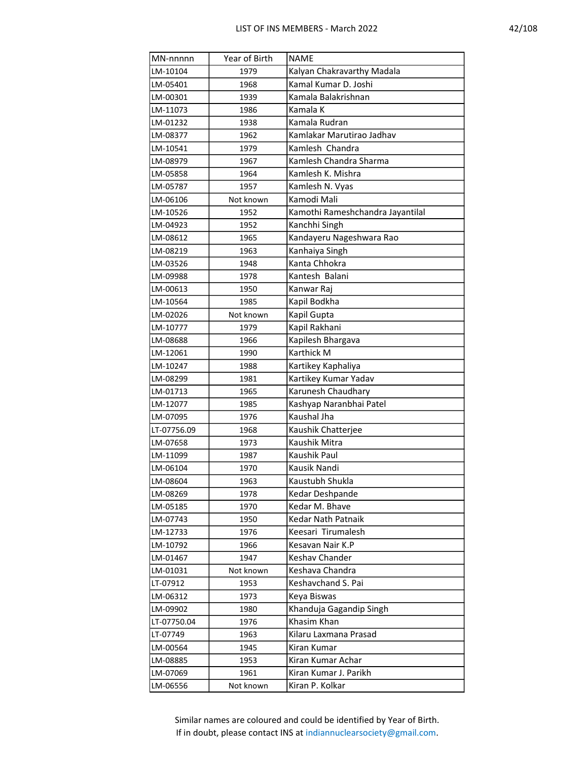| MN-nnnnn | Year of Birth | NAME |
|---|---|---|
| LM-10104 | 1979 | Kalyan Chakravarthy Madala |
| LM-05401 | 1968 | Kamal Kumar D. Joshi |
| LM-00301 | 1939 | Kamala Balakrishnan |
| LM-11073 | 1986 | Kamala K |
| LM-01232 | 1938 | Kamala Rudran |
| LM-08377 | 1962 | Kamlakar Marutirao Jadhav |
| LM-10541 | 1979 | Kamlesh  Chandra |
| LM-08979 | 1967 | Kamlesh Chandra Sharma |
| LM-05858 | 1964 | Kamlesh K. Mishra |
| LM-05787 | 1957 | Kamlesh N. Vyas |
| LM-06106 | Not known | Kamodi Mali |
| LM-10526 | 1952 | Kamothi Rameshchandra Jayantilal |
| LM-04923 | 1952 | Kanchhi Singh |
| LM-08612 | 1965 | Kandayeru Nageshwara Rao |
| LM-08219 | 1963 | Kanhaiya Singh |
| LM-03526 | 1948 | Kanta Chhokra |
| LM-09988 | 1978 | Kantesh  Balani |
| LM-00613 | 1950 | Kanwar Raj |
| LM-10564 | 1985 | Kapil Bodkha |
| LM-02026 | Not known | Kapil Gupta |
| LM-10777 | 1979 | Kapil Rakhani |
| LM-08688 | 1966 | Kapilesh Bhargava |
| LM-12061 | 1990 | Karthick M |
| LM-10247 | 1988 | Kartikey Kaphaliya |
| LM-08299 | 1981 | Kartikey Kumar Yadav |
| LM-01713 | 1965 | Karunesh Chaudhary |
| LM-12077 | 1985 | Kashyap Naranbhai Patel |
| LM-07095 | 1976 | Kaushal Jha |
| LT-07756.09 | 1968 | Kaushik Chatterjee |
| LM-07658 | 1973 | Kaushik Mitra |
| LM-11099 | 1987 | Kaushik Paul |
| LM-06104 | 1970 | Kausik Nandi |
| LM-08604 | 1963 | Kaustubh Shukla |
| LM-08269 | 1978 | Kedar Deshpande |
| LM-05185 | 1970 | Kedar M. Bhave |
| LM-07743 | 1950 | Kedar Nath Patnaik |
| LM-12733 | 1976 | Keesari  Tirumalesh |
| LM-10792 | 1966 | Kesavan Nair K.P |
| LM-01467 | 1947 | Keshav Chander |
| LM-01031 | Not known | Keshava Chandra |
| LT-07912 | 1953 | Keshavchand S. Pai |
| LM-06312 | 1973 | Keya Biswas |
| LM-09902 | 1980 | Khanduja Gagandip Singh |
| LT-07750.04 | 1976 | Khasim Khan |
| LT-07749 | 1963 | Kilaru Laxmana Prasad |
| LM-00564 | 1945 | Kiran Kumar |
| LM-08885 | 1953 | Kiran Kumar Achar |
| LM-07069 | 1961 | Kiran Kumar J. Parikh |
| LM-06556 | Not known | Kiran P. Kolkar |

Similar names are coloured and could be identified by Year of Birth.
If in doubt, please contact INS at indiannuclearsociety@gmail.com.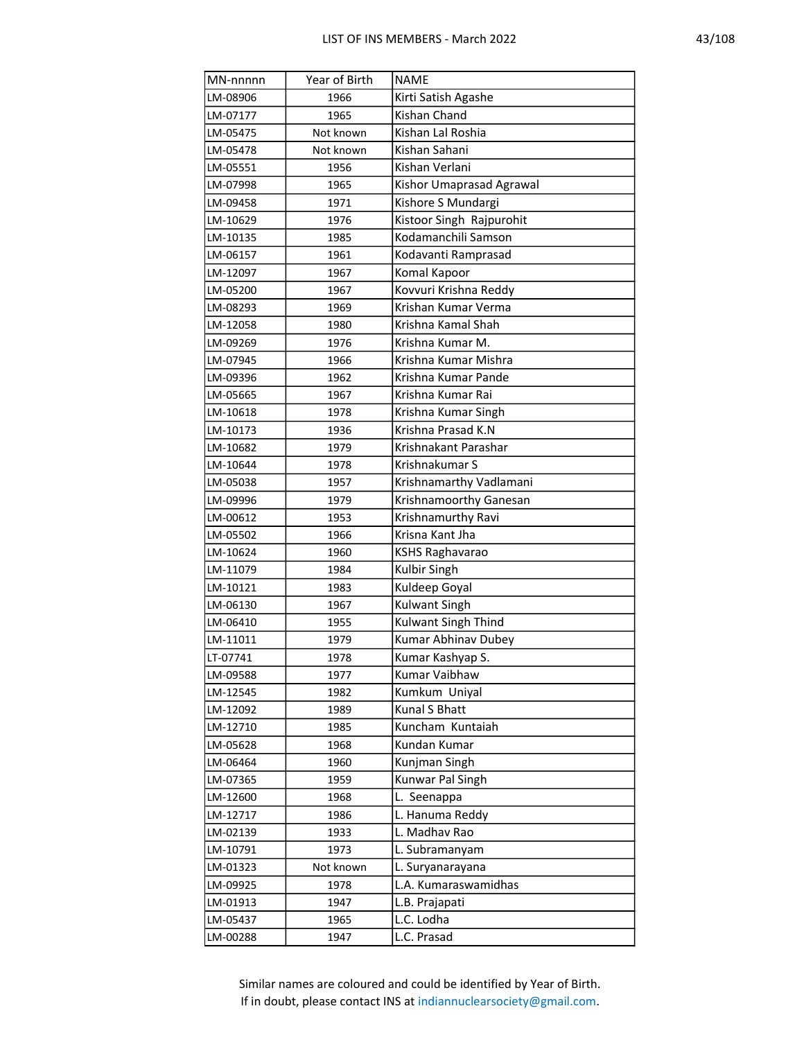| MN-nnnnn | Year of Birth | NAME |
| --- | --- | --- |
| LM-08906 | 1966 | Kirti Satish Agashe |
| LM-07177 | 1965 | Kishan Chand |
| LM-05475 | Not known | Kishan Lal Roshia |
| LM-05478 | Not known | Kishan Sahani |
| LM-05551 | 1956 | Kishan Verlani |
| LM-07998 | 1965 | Kishor Umaprasad Agrawal |
| LM-09458 | 1971 | Kishore S Mundargi |
| LM-10629 | 1976 | Kistoor Singh  Rajpurohit |
| LM-10135 | 1985 | Kodamanchili Samson |
| LM-06157 | 1961 | Kodavanti Ramprasad |
| LM-12097 | 1967 | Komal Kapoor |
| LM-05200 | 1967 | Kovvuri Krishna Reddy |
| LM-08293 | 1969 | Krishan Kumar Verma |
| LM-12058 | 1980 | Krishna Kamal Shah |
| LM-09269 | 1976 | Krishna Kumar M. |
| LM-07945 | 1966 | Krishna Kumar Mishra |
| LM-09396 | 1962 | Krishna Kumar Pande |
| LM-05665 | 1967 | Krishna Kumar Rai |
| LM-10618 | 1978 | Krishna Kumar Singh |
| LM-10173 | 1936 | Krishna Prasad K.N |
| LM-10682 | 1979 | Krishnakant Parashar |
| LM-10644 | 1978 | Krishnakumar S |
| LM-05038 | 1957 | Krishnamarthy Vadlamani |
| LM-09996 | 1979 | Krishnamoorthy Ganesan |
| LM-00612 | 1953 | Krishnamurthy Ravi |
| LM-05502 | 1966 | Krisna Kant Jha |
| LM-10624 | 1960 | KSHS Raghavarao |
| LM-11079 | 1984 | Kulbir Singh |
| LM-10121 | 1983 | Kuldeep Goyal |
| LM-06130 | 1967 | Kulwant Singh |
| LM-06410 | 1955 | Kulwant Singh Thind |
| LM-11011 | 1979 | Kumar Abhinav Dubey |
| LT-07741 | 1978 | Kumar Kashyap S. |
| LM-09588 | 1977 | Kumar Vaibhaw |
| LM-12545 | 1982 | Kumkum  Uniyal |
| LM-12092 | 1989 | Kunal S Bhatt |
| LM-12710 | 1985 | Kuncham  Kuntaiah |
| LM-05628 | 1968 | Kundan Kumar |
| LM-06464 | 1960 | Kunjman Singh |
| LM-07365 | 1959 | Kunwar Pal Singh |
| LM-12600 | 1968 | L.  Seenappa |
| LM-12717 | 1986 | L. Hanuma Reddy |
| LM-02139 | 1933 | L. Madhav Rao |
| LM-10791 | 1973 | L. Subramanyam |
| LM-01323 | Not known | L. Suryanarayana |
| LM-09925 | 1978 | L.A. Kumaraswamidhas |
| LM-01913 | 1947 | L.B. Prajapati |
| LM-05437 | 1965 | L.C. Lodha |
| LM-00288 | 1947 | L.C. Prasad |

Similar names are coloured and could be identified by Year of Birth.
If in doubt, please contact INS at indiannuclearsociety@gmail.com.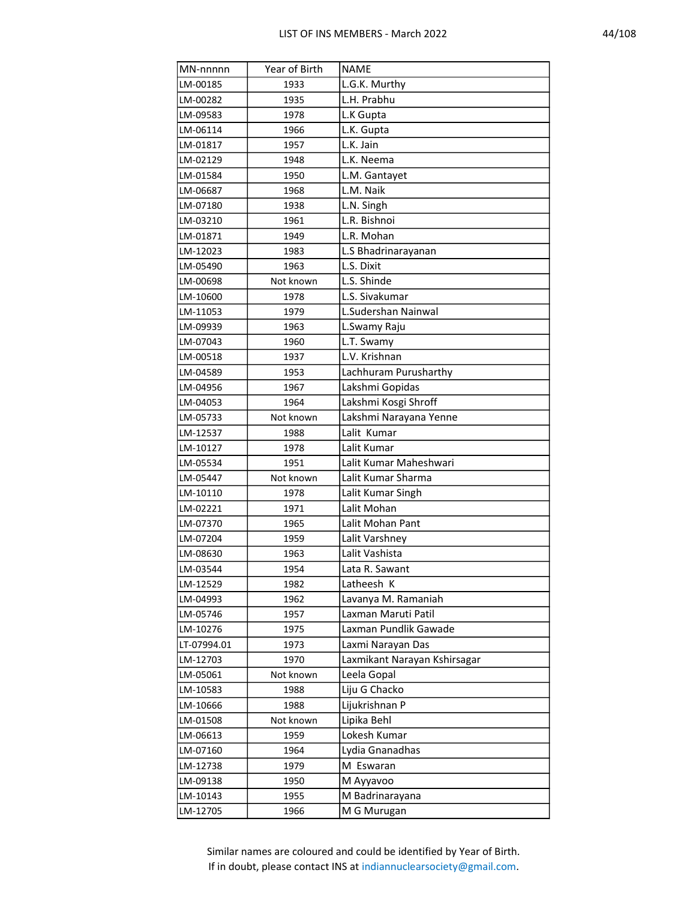| MN-nnnnn | Year of Birth | NAME |
|---|---|---|
| LM-00185 | 1933 | L.G.K. Murthy |
| LM-00282 | 1935 | L.H. Prabhu |
| LM-09583 | 1978 | L.K Gupta |
| LM-06114 | 1966 | L.K. Gupta |
| LM-01817 | 1957 | L.K. Jain |
| LM-02129 | 1948 | L.K. Neema |
| LM-01584 | 1950 | L.M. Gantayet |
| LM-06687 | 1968 | L.M. Naik |
| LM-07180 | 1938 | L.N. Singh |
| LM-03210 | 1961 | L.R. Bishnoi |
| LM-01871 | 1949 | L.R. Mohan |
| LM-12023 | 1983 | L.S Bhadrinarayanan |
| LM-05490 | 1963 | L.S. Dixit |
| LM-00698 | Not known | L.S. Shinde |
| LM-10600 | 1978 | L.S. Sivakumar |
| LM-11053 | 1979 | L.Sudershan Nainwal |
| LM-09939 | 1963 | L.Swamy Raju |
| LM-07043 | 1960 | L.T. Swamy |
| LM-00518 | 1937 | L.V. Krishnan |
| LM-04589 | 1953 | Lachhuram Purusharthy |
| LM-04956 | 1967 | Lakshmi Gopidas |
| LM-04053 | 1964 | Lakshmi Kosgi Shroff |
| LM-05733 | Not known | Lakshmi Narayana Yenne |
| LM-12537 | 1988 | Lalit  Kumar |
| LM-10127 | 1978 | Lalit Kumar |
| LM-05534 | 1951 | Lalit Kumar Maheshwari |
| LM-05447 | Not known | Lalit Kumar Sharma |
| LM-10110 | 1978 | Lalit Kumar Singh |
| LM-02221 | 1971 | Lalit Mohan |
| LM-07370 | 1965 | Lalit Mohan Pant |
| LM-07204 | 1959 | Lalit Varshney |
| LM-08630 | 1963 | Lalit Vashista |
| LM-03544 | 1954 | Lata R. Sawant |
| LM-12529 | 1982 | Latheesh  K |
| LM-04993 | 1962 | Lavanya M. Ramaniah |
| LM-05746 | 1957 | Laxman Maruti Patil |
| LM-10276 | 1975 | Laxman Pundlik Gawade |
| LT-07994.01 | 1973 | Laxmi Narayan Das |
| LM-12703 | 1970 | Laxmikant Narayan Kshirsagar |
| LM-05061 | Not known | Leela Gopal |
| LM-10583 | 1988 | Liju G Chacko |
| LM-10666 | 1988 | Lijukrishnan P |
| LM-01508 | Not known | Lipika Behl |
| LM-06613 | 1959 | Lokesh Kumar |
| LM-07160 | 1964 | Lydia Gnanadhas |
| LM-12738 | 1979 | M  Eswaran |
| LM-09138 | 1950 | M Ayyavoo |
| LM-10143 | 1955 | M Badrinarayana |
| LM-12705 | 1966 | M G Murugan |

Similar names are coloured and could be identified by Year of Birth.
If in doubt, please contact INS at indiannuclearsociety@gmail.com.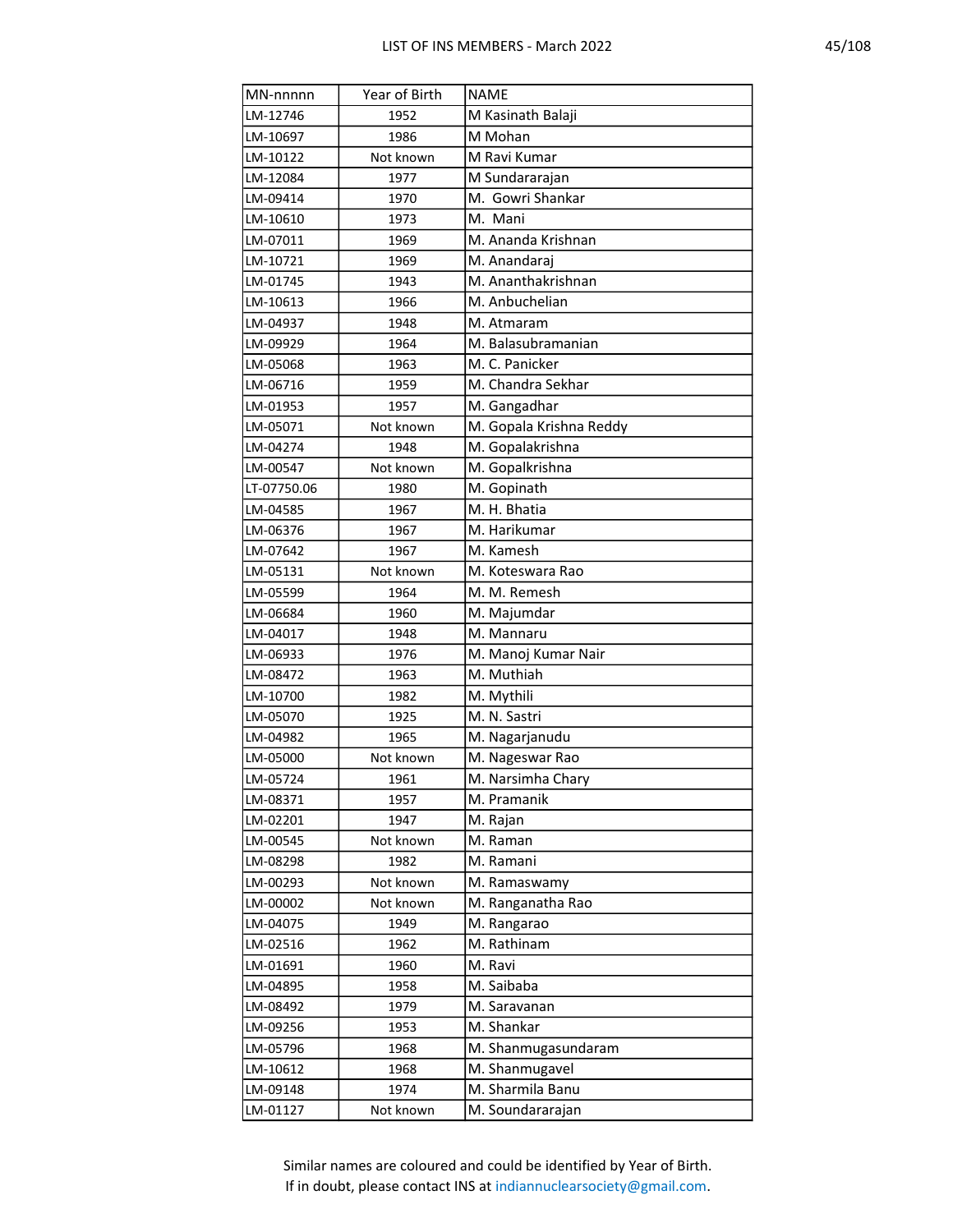| MN-nnnnn | Year of Birth | NAME |
|---|---|---|
| LM-12746 | 1952 | M Kasinath Balaji |
| LM-10697 | 1986 | M Mohan |
| LM-10122 | Not known | M Ravi Kumar |
| LM-12084 | 1977 | M Sundararajan |
| LM-09414 | 1970 | M.  Gowri Shankar |
| LM-10610 | 1973 | M.  Mani |
| LM-07011 | 1969 | M. Ananda Krishnan |
| LM-10721 | 1969 | M. Anandaraj |
| LM-01745 | 1943 | M. Ananthakrishnan |
| LM-10613 | 1966 | M. Anbuchelian |
| LM-04937 | 1948 | M. Atmaram |
| LM-09929 | 1964 | M. Balasubramanian |
| LM-05068 | 1963 | M. C. Panicker |
| LM-06716 | 1959 | M. Chandra Sekhar |
| LM-01953 | 1957 | M. Gangadhar |
| LM-05071 | Not known | M. Gopala Krishna Reddy |
| LM-04274 | 1948 | M. Gopalakrishna |
| LM-00547 | Not known | M. Gopalkrishna |
| LT-07750.06 | 1980 | M. Gopinath |
| LM-04585 | 1967 | M. H. Bhatia |
| LM-06376 | 1967 | M. Harikumar |
| LM-07642 | 1967 | M. Kamesh |
| LM-05131 | Not known | M. Koteswara Rao |
| LM-05599 | 1964 | M. M. Remesh |
| LM-06684 | 1960 | M. Majumdar |
| LM-04017 | 1948 | M. Mannaru |
| LM-06933 | 1976 | M. Manoj Kumar Nair |
| LM-08472 | 1963 | M. Muthiah |
| LM-10700 | 1982 | M. Mythili |
| LM-05070 | 1925 | M. N. Sastri |
| LM-04982 | 1965 | M. Nagarjanudu |
| LM-05000 | Not known | M. Nageswar Rao |
| LM-05724 | 1961 | M. Narsimha Chary |
| LM-08371 | 1957 | M. Pramanik |
| LM-02201 | 1947 | M. Rajan |
| LM-00545 | Not known | M. Raman |
| LM-08298 | 1982 | M. Ramani |
| LM-00293 | Not known | M. Ramaswamy |
| LM-00002 | Not known | M. Ranganatha Rao |
| LM-04075 | 1949 | M. Rangarao |
| LM-02516 | 1962 | M. Rathinam |
| LM-01691 | 1960 | M. Ravi |
| LM-04895 | 1958 | M. Saibaba |
| LM-08492 | 1979 | M. Saravanan |
| LM-09256 | 1953 | M. Shankar |
| LM-05796 | 1968 | M. Shanmugasundaram |
| LM-10612 | 1968 | M. Shanmugavel |
| LM-09148 | 1974 | M. Sharmila Banu |
| LM-01127 | Not known | M. Soundararajan |

Similar names are coloured and could be identified by Year of Birth.
If in doubt, please contact INS at indiannuclearsociety@gmail.com.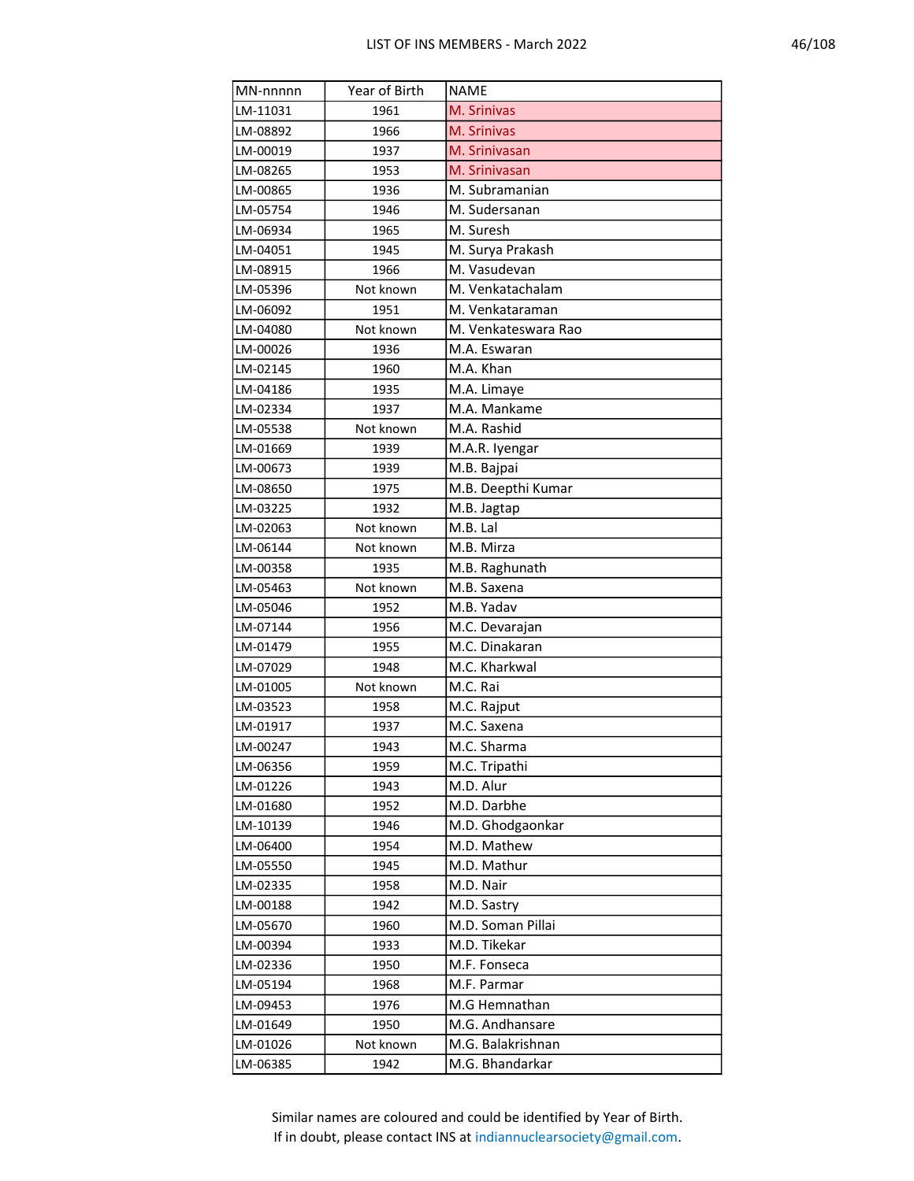| MN-nnnnn | Year of Birth | NAME |
|---|---|---|
| LM-11031 | 1961 | M. Srinivas |
| LM-08892 | 1966 | M. Srinivas |
| LM-00019 | 1937 | M. Srinivasan |
| LM-08265 | 1953 | M. Srinivasan |
| LM-00865 | 1936 | M. Subramanian |
| LM-05754 | 1946 | M. Sudersanan |
| LM-06934 | 1965 | M. Suresh |
| LM-04051 | 1945 | M. Surya Prakash |
| LM-08915 | 1966 | M. Vasudevan |
| LM-05396 | Not known | M. Venkatachalam |
| LM-06092 | 1951 | M. Venkataraman |
| LM-04080 | Not known | M. Venkateswara Rao |
| LM-00026 | 1936 | M.A. Eswaran |
| LM-02145 | 1960 | M.A. Khan |
| LM-04186 | 1935 | M.A. Limaye |
| LM-02334 | 1937 | M.A. Mankame |
| LM-05538 | Not known | M.A. Rashid |
| LM-01669 | 1939 | M.A.R. Iyengar |
| LM-00673 | 1939 | M.B. Bajpai |
| LM-08650 | 1975 | M.B. Deepthi Kumar |
| LM-03225 | 1932 | M.B. Jagtap |
| LM-02063 | Not known | M.B. Lal |
| LM-06144 | Not known | M.B. Mirza |
| LM-00358 | 1935 | M.B. Raghunath |
| LM-05463 | Not known | M.B. Saxena |
| LM-05046 | 1952 | M.B. Yadav |
| LM-07144 | 1956 | M.C. Devarajan |
| LM-01479 | 1955 | M.C. Dinakaran |
| LM-07029 | 1948 | M.C. Kharkwal |
| LM-01005 | Not known | M.C. Rai |
| LM-03523 | 1958 | M.C. Rajput |
| LM-01917 | 1937 | M.C. Saxena |
| LM-00247 | 1943 | M.C. Sharma |
| LM-06356 | 1959 | M.C. Tripathi |
| LM-01226 | 1943 | M.D. Alur |
| LM-01680 | 1952 | M.D. Darbhe |
| LM-10139 | 1946 | M.D. Ghodgaonkar |
| LM-06400 | 1954 | M.D. Mathew |
| LM-05550 | 1945 | M.D. Mathur |
| LM-02335 | 1958 | M.D. Nair |
| LM-00188 | 1942 | M.D. Sastry |
| LM-05670 | 1960 | M.D. Soman Pillai |
| LM-00394 | 1933 | M.D. Tikekar |
| LM-02336 | 1950 | M.F. Fonseca |
| LM-05194 | 1968 | M.F. Parmar |
| LM-09453 | 1976 | M.G Hemnathan |
| LM-01649 | 1950 | M.G. Andhansare |
| LM-01026 | Not known | M.G. Balakrishnan |
| LM-06385 | 1942 | M.G. Bhandarkar |

Similar names are coloured and could be identified by Year of Birth.
If in doubt, please contact INS at indiannuclearsociety@gmail.com.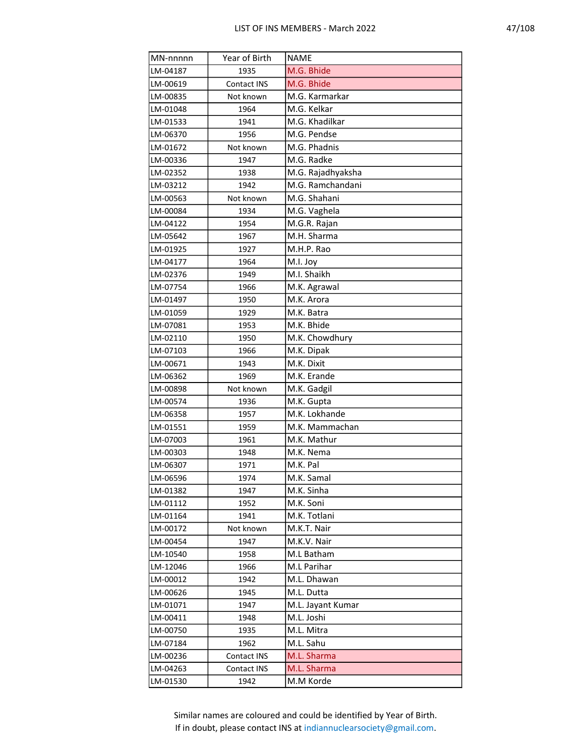| MN-nnnnn | Year of Birth | NAME |
|---|---|---|
| LM-04187 | 1935 | M.G. Bhide |
| LM-00619 | Contact INS | M.G. Bhide |
| LM-00835 | Not known | M.G. Karmarkar |
| LM-01048 | 1964 | M.G. Kelkar |
| LM-01533 | 1941 | M.G. Khadilkar |
| LM-06370 | 1956 | M.G. Pendse |
| LM-01672 | Not known | M.G. Phadnis |
| LM-00336 | 1947 | M.G. Radke |
| LM-02352 | 1938 | M.G. Rajadhyaksha |
| LM-03212 | 1942 | M.G. Ramchandani |
| LM-00563 | Not known | M.G. Shahani |
| LM-00084 | 1934 | M.G. Vaghela |
| LM-04122 | 1954 | M.G.R. Rajan |
| LM-05642 | 1967 | M.H. Sharma |
| LM-01925 | 1927 | M.H.P. Rao |
| LM-04177 | 1964 | M.I. Joy |
| LM-02376 | 1949 | M.I. Shaikh |
| LM-07754 | 1966 | M.K. Agrawal |
| LM-01497 | 1950 | M.K. Arora |
| LM-01059 | 1929 | M.K. Batra |
| LM-07081 | 1953 | M.K. Bhide |
| LM-02110 | 1950 | M.K. Chowdhury |
| LM-07103 | 1966 | M.K. Dipak |
| LM-00671 | 1943 | M.K. Dixit |
| LM-06362 | 1969 | M.K. Erande |
| LM-00898 | Not known | M.K. Gadgil |
| LM-00574 | 1936 | M.K. Gupta |
| LM-06358 | 1957 | M.K. Lokhande |
| LM-01551 | 1959 | M.K. Mammachan |
| LM-07003 | 1961 | M.K. Mathur |
| LM-00303 | 1948 | M.K. Nema |
| LM-06307 | 1971 | M.K. Pal |
| LM-06596 | 1974 | M.K. Samal |
| LM-01382 | 1947 | M.K. Sinha |
| LM-01112 | 1952 | M.K. Soni |
| LM-01164 | 1941 | M.K. Totlani |
| LM-00172 | Not known | M.K.T. Nair |
| LM-00454 | 1947 | M.K.V. Nair |
| LM-10540 | 1958 | M.L Batham |
| LM-12046 | 1966 | M.L Parihar |
| LM-00012 | 1942 | M.L. Dhawan |
| LM-00626 | 1945 | M.L. Dutta |
| LM-01071 | 1947 | M.L. Jayant Kumar |
| LM-00411 | 1948 | M.L. Joshi |
| LM-00750 | 1935 | M.L. Mitra |
| LM-07184 | 1962 | M.L. Sahu |
| LM-00236 | Contact INS | M.L. Sharma |
| LM-04263 | Contact INS | M.L. Sharma |
| LM-01530 | 1942 | M.M Korde |

Similar names are coloured and could be identified by Year of Birth.
If in doubt, please contact INS at indiannuclearsociety@gmail.com.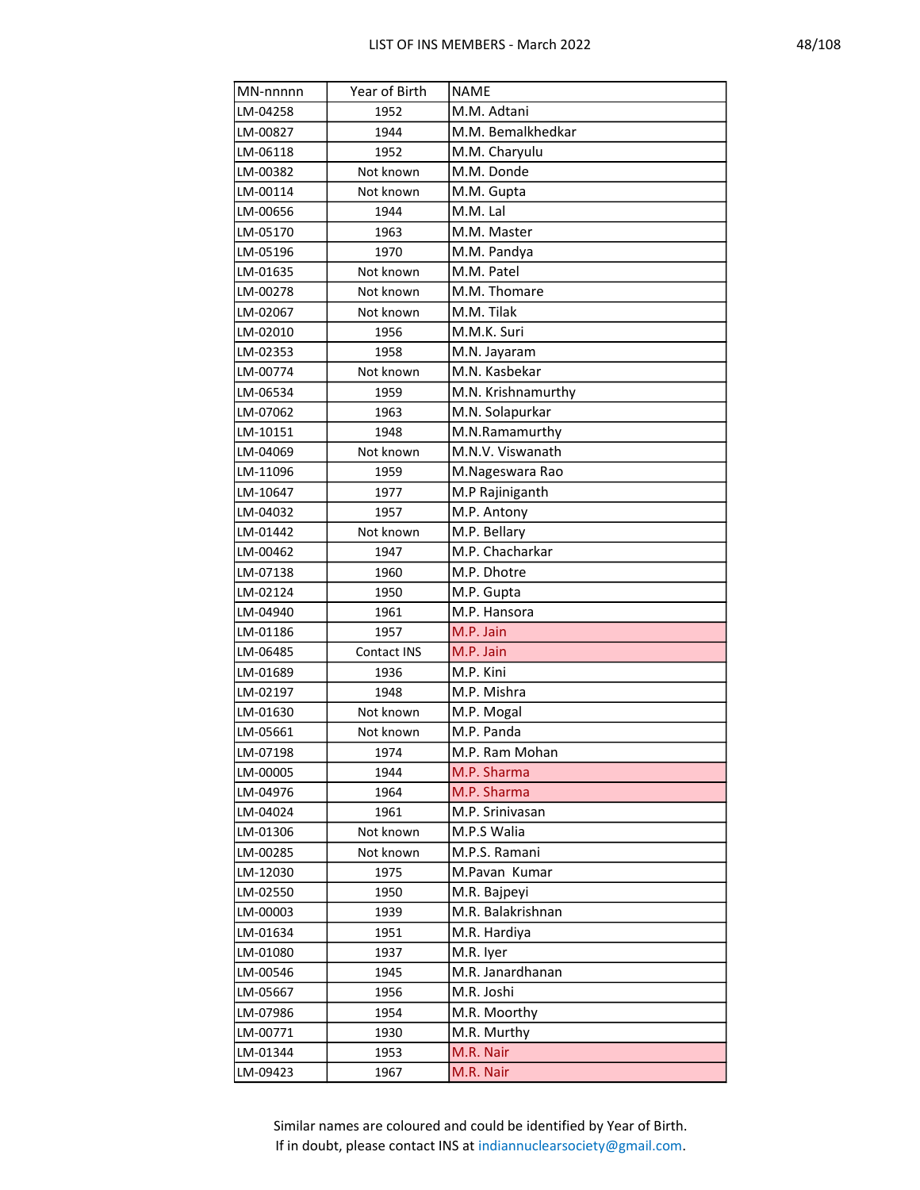| MN-nnnnn | Year of Birth | NAME |
|---|---|---|
| LM-04258 | 1952 | M.M. Adtani |
| LM-00827 | 1944 | M.M. Bemalkhedkar |
| LM-06118 | 1952 | M.M. Charyulu |
| LM-00382 | Not known | M.M. Donde |
| LM-00114 | Not known | M.M. Gupta |
| LM-00656 | 1944 | M.M. Lal |
| LM-05170 | 1963 | M.M. Master |
| LM-05196 | 1970 | M.M. Pandya |
| LM-01635 | Not known | M.M. Patel |
| LM-00278 | Not known | M.M. Thomare |
| LM-02067 | Not known | M.M. Tilak |
| LM-02010 | 1956 | M.M.K. Suri |
| LM-02353 | 1958 | M.N. Jayaram |
| LM-00774 | Not known | M.N. Kasbekar |
| LM-06534 | 1959 | M.N. Krishnamurthy |
| LM-07062 | 1963 | M.N. Solapurkar |
| LM-10151 | 1948 | M.N.Ramamurthy |
| LM-04069 | Not known | M.N.V. Viswanath |
| LM-11096 | 1959 | M.Nageswara Rao |
| LM-10647 | 1977 | M.P Rajiniganth |
| LM-04032 | 1957 | M.P. Antony |
| LM-01442 | Not known | M.P. Bellary |
| LM-00462 | 1947 | M.P. Chacharkar |
| LM-07138 | 1960 | M.P. Dhotre |
| LM-02124 | 1950 | M.P. Gupta |
| LM-04940 | 1961 | M.P. Hansora |
| LM-01186 | 1957 | M.P. Jain |
| LM-06485 | Contact INS | M.P. Jain |
| LM-01689 | 1936 | M.P. Kini |
| LM-02197 | 1948 | M.P. Mishra |
| LM-01630 | Not known | M.P. Mogal |
| LM-05661 | Not known | M.P. Panda |
| LM-07198 | 1974 | M.P. Ram Mohan |
| LM-00005 | 1944 | M.P. Sharma |
| LM-04976 | 1964 | M.P. Sharma |
| LM-04024 | 1961 | M.P. Srinivasan |
| LM-01306 | Not known | M.P.S Walia |
| LM-00285 | Not known | M.P.S. Ramani |
| LM-12030 | 1975 | M.Pavan Kumar |
| LM-02550 | 1950 | M.R. Bajpeyi |
| LM-00003 | 1939 | M.R. Balakrishnan |
| LM-01634 | 1951 | M.R. Hardiya |
| LM-01080 | 1937 | M.R. Iyer |
| LM-00546 | 1945 | M.R. Janardhanan |
| LM-05667 | 1956 | M.R. Joshi |
| LM-07986 | 1954 | M.R. Moorthy |
| LM-00771 | 1930 | M.R. Murthy |
| LM-01344 | 1953 | M.R. Nair |
| LM-09423 | 1967 | M.R. Nair |

Similar names are coloured and could be identified by Year of Birth.
If in doubt, please contact INS at indiannuclearsociety@gmail.com.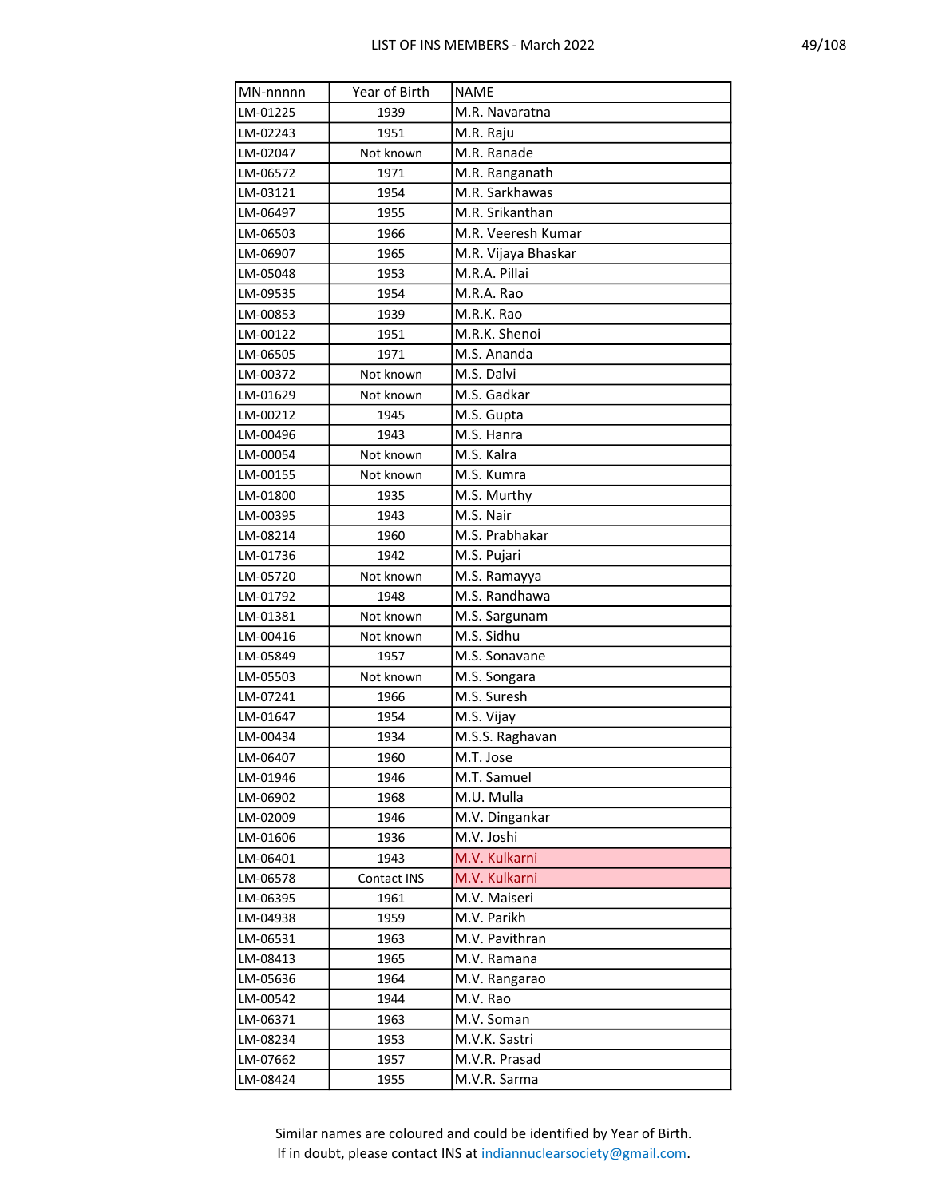| MN-nnnnn | Year of Birth | NAME |
|---|---|---|
| LM-01225 | 1939 | M.R. Navaratna |
| LM-02243 | 1951 | M.R. Raju |
| LM-02047 | Not known | M.R. Ranade |
| LM-06572 | 1971 | M.R. Ranganath |
| LM-03121 | 1954 | M.R. Sarkhawas |
| LM-06497 | 1955 | M.R. Srikanthan |
| LM-06503 | 1966 | M.R. Veeresh Kumar |
| LM-06907 | 1965 | M.R. Vijaya Bhaskar |
| LM-05048 | 1953 | M.R.A. Pillai |
| LM-09535 | 1954 | M.R.A. Rao |
| LM-00853 | 1939 | M.R.K. Rao |
| LM-00122 | 1951 | M.R.K. Shenoi |
| LM-06505 | 1971 | M.S. Ananda |
| LM-00372 | Not known | M.S. Dalvi |
| LM-01629 | Not known | M.S. Gadkar |
| LM-00212 | 1945 | M.S. Gupta |
| LM-00496 | 1943 | M.S. Hanra |
| LM-00054 | Not known | M.S. Kalra |
| LM-00155 | Not known | M.S. Kumra |
| LM-01800 | 1935 | M.S. Murthy |
| LM-00395 | 1943 | M.S. Nair |
| LM-08214 | 1960 | M.S. Prabhakar |
| LM-01736 | 1942 | M.S. Pujari |
| LM-05720 | Not known | M.S. Ramayya |
| LM-01792 | 1948 | M.S. Randhawa |
| LM-01381 | Not known | M.S. Sargunam |
| LM-00416 | Not known | M.S. Sidhu |
| LM-05849 | 1957 | M.S. Sonavane |
| LM-05503 | Not known | M.S. Songara |
| LM-07241 | 1966 | M.S. Suresh |
| LM-01647 | 1954 | M.S. Vijay |
| LM-00434 | 1934 | M.S.S. Raghavan |
| LM-06407 | 1960 | M.T. Jose |
| LM-01946 | 1946 | M.T. Samuel |
| LM-06902 | 1968 | M.U. Mulla |
| LM-02009 | 1946 | M.V. Dingankar |
| LM-01606 | 1936 | M.V. Joshi |
| LM-06401 | 1943 | M.V. Kulkarni |
| LM-06578 | Contact INS | M.V. Kulkarni |
| LM-06395 | 1961 | M.V. Maiseri |
| LM-04938 | 1959 | M.V. Parikh |
| LM-06531 | 1963 | M.V. Pavithran |
| LM-08413 | 1965 | M.V. Ramana |
| LM-05636 | 1964 | M.V. Rangarao |
| LM-00542 | 1944 | M.V. Rao |
| LM-06371 | 1963 | M.V. Soman |
| LM-08234 | 1953 | M.V.K. Sastri |
| LM-07662 | 1957 | M.V.R. Prasad |
| LM-08424 | 1955 | M.V.R. Sarma |

Similar names are coloured and could be identified by Year of Birth.
If in doubt, please contact INS at indiannuclearsociety@gmail.com.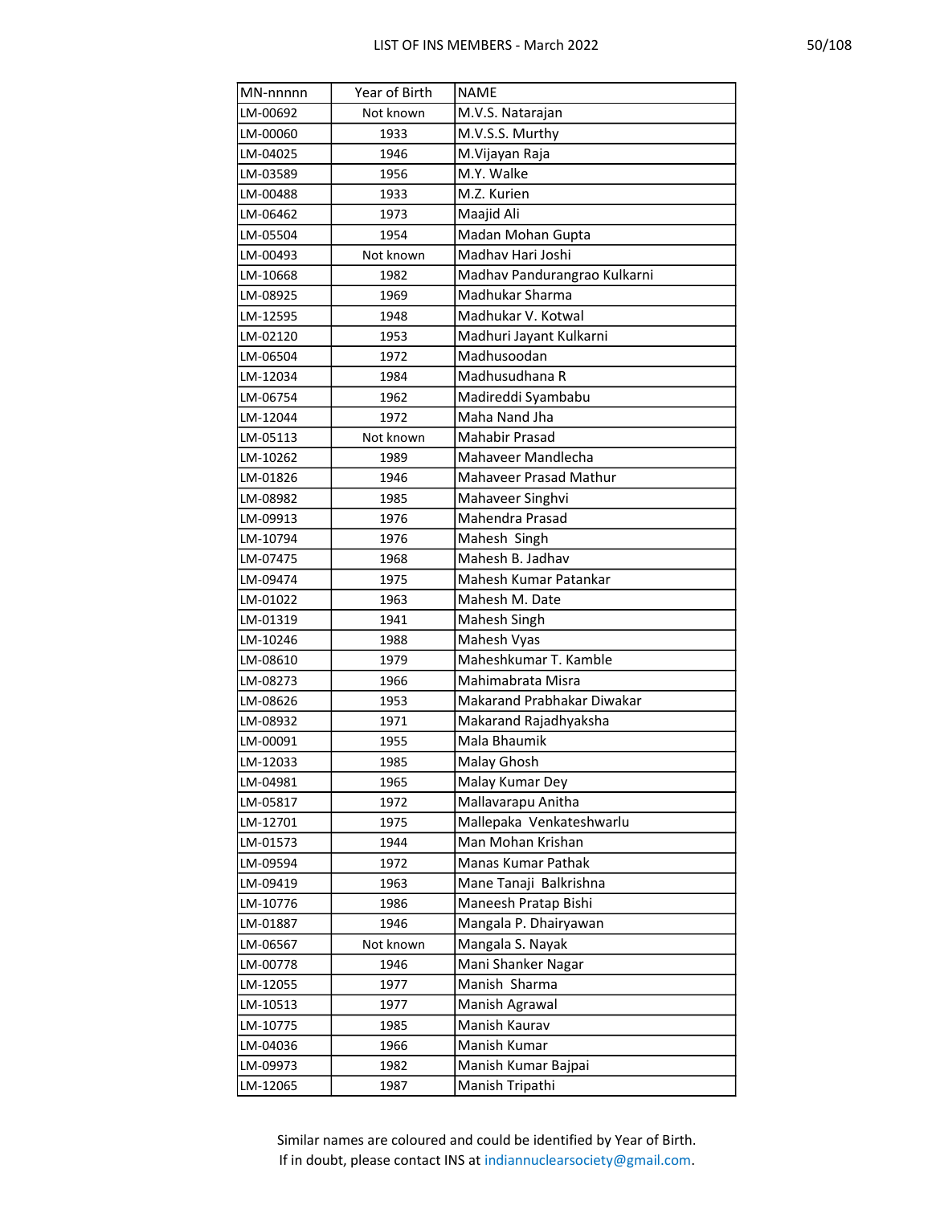| MN-nnnnn | Year of Birth | NAME |
|---|---|---|
| LM-00692 | Not known | M.V.S. Natarajan |
| LM-00060 | 1933 | M.V.S.S. Murthy |
| LM-04025 | 1946 | M.Vijayan Raja |
| LM-03589 | 1956 | M.Y. Walke |
| LM-00488 | 1933 | M.Z. Kurien |
| LM-06462 | 1973 | Maajid Ali |
| LM-05504 | 1954 | Madan Mohan Gupta |
| LM-00493 | Not known | Madhav Hari Joshi |
| LM-10668 | 1982 | Madhav Pandurangrao Kulkarni |
| LM-08925 | 1969 | Madhukar Sharma |
| LM-12595 | 1948 | Madhukar V. Kotwal |
| LM-02120 | 1953 | Madhuri Jayant Kulkarni |
| LM-06504 | 1972 | Madhusoodan |
| LM-12034 | 1984 | Madhusudhana R |
| LM-06754 | 1962 | Madireddi Syambabu |
| LM-12044 | 1972 | Maha Nand Jha |
| LM-05113 | Not known | Mahabir Prasad |
| LM-10262 | 1989 | Mahaveer Mandlecha |
| LM-01826 | 1946 | Mahaveer Prasad Mathur |
| LM-08982 | 1985 | Mahaveer Singhvi |
| LM-09913 | 1976 | Mahendra Prasad |
| LM-10794 | 1976 | Mahesh  Singh |
| LM-07475 | 1968 | Mahesh B. Jadhav |
| LM-09474 | 1975 | Mahesh Kumar Patankar |
| LM-01022 | 1963 | Mahesh M. Date |
| LM-01319 | 1941 | Mahesh Singh |
| LM-10246 | 1988 | Mahesh Vyas |
| LM-08610 | 1979 | Maheshkumar T. Kamble |
| LM-08273 | 1966 | Mahimabrata Misra |
| LM-08626 | 1953 | Makarand Prabhakar Diwakar |
| LM-08932 | 1971 | Makarand Rajadhyaksha |
| LM-00091 | 1955 | Mala Bhaumik |
| LM-12033 | 1985 | Malay Ghosh |
| LM-04981 | 1965 | Malay Kumar Dey |
| LM-05817 | 1972 | Mallavarapu Anitha |
| LM-12701 | 1975 | Mallepaka  Venkateshwarlu |
| LM-01573 | 1944 | Man Mohan Krishan |
| LM-09594 | 1972 | Manas Kumar Pathak |
| LM-09419 | 1963 | Mane Tanaji  Balkrishna |
| LM-10776 | 1986 | Maneesh Pratap Bishi |
| LM-01887 | 1946 | Mangala P. Dhairyawan |
| LM-06567 | Not known | Mangala S. Nayak |
| LM-00778 | 1946 | Mani Shanker Nagar |
| LM-12055 | 1977 | Manish  Sharma |
| LM-10513 | 1977 | Manish Agrawal |
| LM-10775 | 1985 | Manish Kaurav |
| LM-04036 | 1966 | Manish Kumar |
| LM-09973 | 1982 | Manish Kumar Bajpai |
| LM-12065 | 1987 | Manish Tripathi |

Similar names are coloured and could be identified by Year of Birth.
If in doubt, please contact INS at indiannuclearsociety@gmail.com.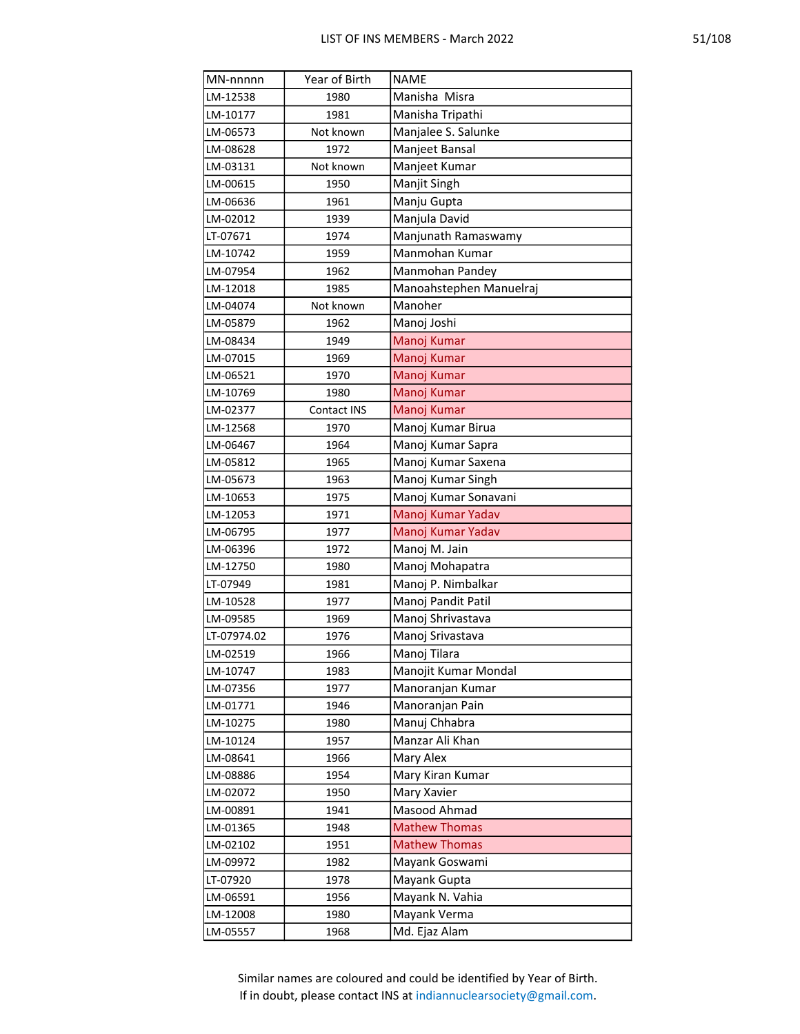| MN-nnnnn | Year of Birth | NAME |
|---|---|---|
| LM-12538 | 1980 | Manisha  Misra |
| LM-10177 | 1981 | Manisha Tripathi |
| LM-06573 | Not known | Manjalee S. Salunke |
| LM-08628 | 1972 | Manjeet Bansal |
| LM-03131 | Not known | Manjeet Kumar |
| LM-00615 | 1950 | Manjit Singh |
| LM-06636 | 1961 | Manju Gupta |
| LM-02012 | 1939 | Manjula David |
| LT-07671 | 1974 | Manjunath Ramaswamy |
| LM-10742 | 1959 | Manmohan Kumar |
| LM-07954 | 1962 | Manmohan Pandey |
| LM-12018 | 1985 | Manoahstephen Manuelraj |
| LM-04074 | Not known | Manoher |
| LM-05879 | 1962 | Manoj Joshi |
| LM-08434 | 1949 | Manoj Kumar |
| LM-07015 | 1969 | Manoj Kumar |
| LM-06521 | 1970 | Manoj Kumar |
| LM-10769 | 1980 | Manoj Kumar |
| LM-02377 | Contact INS | Manoj Kumar |
| LM-12568 | 1970 | Manoj Kumar Birua |
| LM-06467 | 1964 | Manoj Kumar Sapra |
| LM-05812 | 1965 | Manoj Kumar Saxena |
| LM-05673 | 1963 | Manoj Kumar Singh |
| LM-10653 | 1975 | Manoj Kumar Sonavani |
| LM-12053 | 1971 | Manoj Kumar Yadav |
| LM-06795 | 1977 | Manoj Kumar Yadav |
| LM-06396 | 1972 | Manoj M. Jain |
| LM-12750 | 1980 | Manoj Mohapatra |
| LT-07949 | 1981 | Manoj P. Nimbalkar |
| LM-10528 | 1977 | Manoj Pandit Patil |
| LM-09585 | 1969 | Manoj Shrivastava |
| LT-07974.02 | 1976 | Manoj Srivastava |
| LM-02519 | 1966 | Manoj Tilara |
| LM-10747 | 1983 | Manojit Kumar Mondal |
| LM-07356 | 1977 | Manoranjan Kumar |
| LM-01771 | 1946 | Manoranjan Pain |
| LM-10275 | 1980 | Manuj Chhabra |
| LM-10124 | 1957 | Manzar Ali Khan |
| LM-08641 | 1966 | Mary Alex |
| LM-08886 | 1954 | Mary Kiran Kumar |
| LM-02072 | 1950 | Mary Xavier |
| LM-00891 | 1941 | Masood Ahmad |
| LM-01365 | 1948 | Mathew Thomas |
| LM-02102 | 1951 | Mathew Thomas |
| LM-09972 | 1982 | Mayank Goswami |
| LT-07920 | 1978 | Mayank Gupta |
| LM-06591 | 1956 | Mayank N. Vahia |
| LM-12008 | 1980 | Mayank Verma |
| LM-05557 | 1968 | Md. Ejaz Alam |

Similar names are coloured and could be identified by Year of Birth.
If in doubt, please contact INS at indiannuclearsociety@gmail.com.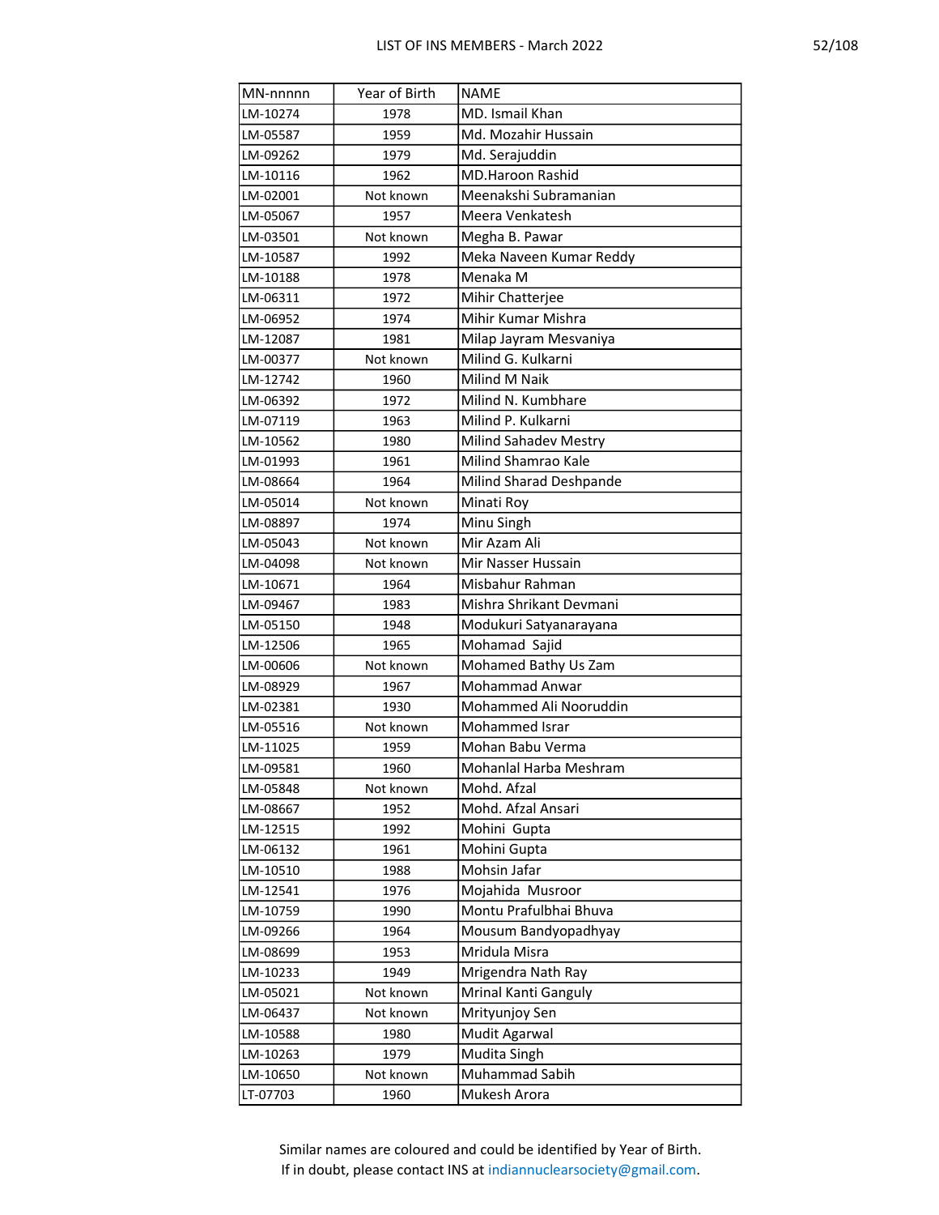| MN-nnnnn | Year of Birth | NAME |
| --- | --- | --- |
| LM-10274 | 1978 | MD. Ismail Khan |
| LM-05587 | 1959 | Md. Mozahir Hussain |
| LM-09262 | 1979 | Md. Serajuddin |
| LM-10116 | 1962 | MD.Haroon Rashid |
| LM-02001 | Not known | Meenakshi Subramanian |
| LM-05067 | 1957 | Meera Venkatesh |
| LM-03501 | Not known | Megha B. Pawar |
| LM-10587 | 1992 | Meka Naveen Kumar Reddy |
| LM-10188 | 1978 | Menaka M |
| LM-06311 | 1972 | Mihir Chatterjee |
| LM-06952 | 1974 | Mihir Kumar Mishra |
| LM-12087 | 1981 | Milap Jayram Mesvaniya |
| LM-00377 | Not known | Milind G. Kulkarni |
| LM-12742 | 1960 | Milind M Naik |
| LM-06392 | 1972 | Milind N. Kumbhare |
| LM-07119 | 1963 | Milind P. Kulkarni |
| LM-10562 | 1980 | Milind Sahadev Mestry |
| LM-01993 | 1961 | Milind Shamrao Kale |
| LM-08664 | 1964 | Milind Sharad Deshpande |
| LM-05014 | Not known | Minati Roy |
| LM-08897 | 1974 | Minu Singh |
| LM-05043 | Not known | Mir Azam Ali |
| LM-04098 | Not known | Mir Nasser Hussain |
| LM-10671 | 1964 | Misbahur Rahman |
| LM-09467 | 1983 | Mishra Shrikant Devmani |
| LM-05150 | 1948 | Modukuri Satyanarayana |
| LM-12506 | 1965 | Mohamad  Sajid |
| LM-00606 | Not known | Mohamed Bathy Us Zam |
| LM-08929 | 1967 | Mohammad Anwar |
| LM-02381 | 1930 | Mohammed Ali Nooruddin |
| LM-05516 | Not known | Mohammed Israr |
| LM-11025 | 1959 | Mohan Babu Verma |
| LM-09581 | 1960 | Mohanlal Harba Meshram |
| LM-05848 | Not known | Mohd. Afzal |
| LM-08667 | 1952 | Mohd. Afzal Ansari |
| LM-12515 | 1992 | Mohini  Gupta |
| LM-06132 | 1961 | Mohini Gupta |
| LM-10510 | 1988 | Mohsin Jafar |
| LM-12541 | 1976 | Mojahida  Musroor |
| LM-10759 | 1990 | Montu Prafulbhai Bhuva |
| LM-09266 | 1964 | Mousum Bandyopadhyay |
| LM-08699 | 1953 | Mridula Misra |
| LM-10233 | 1949 | Mrigendra Nath Ray |
| LM-05021 | Not known | Mrinal Kanti Ganguly |
| LM-06437 | Not known | Mrityunjoy Sen |
| LM-10588 | 1980 | Mudit Agarwal |
| LM-10263 | 1979 | Mudita Singh |
| LM-10650 | Not known | Muhammad Sabih |
| LT-07703 | 1960 | Mukesh Arora |

Similar names are coloured and could be identified by Year of Birth.
If in doubt, please contact INS at indiannuclearsociety@gmail.com.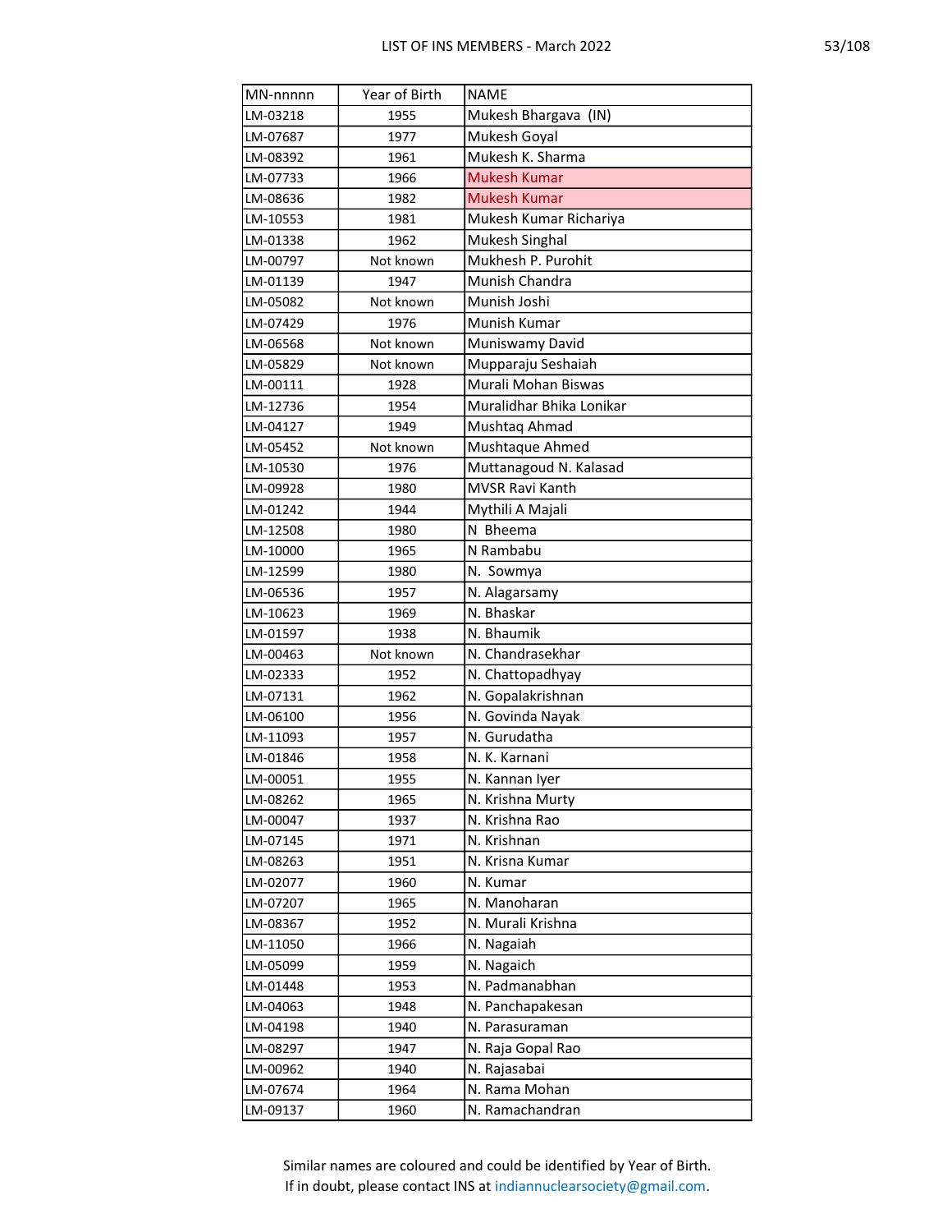| MN-nnnnn | Year of Birth | NAME |
|---|---|---|
| LM-03218 | 1955 | Mukesh Bhargava  (IN) |
| LM-07687 | 1977 | Mukesh Goyal |
| LM-08392 | 1961 | Mukesh K. Sharma |
| LM-07733 | 1966 | Mukesh Kumar |
| LM-08636 | 1982 | Mukesh Kumar |
| LM-10553 | 1981 | Mukesh Kumar Richariya |
| LM-01338 | 1962 | Mukesh Singhal |
| LM-00797 | Not known | Mukhesh P. Purohit |
| LM-01139 | 1947 | Munish Chandra |
| LM-05082 | Not known | Munish Joshi |
| LM-07429 | 1976 | Munish Kumar |
| LM-06568 | Not known | Muniswamy David |
| LM-05829 | Not known | Mupparaju Seshaiah |
| LM-00111 | 1928 | Murali Mohan Biswas |
| LM-12736 | 1954 | Muralidhar Bhika Lonikar |
| LM-04127 | 1949 | Mushtaq Ahmad |
| LM-05452 | Not known | Mushtaque Ahmed |
| LM-10530 | 1976 | Muttanagoud N. Kalasad |
| LM-09928 | 1980 | MVSR Ravi Kanth |
| LM-01242 | 1944 | Mythili A Majali |
| LM-12508 | 1980 | N  Bheema |
| LM-10000 | 1965 | N Rambabu |
| LM-12599 | 1980 | N.  Sowmya |
| LM-06536 | 1957 | N. Alagarsamy |
| LM-10623 | 1969 | N. Bhaskar |
| LM-01597 | 1938 | N. Bhaumik |
| LM-00463 | Not known | N. Chandrasekhar |
| LM-02333 | 1952 | N. Chattopadhyay |
| LM-07131 | 1962 | N. Gopalakrishnan |
| LM-06100 | 1956 | N. Govinda Nayak |
| LM-11093 | 1957 | N. Gurudatha |
| LM-01846 | 1958 | N. K. Karnani |
| LM-00051 | 1955 | N. Kannan Iyer |
| LM-08262 | 1965 | N. Krishna Murty |
| LM-00047 | 1937 | N. Krishna Rao |
| LM-07145 | 1971 | N. Krishnan |
| LM-08263 | 1951 | N. Krisna Kumar |
| LM-02077 | 1960 | N. Kumar |
| LM-07207 | 1965 | N. Manoharan |
| LM-08367 | 1952 | N. Murali Krishna |
| LM-11050 | 1966 | N. Nagaiah |
| LM-05099 | 1959 | N. Nagaich |
| LM-01448 | 1953 | N. Padmanabhan |
| LM-04063 | 1948 | N. Panchapakesan |
| LM-04198 | 1940 | N. Parasuraman |
| LM-08297 | 1947 | N. Raja Gopal Rao |
| LM-00962 | 1940 | N. Rajasabai |
| LM-07674 | 1964 | N. Rama Mohan |
| LM-09137 | 1960 | N. Ramachandran |

Similar names are coloured and could be identified by Year of Birth.
If in doubt, please contact INS at indiannuclearsociety@gmail.com.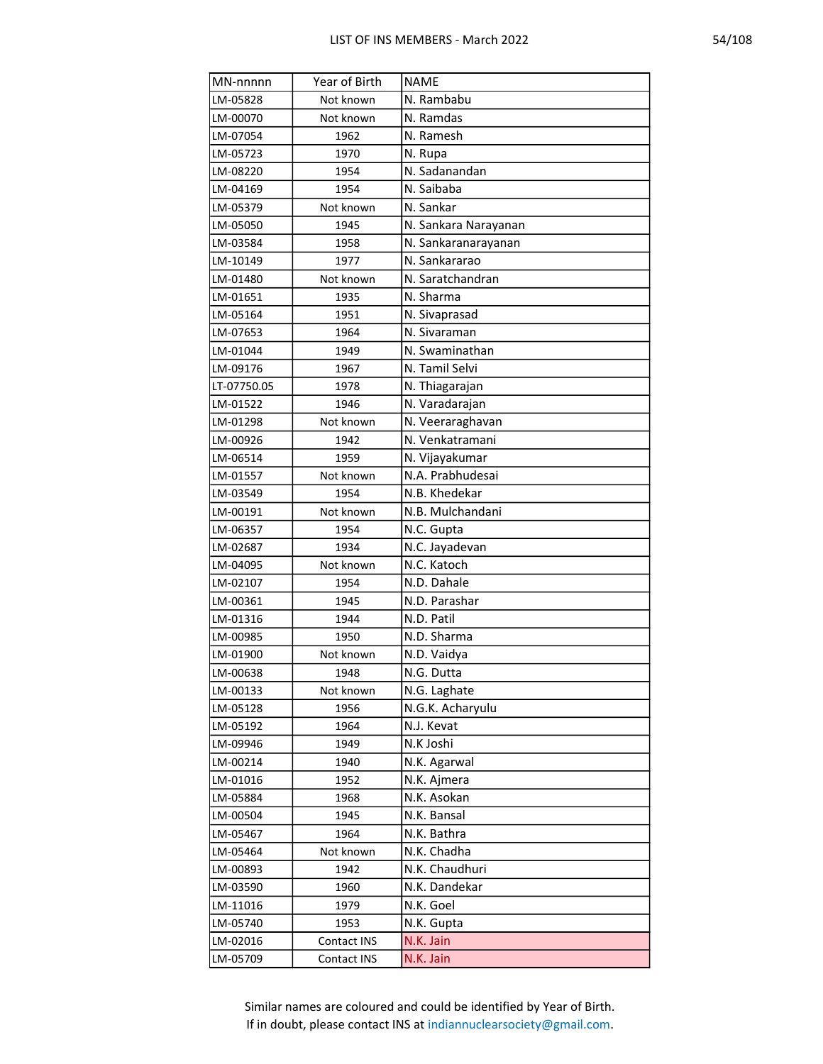| MN-nnnnn | Year of Birth | NAME |
|---|---|---|
| LM-05828 | Not known | N. Rambabu |
| LM-00070 | Not known | N. Ramdas |
| LM-07054 | 1962 | N. Ramesh |
| LM-05723 | 1970 | N. Rupa |
| LM-08220 | 1954 | N. Sadanandan |
| LM-04169 | 1954 | N. Saibaba |
| LM-05379 | Not known | N. Sankar |
| LM-05050 | 1945 | N. Sankara Narayanan |
| LM-03584 | 1958 | N. Sankaranarayanan |
| LM-10149 | 1977 | N. Sankararao |
| LM-01480 | Not known | N. Saratchandran |
| LM-01651 | 1935 | N. Sharma |
| LM-05164 | 1951 | N. Sivaprasad |
| LM-07653 | 1964 | N. Sivaraman |
| LM-01044 | 1949 | N. Swaminathan |
| LM-09176 | 1967 | N. Tamil Selvi |
| LT-07750.05 | 1978 | N. Thiagarajan |
| LM-01522 | 1946 | N. Varadarajan |
| LM-01298 | Not known | N. Veeraraghavan |
| LM-00926 | 1942 | N. Venkatramani |
| LM-06514 | 1959 | N. Vijayakumar |
| LM-01557 | Not known | N.A. Prabhudesai |
| LM-03549 | 1954 | N.B. Khedekar |
| LM-00191 | Not known | N.B. Mulchandani |
| LM-06357 | 1954 | N.C. Gupta |
| LM-02687 | 1934 | N.C. Jayadevan |
| LM-04095 | Not known | N.C. Katoch |
| LM-02107 | 1954 | N.D. Dahale |
| LM-00361 | 1945 | N.D. Parashar |
| LM-01316 | 1944 | N.D. Patil |
| LM-00985 | 1950 | N.D. Sharma |
| LM-01900 | Not known | N.D. Vaidya |
| LM-00638 | 1948 | N.G. Dutta |
| LM-00133 | Not known | N.G. Laghate |
| LM-05128 | 1956 | N.G.K. Acharyulu |
| LM-05192 | 1964 | N.J. Kevat |
| LM-09946 | 1949 | N.K Joshi |
| LM-00214 | 1940 | N.K. Agarwal |
| LM-01016 | 1952 | N.K. Ajmera |
| LM-05884 | 1968 | N.K. Asokan |
| LM-00504 | 1945 | N.K. Bansal |
| LM-05467 | 1964 | N.K. Bathra |
| LM-05464 | Not known | N.K. Chadha |
| LM-00893 | 1942 | N.K. Chaudhuri |
| LM-03590 | 1960 | N.K. Dandekar |
| LM-11016 | 1979 | N.K. Goel |
| LM-05740 | 1953 | N.K. Gupta |
| LM-02016 | Contact INS | N.K. Jain |
| LM-05709 | Contact INS | N.K. Jain |

Similar names are coloured and could be identified by Year of Birth.
If in doubt, please contact INS at indiannuclearsociety@gmail.com.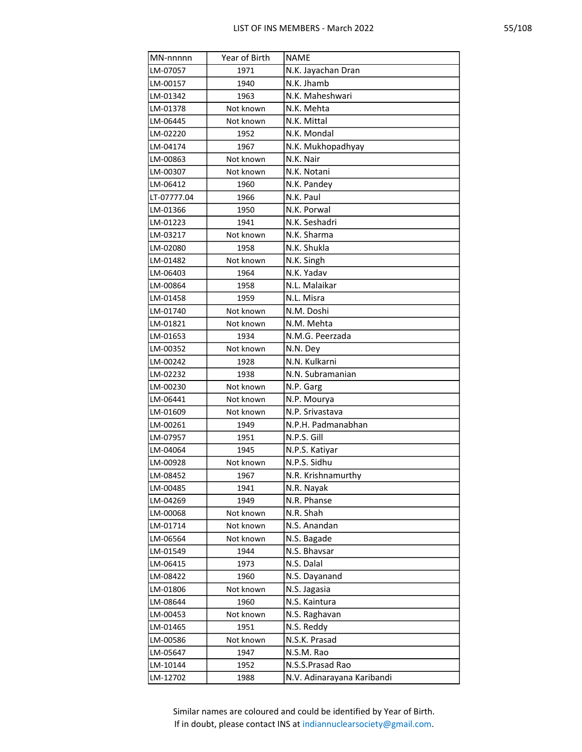| MN-nnnnn | Year of Birth | NAME |
|---|---|---|
| LM-07057 | 1971 | N.K. Jayachan Dran |
| LM-00157 | 1940 | N.K. Jhamb |
| LM-01342 | 1963 | N.K. Maheshwari |
| LM-01378 | Not known | N.K. Mehta |
| LM-06445 | Not known | N.K. Mittal |
| LM-02220 | 1952 | N.K. Mondal |
| LM-04174 | 1967 | N.K. Mukhopadhyay |
| LM-00863 | Not known | N.K. Nair |
| LM-00307 | Not known | N.K. Notani |
| LM-06412 | 1960 | N.K. Pandey |
| LT-07777.04 | 1966 | N.K. Paul |
| LM-01366 | 1950 | N.K. Porwal |
| LM-01223 | 1941 | N.K. Seshadri |
| LM-03217 | Not known | N.K. Sharma |
| LM-02080 | 1958 | N.K. Shukla |
| LM-01482 | Not known | N.K. Singh |
| LM-06403 | 1964 | N.K. Yadav |
| LM-00864 | 1958 | N.L. Malaikar |
| LM-01458 | 1959 | N.L. Misra |
| LM-01740 | Not known | N.M. Doshi |
| LM-01821 | Not known | N.M. Mehta |
| LM-01653 | 1934 | N.M.G. Peerzada |
| LM-00352 | Not known | N.N. Dey |
| LM-00242 | 1928 | N.N. Kulkarni |
| LM-02232 | 1938 | N.N. Subramanian |
| LM-00230 | Not known | N.P. Garg |
| LM-06441 | Not known | N.P. Mourya |
| LM-01609 | Not known | N.P. Srivastava |
| LM-00261 | 1949 | N.P.H. Padmanabhan |
| LM-07957 | 1951 | N.P.S. Gill |
| LM-04064 | 1945 | N.P.S. Katiyar |
| LM-00928 | Not known | N.P.S. Sidhu |
| LM-08452 | 1967 | N.R. Krishnamurthy |
| LM-00485 | 1941 | N.R. Nayak |
| LM-04269 | 1949 | N.R. Phanse |
| LM-00068 | Not known | N.R. Shah |
| LM-01714 | Not known | N.S. Anandan |
| LM-06564 | Not known | N.S. Bagade |
| LM-01549 | 1944 | N.S. Bhavsar |
| LM-06415 | 1973 | N.S. Dalal |
| LM-08422 | 1960 | N.S. Dayanand |
| LM-01806 | Not known | N.S. Jagasia |
| LM-08644 | 1960 | N.S. Kaintura |
| LM-00453 | Not known | N.S. Raghavan |
| LM-01465 | 1951 | N.S. Reddy |
| LM-00586 | Not known | N.S.K. Prasad |
| LM-05647 | 1947 | N.S.M. Rao |
| LM-10144 | 1952 | N.S.S.Prasad Rao |
| LM-12702 | 1988 | N.V. Adinarayana Karibandi |

Similar names are coloured and could be identified by Year of Birth.
If in doubt, please contact INS at indiannuclearsociety@gmail.com.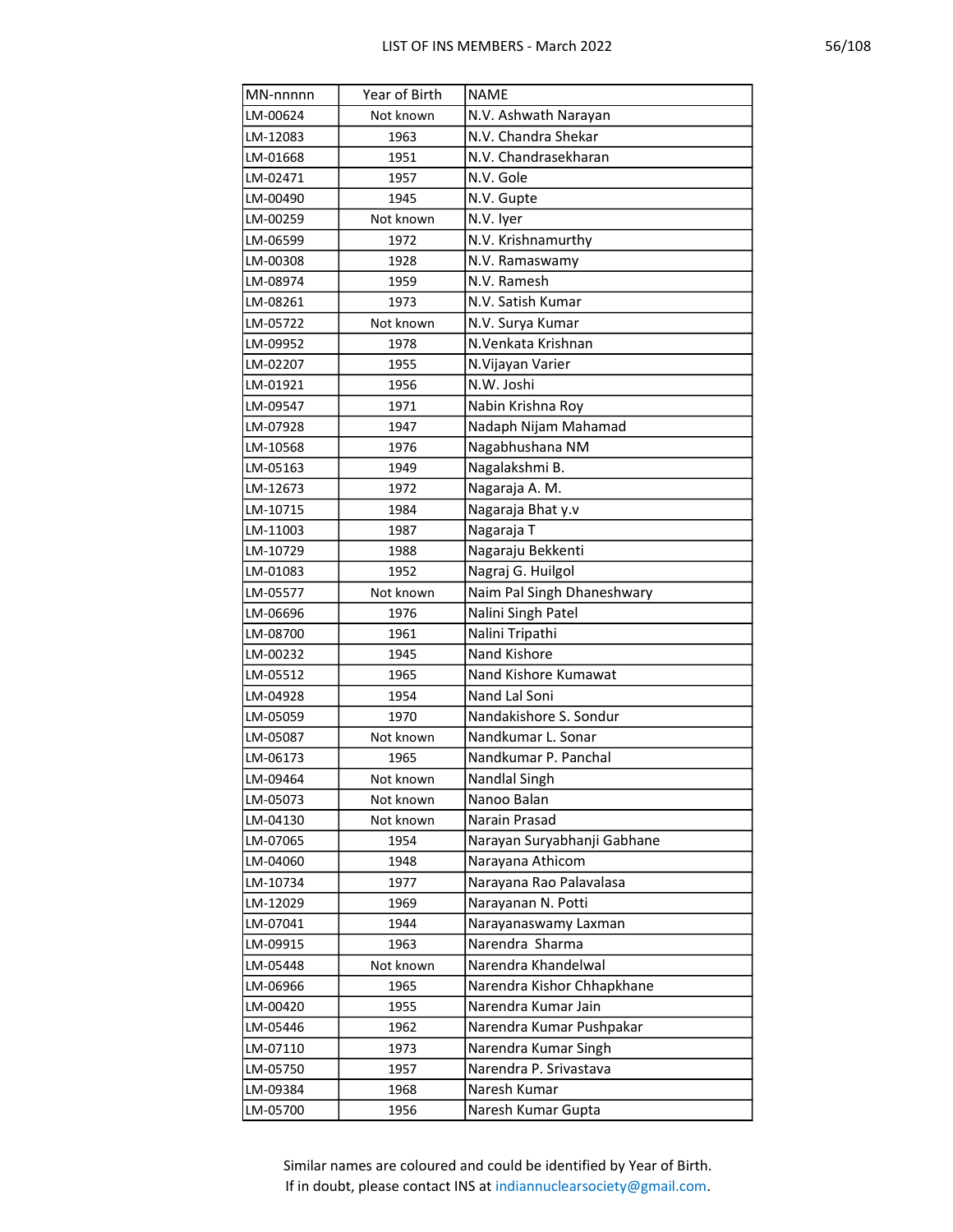| MN-nnnnn | Year of Birth | NAME |
|---|---|---|
| LM-00624 | Not known | N.V. Ashwath Narayan |
| LM-12083 | 1963 | N.V. Chandra Shekar |
| LM-01668 | 1951 | N.V. Chandrasekharan |
| LM-02471 | 1957 | N.V. Gole |
| LM-00490 | 1945 | N.V. Gupte |
| LM-00259 | Not known | N.V. Iyer |
| LM-06599 | 1972 | N.V. Krishnamurthy |
| LM-00308 | 1928 | N.V. Ramaswamy |
| LM-08974 | 1959 | N.V. Ramesh |
| LM-08261 | 1973 | N.V. Satish Kumar |
| LM-05722 | Not known | N.V. Surya Kumar |
| LM-09952 | 1978 | N.Venkata Krishnan |
| LM-02207 | 1955 | N.Vijayan Varier |
| LM-01921 | 1956 | N.W. Joshi |
| LM-09547 | 1971 | Nabin Krishna Roy |
| LM-07928 | 1947 | Nadaph Nijam Mahamad |
| LM-10568 | 1976 | Nagabhushana NM |
| LM-05163 | 1949 | Nagalakshmi B. |
| LM-12673 | 1972 | Nagaraja A. M. |
| LM-10715 | 1984 | Nagaraja Bhat y.v |
| LM-11003 | 1987 | Nagaraja T |
| LM-10729 | 1988 | Nagaraju Bekkenti |
| LM-01083 | 1952 | Nagraj G. Huilgol |
| LM-05577 | Not known | Naim Pal Singh Dhaneshwary |
| LM-06696 | 1976 | Nalini Singh Patel |
| LM-08700 | 1961 | Nalini Tripathi |
| LM-00232 | 1945 | Nand Kishore |
| LM-05512 | 1965 | Nand Kishore Kumawat |
| LM-04928 | 1954 | Nand Lal Soni |
| LM-05059 | 1970 | Nandakishore S. Sondur |
| LM-05087 | Not known | Nandkumar L. Sonar |
| LM-06173 | 1965 | Nandkumar P. Panchal |
| LM-09464 | Not known | Nandlal Singh |
| LM-05073 | Not known | Nanoo Balan |
| LM-04130 | Not known | Narain Prasad |
| LM-07065 | 1954 | Narayan Suryabhanji Gabhane |
| LM-04060 | 1948 | Narayana Athicom |
| LM-10734 | 1977 | Narayana Rao Palavalasa |
| LM-12029 | 1969 | Narayanan N. Potti |
| LM-07041 | 1944 | Narayanaswamy Laxman |
| LM-09915 | 1963 | Narendra  Sharma |
| LM-05448 | Not known | Narendra Khandelwal |
| LM-06966 | 1965 | Narendra Kishor Chhapkhane |
| LM-00420 | 1955 | Narendra Kumar Jain |
| LM-05446 | 1962 | Narendra Kumar Pushpakar |
| LM-07110 | 1973 | Narendra Kumar Singh |
| LM-05750 | 1957 | Narendra P. Srivastava |
| LM-09384 | 1968 | Naresh Kumar |
| LM-05700 | 1956 | Naresh Kumar Gupta |

Similar names are coloured and could be identified by Year of Birth.
If in doubt, please contact INS at indiannuclearsociety@gmail.com.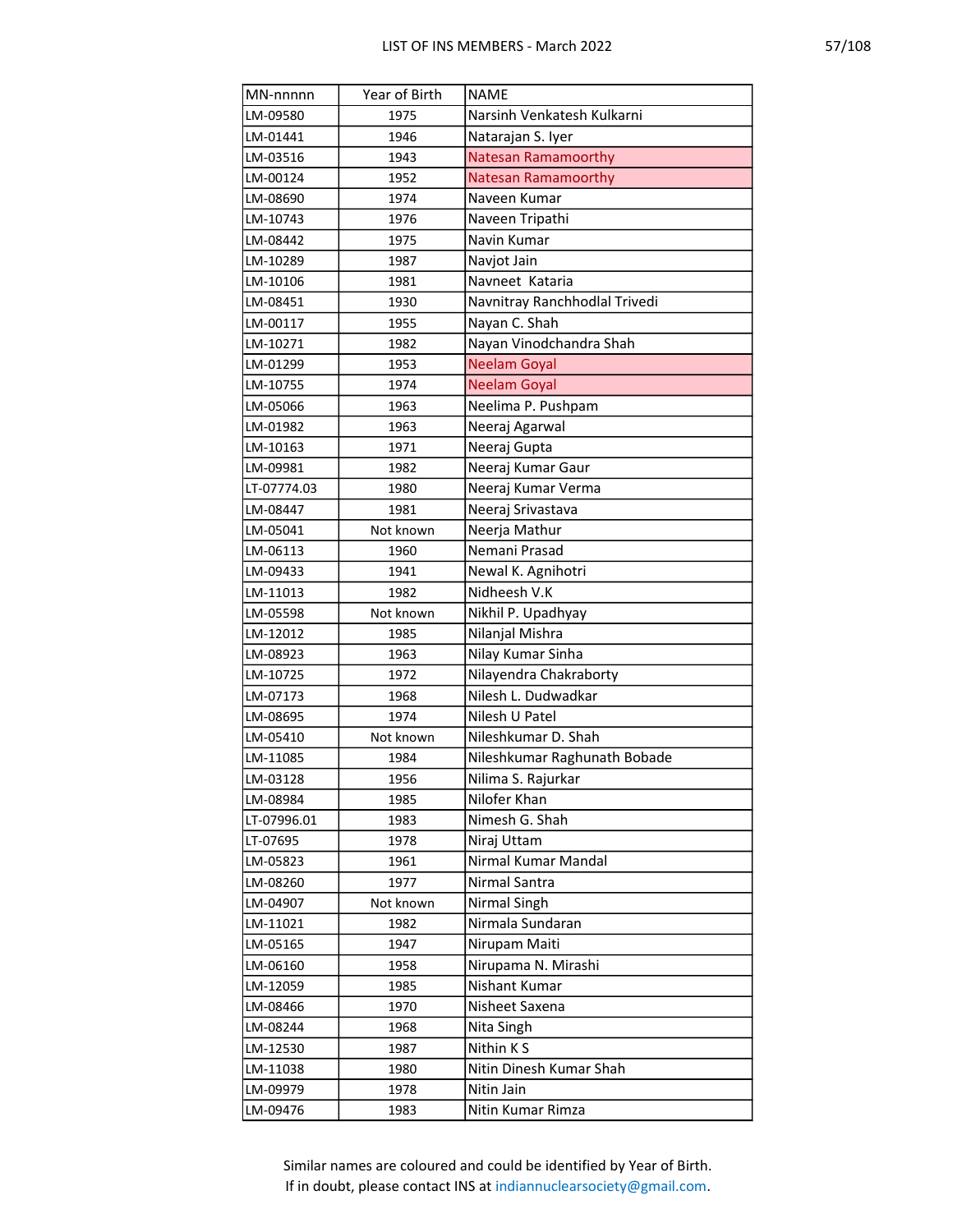| MN-nnnnn | Year of Birth | NAME |
|---|---|---|
| LM-09580 | 1975 | Narsinh Venkatesh Kulkarni |
| LM-01441 | 1946 | Natarajan S. Iyer |
| LM-03516 | 1943 | Natesan Ramamoorthy |
| LM-00124 | 1952 | Natesan Ramamoorthy |
| LM-08690 | 1974 | Naveen Kumar |
| LM-10743 | 1976 | Naveen Tripathi |
| LM-08442 | 1975 | Navin Kumar |
| LM-10289 | 1987 | Navjot Jain |
| LM-10106 | 1981 | Navneet Kataria |
| LM-08451 | 1930 | Navnitray Ranchhodlal Trivedi |
| LM-00117 | 1955 | Nayan C. Shah |
| LM-10271 | 1982 | Nayan Vinodchandra Shah |
| LM-01299 | 1953 | Neelam Goyal |
| LM-10755 | 1974 | Neelam Goyal |
| LM-05066 | 1963 | Neelima P. Pushpam |
| LM-01982 | 1963 | Neeraj Agarwal |
| LM-10163 | 1971 | Neeraj Gupta |
| LM-09981 | 1982 | Neeraj Kumar Gaur |
| LT-07774.03 | 1980 | Neeraj Kumar Verma |
| LM-08447 | 1981 | Neeraj Srivastava |
| LM-05041 | Not known | Neerja Mathur |
| LM-06113 | 1960 | Nemani Prasad |
| LM-09433 | 1941 | Newal K. Agnihotri |
| LM-11013 | 1982 | Nidheesh V.K |
| LM-05598 | Not known | Nikhil P. Upadhyay |
| LM-12012 | 1985 | Nilanjal Mishra |
| LM-08923 | 1963 | Nilay Kumar Sinha |
| LM-10725 | 1972 | Nilayendra Chakraborty |
| LM-07173 | 1968 | Nilesh L. Dudwadkar |
| LM-08695 | 1974 | Nilesh U Patel |
| LM-05410 | Not known | Nileshkumar D. Shah |
| LM-11085 | 1984 | Nileshkumar Raghunath Bobade |
| LM-03128 | 1956 | Nilima S. Rajurkar |
| LM-08984 | 1985 | Nilofer Khan |
| LT-07996.01 | 1983 | Nimesh G. Shah |
| LT-07695 | 1978 | Niraj Uttam |
| LM-05823 | 1961 | Nirmal Kumar Mandal |
| LM-08260 | 1977 | Nirmal Santra |
| LM-04907 | Not known | Nirmal Singh |
| LM-11021 | 1982 | Nirmala Sundaran |
| LM-05165 | 1947 | Nirupam Maiti |
| LM-06160 | 1958 | Nirupama N. Mirashi |
| LM-12059 | 1985 | Nishant Kumar |
| LM-08466 | 1970 | Nisheet Saxena |
| LM-08244 | 1968 | Nita Singh |
| LM-12530 | 1987 | Nithin K S |
| LM-11038 | 1980 | Nitin Dinesh Kumar Shah |
| LM-09979 | 1978 | Nitin Jain |
| LM-09476 | 1983 | Nitin Kumar Rimza |

Similar names are coloured and could be identified by Year of Birth.
If in doubt, please contact INS at indiannuclearsociety@gmail.com.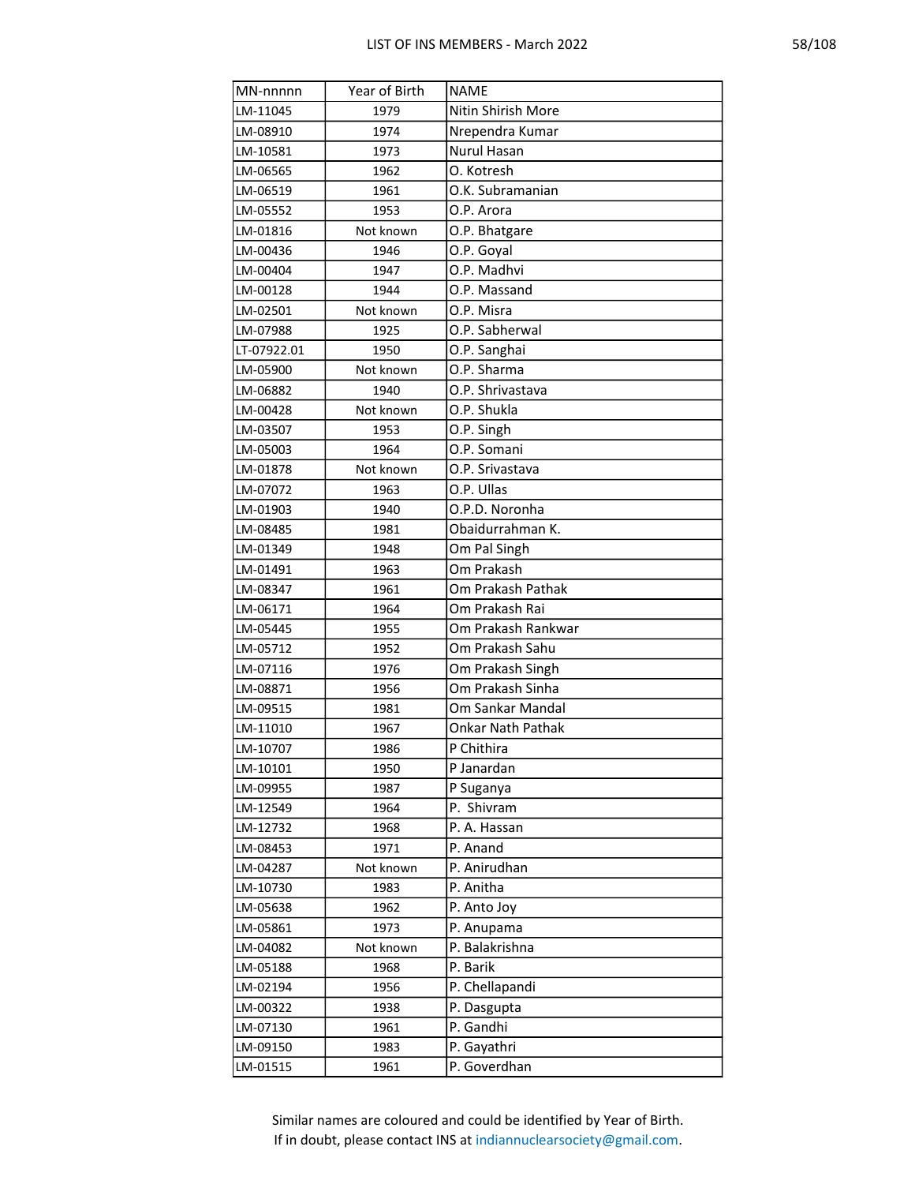| MN-nnnnn | Year of Birth | NAME |
|---|---|---|
| LM-11045 | 1979 | Nitin Shirish More |
| LM-08910 | 1974 | Nrependra Kumar |
| LM-10581 | 1973 | Nurul Hasan |
| LM-06565 | 1962 | O. Kotresh |
| LM-06519 | 1961 | O.K. Subramanian |
| LM-05552 | 1953 | O.P. Arora |
| LM-01816 | Not known | O.P. Bhatgare |
| LM-00436 | 1946 | O.P. Goyal |
| LM-00404 | 1947 | O.P. Madhvi |
| LM-00128 | 1944 | O.P. Massand |
| LM-02501 | Not known | O.P. Misra |
| LM-07988 | 1925 | O.P. Sabherwal |
| LT-07922.01 | 1950 | O.P. Sanghai |
| LM-05900 | Not known | O.P. Sharma |
| LM-06882 | 1940 | O.P. Shrivastava |
| LM-00428 | Not known | O.P. Shukla |
| LM-03507 | 1953 | O.P. Singh |
| LM-05003 | 1964 | O.P. Somani |
| LM-01878 | Not known | O.P. Srivastava |
| LM-07072 | 1963 | O.P. Ullas |
| LM-01903 | 1940 | O.P.D. Noronha |
| LM-08485 | 1981 | Obaidurrahman K. |
| LM-01349 | 1948 | Om Pal Singh |
| LM-01491 | 1963 | Om Prakash |
| LM-08347 | 1961 | Om Prakash Pathak |
| LM-06171 | 1964 | Om Prakash Rai |
| LM-05445 | 1955 | Om Prakash Rankwar |
| LM-05712 | 1952 | Om Prakash Sahu |
| LM-07116 | 1976 | Om Prakash Singh |
| LM-08871 | 1956 | Om Prakash Sinha |
| LM-09515 | 1981 | Om Sankar Mandal |
| LM-11010 | 1967 | Onkar Nath Pathak |
| LM-10707 | 1986 | P Chithira |
| LM-10101 | 1950 | P Janardan |
| LM-09955 | 1987 | P Suganya |
| LM-12549 | 1964 | P. Shivram |
| LM-12732 | 1968 | P. A. Hassan |
| LM-08453 | 1971 | P. Anand |
| LM-04287 | Not known | P. Anirudhan |
| LM-10730 | 1983 | P. Anitha |
| LM-05638 | 1962 | P. Anto Joy |
| LM-05861 | 1973 | P. Anupama |
| LM-04082 | Not known | P. Balakrishna |
| LM-05188 | 1968 | P. Barik |
| LM-02194 | 1956 | P. Chellapandi |
| LM-00322 | 1938 | P. Dasgupta |
| LM-07130 | 1961 | P. Gandhi |
| LM-09150 | 1983 | P. Gayathri |
| LM-01515 | 1961 | P. Goverdhan |

Similar names are coloured and could be identified by Year of Birth.
If in doubt, please contact INS at indiannuclearsociety@gmail.com.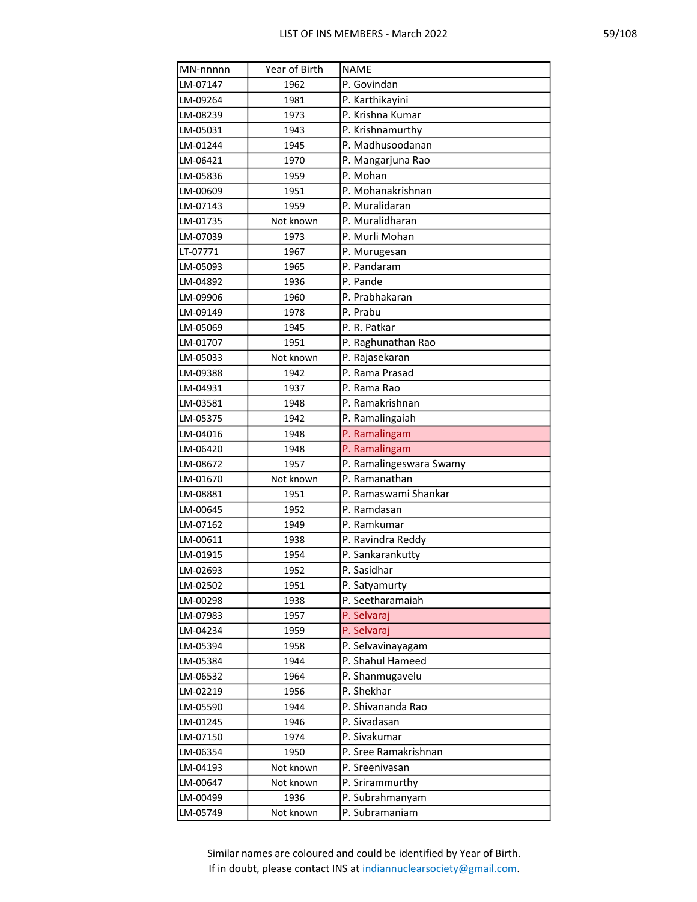| MN-nnnnn | Year of Birth | NAME |
|---|---|---|
| LM-07147 | 1962 | P. Govindan |
| LM-09264 | 1981 | P. Karthikayini |
| LM-08239 | 1973 | P. Krishna Kumar |
| LM-05031 | 1943 | P. Krishnamurthy |
| LM-01244 | 1945 | P. Madhusoodanan |
| LM-06421 | 1970 | P. Mangarjuna Rao |
| LM-05836 | 1959 | P. Mohan |
| LM-00609 | 1951 | P. Mohanakrishnan |
| LM-07143 | 1959 | P. Muralidaran |
| LM-01735 | Not known | P. Muralidharan |
| LM-07039 | 1973 | P. Murli Mohan |
| LT-07771 | 1967 | P. Murugesan |
| LM-05093 | 1965 | P. Pandaram |
| LM-04892 | 1936 | P. Pande |
| LM-09906 | 1960 | P. Prabhakaran |
| LM-09149 | 1978 | P. Prabu |
| LM-05069 | 1945 | P. R. Patkar |
| LM-01707 | 1951 | P. Raghunathan Rao |
| LM-05033 | Not known | P. Rajasekaran |
| LM-09388 | 1942 | P. Rama Prasad |
| LM-04931 | 1937 | P. Rama Rao |
| LM-03581 | 1948 | P. Ramakrishnan |
| LM-05375 | 1942 | P. Ramalingaiah |
| LM-04016 | 1948 | P. Ramalingam |
| LM-06420 | 1948 | P. Ramalingam |
| LM-08672 | 1957 | P. Ramalingeswara Swamy |
| LM-01670 | Not known | P. Ramanathan |
| LM-08881 | 1951 | P. Ramaswami Shankar |
| LM-00645 | 1952 | P. Ramdasan |
| LM-07162 | 1949 | P. Ramkumar |
| LM-00611 | 1938 | P. Ravindra Reddy |
| LM-01915 | 1954 | P. Sankarankutty |
| LM-02693 | 1952 | P. Sasidhar |
| LM-02502 | 1951 | P. Satyamurty |
| LM-00298 | 1938 | P. Seetharamaiah |
| LM-07983 | 1957 | P. Selvaraj |
| LM-04234 | 1959 | P. Selvaraj |
| LM-05394 | 1958 | P. Selvavinayagam |
| LM-05384 | 1944 | P. Shahul Hameed |
| LM-06532 | 1964 | P. Shanmugavelu |
| LM-02219 | 1956 | P. Shekhar |
| LM-05590 | 1944 | P. Shivananda Rao |
| LM-01245 | 1946 | P. Sivadasan |
| LM-07150 | 1974 | P. Sivakumar |
| LM-06354 | 1950 | P. Sree Ramakrishnan |
| LM-04193 | Not known | P. Sreenivasan |
| LM-00647 | Not known | P. Srirammurthy |
| LM-00499 | 1936 | P. Subrahmanyam |
| LM-05749 | Not known | P. Subramaniam |

Similar names are coloured and could be identified by Year of Birth.
If in doubt, please contact INS at indiannuclearsociety@gmail.com.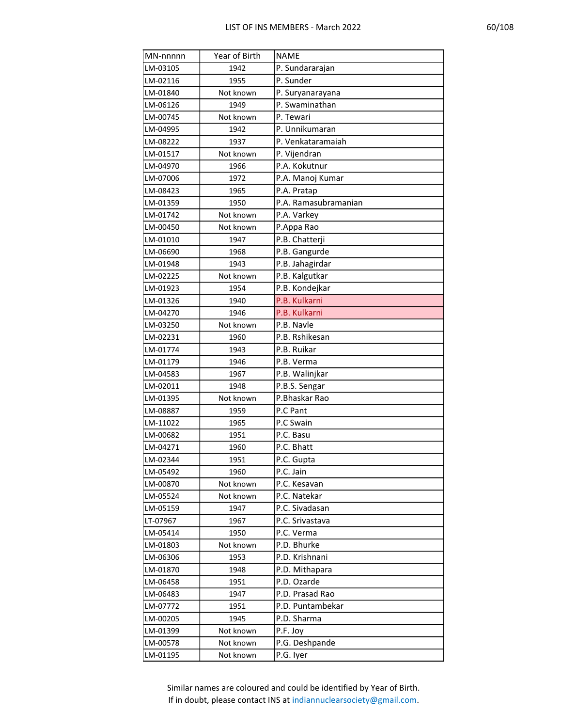| MN-nnnnn | Year of Birth | NAME |
|---|---|---|
| LM-03105 | 1942 | P. Sundararajan |
| LM-02116 | 1955 | P. Sunder |
| LM-01840 | Not known | P. Suryanarayana |
| LM-06126 | 1949 | P. Swaminathan |
| LM-00745 | Not known | P. Tewari |
| LM-04995 | 1942 | P. Unnikumaran |
| LM-08222 | 1937 | P. Venkataramaiah |
| LM-01517 | Not known | P. Vijendran |
| LM-04970 | 1966 | P.A. Kokutnur |
| LM-07006 | 1972 | P.A. Manoj Kumar |
| LM-08423 | 1965 | P.A. Pratap |
| LM-01359 | 1950 | P.A. Ramasubramanian |
| LM-01742 | Not known | P.A. Varkey |
| LM-00450 | Not known | P.Appa Rao |
| LM-01010 | 1947 | P.B. Chatterji |
| LM-06690 | 1968 | P.B. Gangurde |
| LM-01948 | 1943 | P.B. Jahagirdar |
| LM-02225 | Not known | P.B. Kalgutkar |
| LM-01923 | 1954 | P.B. Kondejkar |
| LM-01326 | 1940 | P.B. Kulkarni |
| LM-04270 | 1946 | P.B. Kulkarni |
| LM-03250 | Not known | P.B. Navle |
| LM-02231 | 1960 | P.B. Rshikesan |
| LM-01774 | 1943 | P.B. Ruikar |
| LM-01179 | 1946 | P.B. Verma |
| LM-04583 | 1967 | P.B. Walinjkar |
| LM-02011 | 1948 | P.B.S. Sengar |
| LM-01395 | Not known | P.Bhaskar Rao |
| LM-08887 | 1959 | P.C Pant |
| LM-11022 | 1965 | P.C Swain |
| LM-00682 | 1951 | P.C. Basu |
| LM-04271 | 1960 | P.C. Bhatt |
| LM-02344 | 1951 | P.C. Gupta |
| LM-05492 | 1960 | P.C. Jain |
| LM-00870 | Not known | P.C. Kesavan |
| LM-05524 | Not known | P.C. Natekar |
| LM-05159 | 1947 | P.C. Sivadasan |
| LT-07967 | 1967 | P.C. Srivastava |
| LM-05414 | 1950 | P.C. Verma |
| LM-01803 | Not known | P.D. Bhurke |
| LM-06306 | 1953 | P.D. Krishnani |
| LM-01870 | 1948 | P.D. Mithapara |
| LM-06458 | 1951 | P.D. Ozarde |
| LM-06483 | 1947 | P.D. Prasad Rao |
| LM-07772 | 1951 | P.D. Puntambekar |
| LM-00205 | 1945 | P.D. Sharma |
| LM-01399 | Not known | P.F. Joy |
| LM-00578 | Not known | P.G. Deshpande |
| LM-01195 | Not known | P.G. Iyer |

Similar names are coloured and could be identified by Year of Birth.
If in doubt, please contact INS at indiannuclearsociety@gmail.com.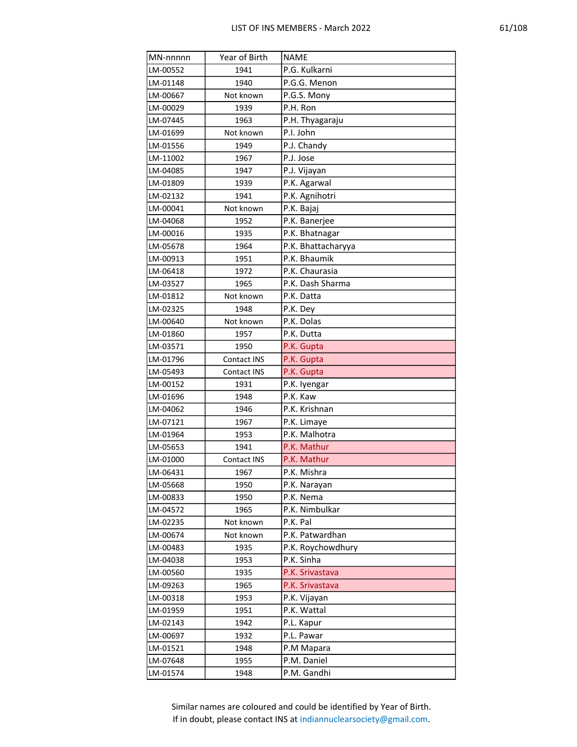| MN-nnnnn | Year of Birth | NAME |
|---|---|---|
| LM-00552 | 1941 | P.G. Kulkarni |
| LM-01148 | 1940 | P.G.G. Menon |
| LM-00667 | Not known | P.G.S. Mony |
| LM-00029 | 1939 | P.H. Ron |
| LM-07445 | 1963 | P.H. Thyagaraju |
| LM-01699 | Not known | P.I. John |
| LM-01556 | 1949 | P.J. Chandy |
| LM-11002 | 1967 | P.J. Jose |
| LM-04085 | 1947 | P.J. Vijayan |
| LM-01809 | 1939 | P.K. Agarwal |
| LM-02132 | 1941 | P.K. Agnihotri |
| LM-00041 | Not known | P.K. Bajaj |
| LM-04068 | 1952 | P.K. Banerjee |
| LM-00016 | 1935 | P.K. Bhatnagar |
| LM-05678 | 1964 | P.K. Bhattacharyya |
| LM-00913 | 1951 | P.K. Bhaumik |
| LM-06418 | 1972 | P.K. Chaurasia |
| LM-03527 | 1965 | P.K. Dash Sharma |
| LM-01812 | Not known | P.K. Datta |
| LM-02325 | 1948 | P.K. Dey |
| LM-00640 | Not known | P.K. Dolas |
| LM-01860 | 1957 | P.K. Dutta |
| LM-03571 | 1950 | P.K. Gupta |
| LM-01796 | Contact INS | P.K. Gupta |
| LM-05493 | Contact INS | P.K. Gupta |
| LM-00152 | 1931 | P.K. Iyengar |
| LM-01696 | 1948 | P.K. Kaw |
| LM-04062 | 1946 | P.K. Krishnan |
| LM-07121 | 1967 | P.K. Limaye |
| LM-01964 | 1953 | P.K. Malhotra |
| LM-05653 | 1941 | P.K. Mathur |
| LM-01000 | Contact INS | P.K. Mathur |
| LM-06431 | 1967 | P.K. Mishra |
| LM-05668 | 1950 | P.K. Narayan |
| LM-00833 | 1950 | P.K. Nema |
| LM-04572 | 1965 | P.K. Nimbulkar |
| LM-02235 | Not known | P.K. Pal |
| LM-00674 | Not known | P.K. Patwardhan |
| LM-00483 | 1935 | P.K. Roychowdhury |
| LM-04038 | 1953 | P.K. Sinha |
| LM-00560 | 1935 | P.K. Srivastava |
| LM-09263 | 1965 | P.K. Srivastava |
| LM-00318 | 1953 | P.K. Vijayan |
| LM-01959 | 1951 | P.K. Wattal |
| LM-02143 | 1942 | P.L. Kapur |
| LM-00697 | 1932 | P.L. Pawar |
| LM-01521 | 1948 | P.M Mapara |
| LM-07648 | 1955 | P.M. Daniel |
| LM-01574 | 1948 | P.M. Gandhi |

Similar names are coloured and could be identified by Year of Birth.
If in doubt, please contact INS at indiannuclearsociety@gmail.com.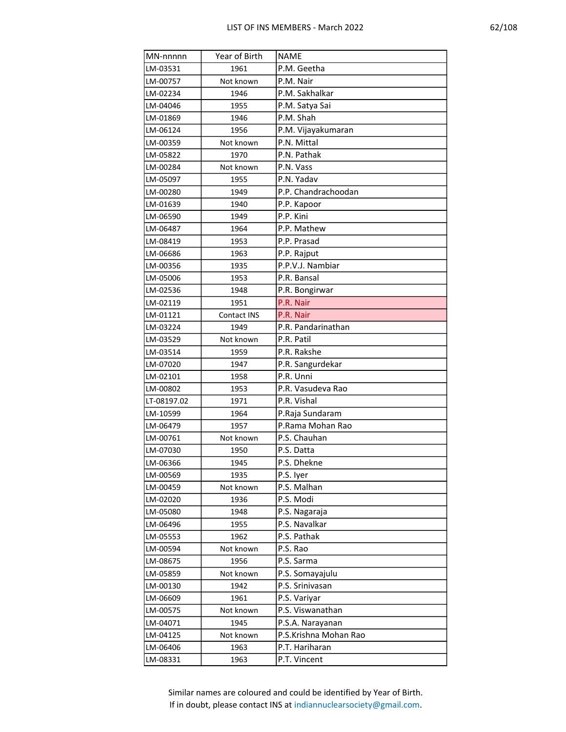| MN-nnnnn | Year of Birth | NAME |
|---|---|---|
| LM-03531 | 1961 | P.M. Geetha |
| LM-00757 | Not known | P.M. Nair |
| LM-02234 | 1946 | P.M. Sakhalkar |
| LM-04046 | 1955 | P.M. Satya Sai |
| LM-01869 | 1946 | P.M. Shah |
| LM-06124 | 1956 | P.M. Vijayakumaran |
| LM-00359 | Not known | P.N. Mittal |
| LM-05822 | 1970 | P.N. Pathak |
| LM-00284 | Not known | P.N. Vass |
| LM-05097 | 1955 | P.N. Yadav |
| LM-00280 | 1949 | P.P. Chandrachoodan |
| LM-01639 | 1940 | P.P. Kapoor |
| LM-06590 | 1949 | P.P. Kini |
| LM-06487 | 1964 | P.P. Mathew |
| LM-08419 | 1953 | P.P. Prasad |
| LM-06686 | 1963 | P.P. Rajput |
| LM-00356 | 1935 | P.P.V.J. Nambiar |
| LM-05006 | 1953 | P.R. Bansal |
| LM-02536 | 1948 | P.R. Bongirwar |
| LM-02119 | 1951 | P.R. Nair |
| LM-01121 | Contact INS | P.R. Nair |
| LM-03224 | 1949 | P.R. Pandarinathan |
| LM-03529 | Not known | P.R. Patil |
| LM-03514 | 1959 | P.R. Rakshe |
| LM-07020 | 1947 | P.R. Sangurdekar |
| LM-02101 | 1958 | P.R. Unni |
| LM-00802 | 1953 | P.R. Vasudeva Rao |
| LT-08197.02 | 1971 | P.R. Vishal |
| LM-10599 | 1964 | P.Raja Sundaram |
| LM-06479 | 1957 | P.Rama Mohan Rao |
| LM-00761 | Not known | P.S. Chauhan |
| LM-07030 | 1950 | P.S. Datta |
| LM-06366 | 1945 | P.S. Dhekne |
| LM-00569 | 1935 | P.S. Iyer |
| LM-00459 | Not known | P.S. Malhan |
| LM-02020 | 1936 | P.S. Modi |
| LM-05080 | 1948 | P.S. Nagaraja |
| LM-06496 | 1955 | P.S. Navalkar |
| LM-05553 | 1962 | P.S. Pathak |
| LM-00594 | Not known | P.S. Rao |
| LM-08675 | 1956 | P.S. Sarma |
| LM-05859 | Not known | P.S. Somayajulu |
| LM-00130 | 1942 | P.S. Srinivasan |
| LM-06609 | 1961 | P.S. Variyar |
| LM-00575 | Not known | P.S. Viswanathan |
| LM-04071 | 1945 | P.S.A. Narayanan |
| LM-04125 | Not known | P.S.Krishna Mohan Rao |
| LM-06406 | 1963 | P.T. Hariharan |
| LM-08331 | 1963 | P.T. Vincent |

Similar names are coloured and could be identified by Year of Birth.
If in doubt, please contact INS at indiannuclearsociety@gmail.com.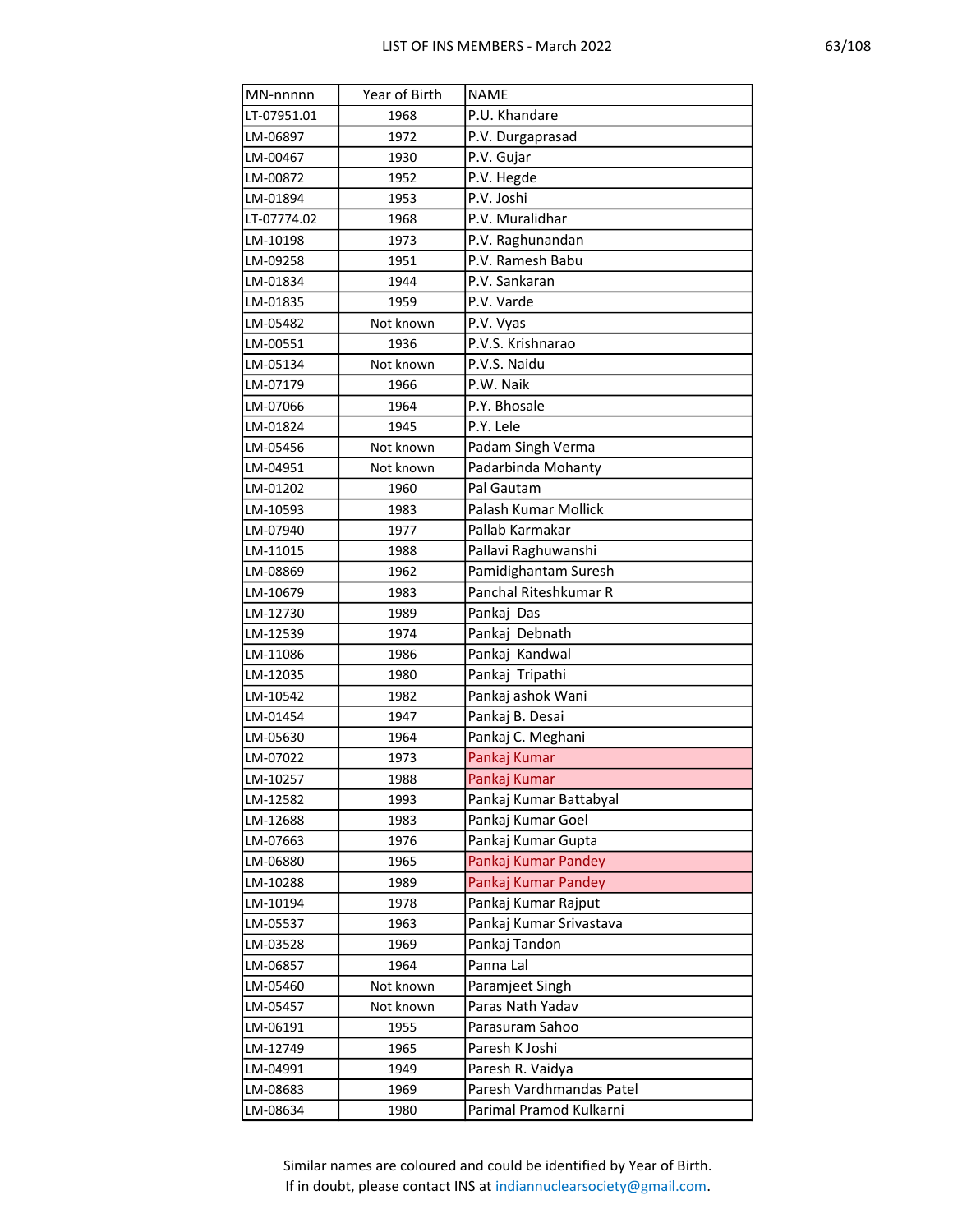| MN-nnnnn | Year of Birth | NAME |
|---|---|---|
| LT-07951.01 | 1968 | P.U. Khandare |
| LM-06897 | 1972 | P.V. Durgaprasad |
| LM-00467 | 1930 | P.V. Gujar |
| LM-00872 | 1952 | P.V. Hegde |
| LM-01894 | 1953 | P.V. Joshi |
| LT-07774.02 | 1968 | P.V. Muralidhar |
| LM-10198 | 1973 | P.V. Raghunandan |
| LM-09258 | 1951 | P.V. Ramesh Babu |
| LM-01834 | 1944 | P.V. Sankaran |
| LM-01835 | 1959 | P.V. Varde |
| LM-05482 | Not known | P.V. Vyas |
| LM-00551 | 1936 | P.V.S. Krishnarao |
| LM-05134 | Not known | P.V.S. Naidu |
| LM-07179 | 1966 | P.W. Naik |
| LM-07066 | 1964 | P.Y. Bhosale |
| LM-01824 | 1945 | P.Y. Lele |
| LM-05456 | Not known | Padam Singh Verma |
| LM-04951 | Not known | Padarbinda Mohanty |
| LM-01202 | 1960 | Pal Gautam |
| LM-10593 | 1983 | Palash Kumar Mollick |
| LM-07940 | 1977 | Pallab Karmakar |
| LM-11015 | 1988 | Pallavi Raghuwanshi |
| LM-08869 | 1962 | Pamidighantam Suresh |
| LM-10679 | 1983 | Panchal Riteshkumar R |
| LM-12730 | 1989 | Pankaj  Das |
| LM-12539 | 1974 | Pankaj  Debnath |
| LM-11086 | 1986 | Pankaj  Kandwal |
| LM-12035 | 1980 | Pankaj  Tripathi |
| LM-10542 | 1982 | Pankaj ashok Wani |
| LM-01454 | 1947 | Pankaj B. Desai |
| LM-05630 | 1964 | Pankaj C. Meghani |
| LM-07022 | 1973 | Pankaj Kumar |
| LM-10257 | 1988 | Pankaj Kumar |
| LM-12582 | 1993 | Pankaj Kumar Battabyal |
| LM-12688 | 1983 | Pankaj Kumar Goel |
| LM-07663 | 1976 | Pankaj Kumar Gupta |
| LM-06880 | 1965 | Pankaj Kumar Pandey |
| LM-10288 | 1989 | Pankaj Kumar Pandey |
| LM-10194 | 1978 | Pankaj Kumar Rajput |
| LM-05537 | 1963 | Pankaj Kumar Srivastava |
| LM-03528 | 1969 | Pankaj Tandon |
| LM-06857 | 1964 | Panna Lal |
| LM-05460 | Not known | Paramjeet Singh |
| LM-05457 | Not known | Paras Nath Yadav |
| LM-06191 | 1955 | Parasuram Sahoo |
| LM-12749 | 1965 | Paresh K Joshi |
| LM-04991 | 1949 | Paresh R. Vaidya |
| LM-08683 | 1969 | Paresh Vardhmandas Patel |
| LM-08634 | 1980 | Parimal Pramod Kulkarni |

Similar names are coloured and could be identified by Year of Birth.
If in doubt, please contact INS at indiannuclearsociety@gmail.com.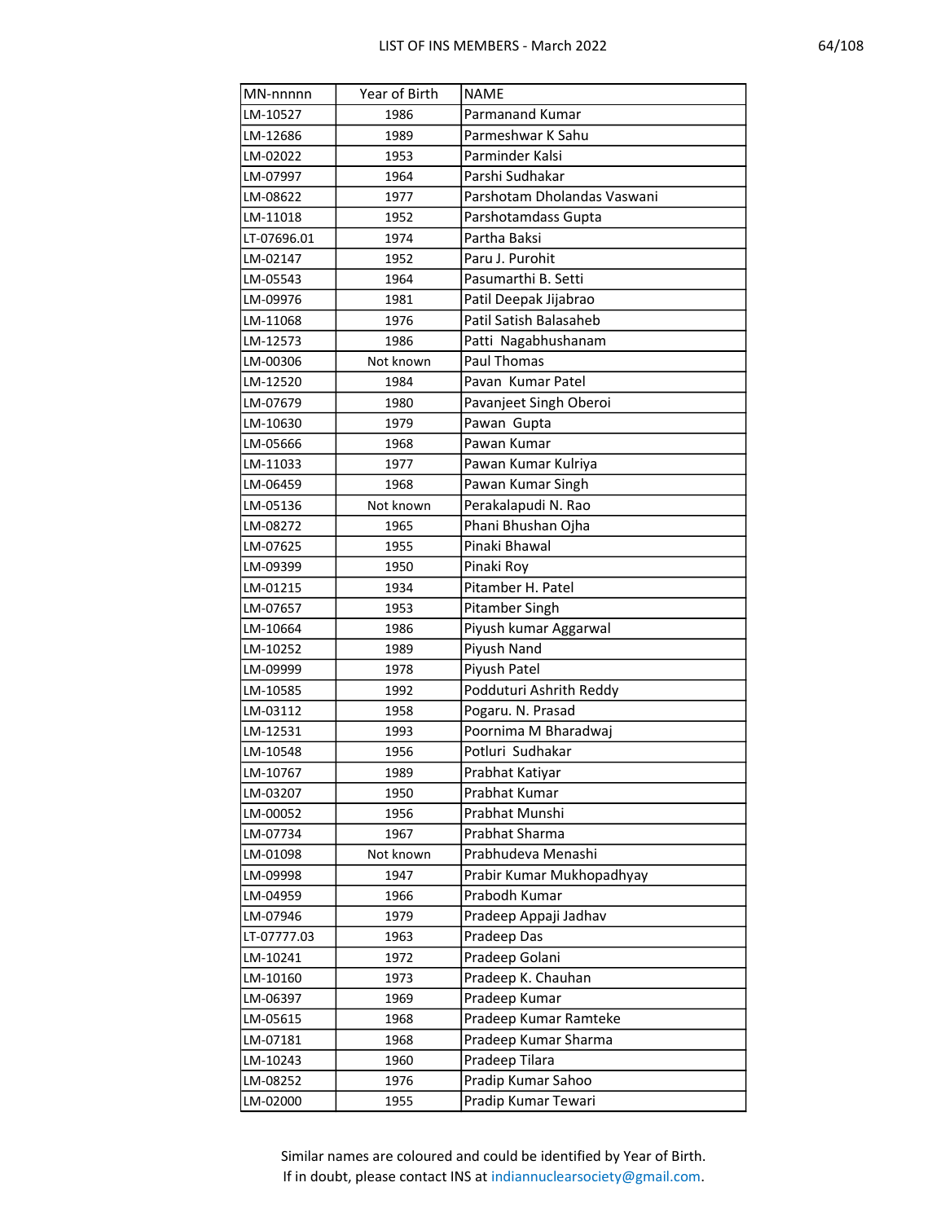| MN-nnnnn | Year of Birth | NAME |
|---|---|---|
| LM-10527 | 1986 | Parmanand Kumar |
| LM-12686 | 1989 | Parmeshwar K Sahu |
| LM-02022 | 1953 | Parminder Kalsi |
| LM-07997 | 1964 | Parshi Sudhakar |
| LM-08622 | 1977 | Parshotam Dholandas Vaswani |
| LM-11018 | 1952 | Parshotamdass Gupta |
| LT-07696.01 | 1974 | Partha Baksi |
| LM-02147 | 1952 | Paru J. Purohit |
| LM-05543 | 1964 | Pasumarthi B. Setti |
| LM-09976 | 1981 | Patil Deepak Jijabrao |
| LM-11068 | 1976 | Patil Satish Balasaheb |
| LM-12573 | 1986 | Patti  Nagabhushanam |
| LM-00306 | Not known | Paul Thomas |
| LM-12520 | 1984 | Pavan  Kumar Patel |
| LM-07679 | 1980 | Pavanjeet Singh Oberoi |
| LM-10630 | 1979 | Pawan  Gupta |
| LM-05666 | 1968 | Pawan Kumar |
| LM-11033 | 1977 | Pawan Kumar Kulriya |
| LM-06459 | 1968 | Pawan Kumar Singh |
| LM-05136 | Not known | Perakalapudi N. Rao |
| LM-08272 | 1965 | Phani Bhushan Ojha |
| LM-07625 | 1955 | Pinaki Bhawal |
| LM-09399 | 1950 | Pinaki Roy |
| LM-01215 | 1934 | Pitamber H. Patel |
| LM-07657 | 1953 | Pitamber Singh |
| LM-10664 | 1986 | Piyush kumar Aggarwal |
| LM-10252 | 1989 | Piyush Nand |
| LM-09999 | 1978 | Piyush Patel |
| LM-10585 | 1992 | Podduturi Ashrith Reddy |
| LM-03112 | 1958 | Pogaru. N. Prasad |
| LM-12531 | 1993 | Poornima M Bharadwaj |
| LM-10548 | 1956 | Potluri  Sudhakar |
| LM-10767 | 1989 | Prabhat Katiyar |
| LM-03207 | 1950 | Prabhat Kumar |
| LM-00052 | 1956 | Prabhat Munshi |
| LM-07734 | 1967 | Prabhat Sharma |
| LM-01098 | Not known | Prabhudeva Menashi |
| LM-09998 | 1947 | Prabir Kumar Mukhopadhyay |
| LM-04959 | 1966 | Prabodh Kumar |
| LM-07946 | 1979 | Pradeep Appaji Jadhav |
| LT-07777.03 | 1963 | Pradeep Das |
| LM-10241 | 1972 | Pradeep Golani |
| LM-10160 | 1973 | Pradeep K. Chauhan |
| LM-06397 | 1969 | Pradeep Kumar |
| LM-05615 | 1968 | Pradeep Kumar Ramteke |
| LM-07181 | 1968 | Pradeep Kumar Sharma |
| LM-10243 | 1960 | Pradeep Tilara |
| LM-08252 | 1976 | Pradip Kumar Sahoo |
| LM-02000 | 1955 | Pradip Kumar Tewari |

Similar names are coloured and could be identified by Year of Birth.
If in doubt, please contact INS at indiannuclearsociety@gmail.com.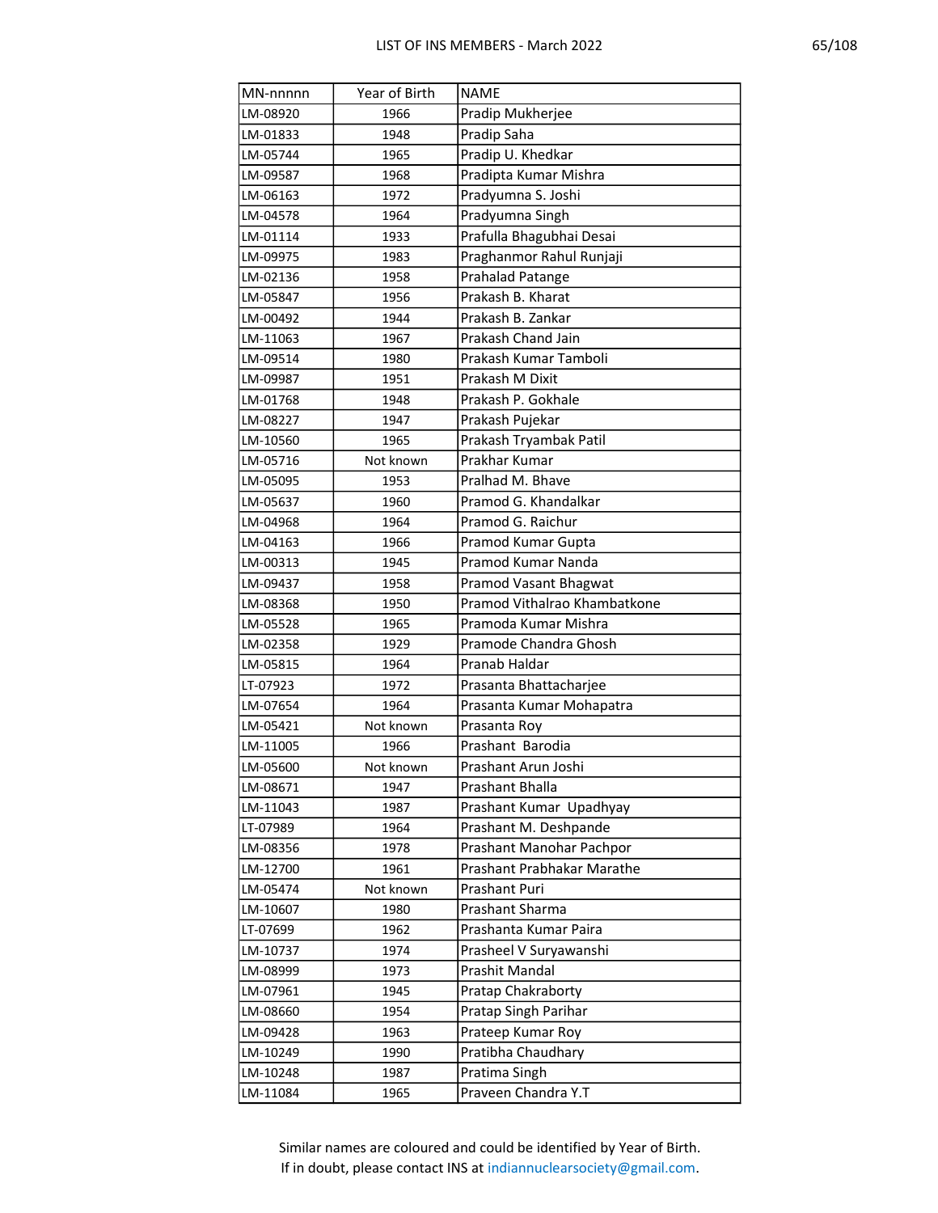| MN-nnnnn | Year of Birth | NAME |
|---|---|---|
| LM-08920 | 1966 | Pradip Mukherjee |
| LM-01833 | 1948 | Pradip Saha |
| LM-05744 | 1965 | Pradip U. Khedkar |
| LM-09587 | 1968 | Pradipta Kumar Mishra |
| LM-06163 | 1972 | Pradyumna S. Joshi |
| LM-04578 | 1964 | Pradyumna Singh |
| LM-01114 | 1933 | Prafulla Bhagubhai Desai |
| LM-09975 | 1983 | Praghanmor Rahul Runjaji |
| LM-02136 | 1958 | Prahalad Patange |
| LM-05847 | 1956 | Prakash B. Kharat |
| LM-00492 | 1944 | Prakash B. Zankar |
| LM-11063 | 1967 | Prakash Chand Jain |
| LM-09514 | 1980 | Prakash Kumar Tamboli |
| LM-09987 | 1951 | Prakash M Dixit |
| LM-01768 | 1948 | Prakash P. Gokhale |
| LM-08227 | 1947 | Prakash Pujekar |
| LM-10560 | 1965 | Prakash Tryambak Patil |
| LM-05716 | Not known | Prakhar Kumar |
| LM-05095 | 1953 | Pralhad M. Bhave |
| LM-05637 | 1960 | Pramod G. Khandalkar |
| LM-04968 | 1964 | Pramod G. Raichur |
| LM-04163 | 1966 | Pramod Kumar Gupta |
| LM-00313 | 1945 | Pramod Kumar Nanda |
| LM-09437 | 1958 | Pramod Vasant Bhagwat |
| LM-08368 | 1950 | Pramod Vithalrao Khambatkone |
| LM-05528 | 1965 | Pramoda Kumar Mishra |
| LM-02358 | 1929 | Pramode Chandra Ghosh |
| LM-05815 | 1964 | Pranab Haldar |
| LT-07923 | 1972 | Prasanta Bhattacharjee |
| LM-07654 | 1964 | Prasanta Kumar Mohapatra |
| LM-05421 | Not known | Prasanta Roy |
| LM-11005 | 1966 | Prashant  Barodia |
| LM-05600 | Not known | Prashant Arun Joshi |
| LM-08671 | 1947 | Prashant Bhalla |
| LM-11043 | 1987 | Prashant Kumar  Upadhyay |
| LT-07989 | 1964 | Prashant M. Deshpande |
| LM-08356 | 1978 | Prashant Manohar Pachpor |
| LM-12700 | 1961 | Prashant Prabhakar Marathe |
| LM-05474 | Not known | Prashant Puri |
| LM-10607 | 1980 | Prashant Sharma |
| LT-07699 | 1962 | Prashanta Kumar Paira |
| LM-10737 | 1974 | Prasheel V Suryawanshi |
| LM-08999 | 1973 | Prashit Mandal |
| LM-07961 | 1945 | Pratap Chakraborty |
| LM-08660 | 1954 | Pratap Singh Parihar |
| LM-09428 | 1963 | Prateep Kumar Roy |
| LM-10249 | 1990 | Pratibha Chaudhary |
| LM-10248 | 1987 | Pratima Singh |
| LM-11084 | 1965 | Praveen Chandra Y.T |

Similar names are coloured and could be identified by Year of Birth.
If in doubt, please contact INS at indiannuclearsociety@gmail.com.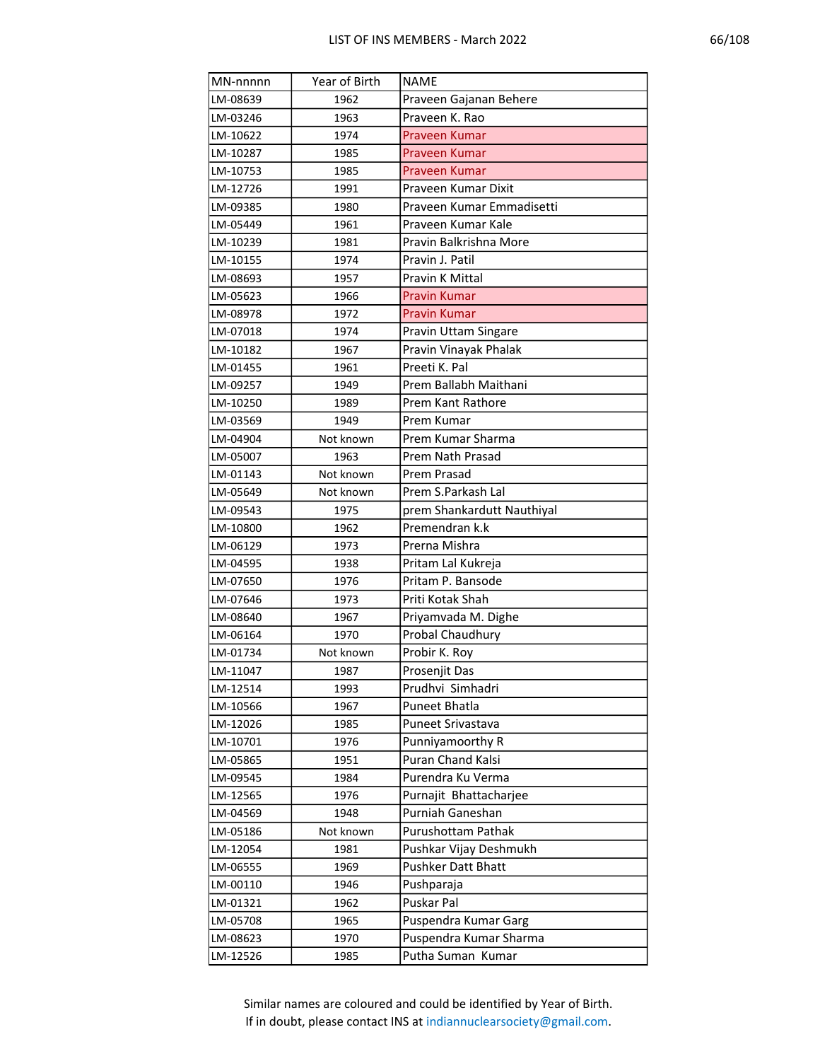| MN-nnnnn | Year of Birth | NAME |
|---|---|---|
| LM-08639 | 1962 | Praveen Gajanan Behere |
| LM-03246 | 1963 | Praveen K. Rao |
| LM-10622 | 1974 | Praveen Kumar |
| LM-10287 | 1985 | Praveen Kumar |
| LM-10753 | 1985 | Praveen Kumar |
| LM-12726 | 1991 | Praveen Kumar Dixit |
| LM-09385 | 1980 | Praveen Kumar Emmadisetti |
| LM-05449 | 1961 | Praveen Kumar Kale |
| LM-10239 | 1981 | Pravin Balkrishna More |
| LM-10155 | 1974 | Pravin J. Patil |
| LM-08693 | 1957 | Pravin K Mittal |
| LM-05623 | 1966 | Pravin Kumar |
| LM-08978 | 1972 | Pravin Kumar |
| LM-07018 | 1974 | Pravin Uttam Singare |
| LM-10182 | 1967 | Pravin Vinayak Phalak |
| LM-01455 | 1961 | Preeti K. Pal |
| LM-09257 | 1949 | Prem Ballabh Maithani |
| LM-10250 | 1989 | Prem Kant Rathore |
| LM-03569 | 1949 | Prem Kumar |
| LM-04904 | Not known | Prem Kumar Sharma |
| LM-05007 | 1963 | Prem Nath Prasad |
| LM-01143 | Not known | Prem Prasad |
| LM-05649 | Not known | Prem S.Parkash Lal |
| LM-09543 | 1975 | prem Shankardutt Nauthiyal |
| LM-10800 | 1962 | Premendran k.k |
| LM-06129 | 1973 | Prerna Mishra |
| LM-04595 | 1938 | Pritam Lal Kukreja |
| LM-07650 | 1976 | Pritam P. Bansode |
| LM-07646 | 1973 | Priti Kotak Shah |
| LM-08640 | 1967 | Priyamvada M. Dighe |
| LM-06164 | 1970 | Probal Chaudhury |
| LM-01734 | Not known | Probir K. Roy |
| LM-11047 | 1987 | Prosenjit Das |
| LM-12514 | 1993 | Prudhvi Simhadri |
| LM-10566 | 1967 | Puneet Bhatla |
| LM-12026 | 1985 | Puneet Srivastava |
| LM-10701 | 1976 | Punniyamoorthy R |
| LM-05865 | 1951 | Puran Chand Kalsi |
| LM-09545 | 1984 | Purendra Ku Verma |
| LM-12565 | 1976 | Purnajit Bhattacharjee |
| LM-04569 | 1948 | Purniah Ganeshan |
| LM-05186 | Not known | Purushottam Pathak |
| LM-12054 | 1981 | Pushkar Vijay Deshmukh |
| LM-06555 | 1969 | Pushker Datt Bhatt |
| LM-00110 | 1946 | Pushparaja |
| LM-01321 | 1962 | Puskar Pal |
| LM-05708 | 1965 | Puspendra Kumar Garg |
| LM-08623 | 1970 | Puspendra Kumar Sharma |
| LM-12526 | 1985 | Putha Suman Kumar |

Similar names are coloured and could be identified by Year of Birth.
If in doubt, please contact INS at indiannuclearsociety@gmail.com.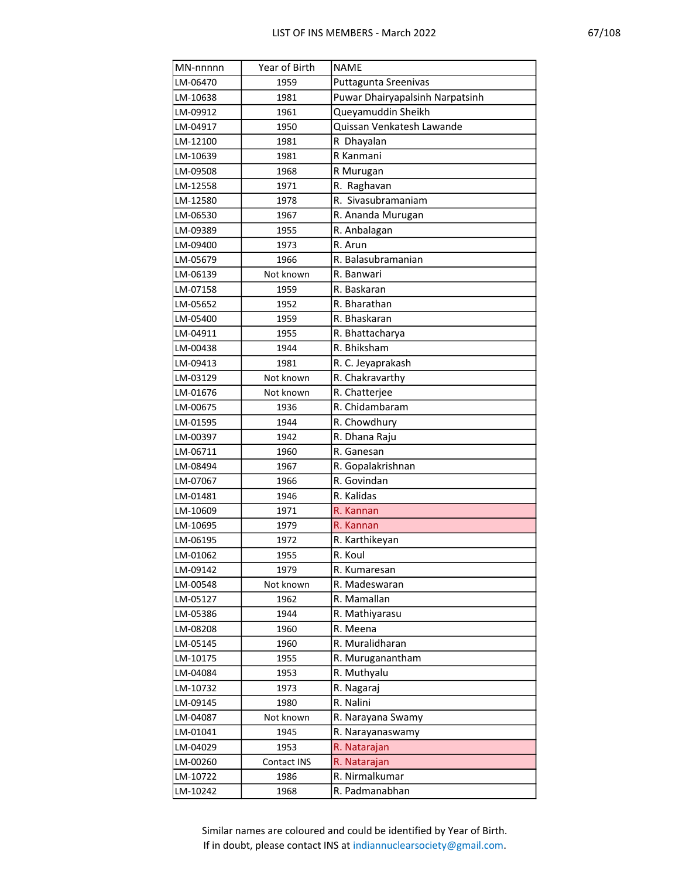| MN-nnnnn | Year of Birth | NAME |
|---|---|---|
| LM-06470 | 1959 | Puttagunta Sreenivas |
| LM-10638 | 1981 | Puwar Dhairyapalsinh Narpatsinh |
| LM-09912 | 1961 | Queyamuddin Sheikh |
| LM-04917 | 1950 | Quissan Venkatesh Lawande |
| LM-12100 | 1981 | R  Dhayalan |
| LM-10639 | 1981 | R Kanmani |
| LM-09508 | 1968 | R Murugan |
| LM-12558 | 1971 | R.  Raghavan |
| LM-12580 | 1978 | R.  Sivasubramaniam |
| LM-06530 | 1967 | R. Ananda Murugan |
| LM-09389 | 1955 | R. Anbalagan |
| LM-09400 | 1973 | R. Arun |
| LM-05679 | 1966 | R. Balasubramanian |
| LM-06139 | Not known | R. Banwari |
| LM-07158 | 1959 | R. Baskaran |
| LM-05652 | 1952 | R. Bharathan |
| LM-05400 | 1959 | R. Bhaskaran |
| LM-04911 | 1955 | R. Bhattacharya |
| LM-00438 | 1944 | R. Bhiksham |
| LM-09413 | 1981 | R. C. Jeyaprakash |
| LM-03129 | Not known | R. Chakravarthy |
| LM-01676 | Not known | R. Chatterjee |
| LM-00675 | 1936 | R. Chidambaram |
| LM-01595 | 1944 | R. Chowdhury |
| LM-00397 | 1942 | R. Dhana Raju |
| LM-06711 | 1960 | R. Ganesan |
| LM-08494 | 1967 | R. Gopalakrishnan |
| LM-07067 | 1966 | R. Govindan |
| LM-01481 | 1946 | R. Kalidas |
| LM-10609 | 1971 | R. Kannan |
| LM-10695 | 1979 | R. Kannan |
| LM-06195 | 1972 | R. Karthikeyan |
| LM-01062 | 1955 | R. Koul |
| LM-09142 | 1979 | R. Kumaresan |
| LM-00548 | Not known | R. Madeswaran |
| LM-05127 | 1962 | R. Mamallan |
| LM-05386 | 1944 | R. Mathiyarasu |
| LM-08208 | 1960 | R. Meena |
| LM-05145 | 1960 | R. Muralidharan |
| LM-10175 | 1955 | R. Muruganantham |
| LM-04084 | 1953 | R. Muthyalu |
| LM-10732 | 1973 | R. Nagaraj |
| LM-09145 | 1980 | R. Nalini |
| LM-04087 | Not known | R. Narayana Swamy |
| LM-01041 | 1945 | R. Narayanaswamy |
| LM-04029 | 1953 | R. Natarajan |
| LM-00260 | Contact INS | R. Natarajan |
| LM-10722 | 1986 | R. Nirmalkumar |
| LM-10242 | 1968 | R. Padmanabhan |

Similar names are coloured and could be identified by Year of Birth.
If in doubt, please contact INS at indiannuclearsociety@gmail.com.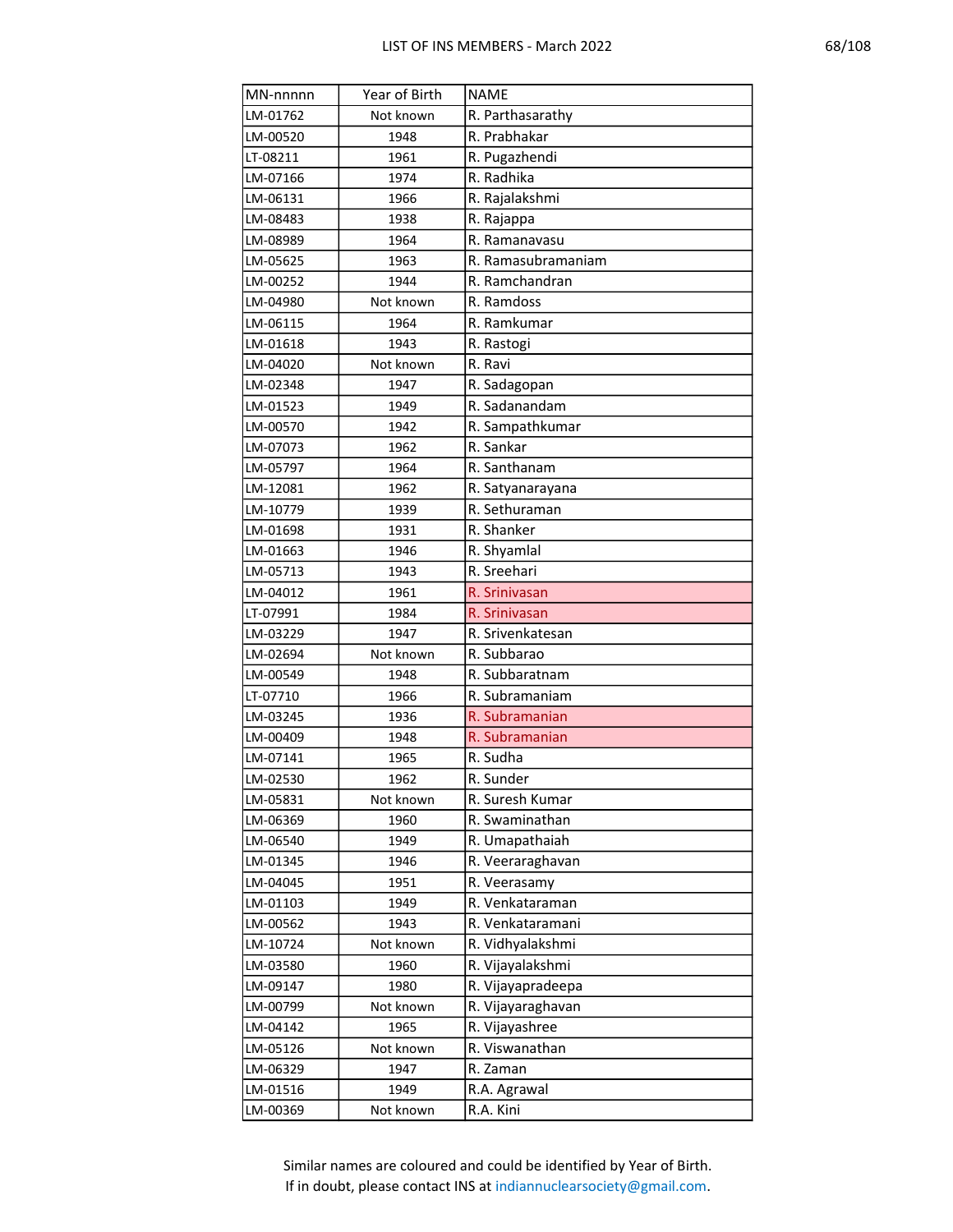| MN-nnnnn | Year of Birth | NAME |
|---|---|---|
| LM-01762 | Not known | R. Parthasarathy |
| LM-00520 | 1948 | R. Prabhakar |
| LT-08211 | 1961 | R. Pugazhendi |
| LM-07166 | 1974 | R. Radhika |
| LM-06131 | 1966 | R. Rajalakshmi |
| LM-08483 | 1938 | R. Rajappa |
| LM-08989 | 1964 | R. Ramanavasu |
| LM-05625 | 1963 | R. Ramasubramaniam |
| LM-00252 | 1944 | R. Ramchandran |
| LM-04980 | Not known | R. Ramdoss |
| LM-06115 | 1964 | R. Ramkumar |
| LM-01618 | 1943 | R. Rastogi |
| LM-04020 | Not known | R. Ravi |
| LM-02348 | 1947 | R. Sadagopan |
| LM-01523 | 1949 | R. Sadanandam |
| LM-00570 | 1942 | R. Sampathkumar |
| LM-07073 | 1962 | R. Sankar |
| LM-05797 | 1964 | R. Santhanam |
| LM-12081 | 1962 | R. Satyanarayana |
| LM-10779 | 1939 | R. Sethuraman |
| LM-01698 | 1931 | R. Shanker |
| LM-01663 | 1946 | R. Shyamlal |
| LM-05713 | 1943 | R. Sreehari |
| LM-04012 | 1961 | R. Srinivasan |
| LT-07991 | 1984 | R. Srinivasan |
| LM-03229 | 1947 | R. Srivenkatesan |
| LM-02694 | Not known | R. Subbarao |
| LM-00549 | 1948 | R. Subbaratnam |
| LT-07710 | 1966 | R. Subramaniam |
| LM-03245 | 1936 | R. Subramanian |
| LM-00409 | 1948 | R. Subramanian |
| LM-07141 | 1965 | R. Sudha |
| LM-02530 | 1962 | R. Sunder |
| LM-05831 | Not known | R. Suresh Kumar |
| LM-06369 | 1960 | R. Swaminathan |
| LM-06540 | 1949 | R. Umapathaiah |
| LM-01345 | 1946 | R. Veeraraghavan |
| LM-04045 | 1951 | R. Veerasamy |
| LM-01103 | 1949 | R. Venkataraman |
| LM-00562 | 1943 | R. Venkataramani |
| LM-10724 | Not known | R. Vidhyalakshmi |
| LM-03580 | 1960 | R. Vijayalakshmi |
| LM-09147 | 1980 | R. Vijayapradeepa |
| LM-00799 | Not known | R. Vijayaraghavan |
| LM-04142 | 1965 | R. Vijayashree |
| LM-05126 | Not known | R. Viswanathan |
| LM-06329 | 1947 | R. Zaman |
| LM-01516 | 1949 | R.A. Agrawal |
| LM-00369 | Not known | R.A. Kini |

Similar names are coloured and could be identified by Year of Birth.
If in doubt, please contact INS at indiannuclearsociety@gmail.com.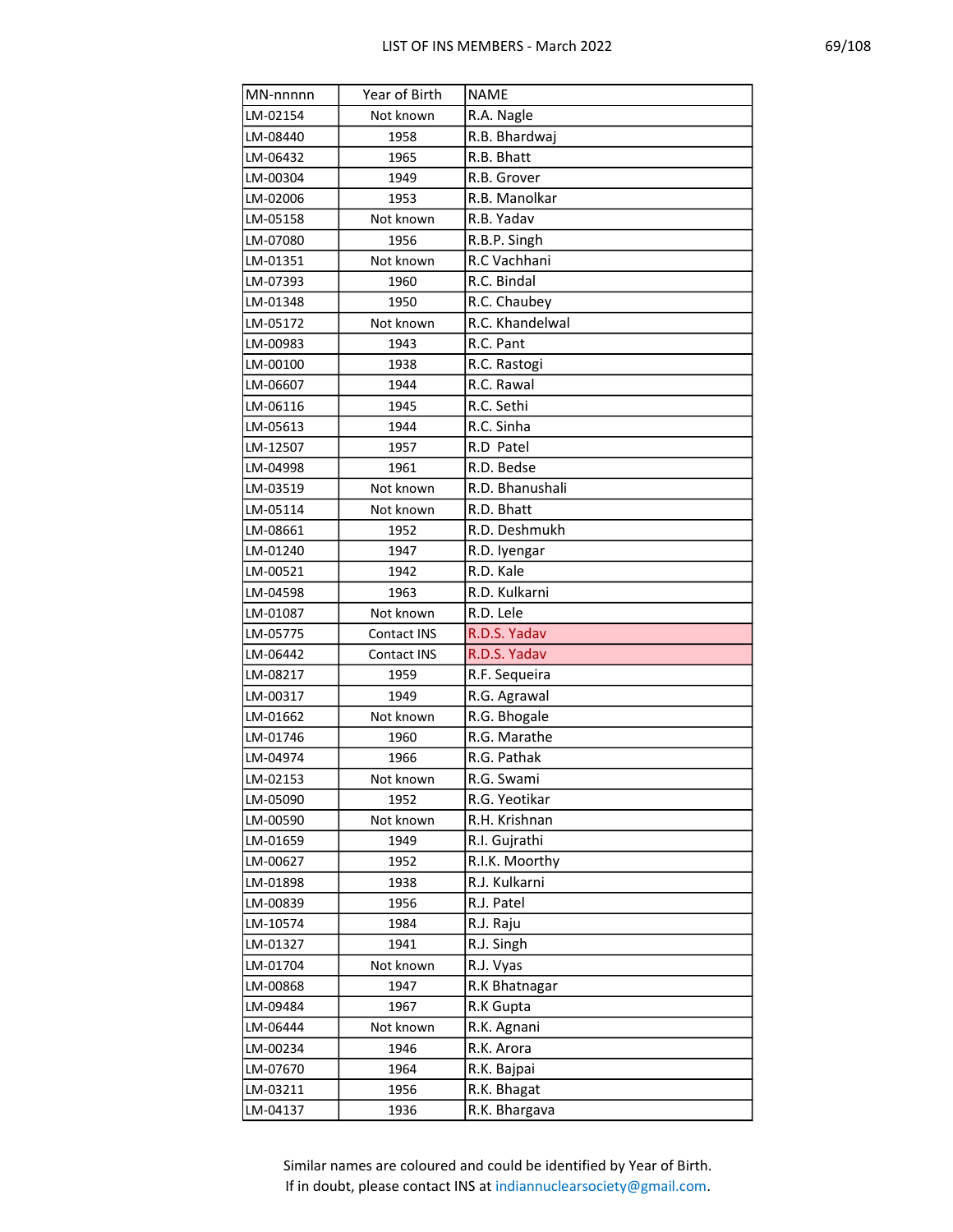| MN-nnnnn | Year of Birth | NAME |
|---|---|---|
| LM-02154 | Not known | R.A. Nagle |
| LM-08440 | 1958 | R.B. Bhardwaj |
| LM-06432 | 1965 | R.B. Bhatt |
| LM-00304 | 1949 | R.B. Grover |
| LM-02006 | 1953 | R.B. Manolkar |
| LM-05158 | Not known | R.B. Yadav |
| LM-07080 | 1956 | R.B.P. Singh |
| LM-01351 | Not known | R.C Vachhani |
| LM-07393 | 1960 | R.C. Bindal |
| LM-01348 | 1950 | R.C. Chaubey |
| LM-05172 | Not known | R.C. Khandelwal |
| LM-00983 | 1943 | R.C. Pant |
| LM-00100 | 1938 | R.C. Rastogi |
| LM-06607 | 1944 | R.C. Rawal |
| LM-06116 | 1945 | R.C. Sethi |
| LM-05613 | 1944 | R.C. Sinha |
| LM-12507 | 1957 | R.D Patel |
| LM-04998 | 1961 | R.D. Bedse |
| LM-03519 | Not known | R.D. Bhanushali |
| LM-05114 | Not known | R.D. Bhatt |
| LM-08661 | 1952 | R.D. Deshmukh |
| LM-01240 | 1947 | R.D. Iyengar |
| LM-00521 | 1942 | R.D. Kale |
| LM-04598 | 1963 | R.D. Kulkarni |
| LM-01087 | Not known | R.D. Lele |
| LM-05775 | Contact INS | R.D.S. Yadav |
| LM-06442 | Contact INS | R.D.S. Yadav |
| LM-08217 | 1959 | R.F. Sequeira |
| LM-00317 | 1949 | R.G. Agrawal |
| LM-01662 | Not known | R.G. Bhogale |
| LM-01746 | 1960 | R.G. Marathe |
| LM-04974 | 1966 | R.G. Pathak |
| LM-02153 | Not known | R.G. Swami |
| LM-05090 | 1952 | R.G. Yeotikar |
| LM-00590 | Not known | R.H. Krishnan |
| LM-01659 | 1949 | R.I. Gujrathi |
| LM-00627 | 1952 | R.I.K. Moorthy |
| LM-01898 | 1938 | R.J. Kulkarni |
| LM-00839 | 1956 | R.J. Patel |
| LM-10574 | 1984 | R.J. Raju |
| LM-01327 | 1941 | R.J. Singh |
| LM-01704 | Not known | R.J. Vyas |
| LM-00868 | 1947 | R.K Bhatnagar |
| LM-09484 | 1967 | R.K Gupta |
| LM-06444 | Not known | R.K. Agnani |
| LM-00234 | 1946 | R.K. Arora |
| LM-07670 | 1964 | R.K. Bajpai |
| LM-03211 | 1956 | R.K. Bhagat |
| LM-04137 | 1936 | R.K. Bhargava |

Similar names are coloured and could be identified by Year of Birth.
If in doubt, please contact INS at indiannuclearsociety@gmail.com.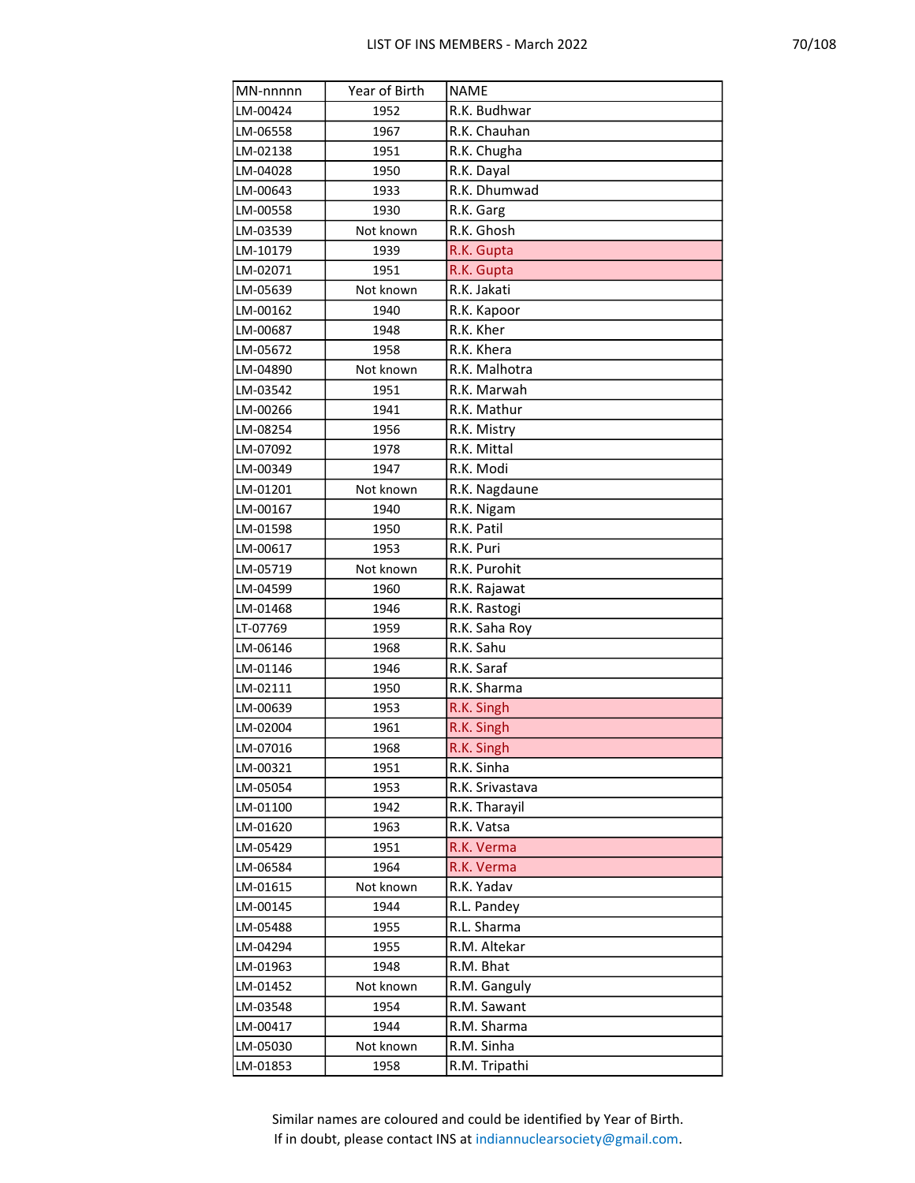| MN-nnnnn | Year of Birth | NAME |
|---|---|---|
| LM-00424 | 1952 | R.K. Budhwar |
| LM-06558 | 1967 | R.K. Chauhan |
| LM-02138 | 1951 | R.K. Chugha |
| LM-04028 | 1950 | R.K. Dayal |
| LM-00643 | 1933 | R.K. Dhumwad |
| LM-00558 | 1930 | R.K. Garg |
| LM-03539 | Not known | R.K. Ghosh |
| LM-10179 | 1939 | R.K. Gupta |
| LM-02071 | 1951 | R.K. Gupta |
| LM-05639 | Not known | R.K. Jakati |
| LM-00162 | 1940 | R.K. Kapoor |
| LM-00687 | 1948 | R.K. Kher |
| LM-05672 | 1958 | R.K. Khera |
| LM-04890 | Not known | R.K. Malhotra |
| LM-03542 | 1951 | R.K. Marwah |
| LM-00266 | 1941 | R.K. Mathur |
| LM-08254 | 1956 | R.K. Mistry |
| LM-07092 | 1978 | R.K. Mittal |
| LM-00349 | 1947 | R.K. Modi |
| LM-01201 | Not known | R.K. Nagdaune |
| LM-00167 | 1940 | R.K. Nigam |
| LM-01598 | 1950 | R.K. Patil |
| LM-00617 | 1953 | R.K. Puri |
| LM-05719 | Not known | R.K. Purohit |
| LM-04599 | 1960 | R.K. Rajawat |
| LM-01468 | 1946 | R.K. Rastogi |
| LT-07769 | 1959 | R.K. Saha Roy |
| LM-06146 | 1968 | R.K. Sahu |
| LM-01146 | 1946 | R.K. Saraf |
| LM-02111 | 1950 | R.K. Sharma |
| LM-00639 | 1953 | R.K. Singh |
| LM-02004 | 1961 | R.K. Singh |
| LM-07016 | 1968 | R.K. Singh |
| LM-00321 | 1951 | R.K. Sinha |
| LM-05054 | 1953 | R.K. Srivastava |
| LM-01100 | 1942 | R.K. Tharayil |
| LM-01620 | 1963 | R.K. Vatsa |
| LM-05429 | 1951 | R.K. Verma |
| LM-06584 | 1964 | R.K. Verma |
| LM-01615 | Not known | R.K. Yadav |
| LM-00145 | 1944 | R.L. Pandey |
| LM-05488 | 1955 | R.L. Sharma |
| LM-04294 | 1955 | R.M. Altekar |
| LM-01963 | 1948 | R.M. Bhat |
| LM-01452 | Not known | R.M. Ganguly |
| LM-03548 | 1954 | R.M. Sawant |
| LM-00417 | 1944 | R.M. Sharma |
| LM-05030 | Not known | R.M. Sinha |
| LM-01853 | 1958 | R.M. Tripathi |

Similar names are coloured and could be identified by Year of Birth.
If in doubt, please contact INS at indiannuclearsociety@gmail.com.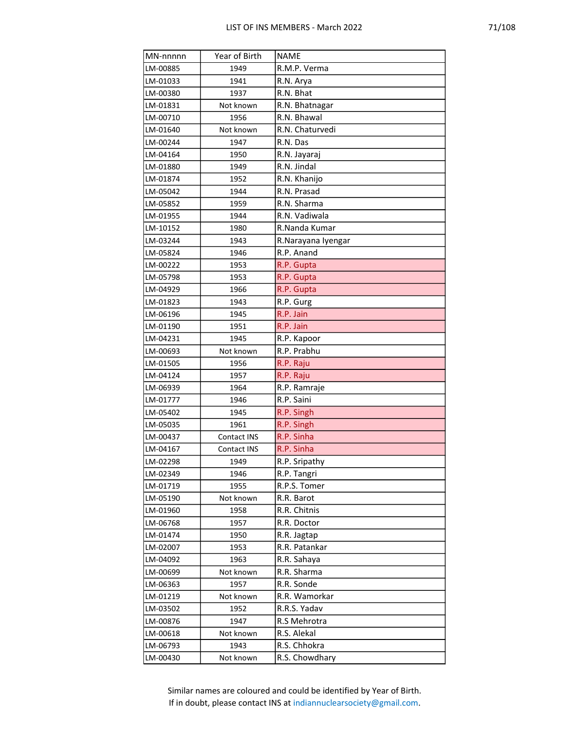| MN-nnnnn | Year of Birth | NAME |
|---|---|---|
| LM-00885 | 1949 | R.M.P. Verma |
| LM-01033 | 1941 | R.N. Arya |
| LM-00380 | 1937 | R.N. Bhat |
| LM-01831 | Not known | R.N. Bhatnagar |
| LM-00710 | 1956 | R.N. Bhawal |
| LM-01640 | Not known | R.N. Chaturvedi |
| LM-00244 | 1947 | R.N. Das |
| LM-04164 | 1950 | R.N. Jayaraj |
| LM-01880 | 1949 | R.N. Jindal |
| LM-01874 | 1952 | R.N. Khanijo |
| LM-05042 | 1944 | R.N. Prasad |
| LM-05852 | 1959 | R.N. Sharma |
| LM-01955 | 1944 | R.N. Vadiwala |
| LM-10152 | 1980 | R.Nanda Kumar |
| LM-03244 | 1943 | R.Narayana Iyengar |
| LM-05824 | 1946 | R.P. Anand |
| LM-00222 | 1953 | R.P. Gupta |
| LM-05798 | 1953 | R.P. Gupta |
| LM-04929 | 1966 | R.P. Gupta |
| LM-01823 | 1943 | R.P. Gurg |
| LM-06196 | 1945 | R.P. Jain |
| LM-01190 | 1951 | R.P. Jain |
| LM-04231 | 1945 | R.P. Kapoor |
| LM-00693 | Not known | R.P. Prabhu |
| LM-01505 | 1956 | R.P. Raju |
| LM-04124 | 1957 | R.P. Raju |
| LM-06939 | 1964 | R.P. Ramraje |
| LM-01777 | 1946 | R.P. Saini |
| LM-05402 | 1945 | R.P. Singh |
| LM-05035 | 1961 | R.P. Singh |
| LM-00437 | Contact INS | R.P. Sinha |
| LM-04167 | Contact INS | R.P. Sinha |
| LM-02298 | 1949 | R.P. Sripathy |
| LM-02349 | 1946 | R.P. Tangri |
| LM-01719 | 1955 | R.P.S. Tomer |
| LM-05190 | Not known | R.R. Barot |
| LM-01960 | 1958 | R.R. Chitnis |
| LM-06768 | 1957 | R.R. Doctor |
| LM-01474 | 1950 | R.R. Jagtap |
| LM-02007 | 1953 | R.R. Patankar |
| LM-04092 | 1963 | R.R. Sahaya |
| LM-00699 | Not known | R.R. Sharma |
| LM-06363 | 1957 | R.R. Sonde |
| LM-01219 | Not known | R.R. Wamorkar |
| LM-03502 | 1952 | R.R.S. Yadav |
| LM-00876 | 1947 | R.S Mehrotra |
| LM-00618 | Not known | R.S. Alekal |
| LM-06793 | 1943 | R.S. Chhokra |
| LM-00430 | Not known | R.S. Chowdhary |

Similar names are coloured and could be identified by Year of Birth.
If in doubt, please contact INS at indiannuclearsociety@gmail.com.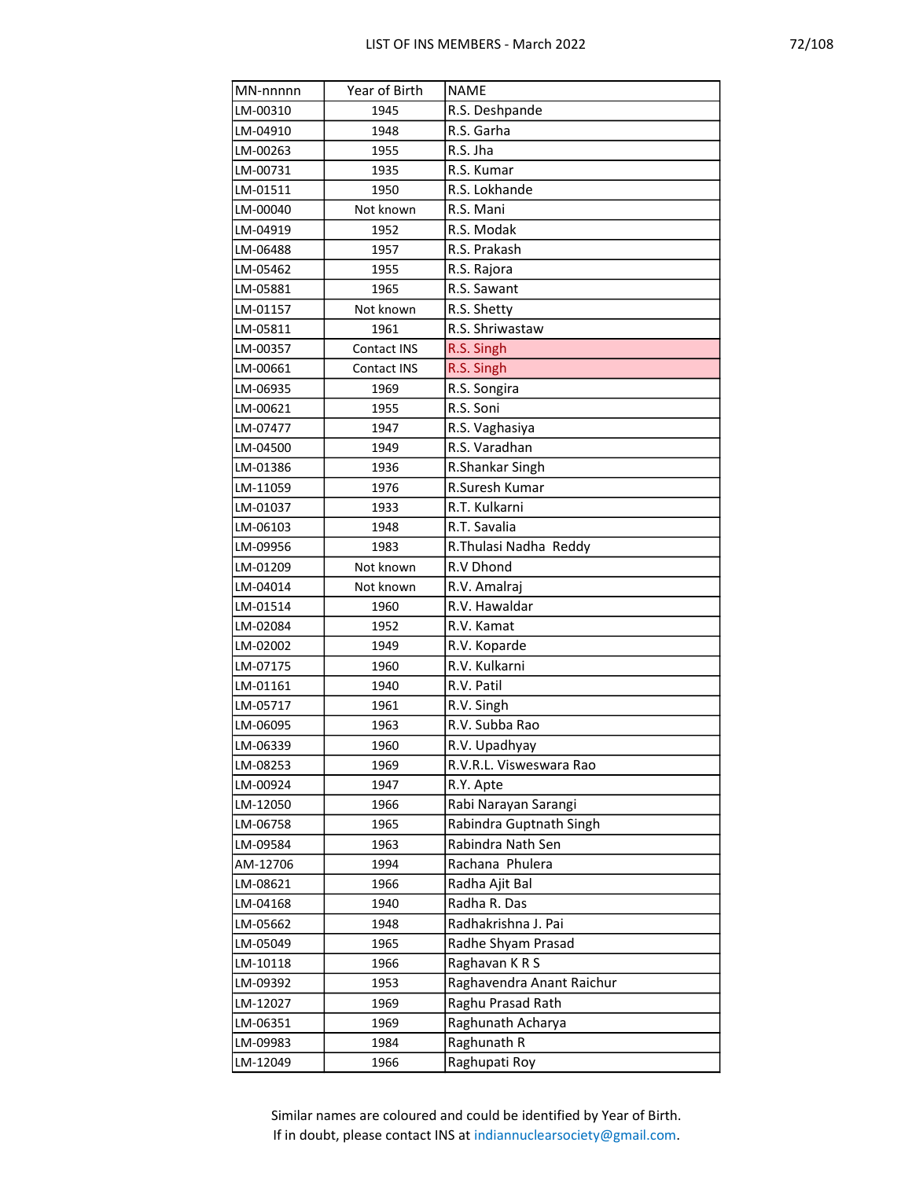| MN-nnnnn | Year of Birth | NAME |
|---|---|---|
| LM-00310 | 1945 | R.S. Deshpande |
| LM-04910 | 1948 | R.S. Garha |
| LM-00263 | 1955 | R.S. Jha |
| LM-00731 | 1935 | R.S. Kumar |
| LM-01511 | 1950 | R.S. Lokhande |
| LM-00040 | Not known | R.S. Mani |
| LM-04919 | 1952 | R.S. Modak |
| LM-06488 | 1957 | R.S. Prakash |
| LM-05462 | 1955 | R.S. Rajora |
| LM-05881 | 1965 | R.S. Sawant |
| LM-01157 | Not known | R.S. Shetty |
| LM-05811 | 1961 | R.S. Shriwastaw |
| LM-00357 | Contact INS | R.S. Singh |
| LM-00661 | Contact INS | R.S. Singh |
| LM-06935 | 1969 | R.S. Songira |
| LM-00621 | 1955 | R.S. Soni |
| LM-07477 | 1947 | R.S. Vaghasiya |
| LM-04500 | 1949 | R.S. Varadhan |
| LM-01386 | 1936 | R.Shankar Singh |
| LM-11059 | 1976 | R.Suresh Kumar |
| LM-01037 | 1933 | R.T. Kulkarni |
| LM-06103 | 1948 | R.T. Savalia |
| LM-09956 | 1983 | R.Thulasi Nadha Reddy |
| LM-01209 | Not known | R.V Dhond |
| LM-04014 | Not known | R.V. Amalraj |
| LM-01514 | 1960 | R.V. Hawaldar |
| LM-02084 | 1952 | R.V. Kamat |
| LM-02002 | 1949 | R.V. Koparde |
| LM-07175 | 1960 | R.V. Kulkarni |
| LM-01161 | 1940 | R.V. Patil |
| LM-05717 | 1961 | R.V. Singh |
| LM-06095 | 1963 | R.V. Subba Rao |
| LM-06339 | 1960 | R.V. Upadhyay |
| LM-08253 | 1969 | R.V.R.L. Visweswara Rao |
| LM-00924 | 1947 | R.Y. Apte |
| LM-12050 | 1966 | Rabi Narayan Sarangi |
| LM-06758 | 1965 | Rabindra Guptnath Singh |
| LM-09584 | 1963 | Rabindra Nath Sen |
| AM-12706 | 1994 | Rachana Phulera |
| LM-08621 | 1966 | Radha Ajit Bal |
| LM-04168 | 1940 | Radha R. Das |
| LM-05662 | 1948 | Radhakrishna J. Pai |
| LM-05049 | 1965 | Radhe Shyam Prasad |
| LM-10118 | 1966 | Raghavan K R S |
| LM-09392 | 1953 | Raghavendra Anant Raichur |
| LM-12027 | 1969 | Raghu Prasad Rath |
| LM-06351 | 1969 | Raghunath Acharya |
| LM-09983 | 1984 | Raghunath R |
| LM-12049 | 1966 | Raghupati Roy |

Similar names are coloured and could be identified by Year of Birth.
If in doubt, please contact INS at indiannuclearsociety@gmail.com.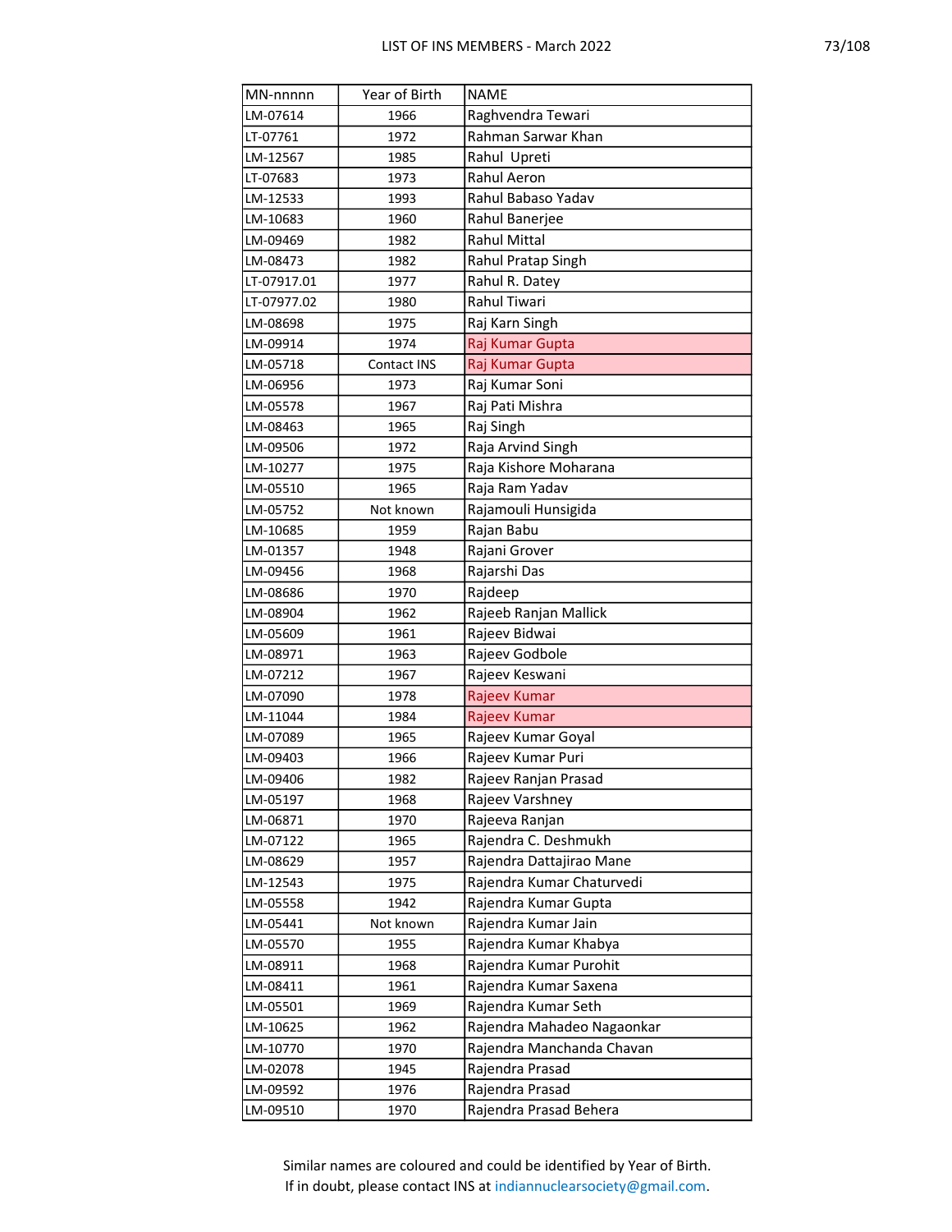| MN-nnnnn | Year of Birth | NAME |
|---|---|---|
| LM-07614 | 1966 | Raghvendra Tewari |
| LT-07761 | 1972 | Rahman Sarwar Khan |
| LM-12567 | 1985 | Rahul  Upreti |
| LT-07683 | 1973 | Rahul Aeron |
| LM-12533 | 1993 | Rahul Babaso Yadav |
| LM-10683 | 1960 | Rahul Banerjee |
| LM-09469 | 1982 | Rahul Mittal |
| LM-08473 | 1982 | Rahul Pratap Singh |
| LT-07917.01 | 1977 | Rahul R. Datey |
| LT-07977.02 | 1980 | Rahul Tiwari |
| LM-08698 | 1975 | Raj Karn Singh |
| LM-09914 | 1974 | Raj Kumar Gupta |
| LM-05718 | Contact INS | Raj Kumar Gupta |
| LM-06956 | 1973 | Raj Kumar Soni |
| LM-05578 | 1967 | Raj Pati Mishra |
| LM-08463 | 1965 | Raj Singh |
| LM-09506 | 1972 | Raja Arvind Singh |
| LM-10277 | 1975 | Raja Kishore Moharana |
| LM-05510 | 1965 | Raja Ram Yadav |
| LM-05752 | Not known | Rajamouli Hunsigida |
| LM-10685 | 1959 | Rajan Babu |
| LM-01357 | 1948 | Rajani Grover |
| LM-09456 | 1968 | Rajarshi Das |
| LM-08686 | 1970 | Rajdeep |
| LM-08904 | 1962 | Rajeeb Ranjan Mallick |
| LM-05609 | 1961 | Rajeev Bidwai |
| LM-08971 | 1963 | Rajeev Godbole |
| LM-07212 | 1967 | Rajeev Keswani |
| LM-07090 | 1978 | Rajeev Kumar |
| LM-11044 | 1984 | Rajeev Kumar |
| LM-07089 | 1965 | Rajeev Kumar Goyal |
| LM-09403 | 1966 | Rajeev Kumar Puri |
| LM-09406 | 1982 | Rajeev Ranjan Prasad |
| LM-05197 | 1968 | Rajeev Varshney |
| LM-06871 | 1970 | Rajeeva Ranjan |
| LM-07122 | 1965 | Rajendra C. Deshmukh |
| LM-08629 | 1957 | Rajendra Dattajirao Mane |
| LM-12543 | 1975 | Rajendra Kumar Chaturvedi |
| LM-05558 | 1942 | Rajendra Kumar Gupta |
| LM-05441 | Not known | Rajendra Kumar Jain |
| LM-05570 | 1955 | Rajendra Kumar Khabya |
| LM-08911 | 1968 | Rajendra Kumar Purohit |
| LM-08411 | 1961 | Rajendra Kumar Saxena |
| LM-05501 | 1969 | Rajendra Kumar Seth |
| LM-10625 | 1962 | Rajendra Mahadeo Nagaonkar |
| LM-10770 | 1970 | Rajendra Manchanda Chavan |
| LM-02078 | 1945 | Rajendra Prasad |
| LM-09592 | 1976 | Rajendra Prasad |
| LM-09510 | 1970 | Rajendra Prasad Behera |

Similar names are coloured and could be identified by Year of Birth.
If in doubt, please contact INS at indiannuclearsociety@gmail.com.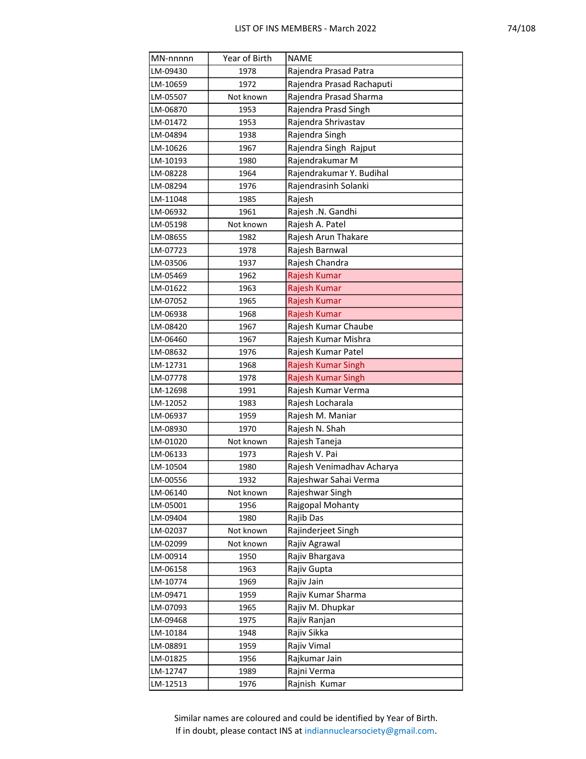| MN-nnnnn | Year of Birth | NAME |
|---|---|---|
| LM-09430 | 1978 | Rajendra Prasad Patra |
| LM-10659 | 1972 | Rajendra Prasad Rachaputi |
| LM-05507 | Not known | Rajendra Prasad Sharma |
| LM-06870 | 1953 | Rajendra Prasd Singh |
| LM-01472 | 1953 | Rajendra Shrivastav |
| LM-04894 | 1938 | Rajendra Singh |
| LM-10626 | 1967 | Rajendra Singh  Rajput |
| LM-10193 | 1980 | Rajendrakumar M |
| LM-08228 | 1964 | Rajendrakumar Y. Budihal |
| LM-08294 | 1976 | Rajendrasinh Solanki |
| LM-11048 | 1985 | Rajesh |
| LM-06932 | 1961 | Rajesh .N. Gandhi |
| LM-05198 | Not known | Rajesh A. Patel |
| LM-08655 | 1982 | Rajesh Arun Thakare |
| LM-07723 | 1978 | Rajesh Barnwal |
| LM-03506 | 1937 | Rajesh Chandra |
| LM-05469 | 1962 | Rajesh Kumar |
| LM-01622 | 1963 | Rajesh Kumar |
| LM-07052 | 1965 | Rajesh Kumar |
| LM-06938 | 1968 | Rajesh Kumar |
| LM-08420 | 1967 | Rajesh Kumar Chaube |
| LM-06460 | 1967 | Rajesh Kumar Mishra |
| LM-08632 | 1976 | Rajesh Kumar Patel |
| LM-12731 | 1968 | Rajesh Kumar Singh |
| LM-07778 | 1978 | Rajesh Kumar Singh |
| LM-12698 | 1991 | Rajesh Kumar Verma |
| LM-12052 | 1983 | Rajesh Locharala |
| LM-06937 | 1959 | Rajesh M. Maniar |
| LM-08930 | 1970 | Rajesh N. Shah |
| LM-01020 | Not known | Rajesh Taneja |
| LM-06133 | 1973 | Rajesh V. Pai |
| LM-10504 | 1980 | Rajesh Venimadhav Acharya |
| LM-00556 | 1932 | Rajeshwar Sahai Verma |
| LM-06140 | Not known | Rajeshwar Singh |
| LM-05001 | 1956 | Rajgopal Mohanty |
| LM-09404 | 1980 | Rajib Das |
| LM-02037 | Not known | Rajinderjeet Singh |
| LM-02099 | Not known | Rajiv Agrawal |
| LM-00914 | 1950 | Rajiv Bhargava |
| LM-06158 | 1963 | Rajiv Gupta |
| LM-10774 | 1969 | Rajiv Jain |
| LM-09471 | 1959 | Rajiv Kumar Sharma |
| LM-07093 | 1965 | Rajiv M. Dhupkar |
| LM-09468 | 1975 | Rajiv Ranjan |
| LM-10184 | 1948 | Rajiv Sikka |
| LM-08891 | 1959 | Rajiv Vimal |
| LM-01825 | 1956 | Rajkumar Jain |
| LM-12747 | 1989 | Rajni Verma |
| LM-12513 | 1976 | Rajnish  Kumar |

Similar names are coloured and could be identified by Year of Birth.
If in doubt, please contact INS at indiannuclearsociety@gmail.com.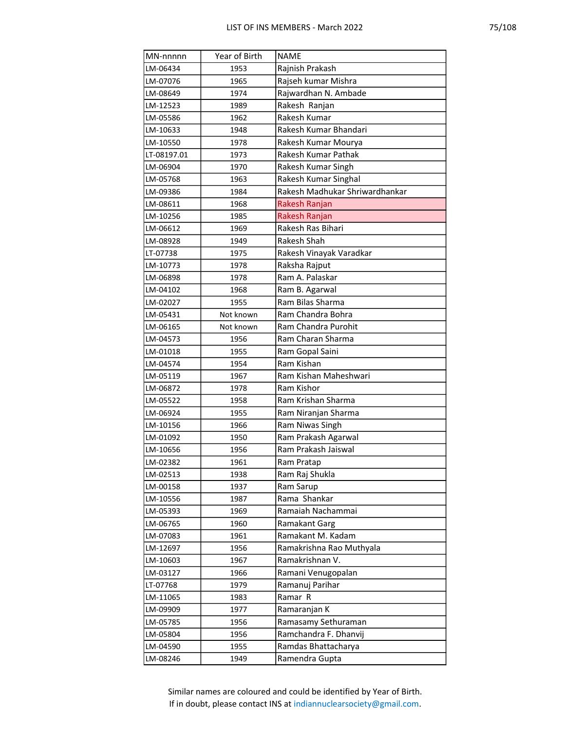| MN-nnnnn | Year of Birth | NAME |
|---|---|---|
| LM-06434 | 1953 | Rajnish Prakash |
| LM-07076 | 1965 | Rajseh kumar Mishra |
| LM-08649 | 1974 | Rajwardhan N. Ambade |
| LM-12523 | 1989 | Rakesh  Ranjan |
| LM-05586 | 1962 | Rakesh Kumar |
| LM-10633 | 1948 | Rakesh Kumar Bhandari |
| LM-10550 | 1978 | Rakesh Kumar Mourya |
| LT-08197.01 | 1973 | Rakesh Kumar Pathak |
| LM-06904 | 1970 | Rakesh Kumar Singh |
| LM-05768 | 1963 | Rakesh Kumar Singhal |
| LM-09386 | 1984 | Rakesh Madhukar Shriwardhankar |
| LM-08611 | 1968 | Rakesh Ranjan |
| LM-10256 | 1985 | Rakesh Ranjan |
| LM-06612 | 1969 | Rakesh Ras Bihari |
| LM-08928 | 1949 | Rakesh Shah |
| LT-07738 | 1975 | Rakesh Vinayak Varadkar |
| LM-10773 | 1978 | Raksha Rajput |
| LM-06898 | 1978 | Ram A. Palaskar |
| LM-04102 | 1968 | Ram B. Agarwal |
| LM-02027 | 1955 | Ram Bilas Sharma |
| LM-05431 | Not known | Ram Chandra Bohra |
| LM-06165 | Not known | Ram Chandra Purohit |
| LM-04573 | 1956 | Ram Charan Sharma |
| LM-01018 | 1955 | Ram Gopal Saini |
| LM-04574 | 1954 | Ram Kishan |
| LM-05119 | 1967 | Ram Kishan Maheshwari |
| LM-06872 | 1978 | Ram Kishor |
| LM-05522 | 1958 | Ram Krishan Sharma |
| LM-06924 | 1955 | Ram Niranjan Sharma |
| LM-10156 | 1966 | Ram Niwas Singh |
| LM-01092 | 1950 | Ram Prakash Agarwal |
| LM-10656 | 1956 | Ram Prakash Jaiswal |
| LM-02382 | 1961 | Ram Pratap |
| LM-02513 | 1938 | Ram Raj Shukla |
| LM-00158 | 1937 | Ram Sarup |
| LM-10556 | 1987 | Rama  Shankar |
| LM-05393 | 1969 | Ramaiah Nachammai |
| LM-06765 | 1960 | Ramakant Garg |
| LM-07083 | 1961 | Ramakant M. Kadam |
| LM-12697 | 1956 | Ramakrishna Rao Muthyala |
| LM-10603 | 1967 | Ramakrishnan V. |
| LM-03127 | 1966 | Ramani Venugopalan |
| LT-07768 | 1979 | Ramanuj Parihar |
| LM-11065 | 1983 | Ramar  R |
| LM-09909 | 1977 | Ramaranjan K |
| LM-05785 | 1956 | Ramasamy Sethuraman |
| LM-05804 | 1956 | Ramchandra F. Dhanvij |
| LM-04590 | 1955 | Ramdas Bhattacharya |
| LM-08246 | 1949 | Ramendra Gupta |

Similar names are coloured and could be identified by Year of Birth.
If in doubt, please contact INS at indiannuclearsociety@gmail.com.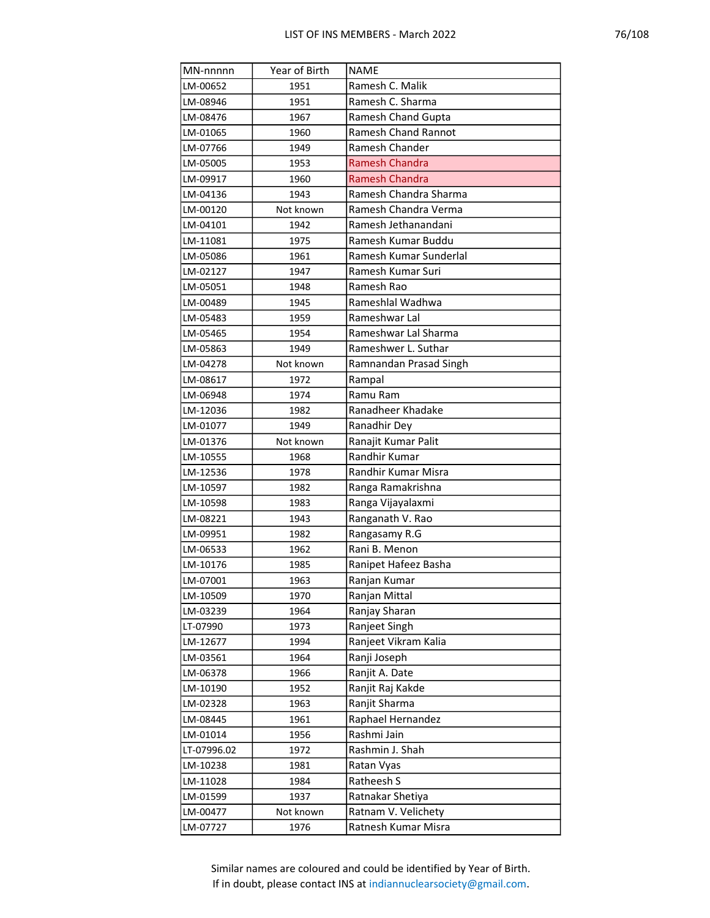| MN-nnnnn | Year of Birth | NAME |
|---|---|---|
| LM-00652 | 1951 | Ramesh C. Malik |
| LM-08946 | 1951 | Ramesh C. Sharma |
| LM-08476 | 1967 | Ramesh Chand Gupta |
| LM-01065 | 1960 | Ramesh Chand Rannot |
| LM-07766 | 1949 | Ramesh Chander |
| LM-05005 | 1953 | Ramesh Chandra |
| LM-09917 | 1960 | Ramesh Chandra |
| LM-04136 | 1943 | Ramesh Chandra Sharma |
| LM-00120 | Not known | Ramesh Chandra Verma |
| LM-04101 | 1942 | Ramesh Jethanandani |
| LM-11081 | 1975 | Ramesh Kumar Buddu |
| LM-05086 | 1961 | Ramesh Kumar Sunderlal |
| LM-02127 | 1947 | Ramesh Kumar Suri |
| LM-05051 | 1948 | Ramesh Rao |
| LM-00489 | 1945 | Rameshlal Wadhwa |
| LM-05483 | 1959 | Rameshwar Lal |
| LM-05465 | 1954 | Rameshwar Lal Sharma |
| LM-05863 | 1949 | Rameshwer L. Suthar |
| LM-04278 | Not known | Ramnandan Prasad Singh |
| LM-08617 | 1972 | Rampal |
| LM-06948 | 1974 | Ramu Ram |
| LM-12036 | 1982 | Ranadheer Khadake |
| LM-01077 | 1949 | Ranadhir Dey |
| LM-01376 | Not known | Ranajit Kumar Palit |
| LM-10555 | 1968 | Randhir Kumar |
| LM-12536 | 1978 | Randhir Kumar Misra |
| LM-10597 | 1982 | Ranga Ramakrishna |
| LM-10598 | 1983 | Ranga Vijayalaxmi |
| LM-08221 | 1943 | Ranganath V. Rao |
| LM-09951 | 1982 | Rangasamy R.G |
| LM-06533 | 1962 | Rani B. Menon |
| LM-10176 | 1985 | Ranipet Hafeez Basha |
| LM-07001 | 1963 | Ranjan Kumar |
| LM-10509 | 1970 | Ranjan Mittal |
| LM-03239 | 1964 | Ranjay Sharan |
| LT-07990 | 1973 | Ranjeet Singh |
| LM-12677 | 1994 | Ranjeet Vikram Kalia |
| LM-03561 | 1964 | Ranji Joseph |
| LM-06378 | 1966 | Ranjit A. Date |
| LM-10190 | 1952 | Ranjit Raj Kakde |
| LM-02328 | 1963 | Ranjit Sharma |
| LM-08445 | 1961 | Raphael Hernandez |
| LM-01014 | 1956 | Rashmi Jain |
| LT-07996.02 | 1972 | Rashmin J. Shah |
| LM-10238 | 1981 | Ratan Vyas |
| LM-11028 | 1984 | Ratheesh S |
| LM-01599 | 1937 | Ratnakar Shetiya |
| LM-00477 | Not known | Ratnam V. Velichety |
| LM-07727 | 1976 | Ratnesh Kumar Misra |

Similar names are coloured and could be identified by Year of Birth.
If in doubt, please contact INS at indiannuclearsociety@gmail.com.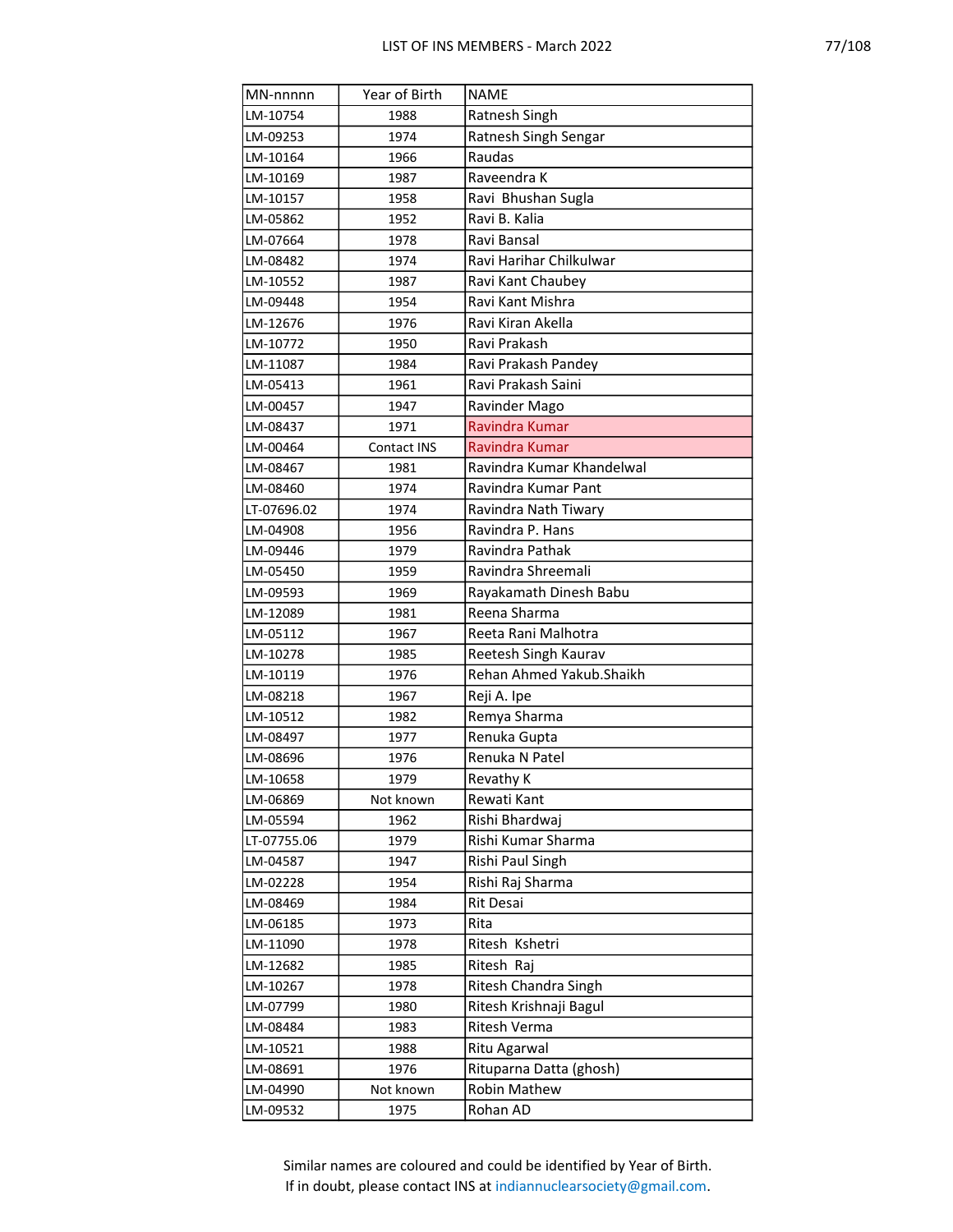| MN-nnnnn | Year of Birth | NAME |
|---|---|---|
| LM-10754 | 1988 | Ratnesh Singh |
| LM-09253 | 1974 | Ratnesh Singh Sengar |
| LM-10164 | 1966 | Raudas |
| LM-10169 | 1987 | Raveendra K |
| LM-10157 | 1958 | Ravi  Bhushan Sugla |
| LM-05862 | 1952 | Ravi B. Kalia |
| LM-07664 | 1978 | Ravi Bansal |
| LM-08482 | 1974 | Ravi Harihar Chilkulwar |
| LM-10552 | 1987 | Ravi Kant Chaubey |
| LM-09448 | 1954 | Ravi Kant Mishra |
| LM-12676 | 1976 | Ravi Kiran Akella |
| LM-10772 | 1950 | Ravi Prakash |
| LM-11087 | 1984 | Ravi Prakash Pandey |
| LM-05413 | 1961 | Ravi Prakash Saini |
| LM-00457 | 1947 | Ravinder Mago |
| LM-08437 | 1971 | Ravindra Kumar |
| LM-00464 | Contact INS | Ravindra Kumar |
| LM-08467 | 1981 | Ravindra Kumar Khandelwal |
| LM-08460 | 1974 | Ravindra Kumar Pant |
| LT-07696.02 | 1974 | Ravindra Nath Tiwary |
| LM-04908 | 1956 | Ravindra P. Hans |
| LM-09446 | 1979 | Ravindra Pathak |
| LM-05450 | 1959 | Ravindra Shreemali |
| LM-09593 | 1969 | Rayakamath Dinesh Babu |
| LM-12089 | 1981 | Reena Sharma |
| LM-05112 | 1967 | Reeta Rani Malhotra |
| LM-10278 | 1985 | Reetesh Singh Kaurav |
| LM-10119 | 1976 | Rehan Ahmed Yakub.Shaikh |
| LM-08218 | 1967 | Reji A. Ipe |
| LM-10512 | 1982 | Remya Sharma |
| LM-08497 | 1977 | Renuka Gupta |
| LM-08696 | 1976 | Renuka N Patel |
| LM-10658 | 1979 | Revathy K |
| LM-06869 | Not known | Rewati Kant |
| LM-05594 | 1962 | Rishi Bhardwaj |
| LT-07755.06 | 1979 | Rishi Kumar Sharma |
| LM-04587 | 1947 | Rishi Paul Singh |
| LM-02228 | 1954 | Rishi Raj Sharma |
| LM-08469 | 1984 | Rit Desai |
| LM-06185 | 1973 | Rita |
| LM-11090 | 1978 | Ritesh  Kshetri |
| LM-12682 | 1985 | Ritesh  Raj |
| LM-10267 | 1978 | Ritesh Chandra Singh |
| LM-07799 | 1980 | Ritesh Krishnaji Bagul |
| LM-08484 | 1983 | Ritesh Verma |
| LM-10521 | 1988 | Ritu Agarwal |
| LM-08691 | 1976 | Rituparna Datta (ghosh) |
| LM-04990 | Not known | Robin Mathew |
| LM-09532 | 1975 | Rohan AD |

Similar names are coloured and could be identified by Year of Birth.
If in doubt, please contact INS at indiannuclearsociety@gmail.com.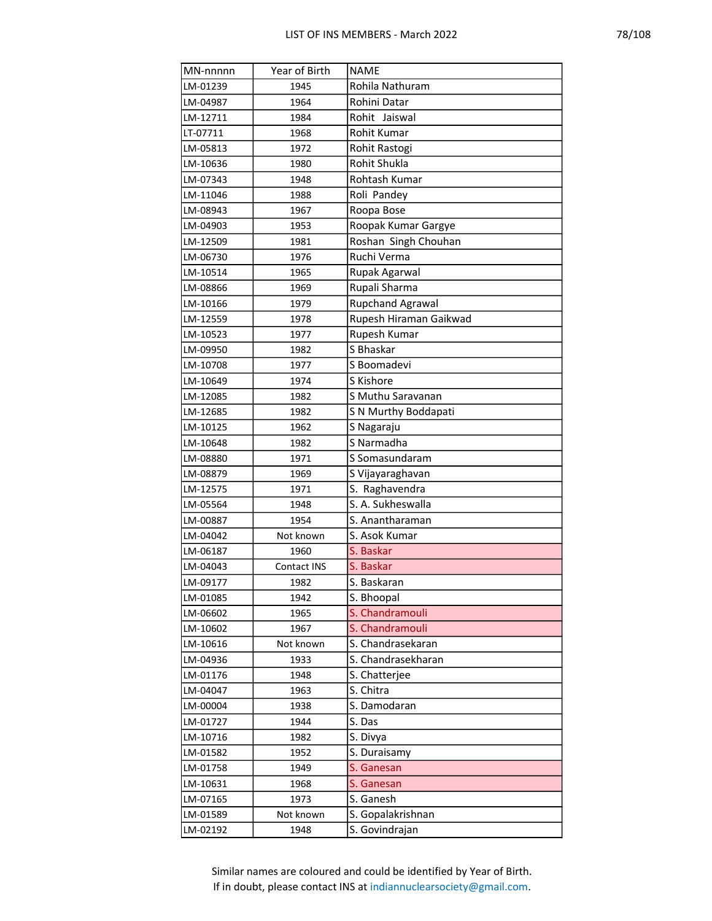| MN-nnnnn | Year of Birth | NAME |
|---|---|---|
| LM-01239 | 1945 | Rohila Nathuram |
| LM-04987 | 1964 | Rohini Datar |
| LM-12711 | 1984 | Rohit  Jaiswal |
| LT-07711 | 1968 | Rohit Kumar |
| LM-05813 | 1972 | Rohit Rastogi |
| LM-10636 | 1980 | Rohit Shukla |
| LM-07343 | 1948 | Rohtash Kumar |
| LM-11046 | 1988 | Roli  Pandey |
| LM-08943 | 1967 | Roopa Bose |
| LM-04903 | 1953 | Roopak Kumar Gargye |
| LM-12509 | 1981 | Roshan  Singh Chouhan |
| LM-06730 | 1976 | Ruchi Verma |
| LM-10514 | 1965 | Rupak Agarwal |
| LM-08866 | 1969 | Rupali Sharma |
| LM-10166 | 1979 | Rupchand Agrawal |
| LM-12559 | 1978 | Rupesh Hiraman Gaikwad |
| LM-10523 | 1977 | Rupesh Kumar |
| LM-09950 | 1982 | S Bhaskar |
| LM-10708 | 1977 | S Boomadevi |
| LM-10649 | 1974 | S Kishore |
| LM-12085 | 1982 | S Muthu Saravanan |
| LM-12685 | 1982 | S N Murthy Boddapati |
| LM-10125 | 1962 | S Nagaraju |
| LM-10648 | 1982 | S Narmadha |
| LM-08880 | 1971 | S Somasundaram |
| LM-08879 | 1969 | S Vijayaraghavan |
| LM-12575 | 1971 | S.  Raghavendra |
| LM-05564 | 1948 | S. A. Sukheswalla |
| LM-00887 | 1954 | S. Anantharaman |
| LM-04042 | Not known | S. Asok Kumar |
| LM-06187 | 1960 | S. Baskar |
| LM-04043 | Contact INS | S. Baskar |
| LM-09177 | 1982 | S. Baskaran |
| LM-01085 | 1942 | S. Bhoopal |
| LM-06602 | 1965 | S. Chandramouli |
| LM-10602 | 1967 | S. Chandramouli |
| LM-10616 | Not known | S. Chandrasekaran |
| LM-04936 | 1933 | S. Chandrasekharan |
| LM-01176 | 1948 | S. Chatterjee |
| LM-04047 | 1963 | S. Chitra |
| LM-00004 | 1938 | S. Damodaran |
| LM-01727 | 1944 | S. Das |
| LM-10716 | 1982 | S. Divya |
| LM-01582 | 1952 | S. Duraisamy |
| LM-01758 | 1949 | S. Ganesan |
| LM-10631 | 1968 | S. Ganesan |
| LM-07165 | 1973 | S. Ganesh |
| LM-01589 | Not known | S. Gopalakrishnan |
| LM-02192 | 1948 | S. Govindrajan |

Similar names are coloured and could be identified by Year of Birth.
If in doubt, please contact INS at indiannuclearsociety@gmail.com.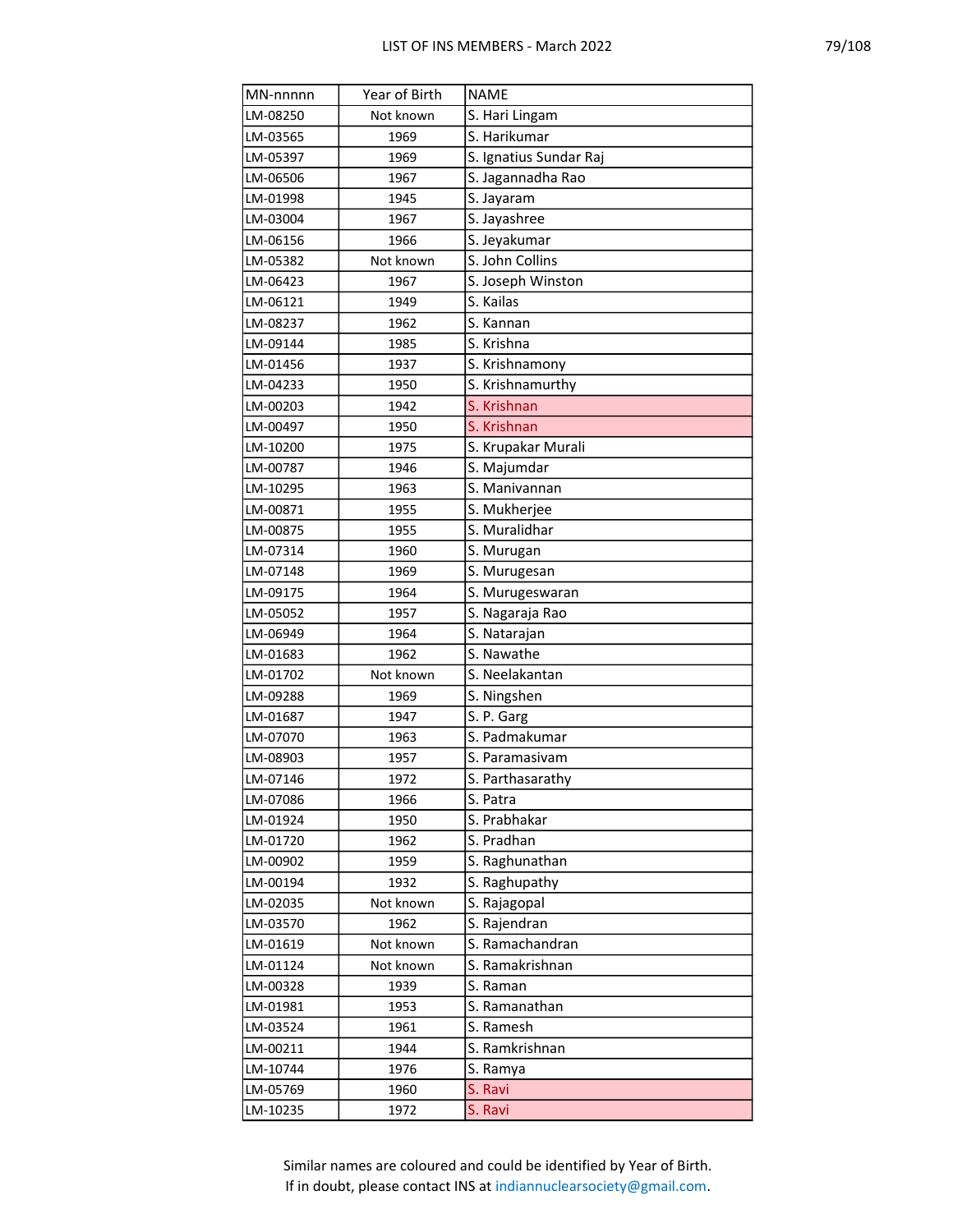| MN-nnnnn | Year of Birth | NAME |
|---|---|---|
| LM-08250 | Not known | S. Hari Lingam |
| LM-03565 | 1969 | S. Harikumar |
| LM-05397 | 1969 | S. Ignatius Sundar Raj |
| LM-06506 | 1967 | S. Jagannadha Rao |
| LM-01998 | 1945 | S. Jayaram |
| LM-03004 | 1967 | S. Jayashree |
| LM-06156 | 1966 | S. Jeyakumar |
| LM-05382 | Not known | S. John Collins |
| LM-06423 | 1967 | S. Joseph Winston |
| LM-06121 | 1949 | S. Kailas |
| LM-08237 | 1962 | S. Kannan |
| LM-09144 | 1985 | S. Krishna |
| LM-01456 | 1937 | S. Krishnamony |
| LM-04233 | 1950 | S. Krishnamurthy |
| LM-00203 | 1942 | S. Krishnan |
| LM-00497 | 1950 | S. Krishnan |
| LM-10200 | 1975 | S. Krupakar Murali |
| LM-00787 | 1946 | S. Majumdar |
| LM-10295 | 1963 | S. Manivannan |
| LM-00871 | 1955 | S. Mukherjee |
| LM-00875 | 1955 | S. Muralidhar |
| LM-07314 | 1960 | S. Murugan |
| LM-07148 | 1969 | S. Murugesan |
| LM-09175 | 1964 | S. Murugeswaran |
| LM-05052 | 1957 | S. Nagaraja Rao |
| LM-06949 | 1964 | S. Natarajan |
| LM-01683 | 1962 | S. Nawathe |
| LM-01702 | Not known | S. Neelakantan |
| LM-09288 | 1969 | S. Ningshen |
| LM-01687 | 1947 | S. P. Garg |
| LM-07070 | 1963 | S. Padmakumar |
| LM-08903 | 1957 | S. Paramasivam |
| LM-07146 | 1972 | S. Parthasarathy |
| LM-07086 | 1966 | S. Patra |
| LM-01924 | 1950 | S. Prabhakar |
| LM-01720 | 1962 | S. Pradhan |
| LM-00902 | 1959 | S. Raghunathan |
| LM-00194 | 1932 | S. Raghupathy |
| LM-02035 | Not known | S. Rajagopal |
| LM-03570 | 1962 | S. Rajendran |
| LM-01619 | Not known | S. Ramachandran |
| LM-01124 | Not known | S. Ramakrishnan |
| LM-00328 | 1939 | S. Raman |
| LM-01981 | 1953 | S. Ramanathan |
| LM-03524 | 1961 | S. Ramesh |
| LM-00211 | 1944 | S. Ramkrishnan |
| LM-10744 | 1976 | S. Ramya |
| LM-05769 | 1960 | S. Ravi |
| LM-10235 | 1972 | S. Ravi |

Similar names are coloured and could be identified by Year of Birth.
If in doubt, please contact INS at indiannuclearsociety@gmail.com.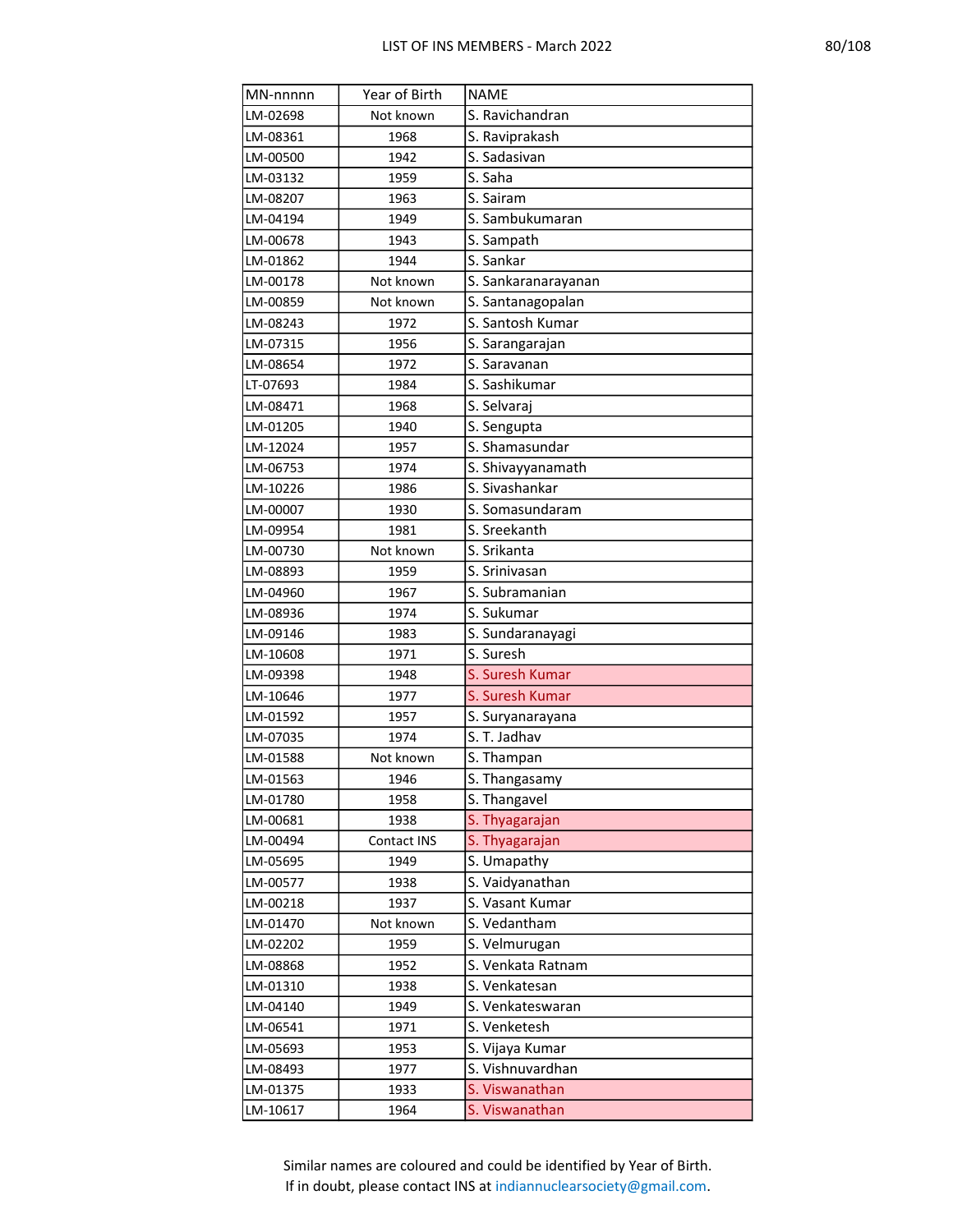| MN-nnnnn | Year of Birth | NAME |
|---|---|---|
| LM-02698 | Not known | S. Ravichandran |
| LM-08361 | 1968 | S. Raviprakash |
| LM-00500 | 1942 | S. Sadasivan |
| LM-03132 | 1959 | S. Saha |
| LM-08207 | 1963 | S. Sairam |
| LM-04194 | 1949 | S. Sambukumaran |
| LM-00678 | 1943 | S. Sampath |
| LM-01862 | 1944 | S. Sankar |
| LM-00178 | Not known | S. Sankaranarayanan |
| LM-00859 | Not known | S. Santanagopalan |
| LM-08243 | 1972 | S. Santosh Kumar |
| LM-07315 | 1956 | S. Sarangarajan |
| LM-08654 | 1972 | S. Saravanan |
| LT-07693 | 1984 | S. Sashikumar |
| LM-08471 | 1968 | S. Selvaraj |
| LM-01205 | 1940 | S. Sengupta |
| LM-12024 | 1957 | S. Shamasundar |
| LM-06753 | 1974 | S. Shivayyanamath |
| LM-10226 | 1986 | S. Sivashankar |
| LM-00007 | 1930 | S. Somasundaram |
| LM-09954 | 1981 | S. Sreekanth |
| LM-00730 | Not known | S. Srikanta |
| LM-08893 | 1959 | S. Srinivasan |
| LM-04960 | 1967 | S. Subramanian |
| LM-08936 | 1974 | S. Sukumar |
| LM-09146 | 1983 | S. Sundaranayagi |
| LM-10608 | 1971 | S. Suresh |
| LM-09398 | 1948 | S. Suresh Kumar |
| LM-10646 | 1977 | S. Suresh Kumar |
| LM-01592 | 1957 | S. Suryanarayana |
| LM-07035 | 1974 | S. T. Jadhav |
| LM-01588 | Not known | S. Thampan |
| LM-01563 | 1946 | S. Thangasamy |
| LM-01780 | 1958 | S. Thangavel |
| LM-00681 | 1938 | S. Thyagarajan |
| LM-00494 | Contact INS | S. Thyagarajan |
| LM-05695 | 1949 | S. Umapathy |
| LM-00577 | 1938 | S. Vaidyanathan |
| LM-00218 | 1937 | S. Vasant Kumar |
| LM-01470 | Not known | S. Vedantham |
| LM-02202 | 1959 | S. Velmurugan |
| LM-08868 | 1952 | S. Venkata Ratnam |
| LM-01310 | 1938 | S. Venkatesan |
| LM-04140 | 1949 | S. Venkateswaran |
| LM-06541 | 1971 | S. Venketesh |
| LM-05693 | 1953 | S. Vijaya Kumar |
| LM-08493 | 1977 | S. Vishnuvardhan |
| LM-01375 | 1933 | S. Viswanathan |
| LM-10617 | 1964 | S. Viswanathan |

Similar names are coloured and could be identified by Year of Birth.
If in doubt, please contact INS at indiannuclearsociety@gmail.com.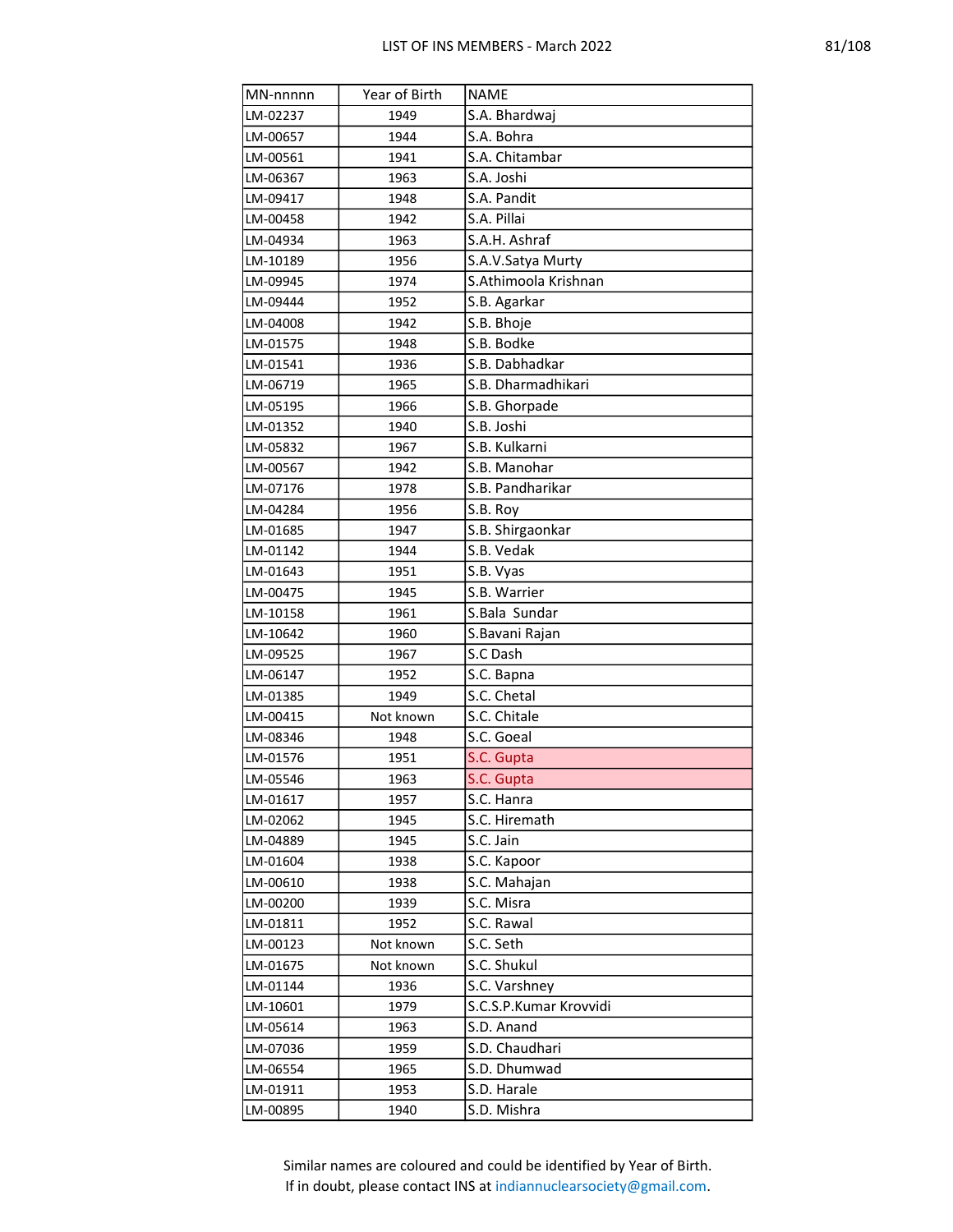| MN-nnnnn | Year of Birth | NAME |
|---|---|---|
| LM-02237 | 1949 | S.A. Bhardwaj |
| LM-00657 | 1944 | S.A. Bohra |
| LM-00561 | 1941 | S.A. Chitambar |
| LM-06367 | 1963 | S.A. Joshi |
| LM-09417 | 1948 | S.A. Pandit |
| LM-00458 | 1942 | S.A. Pillai |
| LM-04934 | 1963 | S.A.H. Ashraf |
| LM-10189 | 1956 | S.A.V.Satya Murty |
| LM-09945 | 1974 | S.Athimoola Krishnan |
| LM-09444 | 1952 | S.B. Agarkar |
| LM-04008 | 1942 | S.B. Bhoje |
| LM-01575 | 1948 | S.B. Bodke |
| LM-01541 | 1936 | S.B. Dabhadkar |
| LM-06719 | 1965 | S.B. Dharmadhikari |
| LM-05195 | 1966 | S.B. Ghorpade |
| LM-01352 | 1940 | S.B. Joshi |
| LM-05832 | 1967 | S.B. Kulkarni |
| LM-00567 | 1942 | S.B. Manohar |
| LM-07176 | 1978 | S.B. Pandharikar |
| LM-04284 | 1956 | S.B. Roy |
| LM-01685 | 1947 | S.B. Shirgaonkar |
| LM-01142 | 1944 | S.B. Vedak |
| LM-01643 | 1951 | S.B. Vyas |
| LM-00475 | 1945 | S.B. Warrier |
| LM-10158 | 1961 | S.Bala Sundar |
| LM-10642 | 1960 | S.Bavani Rajan |
| LM-09525 | 1967 | S.C Dash |
| LM-06147 | 1952 | S.C. Bapna |
| LM-01385 | 1949 | S.C. Chetal |
| LM-00415 | Not known | S.C. Chitale |
| LM-08346 | 1948 | S.C. Goeal |
| LM-01576 | 1951 | S.C. Gupta |
| LM-05546 | 1963 | S.C. Gupta |
| LM-01617 | 1957 | S.C. Hanra |
| LM-02062 | 1945 | S.C. Hiremath |
| LM-04889 | 1945 | S.C. Jain |
| LM-01604 | 1938 | S.C. Kapoor |
| LM-00610 | 1938 | S.C. Mahajan |
| LM-00200 | 1939 | S.C. Misra |
| LM-01811 | 1952 | S.C. Rawal |
| LM-00123 | Not known | S.C. Seth |
| LM-01675 | Not known | S.C. Shukul |
| LM-01144 | 1936 | S.C. Varshney |
| LM-10601 | 1979 | S.C.S.P.Kumar Krovvidi |
| LM-05614 | 1963 | S.D. Anand |
| LM-07036 | 1959 | S.D. Chaudhari |
| LM-06554 | 1965 | S.D. Dhumwad |
| LM-01911 | 1953 | S.D. Harale |
| LM-00895 | 1940 | S.D. Mishra |

Similar names are coloured and could be identified by Year of Birth.
If in doubt, please contact INS at indiannuclearsociety@gmail.com.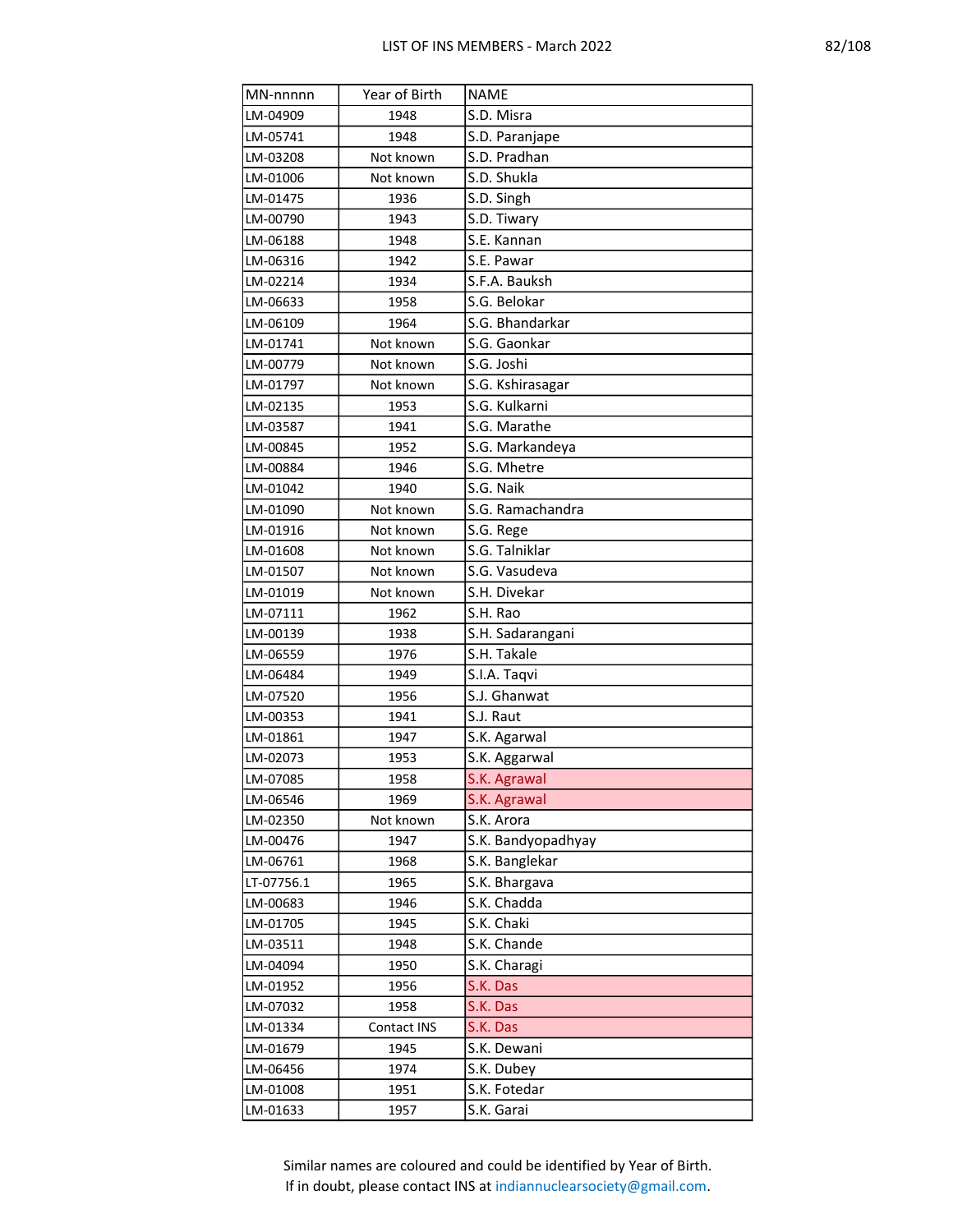| MN-nnnnn | Year of Birth | NAME |
|---|---|---|
| LM-04909 | 1948 | S.D. Misra |
| LM-05741 | 1948 | S.D. Paranjape |
| LM-03208 | Not known | S.D. Pradhan |
| LM-01006 | Not known | S.D. Shukla |
| LM-01475 | 1936 | S.D. Singh |
| LM-00790 | 1943 | S.D. Tiwary |
| LM-06188 | 1948 | S.E. Kannan |
| LM-06316 | 1942 | S.E. Pawar |
| LM-02214 | 1934 | S.F.A. Bauksh |
| LM-06633 | 1958 | S.G. Belokar |
| LM-06109 | 1964 | S.G. Bhandarkar |
| LM-01741 | Not known | S.G. Gaonkar |
| LM-00779 | Not known | S.G. Joshi |
| LM-01797 | Not known | S.G. Kshirasagar |
| LM-02135 | 1953 | S.G. Kulkarni |
| LM-03587 | 1941 | S.G. Marathe |
| LM-00845 | 1952 | S.G. Markandeya |
| LM-00884 | 1946 | S.G. Mhetre |
| LM-01042 | 1940 | S.G. Naik |
| LM-01090 | Not known | S.G. Ramachandra |
| LM-01916 | Not known | S.G. Rege |
| LM-01608 | Not known | S.G. Talniklar |
| LM-01507 | Not known | S.G. Vasudeva |
| LM-01019 | Not known | S.H. Divekar |
| LM-07111 | 1962 | S.H. Rao |
| LM-00139 | 1938 | S.H. Sadarangani |
| LM-06559 | 1976 | S.H. Takale |
| LM-06484 | 1949 | S.I.A. Taqvi |
| LM-07520 | 1956 | S.J. Ghanwat |
| LM-00353 | 1941 | S.J. Raut |
| LM-01861 | 1947 | S.K. Agarwal |
| LM-02073 | 1953 | S.K. Aggarwal |
| LM-07085 | 1958 | S.K. Agrawal |
| LM-06546 | 1969 | S.K. Agrawal |
| LM-02350 | Not known | S.K. Arora |
| LM-00476 | 1947 | S.K. Bandyopadhyay |
| LM-06761 | 1968 | S.K. Banglekar |
| LT-07756.1 | 1965 | S.K. Bhargava |
| LM-00683 | 1946 | S.K. Chadda |
| LM-01705 | 1945 | S.K. Chaki |
| LM-03511 | 1948 | S.K. Chande |
| LM-04094 | 1950 | S.K. Charagi |
| LM-01952 | 1956 | S.K. Das |
| LM-07032 | 1958 | S.K. Das |
| LM-01334 | Contact INS | S.K. Das |
| LM-01679 | 1945 | S.K. Dewani |
| LM-06456 | 1974 | S.K. Dubey |
| LM-01008 | 1951 | S.K. Fotedar |
| LM-01633 | 1957 | S.K. Garai |

Similar names are coloured and could be identified by Year of Birth.
If in doubt, please contact INS at indiannuclearsociety@gmail.com.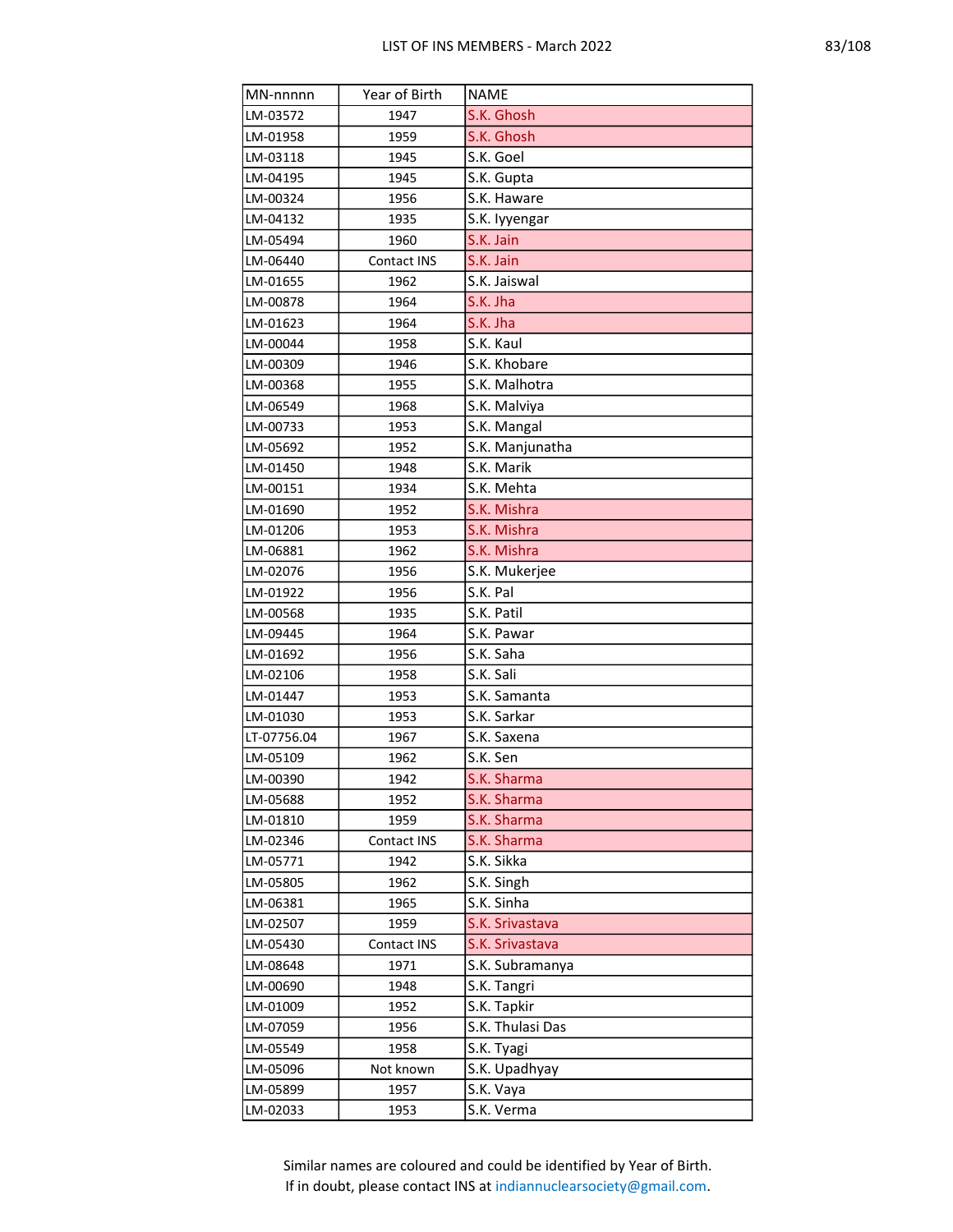| MN-nnnnn | Year of Birth | NAME |
|---|---|---|
| LM-03572 | 1947 | S.K. Ghosh |
| LM-01958 | 1959 | S.K. Ghosh |
| LM-03118 | 1945 | S.K. Goel |
| LM-04195 | 1945 | S.K. Gupta |
| LM-00324 | 1956 | S.K. Haware |
| LM-04132 | 1935 | S.K. Iyyengar |
| LM-05494 | 1960 | S.K. Jain |
| LM-06440 | Contact INS | S.K. Jain |
| LM-01655 | 1962 | S.K. Jaiswal |
| LM-00878 | 1964 | S.K. Jha |
| LM-01623 | 1964 | S.K. Jha |
| LM-00044 | 1958 | S.K. Kaul |
| LM-00309 | 1946 | S.K. Khobare |
| LM-00368 | 1955 | S.K. Malhotra |
| LM-06549 | 1968 | S.K. Malviya |
| LM-00733 | 1953 | S.K. Mangal |
| LM-05692 | 1952 | S.K. Manjunatha |
| LM-01450 | 1948 | S.K. Marik |
| LM-00151 | 1934 | S.K. Mehta |
| LM-01690 | 1952 | S.K. Mishra |
| LM-01206 | 1953 | S.K. Mishra |
| LM-06881 | 1962 | S.K. Mishra |
| LM-02076 | 1956 | S.K. Mukerjee |
| LM-01922 | 1956 | S.K. Pal |
| LM-00568 | 1935 | S.K. Patil |
| LM-09445 | 1964 | S.K. Pawar |
| LM-01692 | 1956 | S.K. Saha |
| LM-02106 | 1958 | S.K. Sali |
| LM-01447 | 1953 | S.K. Samanta |
| LM-01030 | 1953 | S.K. Sarkar |
| LT-07756.04 | 1967 | S.K. Saxena |
| LM-05109 | 1962 | S.K. Sen |
| LM-00390 | 1942 | S.K. Sharma |
| LM-05688 | 1952 | S.K. Sharma |
| LM-01810 | 1959 | S.K. Sharma |
| LM-02346 | Contact INS | S.K. Sharma |
| LM-05771 | 1942 | S.K. Sikka |
| LM-05805 | 1962 | S.K. Singh |
| LM-06381 | 1965 | S.K. Sinha |
| LM-02507 | 1959 | S.K. Srivastava |
| LM-05430 | Contact INS | S.K. Srivastava |
| LM-08648 | 1971 | S.K. Subramanya |
| LM-00690 | 1948 | S.K. Tangri |
| LM-01009 | 1952 | S.K. Tapkir |
| LM-07059 | 1956 | S.K. Thulasi Das |
| LM-05549 | 1958 | S.K. Tyagi |
| LM-05096 | Not known | S.K. Upadhyay |
| LM-05899 | 1957 | S.K. Vaya |
| LM-02033 | 1953 | S.K. Verma |

Similar names are coloured and could be identified by Year of Birth.
If in doubt, please contact INS at indiannuclearsociety@gmail.com.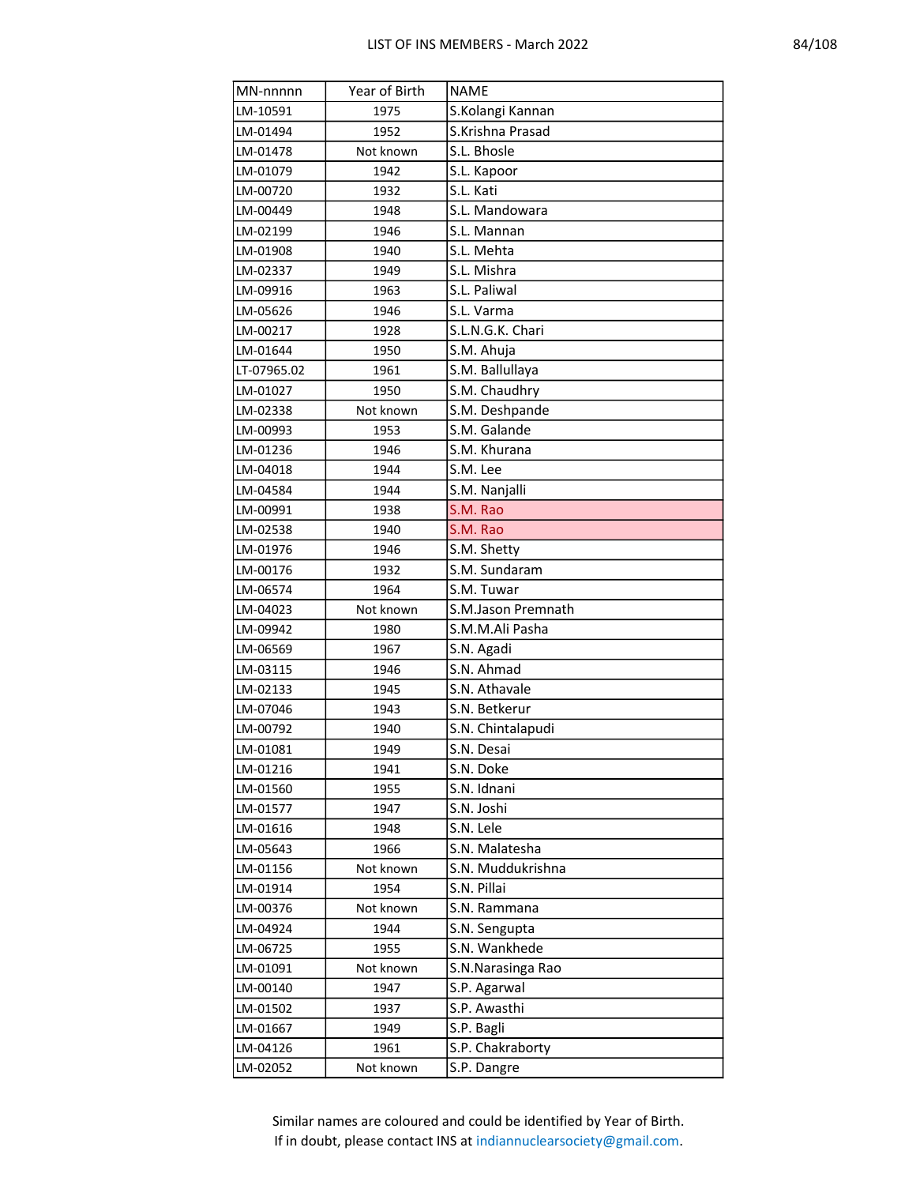| MN-nnnnn | Year of Birth | NAME |
|---|---|---|
| LM-10591 | 1975 | S.Kolangi Kannan |
| LM-01494 | 1952 | S.Krishna Prasad |
| LM-01478 | Not known | S.L. Bhosle |
| LM-01079 | 1942 | S.L. Kapoor |
| LM-00720 | 1932 | S.L. Kati |
| LM-00449 | 1948 | S.L. Mandowara |
| LM-02199 | 1946 | S.L. Mannan |
| LM-01908 | 1940 | S.L. Mehta |
| LM-02337 | 1949 | S.L. Mishra |
| LM-09916 | 1963 | S.L. Paliwal |
| LM-05626 | 1946 | S.L. Varma |
| LM-00217 | 1928 | S.L.N.G.K. Chari |
| LM-01644 | 1950 | S.M. Ahuja |
| LT-07965.02 | 1961 | S.M. Ballullaya |
| LM-01027 | 1950 | S.M. Chaudhry |
| LM-02338 | Not known | S.M. Deshpande |
| LM-00993 | 1953 | S.M. Galande |
| LM-01236 | 1946 | S.M. Khurana |
| LM-04018 | 1944 | S.M. Lee |
| LM-04584 | 1944 | S.M. Nanjalli |
| LM-00991 | 1938 | S.M. Rao |
| LM-02538 | 1940 | S.M. Rao |
| LM-01976 | 1946 | S.M. Shetty |
| LM-00176 | 1932 | S.M. Sundaram |
| LM-06574 | 1964 | S.M. Tuwar |
| LM-04023 | Not known | S.M.Jason Premnath |
| LM-09942 | 1980 | S.M.M.Ali Pasha |
| LM-06569 | 1967 | S.N. Agadi |
| LM-03115 | 1946 | S.N. Ahmad |
| LM-02133 | 1945 | S.N. Athavale |
| LM-07046 | 1943 | S.N. Betkerur |
| LM-00792 | 1940 | S.N. Chintalapudi |
| LM-01081 | 1949 | S.N. Desai |
| LM-01216 | 1941 | S.N. Doke |
| LM-01560 | 1955 | S.N. Idnani |
| LM-01577 | 1947 | S.N. Joshi |
| LM-01616 | 1948 | S.N. Lele |
| LM-05643 | 1966 | S.N. Malatesha |
| LM-01156 | Not known | S.N. Muddukrishna |
| LM-01914 | 1954 | S.N. Pillai |
| LM-00376 | Not known | S.N. Rammana |
| LM-04924 | 1944 | S.N. Sengupta |
| LM-06725 | 1955 | S.N. Wankhede |
| LM-01091 | Not known | S.N.Narasinga Rao |
| LM-00140 | 1947 | S.P. Agarwal |
| LM-01502 | 1937 | S.P. Awasthi |
| LM-01667 | 1949 | S.P. Bagli |
| LM-04126 | 1961 | S.P. Chakraborty |
| LM-02052 | Not known | S.P. Dangre |

Similar names are coloured and could be identified by Year of Birth.
If in doubt, please contact INS at indiannuclearsociety@gmail.com.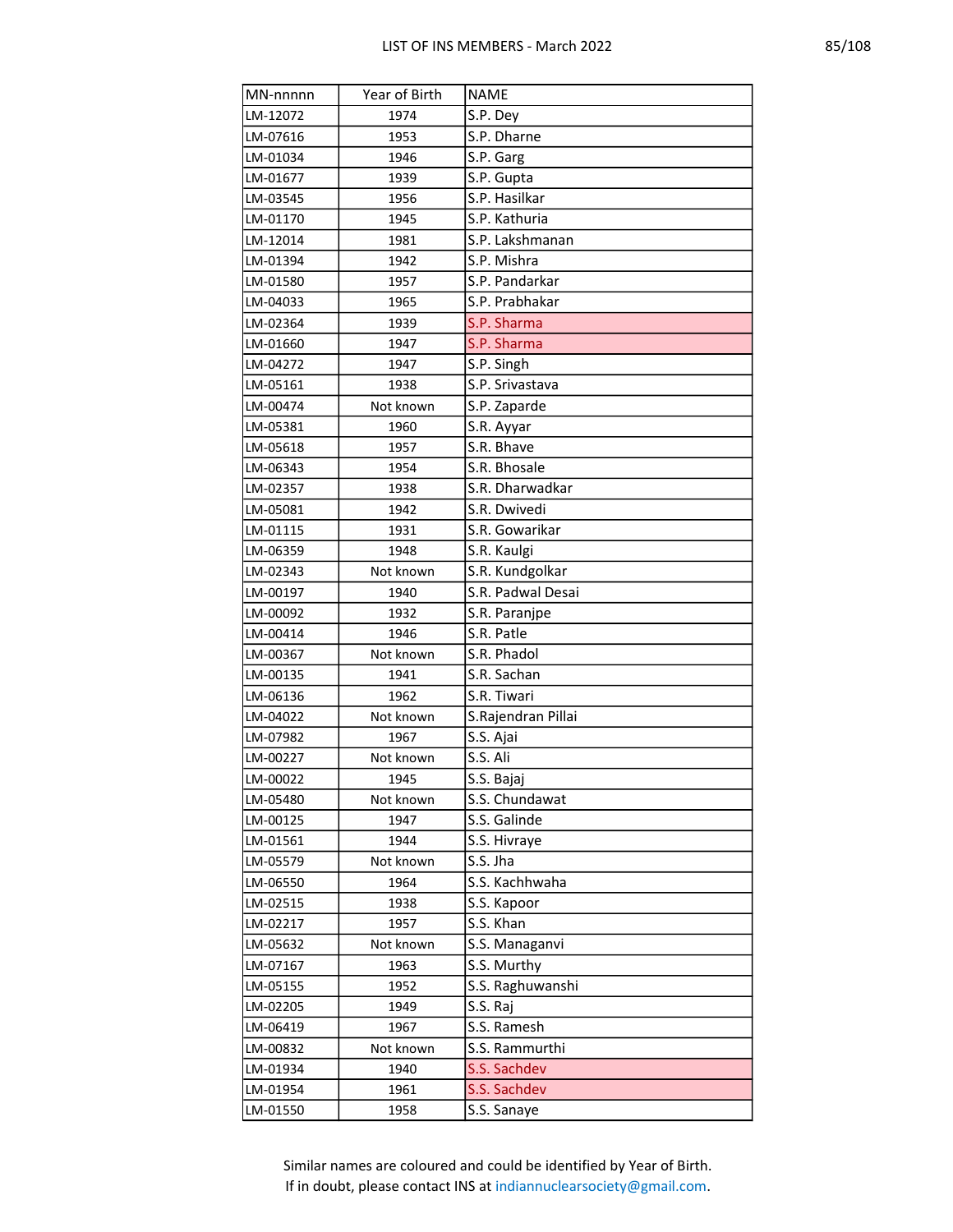| MN-nnnnn | Year of Birth | NAME |
|---|---|---|
| LM-12072 | 1974 | S.P. Dey |
| LM-07616 | 1953 | S.P. Dharne |
| LM-01034 | 1946 | S.P. Garg |
| LM-01677 | 1939 | S.P. Gupta |
| LM-03545 | 1956 | S.P. Hasilkar |
| LM-01170 | 1945 | S.P. Kathuria |
| LM-12014 | 1981 | S.P. Lakshmanan |
| LM-01394 | 1942 | S.P. Mishra |
| LM-01580 | 1957 | S.P. Pandarkar |
| LM-04033 | 1965 | S.P. Prabhakar |
| LM-02364 | 1939 | S.P. Sharma |
| LM-01660 | 1947 | S.P. Sharma |
| LM-04272 | 1947 | S.P. Singh |
| LM-05161 | 1938 | S.P. Srivastava |
| LM-00474 | Not known | S.P. Zaparde |
| LM-05381 | 1960 | S.R. Ayyar |
| LM-05618 | 1957 | S.R. Bhave |
| LM-06343 | 1954 | S.R. Bhosale |
| LM-02357 | 1938 | S.R. Dharwadkar |
| LM-05081 | 1942 | S.R. Dwivedi |
| LM-01115 | 1931 | S.R. Gowarikar |
| LM-06359 | 1948 | S.R. Kaulgi |
| LM-02343 | Not known | S.R. Kundgolkar |
| LM-00197 | 1940 | S.R. Padwal Desai |
| LM-00092 | 1932 | S.R. Paranjpe |
| LM-00414 | 1946 | S.R. Patle |
| LM-00367 | Not known | S.R. Phadol |
| LM-00135 | 1941 | S.R. Sachan |
| LM-06136 | 1962 | S.R. Tiwari |
| LM-04022 | Not known | S.Rajendran Pillai |
| LM-07982 | 1967 | S.S. Ajai |
| LM-00227 | Not known | S.S. Ali |
| LM-00022 | 1945 | S.S. Bajaj |
| LM-05480 | Not known | S.S. Chundawat |
| LM-00125 | 1947 | S.S. Galinde |
| LM-01561 | 1944 | S.S. Hivraye |
| LM-05579 | Not known | S.S. Jha |
| LM-06550 | 1964 | S.S. Kachhwaha |
| LM-02515 | 1938 | S.S. Kapoor |
| LM-02217 | 1957 | S.S. Khan |
| LM-05632 | Not known | S.S. Managanvi |
| LM-07167 | 1963 | S.S. Murthy |
| LM-05155 | 1952 | S.S. Raghuwanshi |
| LM-02205 | 1949 | S.S. Raj |
| LM-06419 | 1967 | S.S. Ramesh |
| LM-00832 | Not known | S.S. Rammurthi |
| LM-01934 | 1940 | S.S. Sachdev |
| LM-01954 | 1961 | S.S. Sachdev |
| LM-01550 | 1958 | S.S. Sanaye |

Similar names are coloured and could be identified by Year of Birth.
If in doubt, please contact INS at indiannuclearsociety@gmail.com.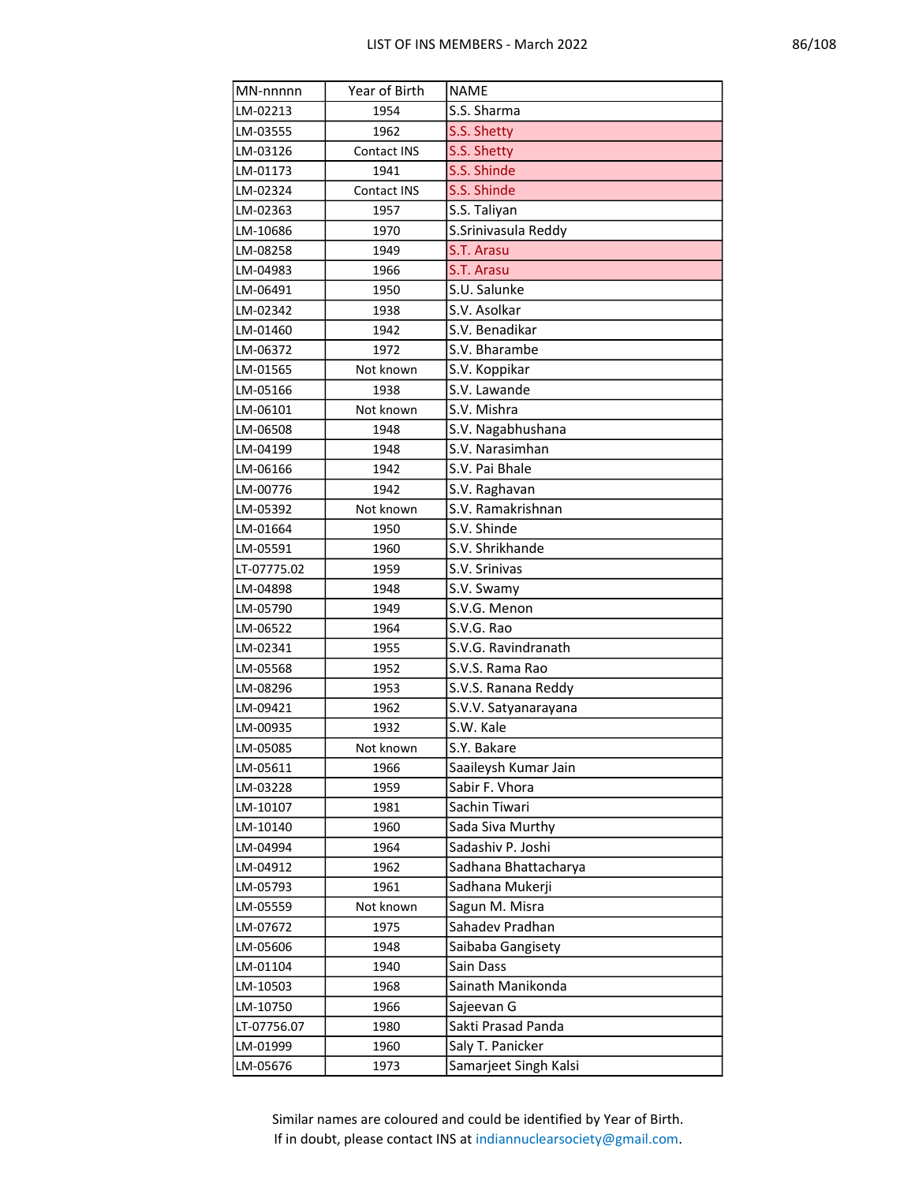| MN-nnnnn | Year of Birth | NAME |
|---|---|---|
| LM-02213 | 1954 | S.S. Sharma |
| LM-03555 | 1962 | S.S. Shetty |
| LM-03126 | Contact INS | S.S. Shetty |
| LM-01173 | 1941 | S.S. Shinde |
| LM-02324 | Contact INS | S.S. Shinde |
| LM-02363 | 1957 | S.S. Taliyan |
| LM-10686 | 1970 | S.Srinivasula Reddy |
| LM-08258 | 1949 | S.T. Arasu |
| LM-04983 | 1966 | S.T. Arasu |
| LM-06491 | 1950 | S.U. Salunke |
| LM-02342 | 1938 | S.V. Asolkar |
| LM-01460 | 1942 | S.V. Benadikar |
| LM-06372 | 1972 | S.V. Bharambe |
| LM-01565 | Not known | S.V. Koppikar |
| LM-05166 | 1938 | S.V. Lawande |
| LM-06101 | Not known | S.V. Mishra |
| LM-06508 | 1948 | S.V. Nagabhushana |
| LM-04199 | 1948 | S.V. Narasimhan |
| LM-06166 | 1942 | S.V. Pai Bhale |
| LM-00776 | 1942 | S.V. Raghavan |
| LM-05392 | Not known | S.V. Ramakrishnan |
| LM-01664 | 1950 | S.V. Shinde |
| LM-05591 | 1960 | S.V. Shrikhande |
| LT-07775.02 | 1959 | S.V. Srinivas |
| LM-04898 | 1948 | S.V. Swamy |
| LM-05790 | 1949 | S.V.G. Menon |
| LM-06522 | 1964 | S.V.G. Rao |
| LM-02341 | 1955 | S.V.G. Ravindranath |
| LM-05568 | 1952 | S.V.S. Rama Rao |
| LM-08296 | 1953 | S.V.S. Ranana Reddy |
| LM-09421 | 1962 | S.V.V. Satyanarayana |
| LM-00935 | 1932 | S.W. Kale |
| LM-05085 | Not known | S.Y. Bakare |
| LM-05611 | 1966 | Saaileysh Kumar Jain |
| LM-03228 | 1959 | Sabir F. Vhora |
| LM-10107 | 1981 | Sachin Tiwari |
| LM-10140 | 1960 | Sada Siva Murthy |
| LM-04994 | 1964 | Sadashiv P. Joshi |
| LM-04912 | 1962 | Sadhana Bhattacharya |
| LM-05793 | 1961 | Sadhana Mukerji |
| LM-05559 | Not known | Sagun M. Misra |
| LM-07672 | 1975 | Sahadev Pradhan |
| LM-05606 | 1948 | Saibaba Gangisety |
| LM-01104 | 1940 | Sain Dass |
| LM-10503 | 1968 | Sainath Manikonda |
| LM-10750 | 1966 | Sajeevan G |
| LT-07756.07 | 1980 | Sakti Prasad Panda |
| LM-01999 | 1960 | Saly T. Panicker |
| LM-05676 | 1973 | Samarjeet Singh Kalsi |

Similar names are coloured and could be identified by Year of Birth.
If in doubt, please contact INS at indiannuclearsociety@gmail.com.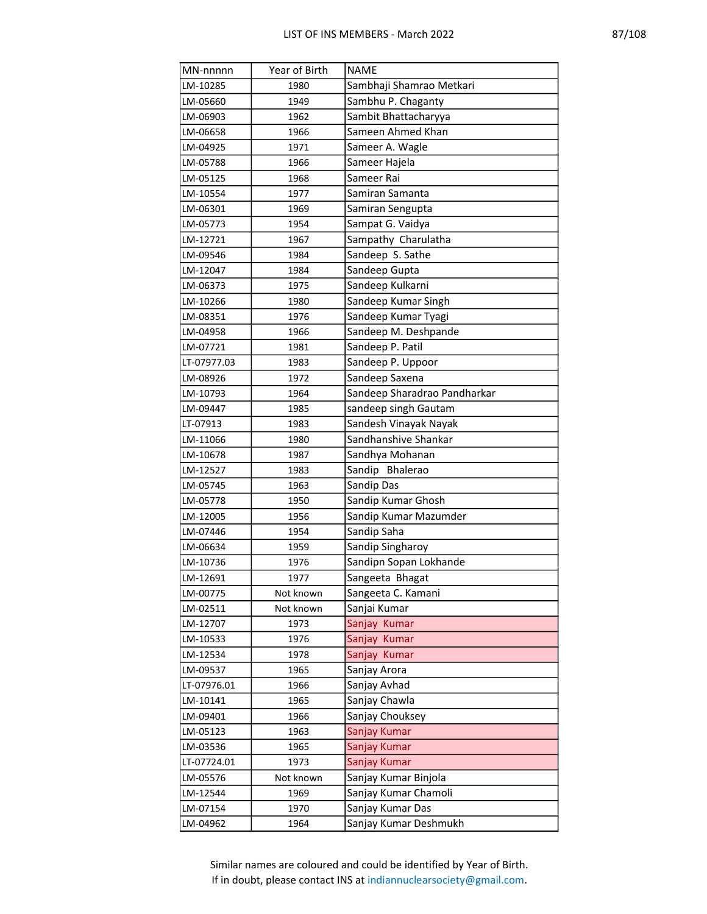| MN-nnnnn | Year of Birth | NAME |
|---|---|---|
| LM-10285 | 1980 | Sambhaji Shamrao Metkari |
| LM-05660 | 1949 | Sambhu P. Chaganty |
| LM-06903 | 1962 | Sambit Bhattacharyya |
| LM-06658 | 1966 | Sameen Ahmed Khan |
| LM-04925 | 1971 | Sameer A. Wagle |
| LM-05788 | 1966 | Sameer Hajela |
| LM-05125 | 1968 | Sameer Rai |
| LM-10554 | 1977 | Samiran Samanta |
| LM-06301 | 1969 | Samiran Sengupta |
| LM-05773 | 1954 | Sampat G. Vaidya |
| LM-12721 | 1967 | Sampathy  Charulatha |
| LM-09546 | 1984 | Sandeep  S. Sathe |
| LM-12047 | 1984 | Sandeep Gupta |
| LM-06373 | 1975 | Sandeep Kulkarni |
| LM-10266 | 1980 | Sandeep Kumar Singh |
| LM-08351 | 1976 | Sandeep Kumar Tyagi |
| LM-04958 | 1966 | Sandeep M. Deshpande |
| LM-07721 | 1981 | Sandeep P. Patil |
| LT-07977.03 | 1983 | Sandeep P. Uppoor |
| LM-08926 | 1972 | Sandeep Saxena |
| LM-10793 | 1964 | Sandeep Sharadrao Pandharkar |
| LM-09447 | 1985 | sandeep singh Gautam |
| LT-07913 | 1983 | Sandesh Vinayak Nayak |
| LM-11066 | 1980 | Sandhanshive Shankar |
| LM-10678 | 1987 | Sandhya Mohanan |
| LM-12527 | 1983 | Sandip   Bhalerao |
| LM-05745 | 1963 | Sandip Das |
| LM-05778 | 1950 | Sandip Kumar Ghosh |
| LM-12005 | 1956 | Sandip Kumar Mazumder |
| LM-07446 | 1954 | Sandip Saha |
| LM-06634 | 1959 | Sandip Singharoy |
| LM-10736 | 1976 | Sandipn Sopan Lokhande |
| LM-12691 | 1977 | Sangeeta  Bhagat |
| LM-00775 | Not known | Sangeeta C. Kamani |
| LM-02511 | Not known | Sanjai Kumar |
| LM-12707 | 1973 | Sanjay  Kumar |
| LM-10533 | 1976 | Sanjay  Kumar |
| LM-12534 | 1978 | Sanjay  Kumar |
| LM-09537 | 1965 | Sanjay Arora |
| LT-07976.01 | 1966 | Sanjay Avhad |
| LM-10141 | 1965 | Sanjay Chawla |
| LM-09401 | 1966 | Sanjay Chouksey |
| LM-05123 | 1963 | Sanjay Kumar |
| LM-03536 | 1965 | Sanjay Kumar |
| LT-07724.01 | 1973 | Sanjay Kumar |
| LM-05576 | Not known | Sanjay Kumar Binjola |
| LM-12544 | 1969 | Sanjay Kumar Chamoli |
| LM-07154 | 1970 | Sanjay Kumar Das |
| LM-04962 | 1964 | Sanjay Kumar Deshmukh |

Similar names are coloured and could be identified by Year of Birth.
If in doubt, please contact INS at indiannuclearsociety@gmail.com.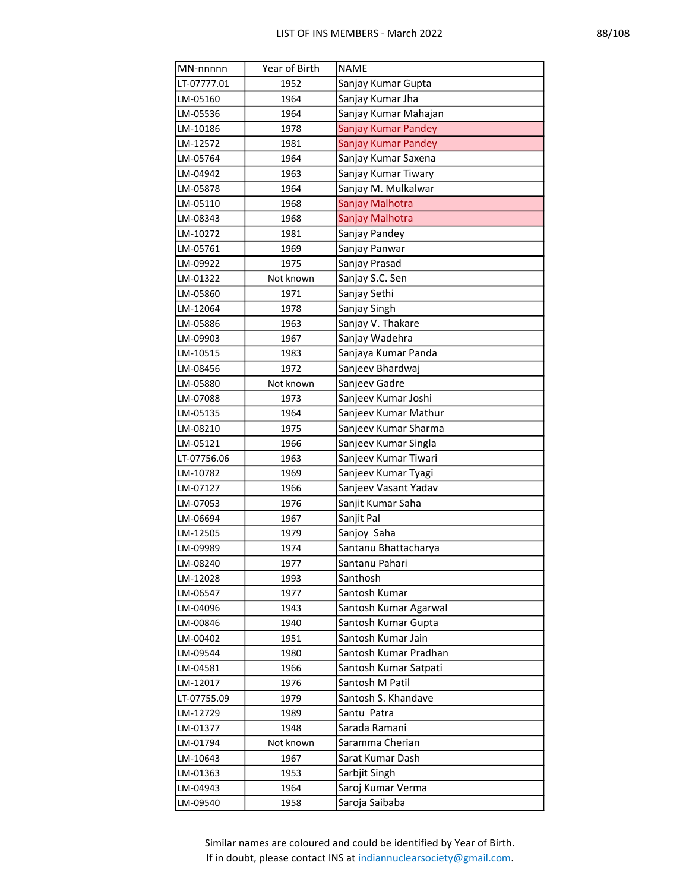| MN-nnnnn | Year of Birth | NAME |
|---|---|---|
| LT-07777.01 | 1952 | Sanjay Kumar Gupta |
| LM-05160 | 1964 | Sanjay Kumar Jha |
| LM-05536 | 1964 | Sanjay Kumar Mahajan |
| LM-10186 | 1978 | Sanjay Kumar Pandey |
| LM-12572 | 1981 | Sanjay Kumar Pandey |
| LM-05764 | 1964 | Sanjay Kumar Saxena |
| LM-04942 | 1963 | Sanjay Kumar Tiwary |
| LM-05878 | 1964 | Sanjay M. Mulkalwar |
| LM-05110 | 1968 | Sanjay Malhotra |
| LM-08343 | 1968 | Sanjay Malhotra |
| LM-10272 | 1981 | Sanjay Pandey |
| LM-05761 | 1969 | Sanjay Panwar |
| LM-09922 | 1975 | Sanjay Prasad |
| LM-01322 | Not known | Sanjay S.C. Sen |
| LM-05860 | 1971 | Sanjay Sethi |
| LM-12064 | 1978 | Sanjay Singh |
| LM-05886 | 1963 | Sanjay V. Thakare |
| LM-09903 | 1967 | Sanjay Wadehra |
| LM-10515 | 1983 | Sanjaya Kumar Panda |
| LM-08456 | 1972 | Sanjeev Bhardwaj |
| LM-05880 | Not known | Sanjeev Gadre |
| LM-07088 | 1973 | Sanjeev Kumar Joshi |
| LM-05135 | 1964 | Sanjeev Kumar Mathur |
| LM-08210 | 1975 | Sanjeev Kumar Sharma |
| LM-05121 | 1966 | Sanjeev Kumar Singla |
| LT-07756.06 | 1963 | Sanjeev Kumar Tiwari |
| LM-10782 | 1969 | Sanjeev Kumar Tyagi |
| LM-07127 | 1966 | Sanjeev Vasant Yadav |
| LM-07053 | 1976 | Sanjit Kumar Saha |
| LM-06694 | 1967 | Sanjit Pal |
| LM-12505 | 1979 | Sanjoy  Saha |
| LM-09989 | 1974 | Santanu Bhattacharya |
| LM-08240 | 1977 | Santanu Pahari |
| LM-12028 | 1993 | Santhosh |
| LM-06547 | 1977 | Santosh Kumar |
| LM-04096 | 1943 | Santosh Kumar Agarwal |
| LM-00846 | 1940 | Santosh Kumar Gupta |
| LM-00402 | 1951 | Santosh Kumar Jain |
| LM-09544 | 1980 | Santosh Kumar Pradhan |
| LM-04581 | 1966 | Santosh Kumar Satpati |
| LM-12017 | 1976 | Santosh M Patil |
| LT-07755.09 | 1979 | Santosh S. Khandave |
| LM-12729 | 1989 | Santu  Patra |
| LM-01377 | 1948 | Sarada Ramani |
| LM-01794 | Not known | Saramma Cherian |
| LM-10643 | 1967 | Sarat Kumar Dash |
| LM-01363 | 1953 | Sarbjit Singh |
| LM-04943 | 1964 | Saroj Kumar Verma |
| LM-09540 | 1958 | Saroja Saibaba |

Similar names are coloured and could be identified by Year of Birth.
If in doubt, please contact INS at indiannuclearsociety@gmail.com.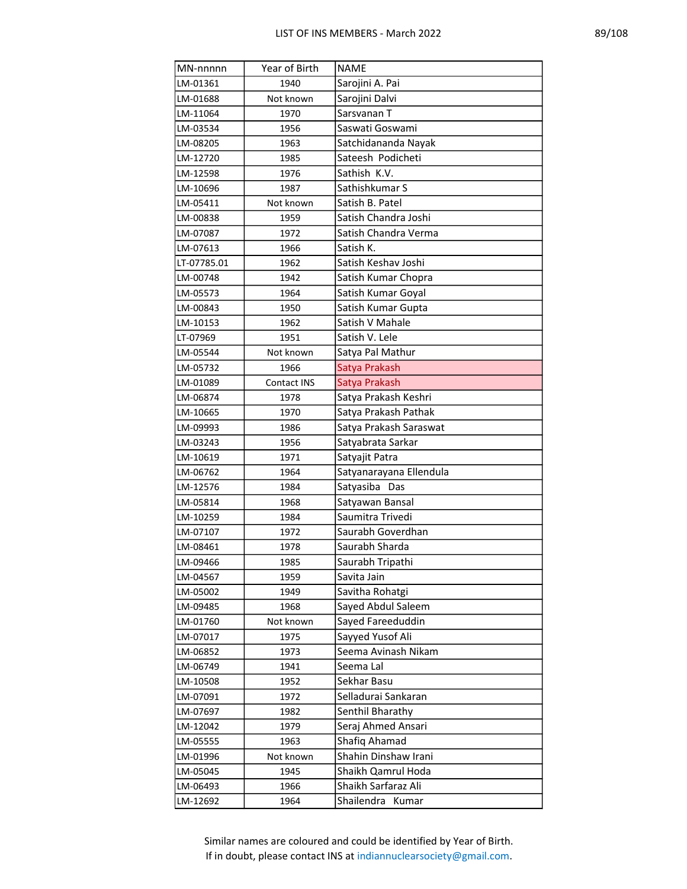| MN-nnnnn | Year of Birth | NAME |
|---|---|---|
| LM-01361 | 1940 | Sarojini A. Pai |
| LM-01688 | Not known | Sarojini Dalvi |
| LM-11064 | 1970 | Sarsvanan T |
| LM-03534 | 1956 | Saswati Goswami |
| LM-08205 | 1963 | Satchidananda Nayak |
| LM-12720 | 1985 | Sateesh  Podicheti |
| LM-12598 | 1976 | Sathish  K.V. |
| LM-10696 | 1987 | Sathishkumar S |
| LM-05411 | Not known | Satish B. Patel |
| LM-00838 | 1959 | Satish Chandra Joshi |
| LM-07087 | 1972 | Satish Chandra Verma |
| LM-07613 | 1966 | Satish K. |
| LT-07785.01 | 1962 | Satish Keshav Joshi |
| LM-00748 | 1942 | Satish Kumar Chopra |
| LM-05573 | 1964 | Satish Kumar Goyal |
| LM-00843 | 1950 | Satish Kumar Gupta |
| LM-10153 | 1962 | Satish V Mahale |
| LT-07969 | 1951 | Satish V. Lele |
| LM-05544 | Not known | Satya Pal Mathur |
| LM-05732 | 1966 | Satya Prakash |
| LM-01089 | Contact INS | Satya Prakash |
| LM-06874 | 1978 | Satya Prakash Keshri |
| LM-10665 | 1970 | Satya Prakash Pathak |
| LM-09993 | 1986 | Satya Prakash Saraswat |
| LM-03243 | 1956 | Satyabrata Sarkar |
| LM-10619 | 1971 | Satyajit Patra |
| LM-06762 | 1964 | Satyanarayana Ellendula |
| LM-12576 | 1984 | Satyasiba   Das |
| LM-05814 | 1968 | Satyawan Bansal |
| LM-10259 | 1984 | Saumitra Trivedi |
| LM-07107 | 1972 | Saurabh Goverdhan |
| LM-08461 | 1978 | Saurabh Sharda |
| LM-09466 | 1985 | Saurabh Tripathi |
| LM-04567 | 1959 | Savita Jain |
| LM-05002 | 1949 | Savitha Rohatgi |
| LM-09485 | 1968 | Sayed Abdul Saleem |
| LM-01760 | Not known | Sayed Fareeduddin |
| LM-07017 | 1975 | Sayyed Yusof Ali |
| LM-06852 | 1973 | Seema Avinash Nikam |
| LM-06749 | 1941 | Seema Lal |
| LM-10508 | 1952 | Sekhar Basu |
| LM-07091 | 1972 | Selladurai Sankaran |
| LM-07697 | 1982 | Senthil Bharathy |
| LM-12042 | 1979 | Seraj Ahmed Ansari |
| LM-05555 | 1963 | Shafiq Ahamad |
| LM-01996 | Not known | Shahin Dinshaw Irani |
| LM-05045 | 1945 | Shaikh Qamrul Hoda |
| LM-06493 | 1966 | Shaikh Sarfaraz Ali |
| LM-12692 | 1964 | Shailendra   Kumar |

Similar names are coloured and could be identified by Year of Birth.
If in doubt, please contact INS at indiannuclearsociety@gmail.com.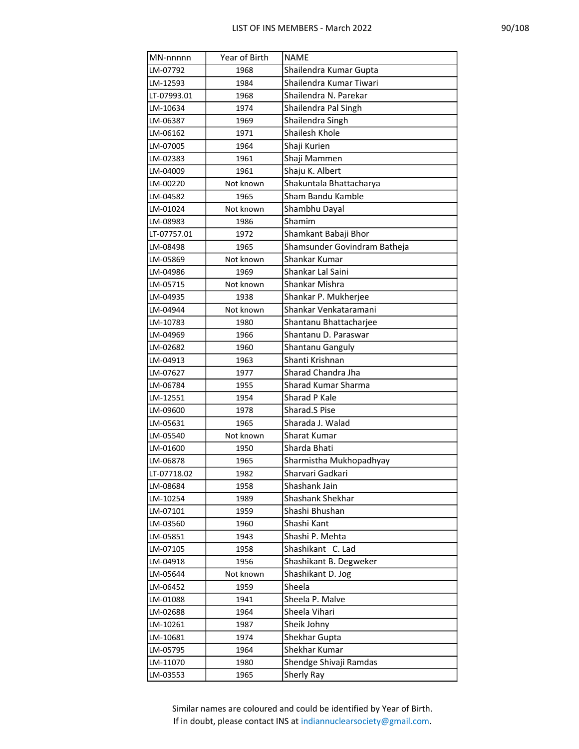| MN-nnnnn | Year of Birth | NAME |
|---|---|---|
| LM-07792 | 1968 | Shailendra Kumar Gupta |
| LM-12593 | 1984 | Shailendra Kumar Tiwari |
| LT-07993.01 | 1968 | Shailendra N. Parekar |
| LM-10634 | 1974 | Shailendra Pal Singh |
| LM-06387 | 1969 | Shailendra Singh |
| LM-06162 | 1971 | Shailesh Khole |
| LM-07005 | 1964 | Shaji Kurien |
| LM-02383 | 1961 | Shaji Mammen |
| LM-04009 | 1961 | Shaju K. Albert |
| LM-00220 | Not known | Shakuntala Bhattacharya |
| LM-04582 | 1965 | Sham Bandu Kamble |
| LM-01024 | Not known | Shambhu Dayal |
| LM-08983 | 1986 | Shamim |
| LT-07757.01 | 1972 | Shamkant Babaji Bhor |
| LM-08498 | 1965 | Shamsunder Govindram Batheja |
| LM-05869 | Not known | Shankar Kumar |
| LM-04986 | 1969 | Shankar Lal Saini |
| LM-05715 | Not known | Shankar Mishra |
| LM-04935 | 1938 | Shankar P. Mukherjee |
| LM-04944 | Not known | Shankar Venkataramani |
| LM-10783 | 1980 | Shantanu Bhattacharjee |
| LM-04969 | 1966 | Shantanu D. Paraswar |
| LM-02682 | 1960 | Shantanu Ganguly |
| LM-04913 | 1963 | Shanti Krishnan |
| LM-07627 | 1977 | Sharad Chandra Jha |
| LM-06784 | 1955 | Sharad Kumar Sharma |
| LM-12551 | 1954 | Sharad P Kale |
| LM-09600 | 1978 | Sharad.S Pise |
| LM-05631 | 1965 | Sharada J. Walad |
| LM-05540 | Not known | Sharat Kumar |
| LM-01600 | 1950 | Sharda Bhati |
| LM-06878 | 1965 | Sharmistha Mukhopadhyay |
| LT-07718.02 | 1982 | Sharvari Gadkari |
| LM-08684 | 1958 | Shashank Jain |
| LM-10254 | 1989 | Shashank Shekhar |
| LM-07101 | 1959 | Shashi Bhushan |
| LM-03560 | 1960 | Shashi Kant |
| LM-05851 | 1943 | Shashi P. Mehta |
| LM-07105 | 1958 | Shashikant C. Lad |
| LM-04918 | 1956 | Shashikant B. Degweker |
| LM-05644 | Not known | Shashikant D. Jog |
| LM-06452 | 1959 | Sheela |
| LM-01088 | 1941 | Sheela P. Malve |
| LM-02688 | 1964 | Sheela Vihari |
| LM-10261 | 1987 | Sheik Johny |
| LM-10681 | 1974 | Shekhar Gupta |
| LM-05795 | 1964 | Shekhar Kumar |
| LM-11070 | 1980 | Shendge Shivaji Ramdas |
| LM-03553 | 1965 | Sherly Ray |

Similar names are coloured and could be identified by Year of Birth.
If in doubt, please contact INS at indiannuclearsociety@gmail.com.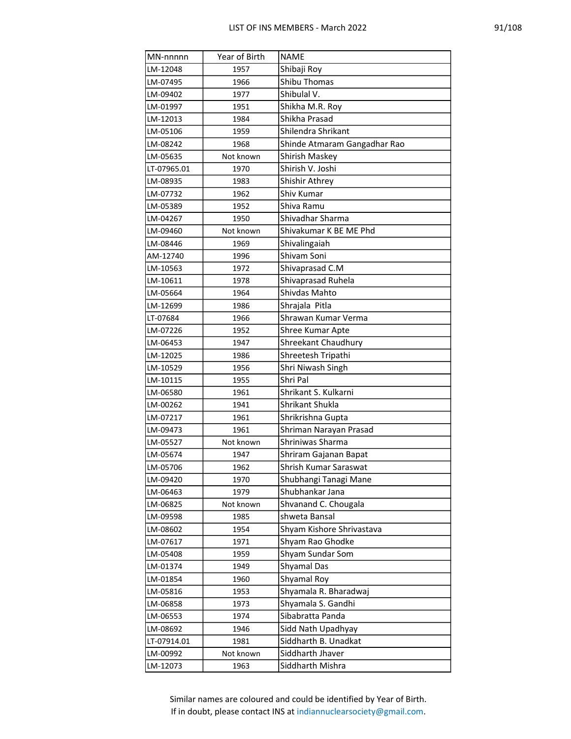| MN-nnnnn | Year of Birth | NAME |
|---|---|---|
| LM-12048 | 1957 | Shibaji Roy |
| LM-07495 | 1966 | Shibu Thomas |
| LM-09402 | 1977 | Shibulal V. |
| LM-01997 | 1951 | Shikha M.R. Roy |
| LM-12013 | 1984 | Shikha Prasad |
| LM-05106 | 1959 | Shilendra Shrikant |
| LM-08242 | 1968 | Shinde Atmaram Gangadhar Rao |
| LM-05635 | Not known | Shirish Maskey |
| LT-07965.01 | 1970 | Shirish V. Joshi |
| LM-08935 | 1983 | Shishir Athrey |
| LM-07732 | 1962 | Shiv Kumar |
| LM-05389 | 1952 | Shiva Ramu |
| LM-04267 | 1950 | Shivadhar Sharma |
| LM-09460 | Not known | Shivakumar K BE ME Phd |
| LM-08446 | 1969 | Shivalingaiah |
| AM-12740 | 1996 | Shivam Soni |
| LM-10563 | 1972 | Shivaprasad C.M |
| LM-10611 | 1978 | Shivaprasad Ruhela |
| LM-05664 | 1964 | Shivdas Mahto |
| LM-12699 | 1986 | Shrajala Pitla |
| LT-07684 | 1966 | Shrawan Kumar Verma |
| LM-07226 | 1952 | Shree Kumar Apte |
| LM-06453 | 1947 | Shreekant Chaudhury |
| LM-12025 | 1986 | Shreetesh Tripathi |
| LM-10529 | 1956 | Shri Niwash Singh |
| LM-10115 | 1955 | Shri Pal |
| LM-06580 | 1961 | Shrikant S. Kulkarni |
| LM-00262 | 1941 | Shrikant Shukla |
| LM-07217 | 1961 | Shrikrishna Gupta |
| LM-09473 | 1961 | Shriman Narayan Prasad |
| LM-05527 | Not known | Shriniwas Sharma |
| LM-05674 | 1947 | Shriram Gajanan Bapat |
| LM-05706 | 1962 | Shrish Kumar Saraswat |
| LM-09420 | 1970 | Shubhangi Tanagi Mane |
| LM-06463 | 1979 | Shubhankar Jana |
| LM-06825 | Not known | Shvanand C. Chougala |
| LM-09598 | 1985 | shweta Bansal |
| LM-08602 | 1954 | Shyam Kishore Shrivastava |
| LM-07617 | 1971 | Shyam Rao Ghodke |
| LM-05408 | 1959 | Shyam Sundar Som |
| LM-01374 | 1949 | Shyamal Das |
| LM-01854 | 1960 | Shyamal Roy |
| LM-05816 | 1953 | Shyamala R. Bharadwaj |
| LM-06858 | 1973 | Shyamala S. Gandhi |
| LM-06553 | 1974 | Sibabratta Panda |
| LM-08692 | 1946 | Sidd Nath Upadhyay |
| LT-07914.01 | 1981 | Siddharth B. Unadkat |
| LM-00992 | Not known | Siddharth Jhaver |
| LM-12073 | 1963 | Siddharth Mishra |

Similar names are coloured and could be identified by Year of Birth.
If in doubt, please contact INS at indiannuclearsociety@gmail.com.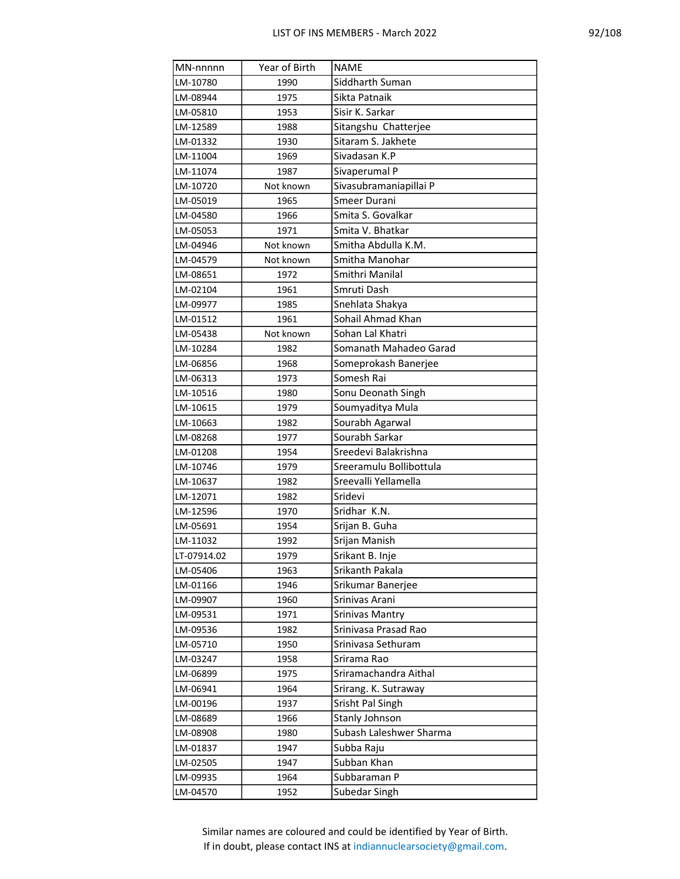| MN-nnnnn | Year of Birth | NAME |
|---|---|---|
| LM-10780 | 1990 | Siddharth Suman |
| LM-08944 | 1975 | Sikta Patnaik |
| LM-05810 | 1953 | Sisir K. Sarkar |
| LM-12589 | 1988 | Sitangshu Chatterjee |
| LM-01332 | 1930 | Sitaram S. Jakhete |
| LM-11004 | 1969 | Sivadasan K.P |
| LM-11074 | 1987 | Sivaperumal P |
| LM-10720 | Not known | Sivasubramaniapillai P |
| LM-05019 | 1965 | Smeer Durani |
| LM-04580 | 1966 | Smita S. Govalkar |
| LM-05053 | 1971 | Smita V. Bhatkar |
| LM-04946 | Not known | Smitha Abdulla K.M. |
| LM-04579 | Not known | Smitha Manohar |
| LM-08651 | 1972 | Smithri Manilal |
| LM-02104 | 1961 | Smruti Dash |
| LM-09977 | 1985 | Snehlata Shakya |
| LM-01512 | 1961 | Sohail Ahmad Khan |
| LM-05438 | Not known | Sohan Lal Khatri |
| LM-10284 | 1982 | Somanath Mahadeo Garad |
| LM-06856 | 1968 | Someprokash Banerjee |
| LM-06313 | 1973 | Somesh Rai |
| LM-10516 | 1980 | Sonu Deonath Singh |
| LM-10615 | 1979 | Soumyaditya Mula |
| LM-10663 | 1982 | Sourabh Agarwal |
| LM-08268 | 1977 | Sourabh Sarkar |
| LM-01208 | 1954 | Sreedevi Balakrishna |
| LM-10746 | 1979 | Sreeramulu Bollibottula |
| LM-10637 | 1982 | Sreevalli Yellamella |
| LM-12071 | 1982 | Sridevi |
| LM-12596 | 1970 | Sridhar K.N. |
| LM-05691 | 1954 | Srijan B. Guha |
| LM-11032 | 1992 | Srijan Manish |
| LT-07914.02 | 1979 | Srikant B. Inje |
| LM-05406 | 1963 | Srikanth Pakala |
| LM-01166 | 1946 | Srikumar Banerjee |
| LM-09907 | 1960 | Srinivas Arani |
| LM-09531 | 1971 | Srinivas Mantry |
| LM-09536 | 1982 | Srinivasa Prasad Rao |
| LM-05710 | 1950 | Srinivasa Sethuram |
| LM-03247 | 1958 | Srirama Rao |
| LM-06899 | 1975 | Sriramachandra Aithal |
| LM-06941 | 1964 | Srirang. K. Sutraway |
| LM-00196 | 1937 | Srisht Pal Singh |
| LM-08689 | 1966 | Stanly Johnson |
| LM-08908 | 1980 | Subash Laleshwer Sharma |
| LM-01837 | 1947 | Subba Raju |
| LM-02505 | 1947 | Subban Khan |
| LM-09935 | 1964 | Subbaraman P |
| LM-04570 | 1952 | Subedar Singh |

Similar names are coloured and could be identified by Year of Birth.
If in doubt, please contact INS at indiannuclearsociety@gmail.com.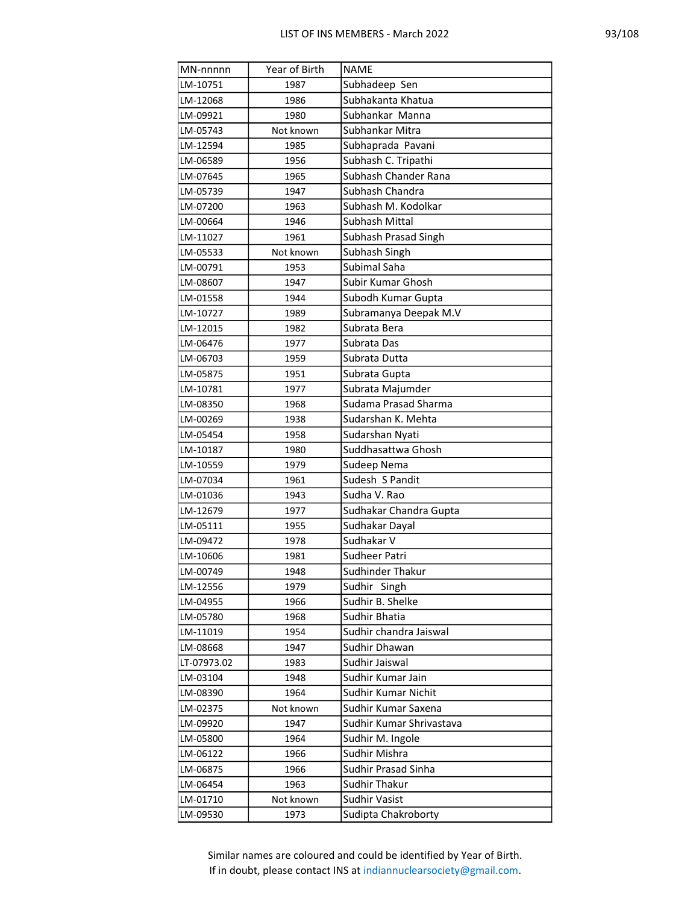| MN-nnnnn | Year of Birth | NAME |
|---|---|---|
| LM-10751 | 1987 | Subhadeep  Sen |
| LM-12068 | 1986 | Subhakanta Khatua |
| LM-09921 | 1980 | Subhankar  Manna |
| LM-05743 | Not known | Subhankar Mitra |
| LM-12594 | 1985 | Subhaprada  Pavani |
| LM-06589 | 1956 | Subhash C. Tripathi |
| LM-07645 | 1965 | Subhash Chander Rana |
| LM-05739 | 1947 | Subhash Chandra |
| LM-07200 | 1963 | Subhash M. Kodolkar |
| LM-00664 | 1946 | Subhash Mittal |
| LM-11027 | 1961 | Subhash Prasad Singh |
| LM-05533 | Not known | Subhash Singh |
| LM-00791 | 1953 | Subimal Saha |
| LM-08607 | 1947 | Subir Kumar Ghosh |
| LM-01558 | 1944 | Subodh Kumar Gupta |
| LM-10727 | 1989 | Subramanya Deepak M.V |
| LM-12015 | 1982 | Subrata Bera |
| LM-06476 | 1977 | Subrata Das |
| LM-06703 | 1959 | Subrata Dutta |
| LM-05875 | 1951 | Subrata Gupta |
| LM-10781 | 1977 | Subrata Majumder |
| LM-08350 | 1968 | Sudama Prasad Sharma |
| LM-00269 | 1938 | Sudarshan K. Mehta |
| LM-05454 | 1958 | Sudarshan Nyati |
| LM-10187 | 1980 | Suddhasattwa Ghosh |
| LM-10559 | 1979 | Sudeep Nema |
| LM-07034 | 1961 | Sudesh  S Pandit |
| LM-01036 | 1943 | Sudha V. Rao |
| LM-12679 | 1977 | Sudhakar Chandra Gupta |
| LM-05111 | 1955 | Sudhakar Dayal |
| LM-09472 | 1978 | Sudhakar V |
| LM-10606 | 1981 | Sudheer Patri |
| LM-00749 | 1948 | Sudhinder Thakur |
| LM-12556 | 1979 | Sudhir   Singh |
| LM-04955 | 1966 | Sudhir B. Shelke |
| LM-05780 | 1968 | Sudhir Bhatia |
| LM-11019 | 1954 | Sudhir chandra Jaiswal |
| LM-08668 | 1947 | Sudhir Dhawan |
| LT-07973.02 | 1983 | Sudhir Jaiswal |
| LM-03104 | 1948 | Sudhir Kumar Jain |
| LM-08390 | 1964 | Sudhir Kumar Nichit |
| LM-02375 | Not known | Sudhir Kumar Saxena |
| LM-09920 | 1947 | Sudhir Kumar Shrivastava |
| LM-05800 | 1964 | Sudhir M. Ingole |
| LM-06122 | 1966 | Sudhir Mishra |
| LM-06875 | 1966 | Sudhir Prasad Sinha |
| LM-06454 | 1963 | Sudhir Thakur |
| LM-01710 | Not known | Sudhir Vasist |
| LM-09530 | 1973 | Sudipta Chakroborty |

Similar names are coloured and could be identified by Year of Birth.
If in doubt, please contact INS at indiannuclearsociety@gmail.com.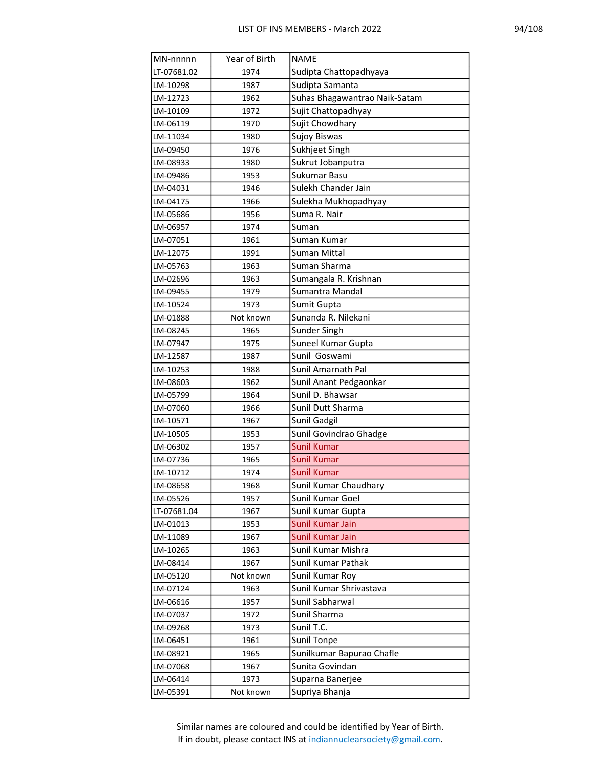| MN-nnnnn | Year of Birth | NAME |
|---|---|---|
| LT-07681.02 | 1974 | Sudipta Chattopadhyaya |
| LM-10298 | 1987 | Sudipta Samanta |
| LM-12723 | 1962 | Suhas Bhagawantrao Naik-Satam |
| LM-10109 | 1972 | Sujit Chattopadhyay |
| LM-06119 | 1970 | Sujit Chowdhary |
| LM-11034 | 1980 | Sujoy Biswas |
| LM-09450 | 1976 | Sukhjeet Singh |
| LM-08933 | 1980 | Sukrut Jobanputra |
| LM-09486 | 1953 | Sukumar Basu |
| LM-04031 | 1946 | Sulekh Chander Jain |
| LM-04175 | 1966 | Sulekha Mukhopadhyay |
| LM-05686 | 1956 | Suma R. Nair |
| LM-06957 | 1974 | Suman |
| LM-07051 | 1961 | Suman Kumar |
| LM-12075 | 1991 | Suman Mittal |
| LM-05763 | 1963 | Suman Sharma |
| LM-02696 | 1963 | Sumangala R. Krishnan |
| LM-09455 | 1979 | Sumantra Mandal |
| LM-10524 | 1973 | Sumit Gupta |
| LM-01888 | Not known | Sunanda R. Nilekani |
| LM-08245 | 1965 | Sunder Singh |
| LM-07947 | 1975 | Suneel Kumar Gupta |
| LM-12587 | 1987 | Sunil  Goswami |
| LM-10253 | 1988 | Sunil Amarnath Pal |
| LM-08603 | 1962 | Sunil Anant Pedgaonkar |
| LM-05799 | 1964 | Sunil D. Bhawsar |
| LM-07060 | 1966 | Sunil Dutt Sharma |
| LM-10571 | 1967 | Sunil Gadgil |
| LM-10505 | 1953 | Sunil Govindrao Ghadge |
| LM-06302 | 1957 | Sunil Kumar |
| LM-07736 | 1965 | Sunil Kumar |
| LM-10712 | 1974 | Sunil Kumar |
| LM-08658 | 1968 | Sunil Kumar Chaudhary |
| LM-05526 | 1957 | Sunil Kumar Goel |
| LT-07681.04 | 1967 | Sunil Kumar Gupta |
| LM-01013 | 1953 | Sunil Kumar Jain |
| LM-11089 | 1967 | Sunil Kumar Jain |
| LM-10265 | 1963 | Sunil Kumar Mishra |
| LM-08414 | 1967 | Sunil Kumar Pathak |
| LM-05120 | Not known | Sunil Kumar Roy |
| LM-07124 | 1963 | Sunil Kumar Shrivastava |
| LM-06616 | 1957 | Sunil Sabharwal |
| LM-07037 | 1972 | Sunil Sharma |
| LM-09268 | 1973 | Sunil T.C. |
| LM-06451 | 1961 | Sunil Tonpe |
| LM-08921 | 1965 | Sunilkumar Bapurao Chafle |
| LM-07068 | 1967 | Sunita Govindan |
| LM-06414 | 1973 | Suparna Banerjee |
| LM-05391 | Not known | Supriya Bhanja |

Similar names are coloured and could be identified by Year of Birth.
If in doubt, please contact INS at indiannuclearsociety@gmail.com.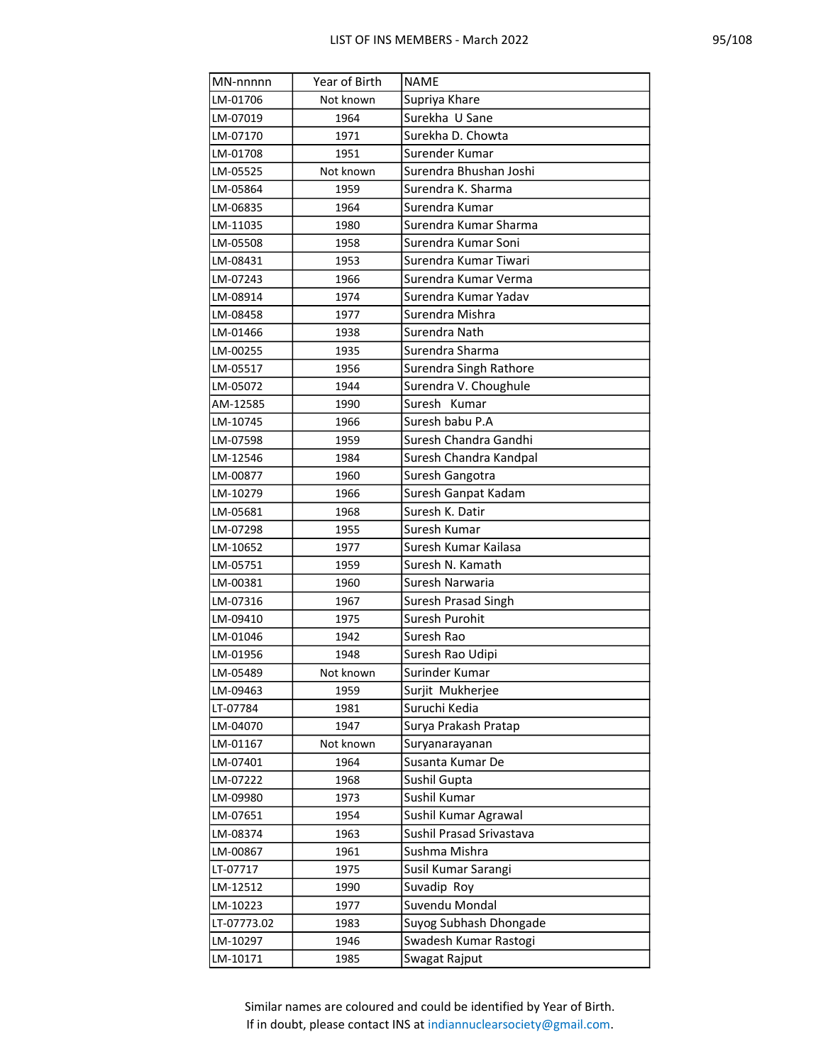| MN-nnnnn | Year of Birth | NAME |
|---|---|---|
| LM-01706 | Not known | Supriya Khare |
| LM-07019 | 1964 | Surekha  U Sane |
| LM-07170 | 1971 | Surekha D. Chowta |
| LM-01708 | 1951 | Surender Kumar |
| LM-05525 | Not known | Surendra Bhushan Joshi |
| LM-05864 | 1959 | Surendra K. Sharma |
| LM-06835 | 1964 | Surendra Kumar |
| LM-11035 | 1980 | Surendra Kumar Sharma |
| LM-05508 | 1958 | Surendra Kumar Soni |
| LM-08431 | 1953 | Surendra Kumar Tiwari |
| LM-07243 | 1966 | Surendra Kumar Verma |
| LM-08914 | 1974 | Surendra Kumar Yadav |
| LM-08458 | 1977 | Surendra Mishra |
| LM-01466 | 1938 | Surendra Nath |
| LM-00255 | 1935 | Surendra Sharma |
| LM-05517 | 1956 | Surendra Singh Rathore |
| LM-05072 | 1944 | Surendra V. Choughule |
| AM-12585 | 1990 | Suresh   Kumar |
| LM-10745 | 1966 | Suresh babu P.A |
| LM-07598 | 1959 | Suresh Chandra Gandhi |
| LM-12546 | 1984 | Suresh Chandra Kandpal |
| LM-00877 | 1960 | Suresh Gangotra |
| LM-10279 | 1966 | Suresh Ganpat Kadam |
| LM-05681 | 1968 | Suresh K. Datir |
| LM-07298 | 1955 | Suresh Kumar |
| LM-10652 | 1977 | Suresh Kumar Kailasa |
| LM-05751 | 1959 | Suresh N. Kamath |
| LM-00381 | 1960 | Suresh Narwaria |
| LM-07316 | 1967 | Suresh Prasad Singh |
| LM-09410 | 1975 | Suresh Purohit |
| LM-01046 | 1942 | Suresh Rao |
| LM-01956 | 1948 | Suresh Rao Udipi |
| LM-05489 | Not known | Surinder Kumar |
| LM-09463 | 1959 | Surjit  Mukherjee |
| LT-07784 | 1981 | Suruchi Kedia |
| LM-04070 | 1947 | Surya Prakash Pratap |
| LM-01167 | Not known | Suryanarayanan |
| LM-07401 | 1964 | Susanta Kumar De |
| LM-07222 | 1968 | Sushil Gupta |
| LM-09980 | 1973 | Sushil Kumar |
| LM-07651 | 1954 | Sushil Kumar Agrawal |
| LM-08374 | 1963 | Sushil Prasad Srivastava |
| LM-00867 | 1961 | Sushma Mishra |
| LT-07717 | 1975 | Susil Kumar Sarangi |
| LM-12512 | 1990 | Suvadip  Roy |
| LM-10223 | 1977 | Suvendu Mondal |
| LT-07773.02 | 1983 | Suyog Subhash Dhongade |
| LM-10297 | 1946 | Swadesh Kumar Rastogi |
| LM-10171 | 1985 | Swagat Rajput |

Similar names are coloured and could be identified by Year of Birth.
If in doubt, please contact INS at indiannuclearsociety@gmail.com.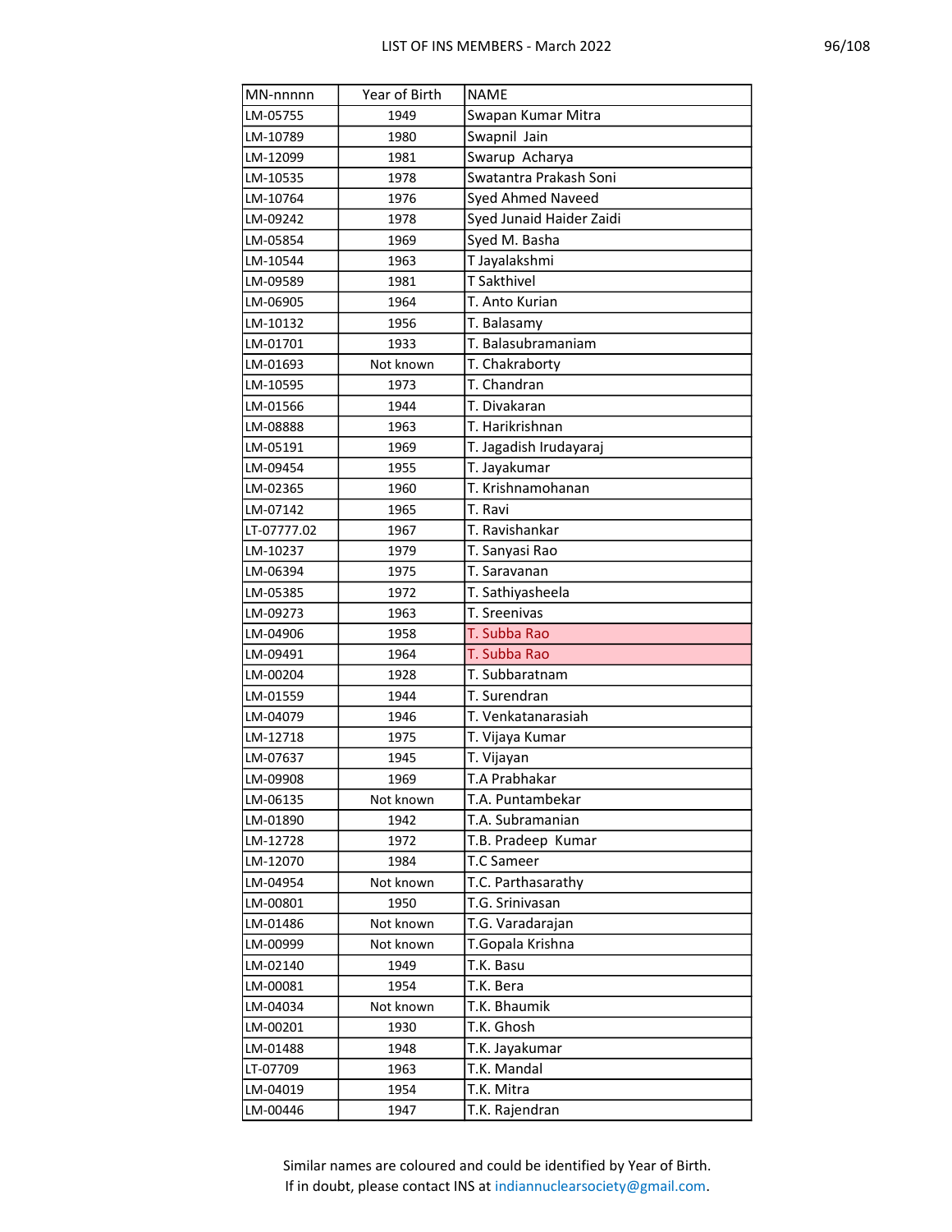| MN-nnnnn | Year of Birth | NAME |
|---|---|---|
| LM-05755 | 1949 | Swapan Kumar Mitra |
| LM-10789 | 1980 | Swapnil  Jain |
| LM-12099 | 1981 | Swarup  Acharya |
| LM-10535 | 1978 | Swatantra Prakash Soni |
| LM-10764 | 1976 | Syed Ahmed Naveed |
| LM-09242 | 1978 | Syed Junaid Haider Zaidi |
| LM-05854 | 1969 | Syed M. Basha |
| LM-10544 | 1963 | T Jayalakshmi |
| LM-09589 | 1981 | T Sakthivel |
| LM-06905 | 1964 | T. Anto Kurian |
| LM-10132 | 1956 | T. Balasamy |
| LM-01701 | 1933 | T. Balasubramaniam |
| LM-01693 | Not known | T. Chakraborty |
| LM-10595 | 1973 | T. Chandran |
| LM-01566 | 1944 | T. Divakaran |
| LM-08888 | 1963 | T. Harikrishnan |
| LM-05191 | 1969 | T. Jagadish Irudayaraj |
| LM-09454 | 1955 | T. Jayakumar |
| LM-02365 | 1960 | T. Krishnamohanan |
| LM-07142 | 1965 | T. Ravi |
| LT-07777.02 | 1967 | T. Ravishankar |
| LM-10237 | 1979 | T. Sanyasi Rao |
| LM-06394 | 1975 | T. Saravanan |
| LM-05385 | 1972 | T. Sathiyasheela |
| LM-09273 | 1963 | T. Sreenivas |
| LM-04906 | 1958 | T. Subba Rao |
| LM-09491 | 1964 | T. Subba Rao |
| LM-00204 | 1928 | T. Subbaratnam |
| LM-01559 | 1944 | T. Surendran |
| LM-04079 | 1946 | T. Venkatanarasiah |
| LM-12718 | 1975 | T. Vijaya Kumar |
| LM-07637 | 1945 | T. Vijayan |
| LM-09908 | 1969 | T.A Prabhakar |
| LM-06135 | Not known | T.A. Puntambekar |
| LM-01890 | 1942 | T.A. Subramanian |
| LM-12728 | 1972 | T.B. Pradeep  Kumar |
| LM-12070 | 1984 | T.C Sameer |
| LM-04954 | Not known | T.C. Parthasarathy |
| LM-00801 | 1950 | T.G. Srinivasan |
| LM-01486 | Not known | T.G. Varadarajan |
| LM-00999 | Not known | T.Gopala Krishna |
| LM-02140 | 1949 | T.K. Basu |
| LM-00081 | 1954 | T.K. Bera |
| LM-04034 | Not known | T.K. Bhaumik |
| LM-00201 | 1930 | T.K. Ghosh |
| LM-01488 | 1948 | T.K. Jayakumar |
| LT-07709 | 1963 | T.K. Mandal |
| LM-04019 | 1954 | T.K. Mitra |
| LM-00446 | 1947 | T.K. Rajendran |

Similar names are coloured and could be identified by Year of Birth.
If in doubt, please contact INS at indiannuclearsociety@gmail.com.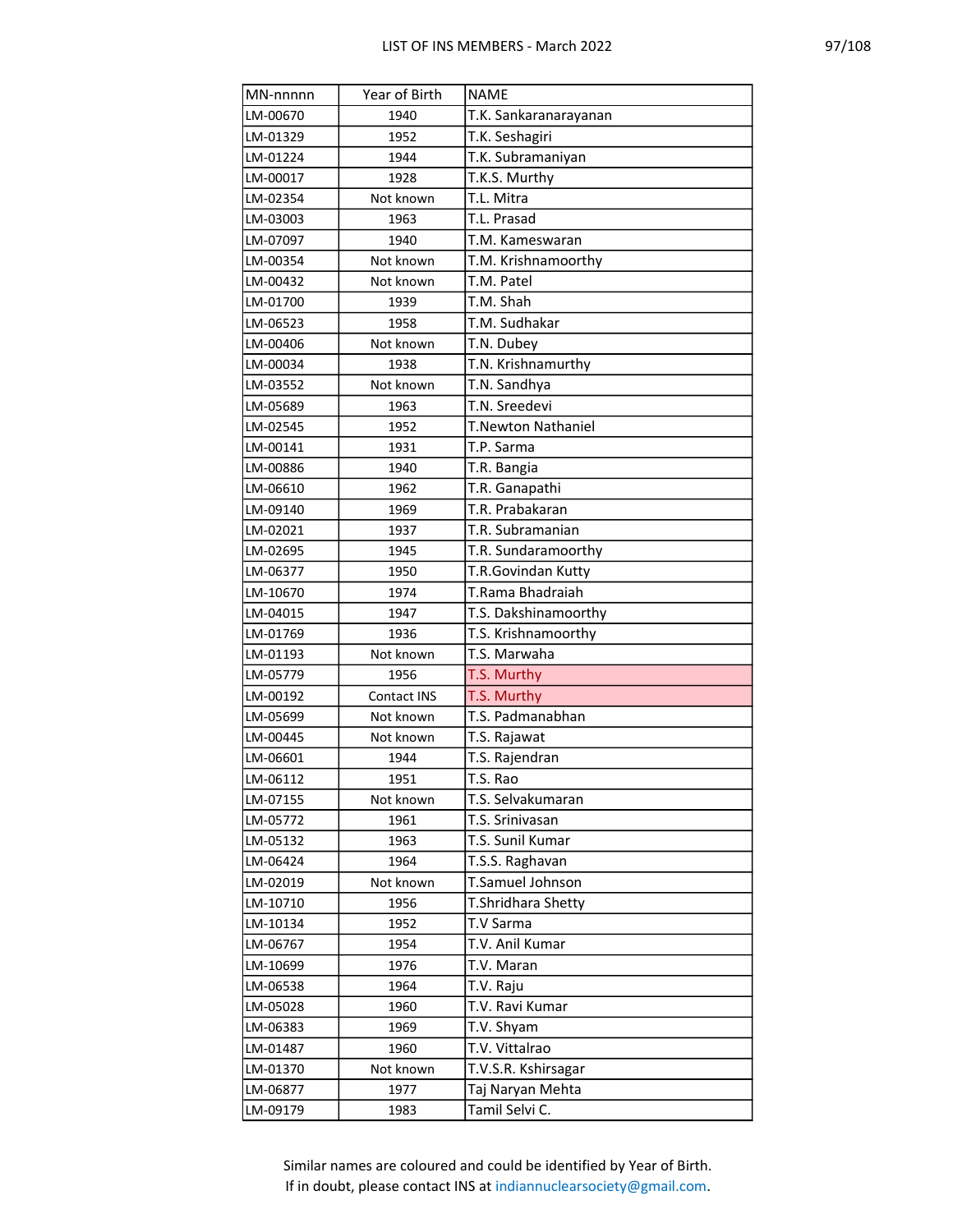| MN-nnnnn | Year of Birth | NAME |
|---|---|---|
| LM-00670 | 1940 | T.K. Sankaranarayanan |
| LM-01329 | 1952 | T.K. Seshagiri |
| LM-01224 | 1944 | T.K. Subramaniyan |
| LM-00017 | 1928 | T.K.S. Murthy |
| LM-02354 | Not known | T.L. Mitra |
| LM-03003 | 1963 | T.L. Prasad |
| LM-07097 | 1940 | T.M. Kameswaran |
| LM-00354 | Not known | T.M. Krishnamoorthy |
| LM-00432 | Not known | T.M. Patel |
| LM-01700 | 1939 | T.M. Shah |
| LM-06523 | 1958 | T.M. Sudhakar |
| LM-00406 | Not known | T.N. Dubey |
| LM-00034 | 1938 | T.N. Krishnamurthy |
| LM-03552 | Not known | T.N. Sandhya |
| LM-05689 | 1963 | T.N. Sreedevi |
| LM-02545 | 1952 | T.Newton Nathaniel |
| LM-00141 | 1931 | T.P. Sarma |
| LM-00886 | 1940 | T.R. Bangia |
| LM-06610 | 1962 | T.R. Ganapathi |
| LM-09140 | 1969 | T.R. Prabakaran |
| LM-02021 | 1937 | T.R. Subramanian |
| LM-02695 | 1945 | T.R. Sundaramoorthy |
| LM-06377 | 1950 | T.R.Govindan Kutty |
| LM-10670 | 1974 | T.Rama Bhadraiah |
| LM-04015 | 1947 | T.S. Dakshinamoorthy |
| LM-01769 | 1936 | T.S. Krishnamoorthy |
| LM-01193 | Not known | T.S. Marwaha |
| LM-05779 | 1956 | T.S. Murthy |
| LM-00192 | Contact INS | T.S. Murthy |
| LM-05699 | Not known | T.S. Padmanabhan |
| LM-00445 | Not known | T.S. Rajawat |
| LM-06601 | 1944 | T.S. Rajendran |
| LM-06112 | 1951 | T.S. Rao |
| LM-07155 | Not known | T.S. Selvakumaran |
| LM-05772 | 1961 | T.S. Srinivasan |
| LM-05132 | 1963 | T.S. Sunil Kumar |
| LM-06424 | 1964 | T.S.S. Raghavan |
| LM-02019 | Not known | T.Samuel Johnson |
| LM-10710 | 1956 | T.Shridhara Shetty |
| LM-10134 | 1952 | T.V Sarma |
| LM-06767 | 1954 | T.V. Anil Kumar |
| LM-10699 | 1976 | T.V. Maran |
| LM-06538 | 1964 | T.V. Raju |
| LM-05028 | 1960 | T.V. Ravi Kumar |
| LM-06383 | 1969 | T.V. Shyam |
| LM-01487 | 1960 | T.V. Vittalrao |
| LM-01370 | Not known | T.V.S.R. Kshirsagar |
| LM-06877 | 1977 | Taj Naryan Mehta |
| LM-09179 | 1983 | Tamil Selvi C. |

Similar names are coloured and could be identified by Year of Birth.
If in doubt, please contact INS at indiannuclearsociety@gmail.com.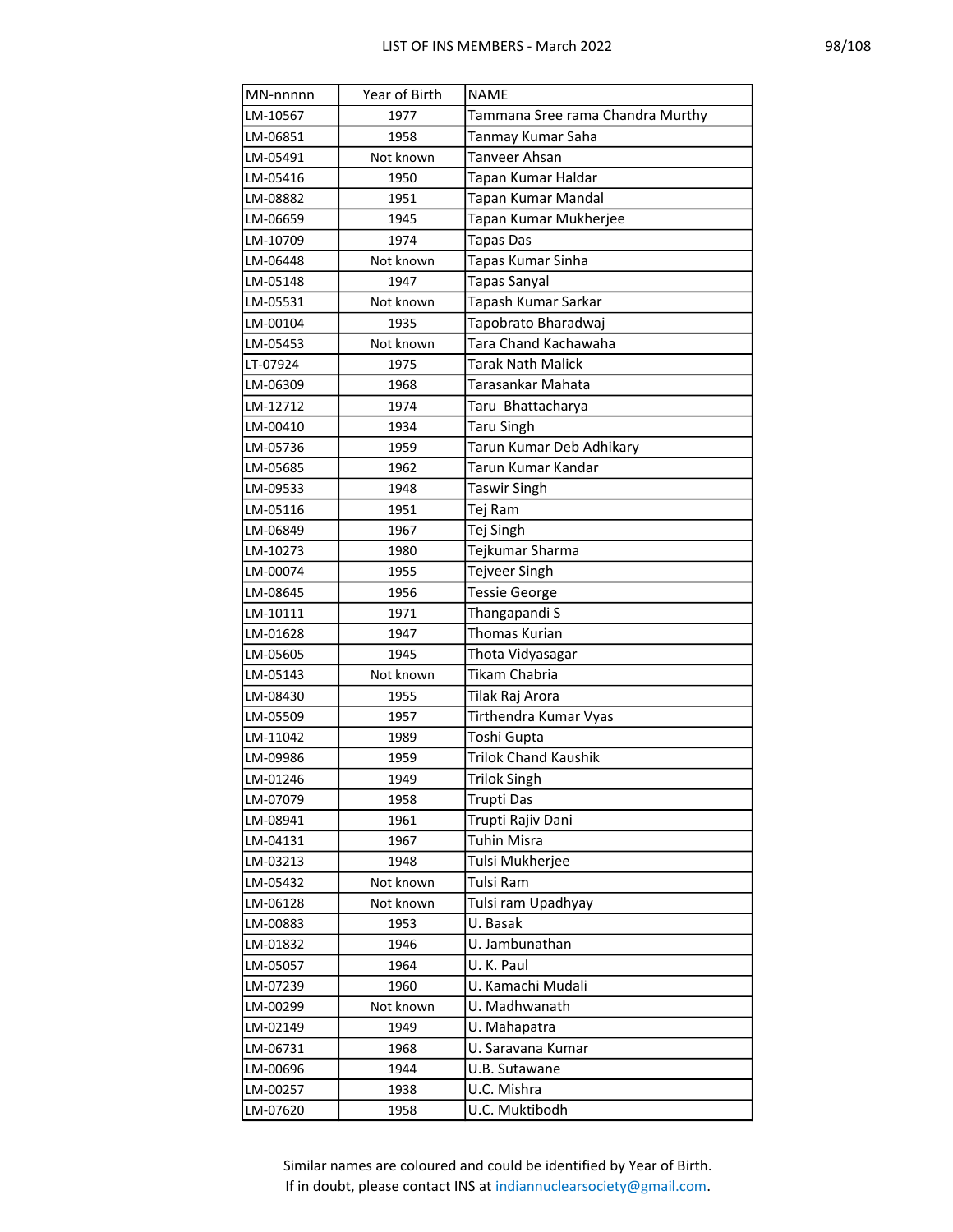| MN-nnnnn | Year of Birth | NAME |
|---|---|---|
| LM-10567 | 1977 | Tammana Sree rama Chandra Murthy |
| LM-06851 | 1958 | Tanmay Kumar Saha |
| LM-05491 | Not known | Tanveer Ahsan |
| LM-05416 | 1950 | Tapan Kumar Haldar |
| LM-08882 | 1951 | Tapan Kumar Mandal |
| LM-06659 | 1945 | Tapan Kumar Mukherjee |
| LM-10709 | 1974 | Tapas Das |
| LM-06448 | Not known | Tapas Kumar Sinha |
| LM-05148 | 1947 | Tapas Sanyal |
| LM-05531 | Not known | Tapash Kumar Sarkar |
| LM-00104 | 1935 | Tapobrato Bharadwaj |
| LM-05453 | Not known | Tara Chand Kachawaha |
| LT-07924 | 1975 | Tarak Nath Malick |
| LM-06309 | 1968 | Tarasankar Mahata |
| LM-12712 | 1974 | Taru  Bhattacharya |
| LM-00410 | 1934 | Taru Singh |
| LM-05736 | 1959 | Tarun Kumar Deb Adhikary |
| LM-05685 | 1962 | Tarun Kumar Kandar |
| LM-09533 | 1948 | Taswir Singh |
| LM-05116 | 1951 | Tej Ram |
| LM-06849 | 1967 | Tej Singh |
| LM-10273 | 1980 | Tejkumar Sharma |
| LM-00074 | 1955 | Tejveer Singh |
| LM-08645 | 1956 | Tessie George |
| LM-10111 | 1971 | Thangapandi S |
| LM-01628 | 1947 | Thomas Kurian |
| LM-05605 | 1945 | Thota Vidyasagar |
| LM-05143 | Not known | Tikam Chabria |
| LM-08430 | 1955 | Tilak Raj Arora |
| LM-05509 | 1957 | Tirthendra Kumar Vyas |
| LM-11042 | 1989 | Toshi Gupta |
| LM-09986 | 1959 | Trilok Chand Kaushik |
| LM-01246 | 1949 | Trilok Singh |
| LM-07079 | 1958 | Trupti Das |
| LM-08941 | 1961 | Trupti Rajiv Dani |
| LM-04131 | 1967 | Tuhin Misra |
| LM-03213 | 1948 | Tulsi Mukherjee |
| LM-05432 | Not known | Tulsi Ram |
| LM-06128 | Not known | Tulsi ram Upadhyay |
| LM-00883 | 1953 | U. Basak |
| LM-01832 | 1946 | U. Jambunathan |
| LM-05057 | 1964 | U. K. Paul |
| LM-07239 | 1960 | U. Kamachi Mudali |
| LM-00299 | Not known | U. Madhwanath |
| LM-02149 | 1949 | U. Mahapatra |
| LM-06731 | 1968 | U. Saravana Kumar |
| LM-00696 | 1944 | U.B. Sutawane |
| LM-00257 | 1938 | U.C. Mishra |
| LM-07620 | 1958 | U.C. Muktibodh |

Similar names are coloured and could be identified by Year of Birth.
If in doubt, please contact INS at indiannuclearsociety@gmail.com.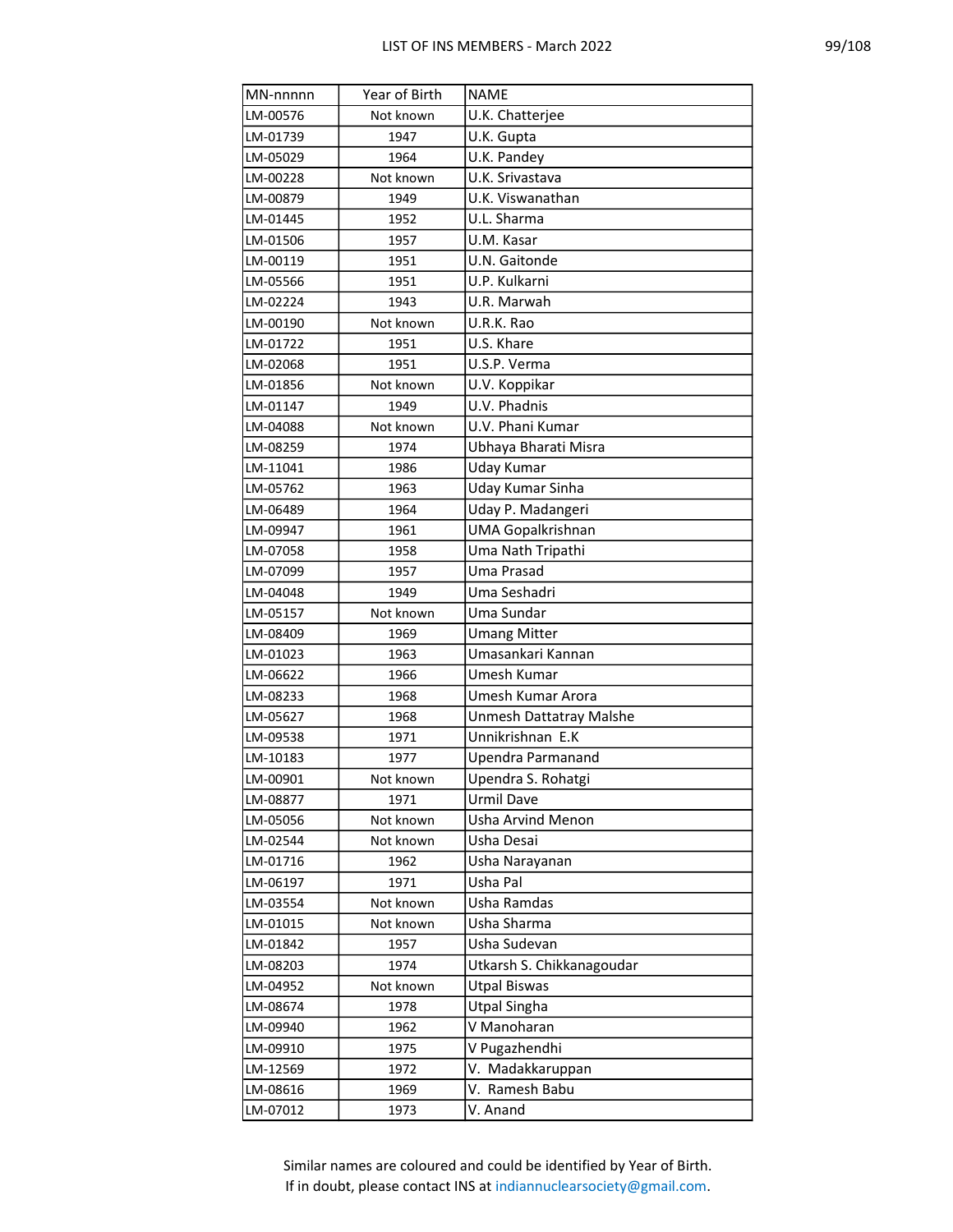| MN-nnnnn | Year of Birth | NAME |
|---|---|---|
| LM-00576 | Not known | U.K. Chatterjee |
| LM-01739 | 1947 | U.K. Gupta |
| LM-05029 | 1964 | U.K. Pandey |
| LM-00228 | Not known | U.K. Srivastava |
| LM-00879 | 1949 | U.K. Viswanathan |
| LM-01445 | 1952 | U.L. Sharma |
| LM-01506 | 1957 | U.M. Kasar |
| LM-00119 | 1951 | U.N. Gaitonde |
| LM-05566 | 1951 | U.P. Kulkarni |
| LM-02224 | 1943 | U.R. Marwah |
| LM-00190 | Not known | U.R.K. Rao |
| LM-01722 | 1951 | U.S. Khare |
| LM-02068 | 1951 | U.S.P. Verma |
| LM-01856 | Not known | U.V. Koppikar |
| LM-01147 | 1949 | U.V. Phadnis |
| LM-04088 | Not known | U.V. Phani Kumar |
| LM-08259 | 1974 | Ubhaya Bharati Misra |
| LM-11041 | 1986 | Uday Kumar |
| LM-05762 | 1963 | Uday Kumar Sinha |
| LM-06489 | 1964 | Uday P. Madangeri |
| LM-09947 | 1961 | UMA Gopalkrishnan |
| LM-07058 | 1958 | Uma Nath Tripathi |
| LM-07099 | 1957 | Uma Prasad |
| LM-04048 | 1949 | Uma Seshadri |
| LM-05157 | Not known | Uma Sundar |
| LM-08409 | 1969 | Umang Mitter |
| LM-01023 | 1963 | Umasankari Kannan |
| LM-06622 | 1966 | Umesh Kumar |
| LM-08233 | 1968 | Umesh Kumar Arora |
| LM-05627 | 1968 | Unmesh Dattatray Malshe |
| LM-09538 | 1971 | Unnikrishnan  E.K |
| LM-10183 | 1977 | Upendra Parmanand |
| LM-00901 | Not known | Upendra S. Rohatgi |
| LM-08877 | 1971 | Urmil Dave |
| LM-05056 | Not known | Usha Arvind Menon |
| LM-02544 | Not known | Usha Desai |
| LM-01716 | 1962 | Usha Narayanan |
| LM-06197 | 1971 | Usha Pal |
| LM-03554 | Not known | Usha Ramdas |
| LM-01015 | Not known | Usha Sharma |
| LM-01842 | 1957 | Usha Sudevan |
| LM-08203 | 1974 | Utkarsh S. Chikkanagoudar |
| LM-04952 | Not known | Utpal Biswas |
| LM-08674 | 1978 | Utpal Singha |
| LM-09940 | 1962 | V Manoharan |
| LM-09910 | 1975 | V Pugazhendhi |
| LM-12569 | 1972 | V.  Madakkaruppan |
| LM-08616 | 1969 | V.  Ramesh Babu |
| LM-07012 | 1973 | V. Anand |

Similar names are coloured and could be identified by Year of Birth.
If in doubt, please contact INS at indiannuclearsociety@gmail.com.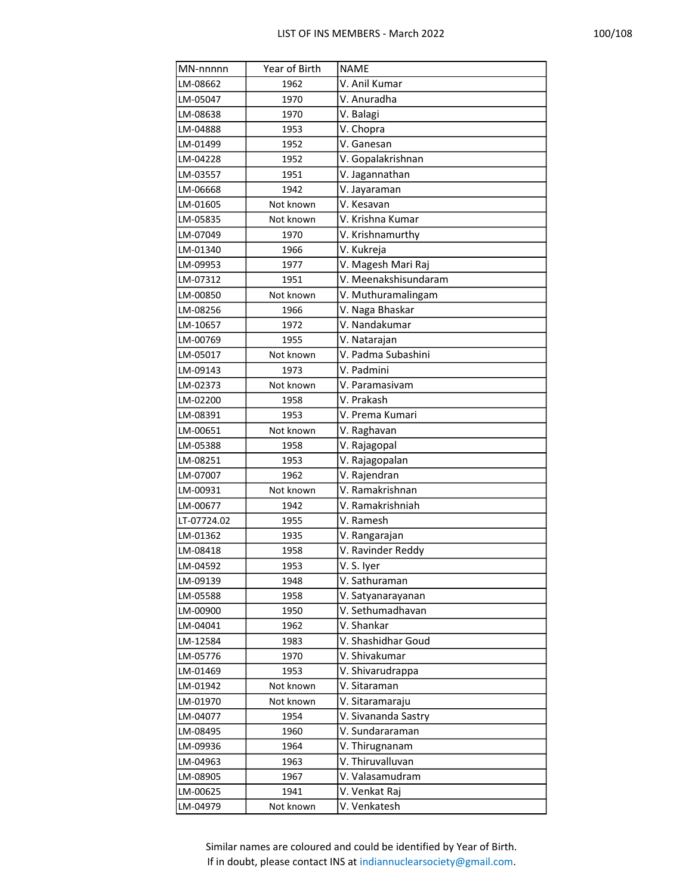| MN-nnnnn | Year of Birth | NAME |
| --- | --- | --- |
| LM-08662 | 1962 | V. Anil Kumar |
| LM-05047 | 1970 | V. Anuradha |
| LM-08638 | 1970 | V. Balagi |
| LM-04888 | 1953 | V. Chopra |
| LM-01499 | 1952 | V. Ganesan |
| LM-04228 | 1952 | V. Gopalakrishnan |
| LM-03557 | 1951 | V. Jagannathan |
| LM-06668 | 1942 | V. Jayaraman |
| LM-01605 | Not known | V. Kesavan |
| LM-05835 | Not known | V. Krishna Kumar |
| LM-07049 | 1970 | V. Krishnamurthy |
| LM-01340 | 1966 | V. Kukreja |
| LM-09953 | 1977 | V. Magesh Mari Raj |
| LM-07312 | 1951 | V. Meenakshisundaram |
| LM-00850 | Not known | V. Muthuramalingam |
| LM-08256 | 1966 | V. Naga Bhaskar |
| LM-10657 | 1972 | V. Nandakumar |
| LM-00769 | 1955 | V. Natarajan |
| LM-05017 | Not known | V. Padma Subashini |
| LM-09143 | 1973 | V. Padmini |
| LM-02373 | Not known | V. Paramasivam |
| LM-02200 | 1958 | V. Prakash |
| LM-08391 | 1953 | V. Prema Kumari |
| LM-00651 | Not known | V. Raghavan |
| LM-05388 | 1958 | V. Rajagopal |
| LM-08251 | 1953 | V. Rajagopalan |
| LM-07007 | 1962 | V. Rajendran |
| LM-00931 | Not known | V. Ramakrishnan |
| LM-00677 | 1942 | V. Ramakrishniah |
| LT-07724.02 | 1955 | V. Ramesh |
| LM-01362 | 1935 | V. Rangarajan |
| LM-08418 | 1958 | V. Ravinder Reddy |
| LM-04592 | 1953 | V. S. Iyer |
| LM-09139 | 1948 | V. Sathuraman |
| LM-05588 | 1958 | V. Satyanarayanan |
| LM-00900 | 1950 | V. Sethumadhavan |
| LM-04041 | 1962 | V. Shankar |
| LM-12584 | 1983 | V. Shashidhar Goud |
| LM-05776 | 1970 | V. Shivakumar |
| LM-01469 | 1953 | V. Shivarudrappa |
| LM-01942 | Not known | V. Sitaraman |
| LM-01970 | Not known | V. Sitaramaraju |
| LM-04077 | 1954 | V. Sivananda Sastry |
| LM-08495 | 1960 | V. Sundararaman |
| LM-09936 | 1964 | V. Thirugnanam |
| LM-04963 | 1963 | V. Thiruvalluvan |
| LM-08905 | 1967 | V. Valasamudram |
| LM-00625 | 1941 | V. Venkat Raj |
| LM-04979 | Not known | V. Venkatesh |

Similar names are coloured and could be identified by Year of Birth.
If in doubt, please contact INS at indiannuclearsociety@gmail.com.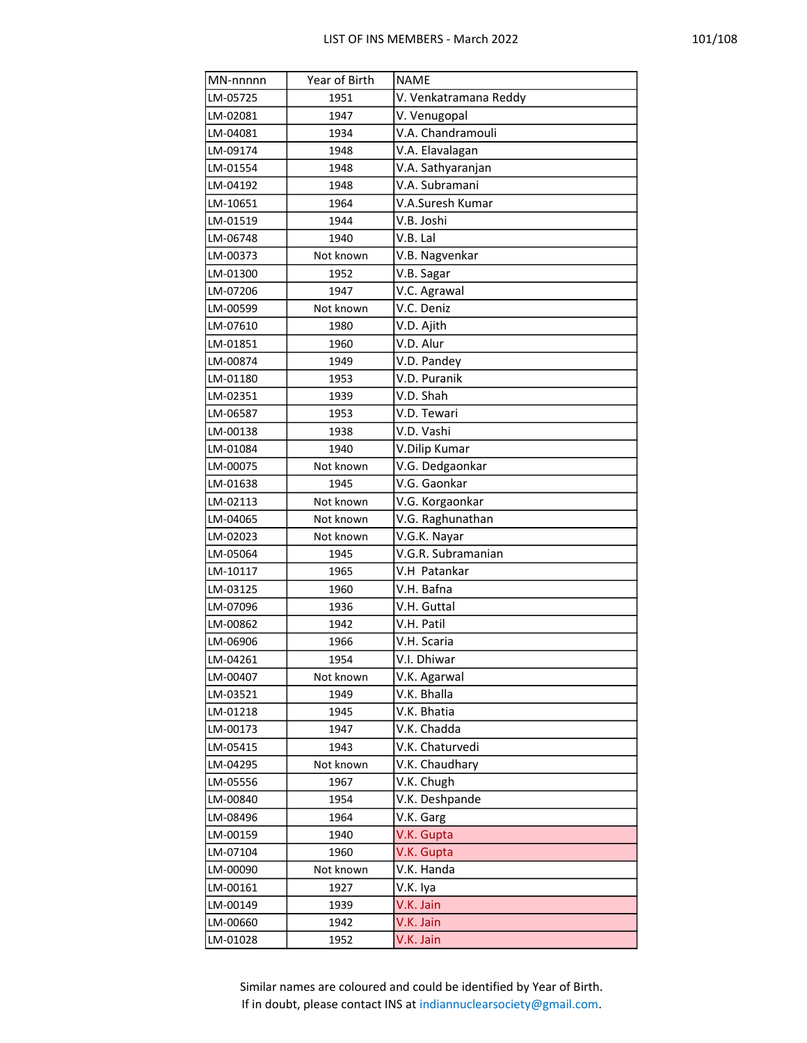| MN-nnnnn | Year of Birth | NAME |
|---|---|---|
| LM-05725 | 1951 | V. Venkatramana Reddy |
| LM-02081 | 1947 | V. Venugopal |
| LM-04081 | 1934 | V.A. Chandramouli |
| LM-09174 | 1948 | V.A. Elavalagan |
| LM-01554 | 1948 | V.A. Sathyaranjan |
| LM-04192 | 1948 | V.A. Subramani |
| LM-10651 | 1964 | V.A.Suresh Kumar |
| LM-01519 | 1944 | V.B. Joshi |
| LM-06748 | 1940 | V.B. Lal |
| LM-00373 | Not known | V.B. Nagvenkar |
| LM-01300 | 1952 | V.B. Sagar |
| LM-07206 | 1947 | V.C. Agrawal |
| LM-00599 | Not known | V.C. Deniz |
| LM-07610 | 1980 | V.D. Ajith |
| LM-01851 | 1960 | V.D. Alur |
| LM-00874 | 1949 | V.D. Pandey |
| LM-01180 | 1953 | V.D. Puranik |
| LM-02351 | 1939 | V.D. Shah |
| LM-06587 | 1953 | V.D. Tewari |
| LM-00138 | 1938 | V.D. Vashi |
| LM-01084 | 1940 | V.Dilip Kumar |
| LM-00075 | Not known | V.G. Dedgaonkar |
| LM-01638 | 1945 | V.G. Gaonkar |
| LM-02113 | Not known | V.G. Korgaonkar |
| LM-04065 | Not known | V.G. Raghunathan |
| LM-02023 | Not known | V.G.K. Nayar |
| LM-05064 | 1945 | V.G.R. Subramanian |
| LM-10117 | 1965 | V.H  Patankar |
| LM-03125 | 1960 | V.H. Bafna |
| LM-07096 | 1936 | V.H. Guttal |
| LM-00862 | 1942 | V.H. Patil |
| LM-06906 | 1966 | V.H. Scaria |
| LM-04261 | 1954 | V.I. Dhiwar |
| LM-00407 | Not known | V.K. Agarwal |
| LM-03521 | 1949 | V.K. Bhalla |
| LM-01218 | 1945 | V.K. Bhatia |
| LM-00173 | 1947 | V.K. Chadda |
| LM-05415 | 1943 | V.K. Chaturvedi |
| LM-04295 | Not known | V.K. Chaudhary |
| LM-05556 | 1967 | V.K. Chugh |
| LM-00840 | 1954 | V.K. Deshpande |
| LM-08496 | 1964 | V.K. Garg |
| LM-00159 | 1940 | V.K. Gupta |
| LM-07104 | 1960 | V.K. Gupta |
| LM-00090 | Not known | V.K. Handa |
| LM-00161 | 1927 | V.K. Iya |
| LM-00149 | 1939 | V.K. Jain |
| LM-00660 | 1942 | V.K. Jain |
| LM-01028 | 1952 | V.K. Jain |

Similar names are coloured and could be identified by Year of Birth.
If in doubt, please contact INS at indiannuclearsociety@gmail.com.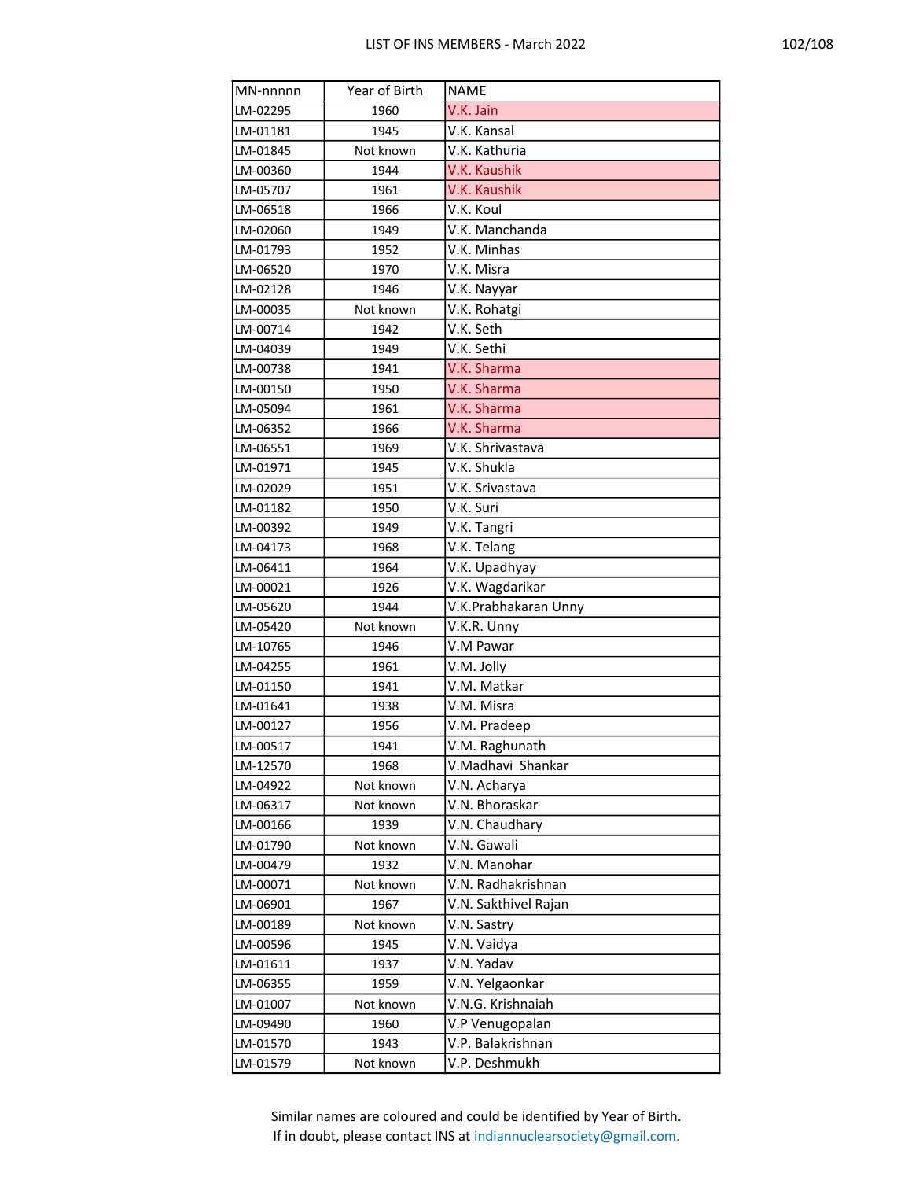| MN-nnnnn | Year of Birth | NAME |
|---|---|---|
| LM-02295 | 1960 | V.K. Jain |
| LM-01181 | 1945 | V.K. Kansal |
| LM-01845 | Not known | V.K. Kathuria |
| LM-00360 | 1944 | V.K. Kaushik |
| LM-05707 | 1961 | V.K. Kaushik |
| LM-06518 | 1966 | V.K. Koul |
| LM-02060 | 1949 | V.K. Manchanda |
| LM-01793 | 1952 | V.K. Minhas |
| LM-06520 | 1970 | V.K. Misra |
| LM-02128 | 1946 | V.K. Nayyar |
| LM-00035 | Not known | V.K. Rohatgi |
| LM-00714 | 1942 | V.K. Seth |
| LM-04039 | 1949 | V.K. Sethi |
| LM-00738 | 1941 | V.K. Sharma |
| LM-00150 | 1950 | V.K. Sharma |
| LM-05094 | 1961 | V.K. Sharma |
| LM-06352 | 1966 | V.K. Sharma |
| LM-06551 | 1969 | V.K. Shrivastava |
| LM-01971 | 1945 | V.K. Shukla |
| LM-02029 | 1951 | V.K. Srivastava |
| LM-01182 | 1950 | V.K. Suri |
| LM-00392 | 1949 | V.K. Tangri |
| LM-04173 | 1968 | V.K. Telang |
| LM-06411 | 1964 | V.K. Upadhyay |
| LM-00021 | 1926 | V.K. Wagdarikar |
| LM-05620 | 1944 | V.K.Prabhakaran Unny |
| LM-05420 | Not known | V.K.R. Unny |
| LM-10765 | 1946 | V.M Pawar |
| LM-04255 | 1961 | V.M. Jolly |
| LM-01150 | 1941 | V.M. Matkar |
| LM-01641 | 1938 | V.M. Misra |
| LM-00127 | 1956 | V.M. Pradeep |
| LM-00517 | 1941 | V.M. Raghunath |
| LM-12570 | 1968 | V.Madhavi Shankar |
| LM-04922 | Not known | V.N. Acharya |
| LM-06317 | Not known | V.N. Bhoraskar |
| LM-00166 | 1939 | V.N. Chaudhary |
| LM-01790 | Not known | V.N. Gawali |
| LM-00479 | 1932 | V.N. Manohar |
| LM-00071 | Not known | V.N. Radhakrishnan |
| LM-06901 | 1967 | V.N. Sakthivel Rajan |
| LM-00189 | Not known | V.N. Sastry |
| LM-00596 | 1945 | V.N. Vaidya |
| LM-01611 | 1937 | V.N. Yadav |
| LM-06355 | 1959 | V.N. Yelgaonkar |
| LM-01007 | Not known | V.N.G. Krishnaiah |
| LM-09490 | 1960 | V.P Venugopalan |
| LM-01570 | 1943 | V.P. Balakrishnan |
| LM-01579 | Not known | V.P. Deshmukh |

Similar names are coloured and could be identified by Year of Birth.
If in doubt, please contact INS at indiannuclearsociety@gmail.com.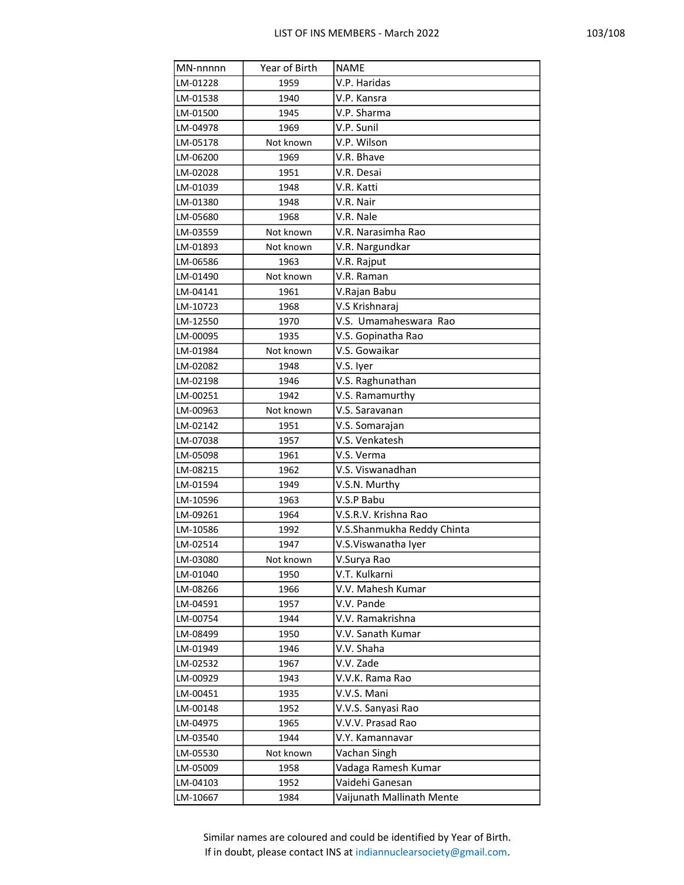| MN-nnnnn | Year of Birth | NAME |
|---|---|---|
| LM-01228 | 1959 | V.P. Haridas |
| LM-01538 | 1940 | V.P. Kansra |
| LM-01500 | 1945 | V.P. Sharma |
| LM-04978 | 1969 | V.P. Sunil |
| LM-05178 | Not known | V.P. Wilson |
| LM-06200 | 1969 | V.R. Bhave |
| LM-02028 | 1951 | V.R. Desai |
| LM-01039 | 1948 | V.R. Katti |
| LM-01380 | 1948 | V.R. Nair |
| LM-05680 | 1968 | V.R. Nale |
| LM-03559 | Not known | V.R. Narasimha Rao |
| LM-01893 | Not known | V.R. Nargundkar |
| LM-06586 | 1963 | V.R. Rajput |
| LM-01490 | Not known | V.R. Raman |
| LM-04141 | 1961 | V.Rajan Babu |
| LM-10723 | 1968 | V.S Krishnaraj |
| LM-12550 | 1970 | V.S.  Umamaheswara  Rao |
| LM-00095 | 1935 | V.S. Gopinatha Rao |
| LM-01984 | Not known | V.S. Gowaikar |
| LM-02082 | 1948 | V.S. Iyer |
| LM-02198 | 1946 | V.S. Raghunathan |
| LM-00251 | 1942 | V.S. Ramamurthy |
| LM-00963 | Not known | V.S. Saravanan |
| LM-02142 | 1951 | V.S. Somarajan |
| LM-07038 | 1957 | V.S. Venkatesh |
| LM-05098 | 1961 | V.S. Verma |
| LM-08215 | 1962 | V.S. Viswanadhan |
| LM-01594 | 1949 | V.S.N. Murthy |
| LM-10596 | 1963 | V.S.P Babu |
| LM-09261 | 1964 | V.S.R.V. Krishna Rao |
| LM-10586 | 1992 | V.S.Shanmukha Reddy Chinta |
| LM-02514 | 1947 | V.S.Viswanatha Iyer |
| LM-03080 | Not known | V.Surya Rao |
| LM-01040 | 1950 | V.T. Kulkarni |
| LM-08266 | 1966 | V.V. Mahesh Kumar |
| LM-04591 | 1957 | V.V. Pande |
| LM-00754 | 1944 | V.V. Ramakrishna |
| LM-08499 | 1950 | V.V. Sanath Kumar |
| LM-01949 | 1946 | V.V. Shaha |
| LM-02532 | 1967 | V.V. Zade |
| LM-00929 | 1943 | V.V.K. Rama Rao |
| LM-00451 | 1935 | V.V.S. Mani |
| LM-00148 | 1952 | V.V.S. Sanyasi Rao |
| LM-04975 | 1965 | V.V.V. Prasad Rao |
| LM-03540 | 1944 | V.Y. Kamannavar |
| LM-05530 | Not known | Vachan Singh |
| LM-05009 | 1958 | Vadaga Ramesh Kumar |
| LM-04103 | 1952 | Vaidehi Ganesan |
| LM-10667 | 1984 | Vaijunath Mallinath Mente |

Similar names are coloured and could be identified by Year of Birth.
If in doubt, please contact INS at indiannuclearsociety@gmail.com.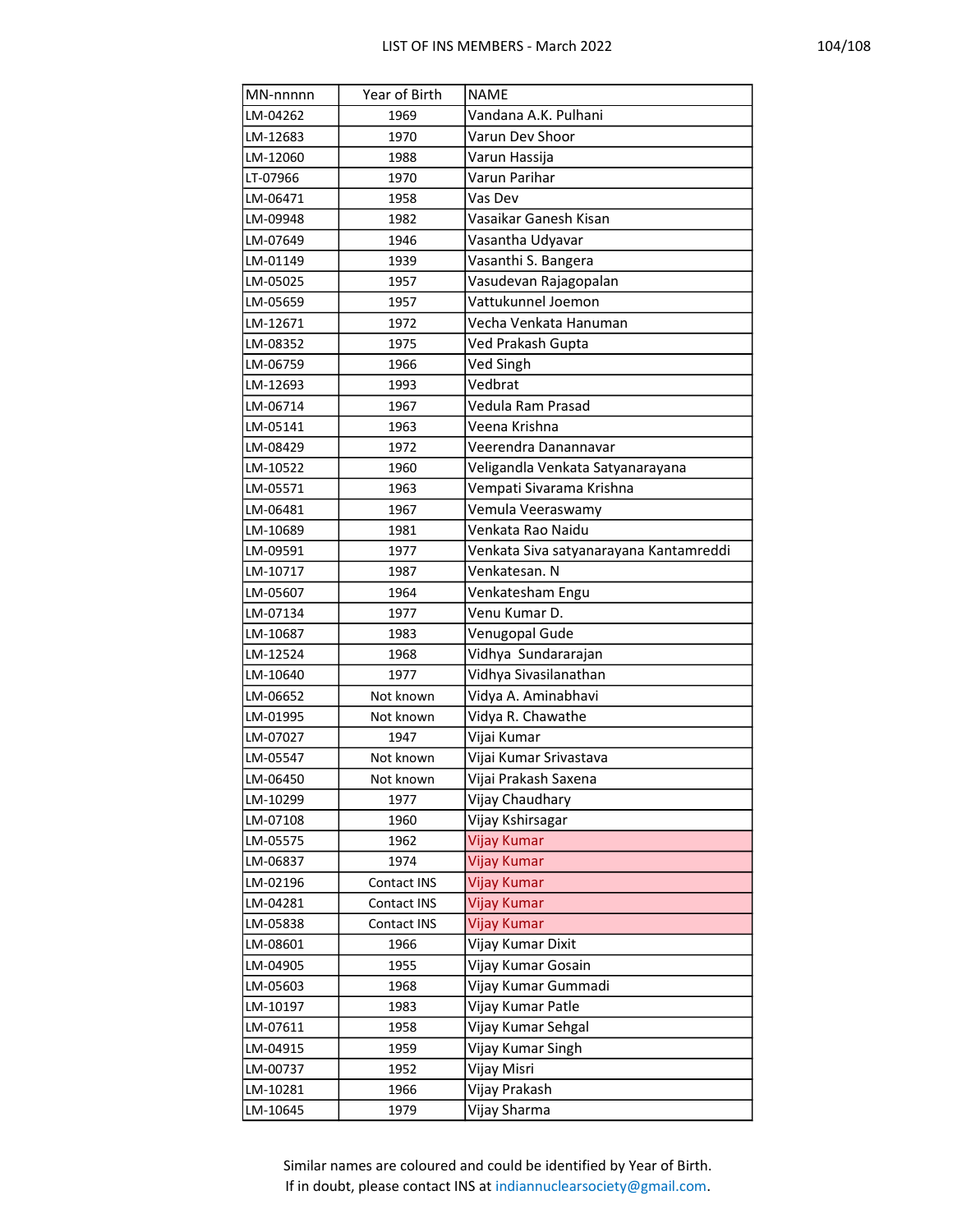| MN-nnnnn | Year of Birth | NAME |
|---|---|---|
| LM-04262 | 1969 | Vandana A.K. Pulhani |
| LM-12683 | 1970 | Varun Dev Shoor |
| LM-12060 | 1988 | Varun Hassija |
| LT-07966 | 1970 | Varun Parihar |
| LM-06471 | 1958 | Vas Dev |
| LM-09948 | 1982 | Vasaikar Ganesh Kisan |
| LM-07649 | 1946 | Vasantha Udyavar |
| LM-01149 | 1939 | Vasanthi S. Bangera |
| LM-05025 | 1957 | Vasudevan Rajagopalan |
| LM-05659 | 1957 | Vattukunnel Joemon |
| LM-12671 | 1972 | Vecha Venkata Hanuman |
| LM-08352 | 1975 | Ved Prakash Gupta |
| LM-06759 | 1966 | Ved Singh |
| LM-12693 | 1993 | Vedbrat |
| LM-06714 | 1967 | Vedula Ram Prasad |
| LM-05141 | 1963 | Veena Krishna |
| LM-08429 | 1972 | Veerendra Danannavar |
| LM-10522 | 1960 | Veligandla Venkata Satyanarayana |
| LM-05571 | 1963 | Vempati Sivarama Krishna |
| LM-06481 | 1967 | Vemula Veeraswamy |
| LM-10689 | 1981 | Venkata Rao Naidu |
| LM-09591 | 1977 | Venkata Siva satyanarayana Kantamreddi |
| LM-10717 | 1987 | Venkatesan. N |
| LM-05607 | 1964 | Venkatesham Engu |
| LM-07134 | 1977 | Venu Kumar D. |
| LM-10687 | 1983 | Venugopal Gude |
| LM-12524 | 1968 | Vidhya Sundararajan |
| LM-10640 | 1977 | Vidhya Sivasilanathan |
| LM-06652 | Not known | Vidya A. Aminabhavi |
| LM-01995 | Not known | Vidya R. Chawathe |
| LM-07027 | 1947 | Vijai Kumar |
| LM-05547 | Not known | Vijai Kumar Srivastava |
| LM-06450 | Not known | Vijai Prakash Saxena |
| LM-10299 | 1977 | Vijay Chaudhary |
| LM-07108 | 1960 | Vijay Kshirsagar |
| LM-05575 | 1962 | Vijay Kumar |
| LM-06837 | 1974 | Vijay Kumar |
| LM-02196 | Contact INS | Vijay Kumar |
| LM-04281 | Contact INS | Vijay Kumar |
| LM-05838 | Contact INS | Vijay Kumar |
| LM-08601 | 1966 | Vijay Kumar Dixit |
| LM-04905 | 1955 | Vijay Kumar Gosain |
| LM-05603 | 1968 | Vijay Kumar Gummadi |
| LM-10197 | 1983 | Vijay Kumar Patle |
| LM-07611 | 1958 | Vijay Kumar Sehgal |
| LM-04915 | 1959 | Vijay Kumar Singh |
| LM-00737 | 1952 | Vijay Misri |
| LM-10281 | 1966 | Vijay Prakash |
| LM-10645 | 1979 | Vijay Sharma |

Similar names are coloured and could be identified by Year of Birth.
If in doubt, please contact INS at indiannuclearsociety@gmail.com.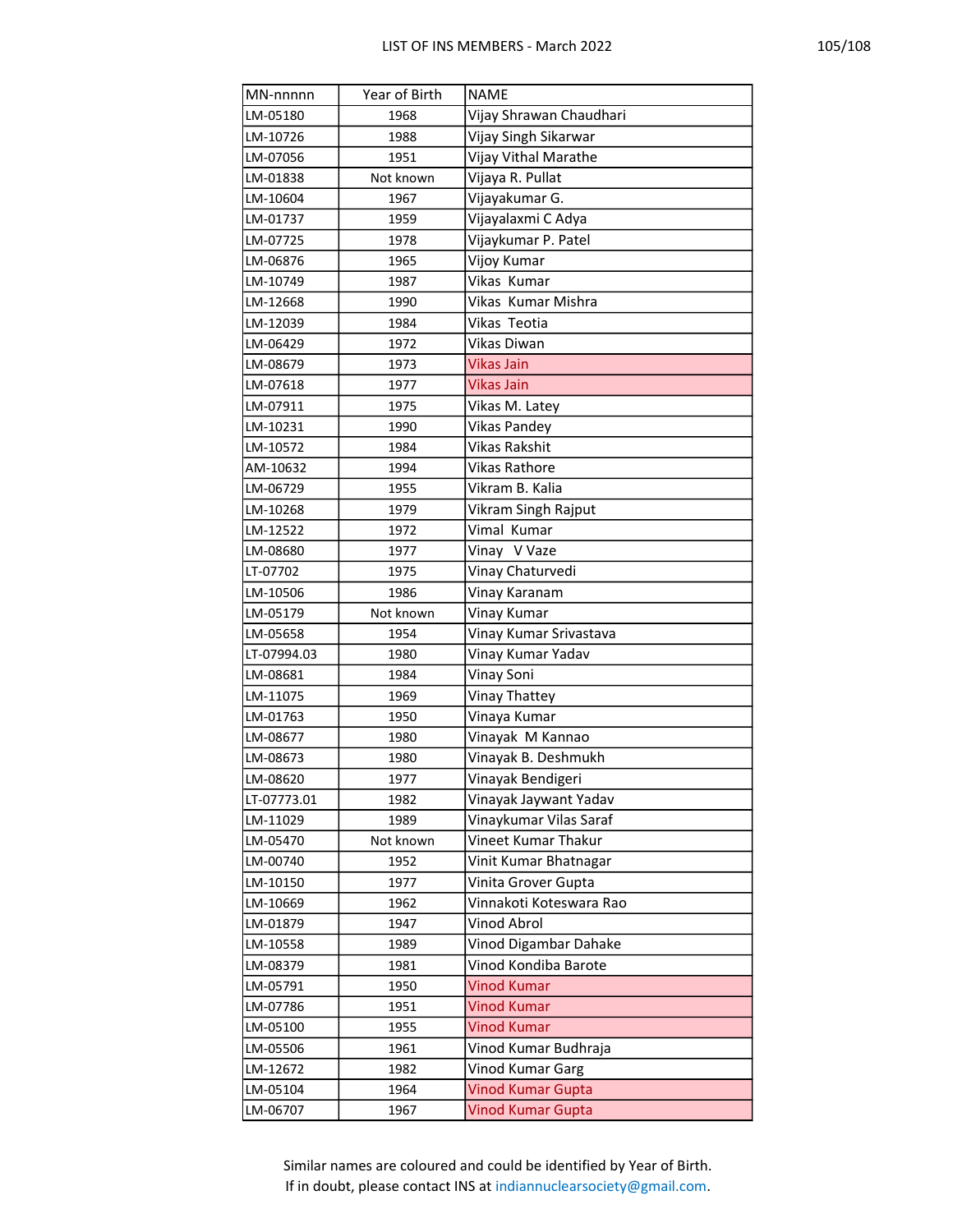| MN-nnnnn | Year of Birth | NAME |
|---|---|---|
| LM-05180 | 1968 | Vijay Shrawan Chaudhari |
| LM-10726 | 1988 | Vijay Singh Sikarwar |
| LM-07056 | 1951 | Vijay Vithal Marathe |
| LM-01838 | Not known | Vijaya R. Pullat |
| LM-10604 | 1967 | Vijayakumar G. |
| LM-01737 | 1959 | Vijayalaxmi C Adya |
| LM-07725 | 1978 | Vijaykumar P. Patel |
| LM-06876 | 1965 | Vijoy Kumar |
| LM-10749 | 1987 | Vikas Kumar |
| LM-12668 | 1990 | Vikas Kumar Mishra |
| LM-12039 | 1984 | Vikas Teotia |
| LM-06429 | 1972 | Vikas Diwan |
| LM-08679 | 1973 | Vikas Jain |
| LM-07618 | 1977 | Vikas Jain |
| LM-07911 | 1975 | Vikas M. Latey |
| LM-10231 | 1990 | Vikas Pandey |
| LM-10572 | 1984 | Vikas Rakshit |
| AM-10632 | 1994 | Vikas Rathore |
| LM-06729 | 1955 | Vikram B. Kalia |
| LM-10268 | 1979 | Vikram Singh Rajput |
| LM-12522 | 1972 | Vimal Kumar |
| LM-08680 | 1977 | Vinay V Vaze |
| LT-07702 | 1975 | Vinay Chaturvedi |
| LM-10506 | 1986 | Vinay Karanam |
| LM-05179 | Not known | Vinay Kumar |
| LM-05658 | 1954 | Vinay Kumar Srivastava |
| LT-07994.03 | 1980 | Vinay Kumar Yadav |
| LM-08681 | 1984 | Vinay Soni |
| LM-11075 | 1969 | Vinay Thattey |
| LM-01763 | 1950 | Vinaya Kumar |
| LM-08677 | 1980 | Vinayak M Kannao |
| LM-08673 | 1980 | Vinayak B. Deshmukh |
| LM-08620 | 1977 | Vinayak Bendigeri |
| LT-07773.01 | 1982 | Vinayak Jaywant Yadav |
| LM-11029 | 1989 | Vinaykumar Vilas Saraf |
| LM-05470 | Not known | Vineet Kumar Thakur |
| LM-00740 | 1952 | Vinit Kumar Bhatnagar |
| LM-10150 | 1977 | Vinita Grover Gupta |
| LM-10669 | 1962 | Vinnakoti Koteswara Rao |
| LM-01879 | 1947 | Vinod Abrol |
| LM-10558 | 1989 | Vinod Digambar Dahake |
| LM-08379 | 1981 | Vinod Kondiba Barote |
| LM-05791 | 1950 | Vinod Kumar |
| LM-07786 | 1951 | Vinod Kumar |
| LM-05100 | 1955 | Vinod Kumar |
| LM-05506 | 1961 | Vinod Kumar Budhraja |
| LM-12672 | 1982 | Vinod Kumar Garg |
| LM-05104 | 1964 | Vinod Kumar Gupta |
| LM-06707 | 1967 | Vinod Kumar Gupta |

Similar names are coloured and could be identified by Year of Birth.
If in doubt, please contact INS at indiannuclearsociety@gmail.com.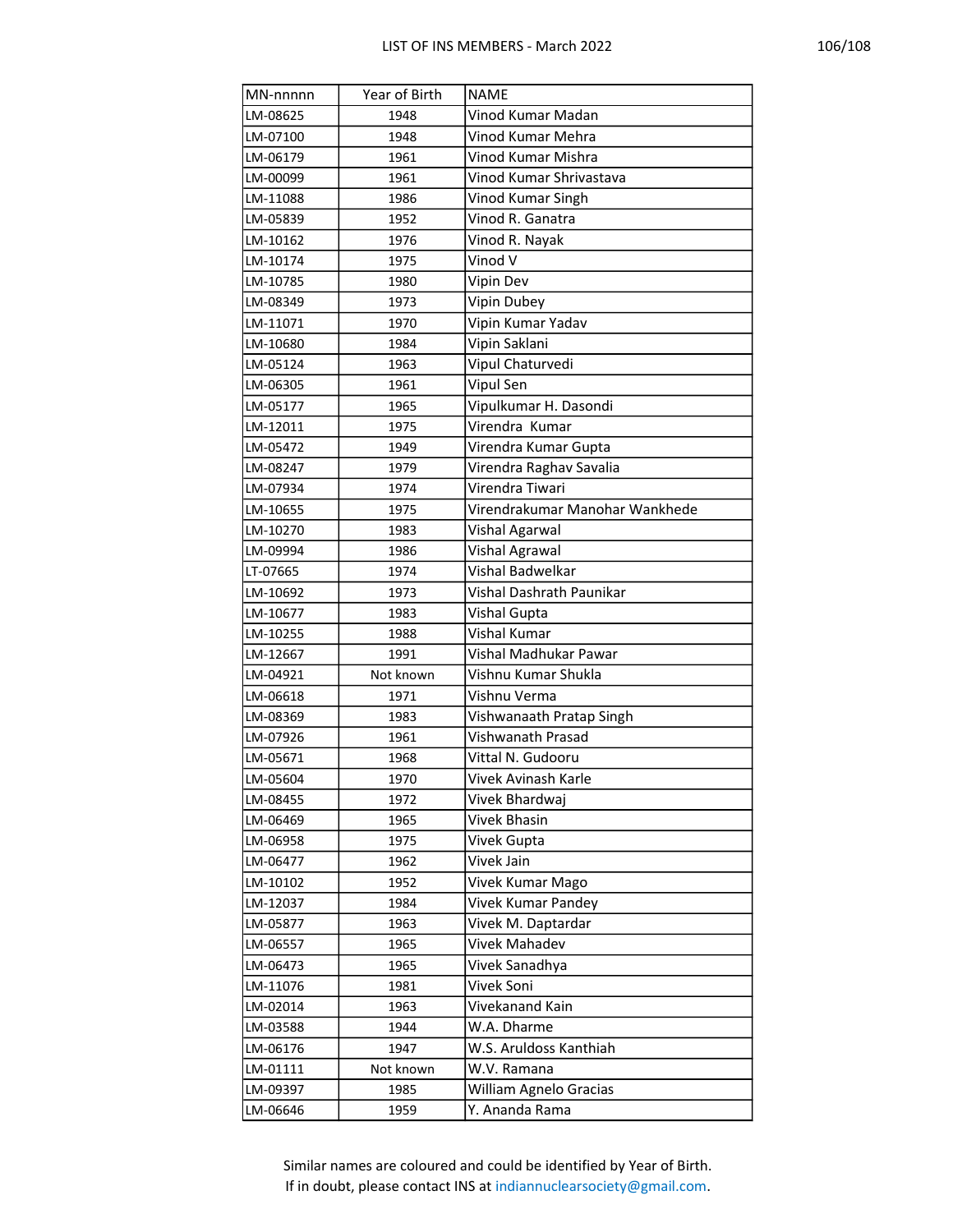| MN-nnnnn | Year of Birth | NAME |
|---|---|---|
| LM-08625 | 1948 | Vinod Kumar Madan |
| LM-07100 | 1948 | Vinod Kumar Mehra |
| LM-06179 | 1961 | Vinod Kumar Mishra |
| LM-00099 | 1961 | Vinod Kumar Shrivastava |
| LM-11088 | 1986 | Vinod Kumar Singh |
| LM-05839 | 1952 | Vinod R. Ganatra |
| LM-10162 | 1976 | Vinod R. Nayak |
| LM-10174 | 1975 | Vinod V |
| LM-10785 | 1980 | Vipin Dev |
| LM-08349 | 1973 | Vipin Dubey |
| LM-11071 | 1970 | Vipin Kumar Yadav |
| LM-10680 | 1984 | Vipin Saklani |
| LM-05124 | 1963 | Vipul Chaturvedi |
| LM-06305 | 1961 | Vipul Sen |
| LM-05177 | 1965 | Vipulkumar H. Dasondi |
| LM-12011 | 1975 | Virendra  Kumar |
| LM-05472 | 1949 | Virendra Kumar Gupta |
| LM-08247 | 1979 | Virendra Raghav Savalia |
| LM-07934 | 1974 | Virendra Tiwari |
| LM-10655 | 1975 | Virendrakumar Manohar Wankhede |
| LM-10270 | 1983 | Vishal Agarwal |
| LM-09994 | 1986 | Vishal Agrawal |
| LT-07665 | 1974 | Vishal Badwelkar |
| LM-10692 | 1973 | Vishal Dashrath Paunikar |
| LM-10677 | 1983 | Vishal Gupta |
| LM-10255 | 1988 | Vishal Kumar |
| LM-12667 | 1991 | Vishal Madhukar Pawar |
| LM-04921 | Not known | Vishnu Kumar Shukla |
| LM-06618 | 1971 | Vishnu Verma |
| LM-08369 | 1983 | Vishwanaath Pratap Singh |
| LM-07926 | 1961 | Vishwanath Prasad |
| LM-05671 | 1968 | Vittal N. Gudooru |
| LM-05604 | 1970 | Vivek Avinash Karle |
| LM-08455 | 1972 | Vivek Bhardwaj |
| LM-06469 | 1965 | Vivek Bhasin |
| LM-06958 | 1975 | Vivek Gupta |
| LM-06477 | 1962 | Vivek Jain |
| LM-10102 | 1952 | Vivek Kumar Mago |
| LM-12037 | 1984 | Vivek Kumar Pandey |
| LM-05877 | 1963 | Vivek M. Daptardar |
| LM-06557 | 1965 | Vivek Mahadev |
| LM-06473 | 1965 | Vivek Sanadhya |
| LM-11076 | 1981 | Vivek Soni |
| LM-02014 | 1963 | Vivekanand Kain |
| LM-03588 | 1944 | W.A. Dharme |
| LM-06176 | 1947 | W.S. Aruldoss Kanthiah |
| LM-01111 | Not known | W.V. Ramana |
| LM-09397 | 1985 | William Agnelo Gracias |
| LM-06646 | 1959 | Y. Ananda Rama |

Similar names are coloured and could be identified by Year of Birth.
If in doubt, please contact INS at indiannuclearsociety@gmail.com.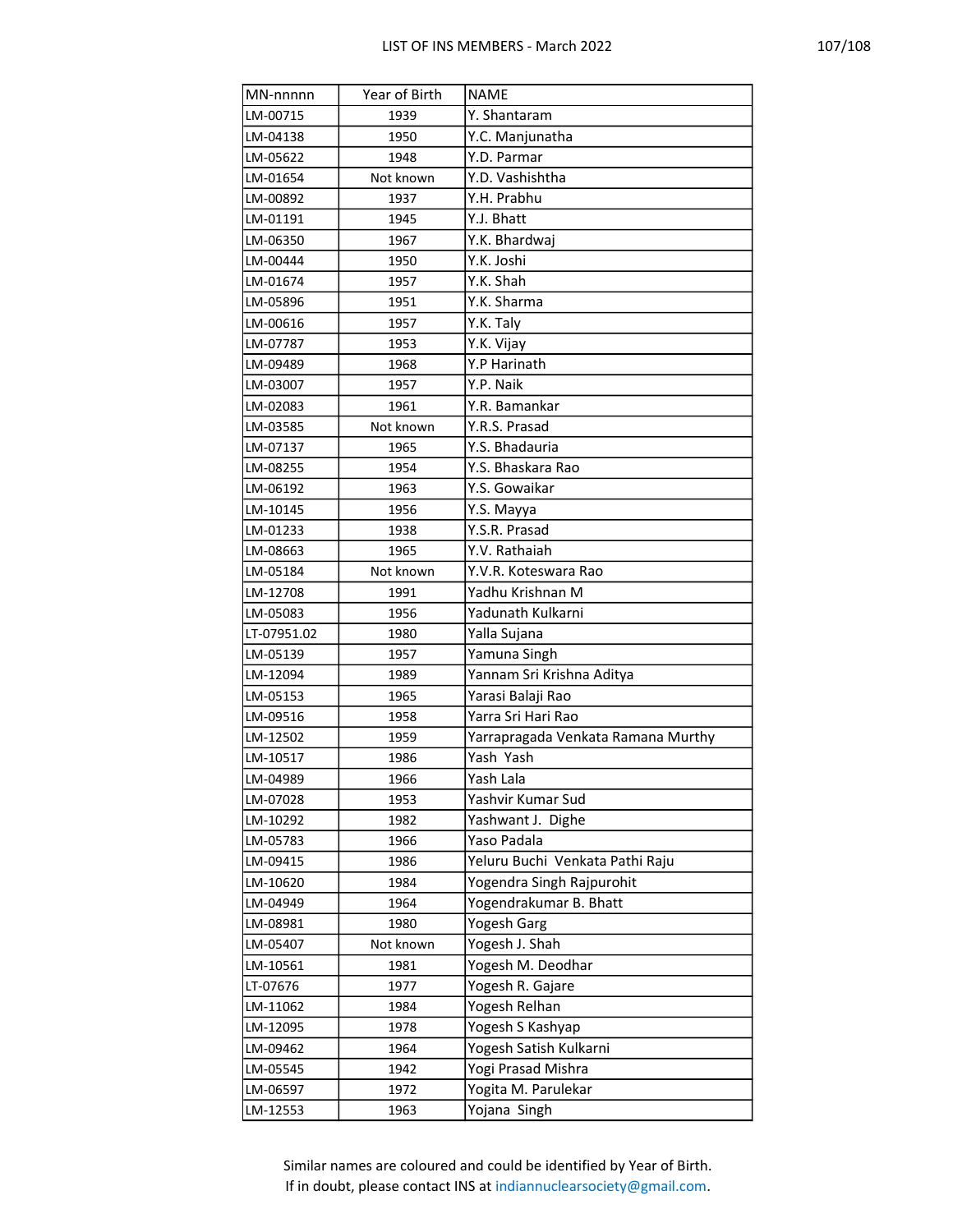| MN-nnnnn | Year of Birth | NAME |
|---|---|---|
| LM-00715 | 1939 | Y. Shantaram |
| LM-04138 | 1950 | Y.C. Manjunatha |
| LM-05622 | 1948 | Y.D. Parmar |
| LM-01654 | Not known | Y.D. Vashishtha |
| LM-00892 | 1937 | Y.H. Prabhu |
| LM-01191 | 1945 | Y.J. Bhatt |
| LM-06350 | 1967 | Y.K. Bhardwaj |
| LM-00444 | 1950 | Y.K. Joshi |
| LM-01674 | 1957 | Y.K. Shah |
| LM-05896 | 1951 | Y.K. Sharma |
| LM-00616 | 1957 | Y.K. Taly |
| LM-07787 | 1953 | Y.K. Vijay |
| LM-09489 | 1968 | Y.P Harinath |
| LM-03007 | 1957 | Y.P. Naik |
| LM-02083 | 1961 | Y.R. Bamankar |
| LM-03585 | Not known | Y.R.S. Prasad |
| LM-07137 | 1965 | Y.S. Bhadauria |
| LM-08255 | 1954 | Y.S. Bhaskara Rao |
| LM-06192 | 1963 | Y.S. Gowaikar |
| LM-10145 | 1956 | Y.S. Mayya |
| LM-01233 | 1938 | Y.S.R. Prasad |
| LM-08663 | 1965 | Y.V. Rathaiah |
| LM-05184 | Not known | Y.V.R. Koteswara Rao |
| LM-12708 | 1991 | Yadhu Krishnan M |
| LM-05083 | 1956 | Yadunath Kulkarni |
| LT-07951.02 | 1980 | Yalla Sujana |
| LM-05139 | 1957 | Yamuna Singh |
| LM-12094 | 1989 | Yannam Sri Krishna Aditya |
| LM-05153 | 1965 | Yarasi Balaji Rao |
| LM-09516 | 1958 | Yarra Sri Hari Rao |
| LM-12502 | 1959 | Yarrapragada Venkata Ramana Murthy |
| LM-10517 | 1986 | Yash  Yash |
| LM-04989 | 1966 | Yash Lala |
| LM-07028 | 1953 | Yashvir Kumar Sud |
| LM-10292 | 1982 | Yashwant J.  Dighe |
| LM-05783 | 1966 | Yaso Padala |
| LM-09415 | 1986 | Yeluru Buchi  Venkata Pathi Raju |
| LM-10620 | 1984 | Yogendra Singh Rajpurohit |
| LM-04949 | 1964 | Yogendrakumar B. Bhatt |
| LM-08981 | 1980 | Yogesh Garg |
| LM-05407 | Not known | Yogesh J. Shah |
| LM-10561 | 1981 | Yogesh M. Deodhar |
| LT-07676 | 1977 | Yogesh R. Gajare |
| LM-11062 | 1984 | Yogesh Relhan |
| LM-12095 | 1978 | Yogesh S Kashyap |
| LM-09462 | 1964 | Yogesh Satish Kulkarni |
| LM-05545 | 1942 | Yogi Prasad Mishra |
| LM-06597 | 1972 | Yogita M. Parulekar |
| LM-12553 | 1963 | Yojana  Singh |

Similar names are coloured and could be identified by Year of Birth.
If in doubt, please contact INS at indiannuclearsociety@gmail.com.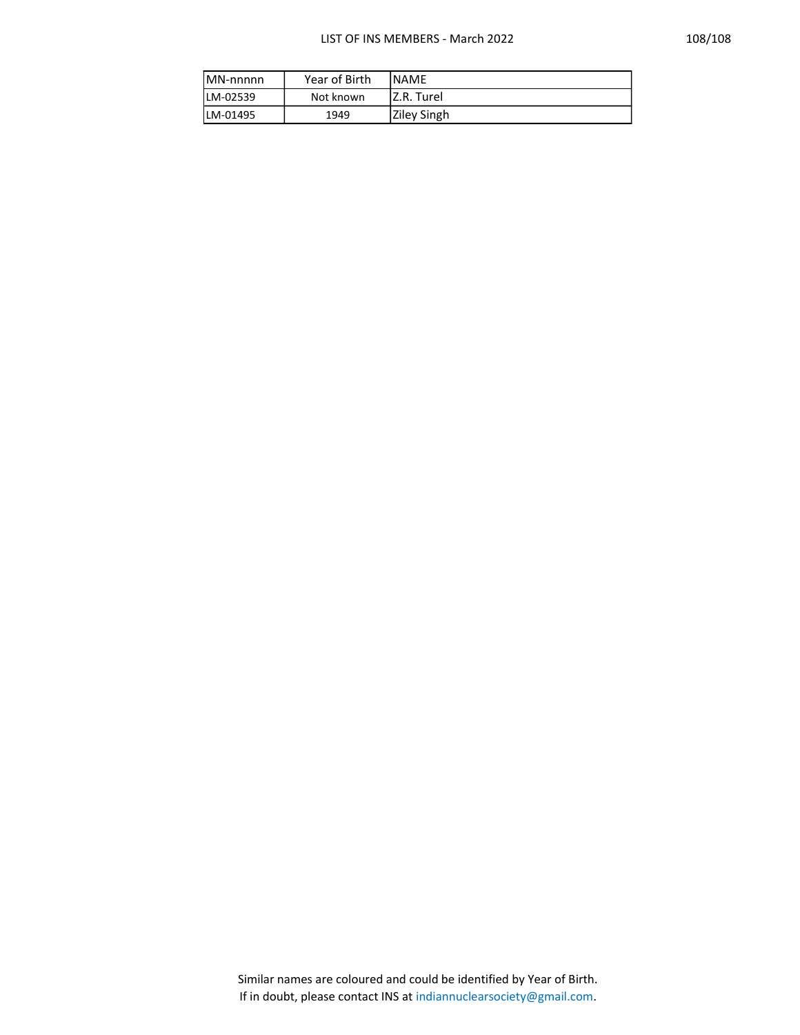| MN-nnnnn | Year of Birth | NAME |
|---|---|---|
| LM-02539 | Not known | Z.R. Turel |
| LM-01495 | 1949 | Ziley Singh |

Similar names are coloured and could be identified by Year of Birth.
If in doubt, please contact INS at indiannuclearsociety@gmail.com.